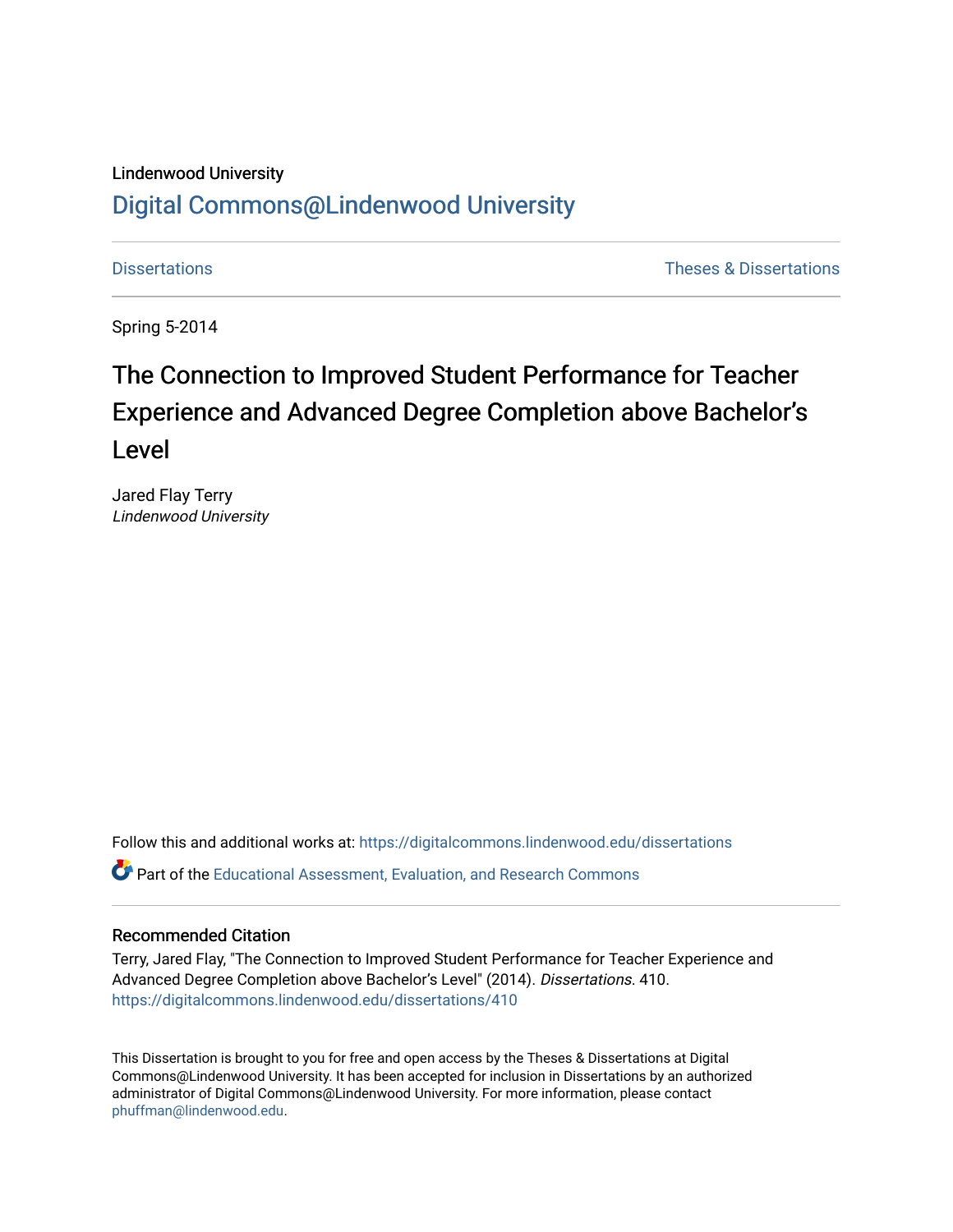Lindenwood University

# Digital Commons@Lindenwood University

Dissertations | Theses & Dissertations

Spring 5-2014

# The Connection to Improved Student Performance for Teacher Experience and Advanced Degree Completion above Bachelor's Level

Jared Flay Terry
*Lindenwood University*

Follow this and additional works at: https://digitalcommons.lindenwood.edu/dissertations

Part of the Educational Assessment, Evaluation, and Research Commons

## Recommended Citation

Terry, Jared Flay, "The Connection to Improved Student Performance for Teacher Experience and Advanced Degree Completion above Bachelor's Level" (2014). *Dissertations*. 410.
https://digitalcommons.lindenwood.edu/dissertations/410

This Dissertation is brought to you for free and open access by the Theses & Dissertations at Digital Commons@Lindenwood University. It has been accepted for inclusion in Dissertations by an authorized administrator of Digital Commons@Lindenwood University. For more information, please contact phuffman@lindenwood.edu.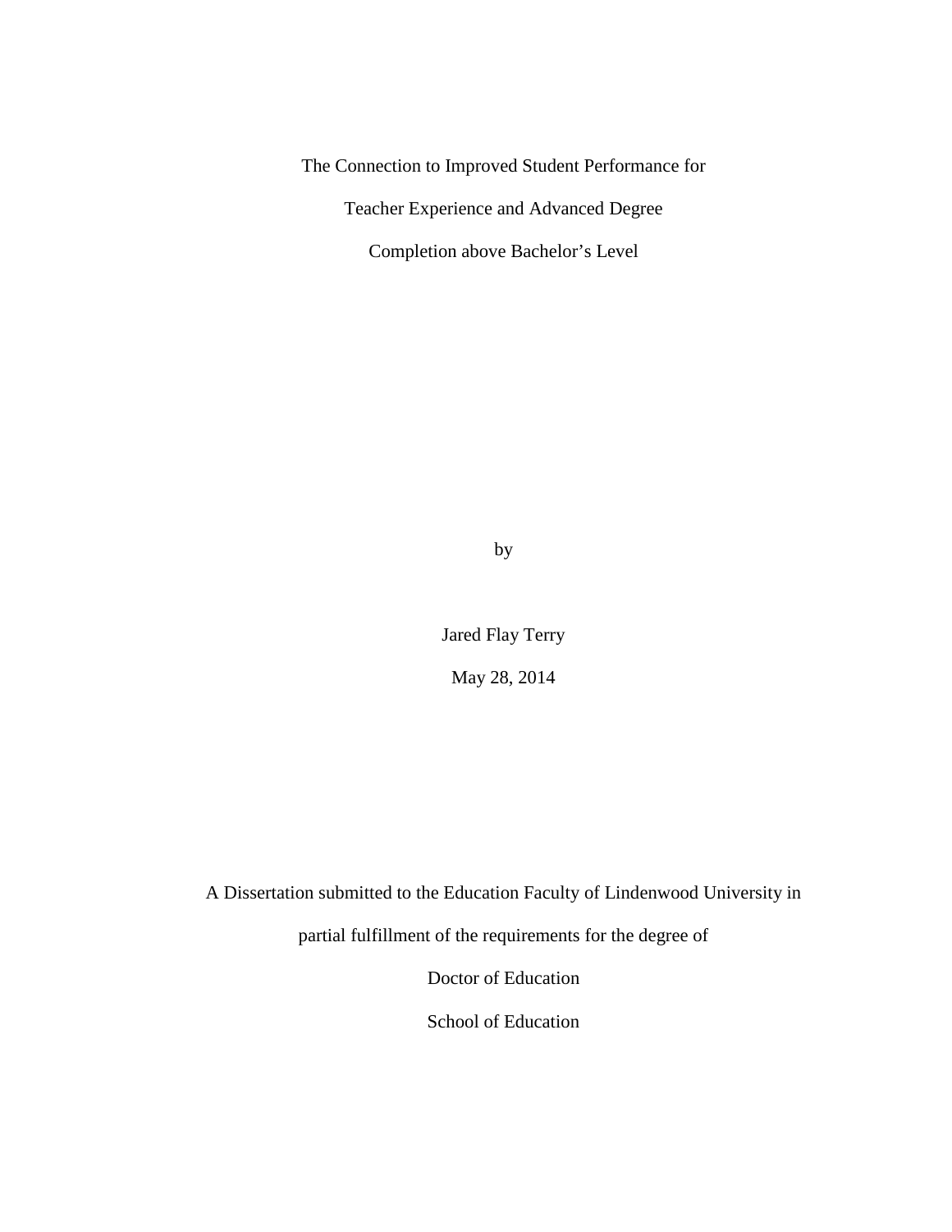The Connection to Improved Student Performance for

Teacher Experience and Advanced Degree

Completion above Bachelor's Level

by

Jared Flay Terry

May 28, 2014

A Dissertation submitted to the Education Faculty of Lindenwood University in

partial fulfillment of the requirements for the degree of

Doctor of Education

School of Education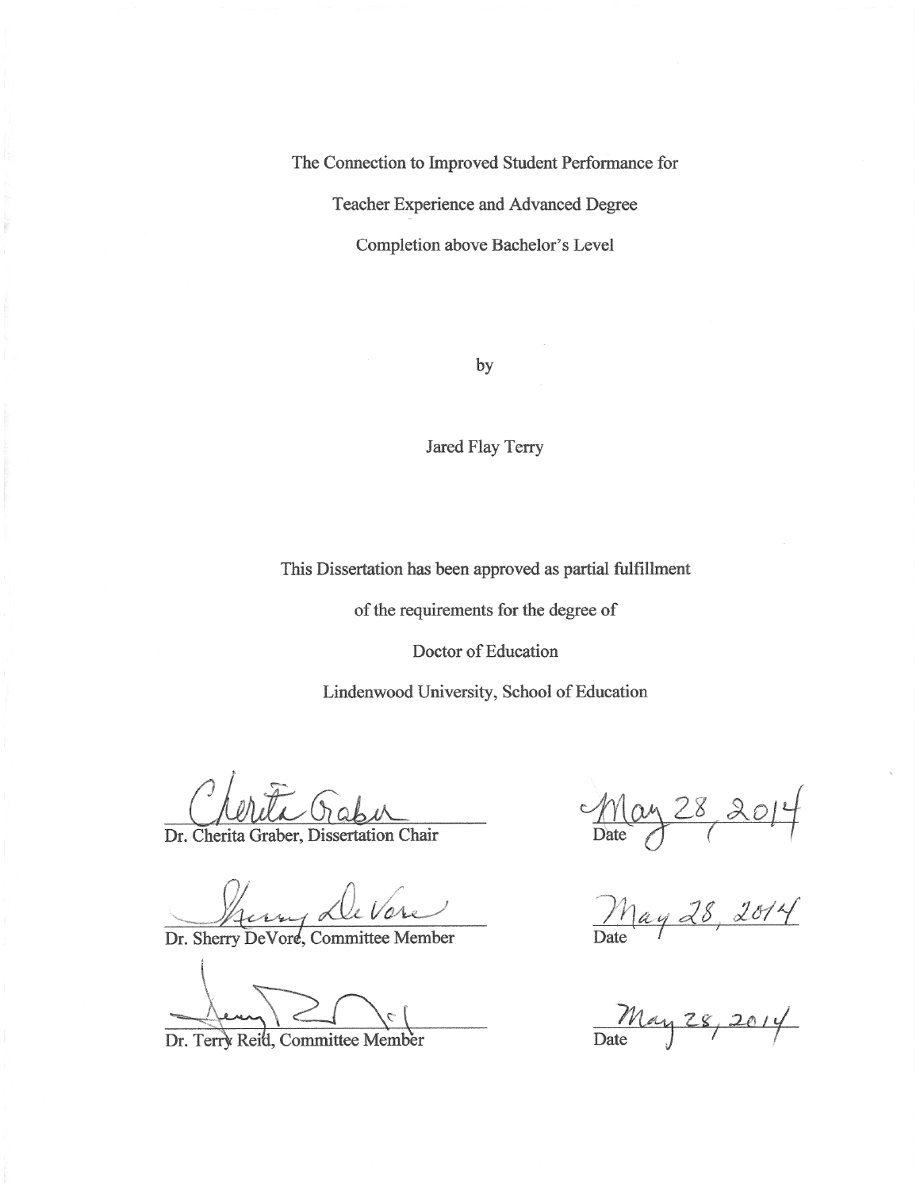The Connection to Improved Student Performance for

Teacher Experience and Advanced Degree

Completion above Bachelor's Level

by

Jared Flay Terry

This Dissertation has been approved as partial fulfillment

of the requirements for the degree of

Doctor of Education

Lindenwood University, School of Education

Dr. Cherita Graber, Dissertation Chair — Date: May 28, 2014

Dr. Sherry DeVore, Committee Member — Date: May 28, 2014

Dr. Terry Reid, Committee Member — Date: May 28, 2014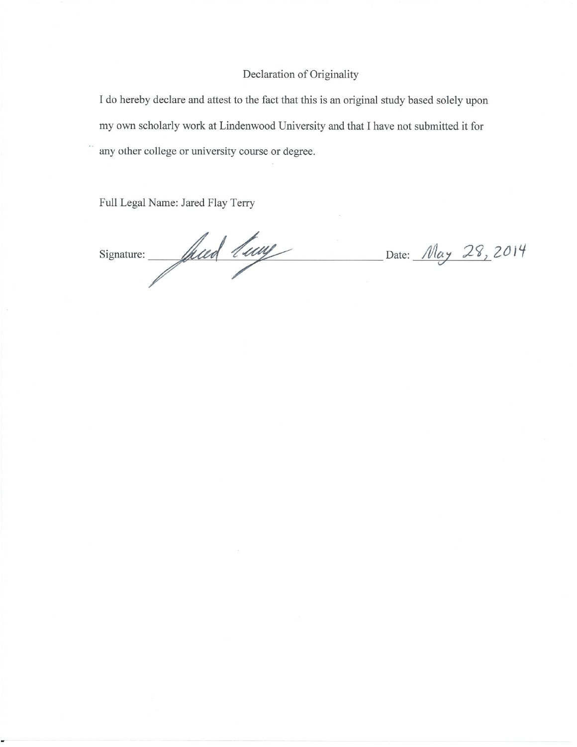# Declaration of Originality

I do hereby declare and attest to the fact that this is an original study based solely upon my own scholarly work at Lindenwood University and that I have not submitted it for any other college or university course or degree.

Full Legal Name: Jared Flay Terry

Signature: ______________________ Date: May 28, 2014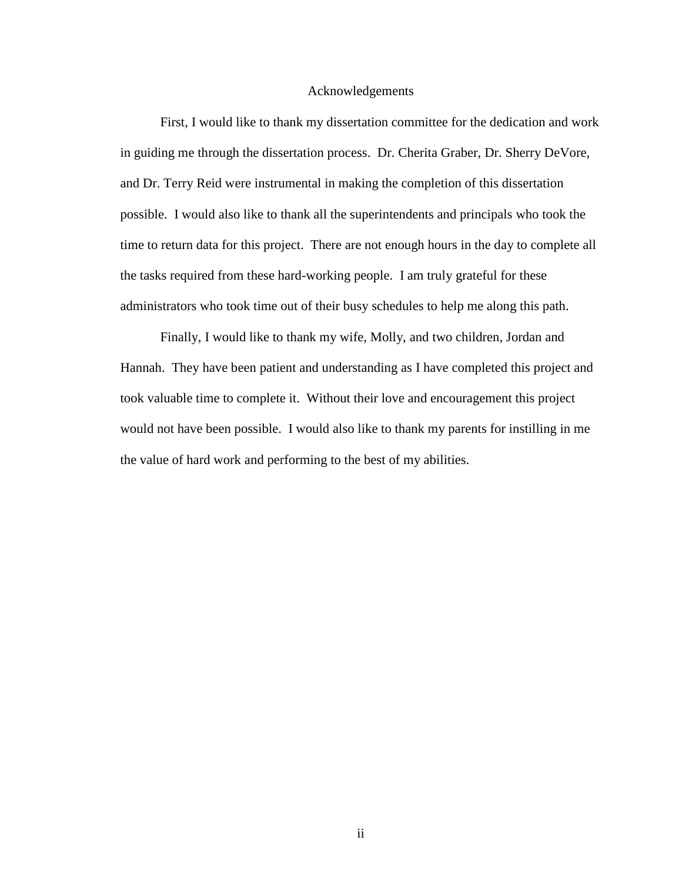# Acknowledgements

First, I would like to thank my dissertation committee for the dedication and work in guiding me through the dissertation process. Dr. Cherita Graber, Dr. Sherry DeVore, and Dr. Terry Reid were instrumental in making the completion of this dissertation possible. I would also like to thank all the superintendents and principals who took the time to return data for this project. There are not enough hours in the day to complete all the tasks required from these hard-working people. I am truly grateful for these administrators who took time out of their busy schedules to help me along this path.

Finally, I would like to thank my wife, Molly, and two children, Jordan and Hannah. They have been patient and understanding as I have completed this project and took valuable time to complete it. Without their love and encouragement this project would not have been possible. I would also like to thank my parents for instilling in me the value of hard work and performing to the best of my abilities.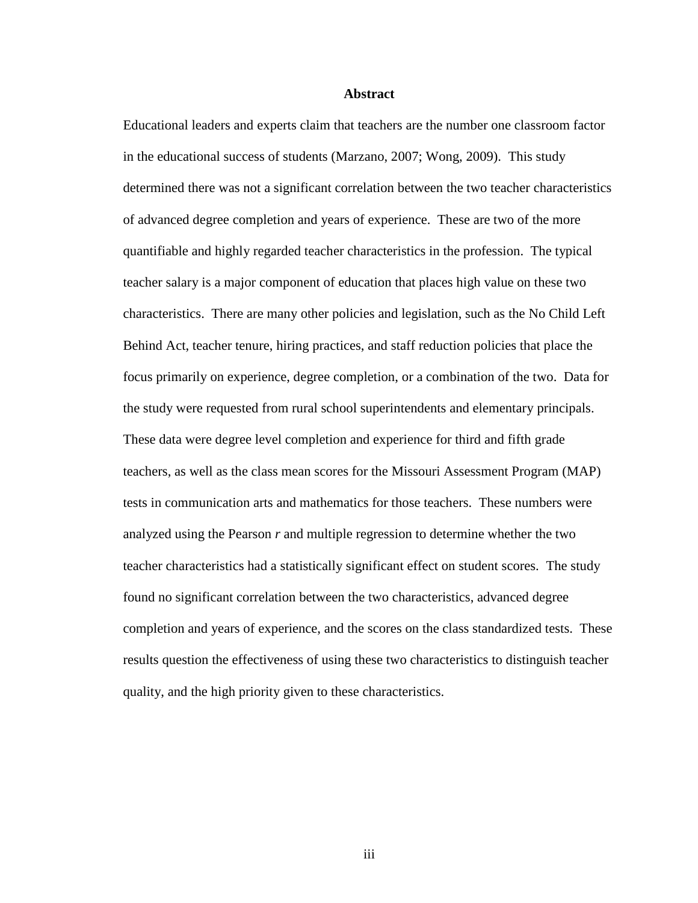# Abstract

Educational leaders and experts claim that teachers are the number one classroom factor in the educational success of students (Marzano, 2007; Wong, 2009). This study determined there was not a significant correlation between the two teacher characteristics of advanced degree completion and years of experience. These are two of the more quantifiable and highly regarded teacher characteristics in the profession. The typical teacher salary is a major component of education that places high value on these two characteristics. There are many other policies and legislation, such as the No Child Left Behind Act, teacher tenure, hiring practices, and staff reduction policies that place the focus primarily on experience, degree completion, or a combination of the two. Data for the study were requested from rural school superintendents and elementary principals. These data were degree level completion and experience for third and fifth grade teachers, as well as the class mean scores for the Missouri Assessment Program (MAP) tests in communication arts and mathematics for those teachers. These numbers were analyzed using the Pearson *r* and multiple regression to determine whether the two teacher characteristics had a statistically significant effect on student scores. The study found no significant correlation between the two characteristics, advanced degree completion and years of experience, and the scores on the class standardized tests. These results question the effectiveness of using these two characteristics to distinguish teacher quality, and the high priority given to these characteristics.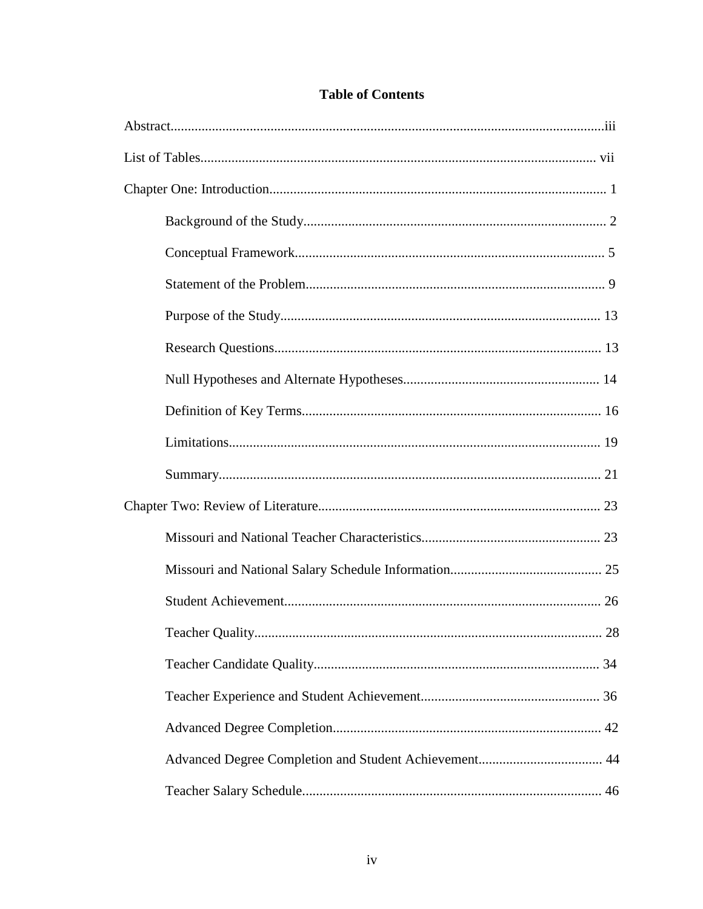**Table of Contents**

Abstract....................................................................................................................iii

List of Tables.......................................................................................................... vii

Chapter One: Introduction........................................................................................ 1

Background of the Study....................................................................................... 2

Conceptual Framework.......................................................................................... 5

Statement of the Problem....................................................................................... 9

Purpose of the Study............................................................................................ 13

Research Questions.............................................................................................. 13

Null Hypotheses and Alternate Hypotheses......................................................... 14

Definition of Key Terms...................................................................................... 16

Limitations........................................................................................................... 19

Summary.............................................................................................................. 21

Chapter Two: Review of Literature......................................................................... 23

Missouri and National Teacher Characteristics.................................................... 23

Missouri and National Salary Schedule Information............................................ 25

Student Achievement........................................................................................... 26

Teacher Quality.................................................................................................... 28

Teacher Candidate Quality................................................................................... 34

Teacher Experience and Student Achievement.................................................... 36

Advanced Degree Completion............................................................................. 42

Advanced Degree Completion and Student Achievement.................................... 44

Teacher Salary Schedule...................................................................................... 46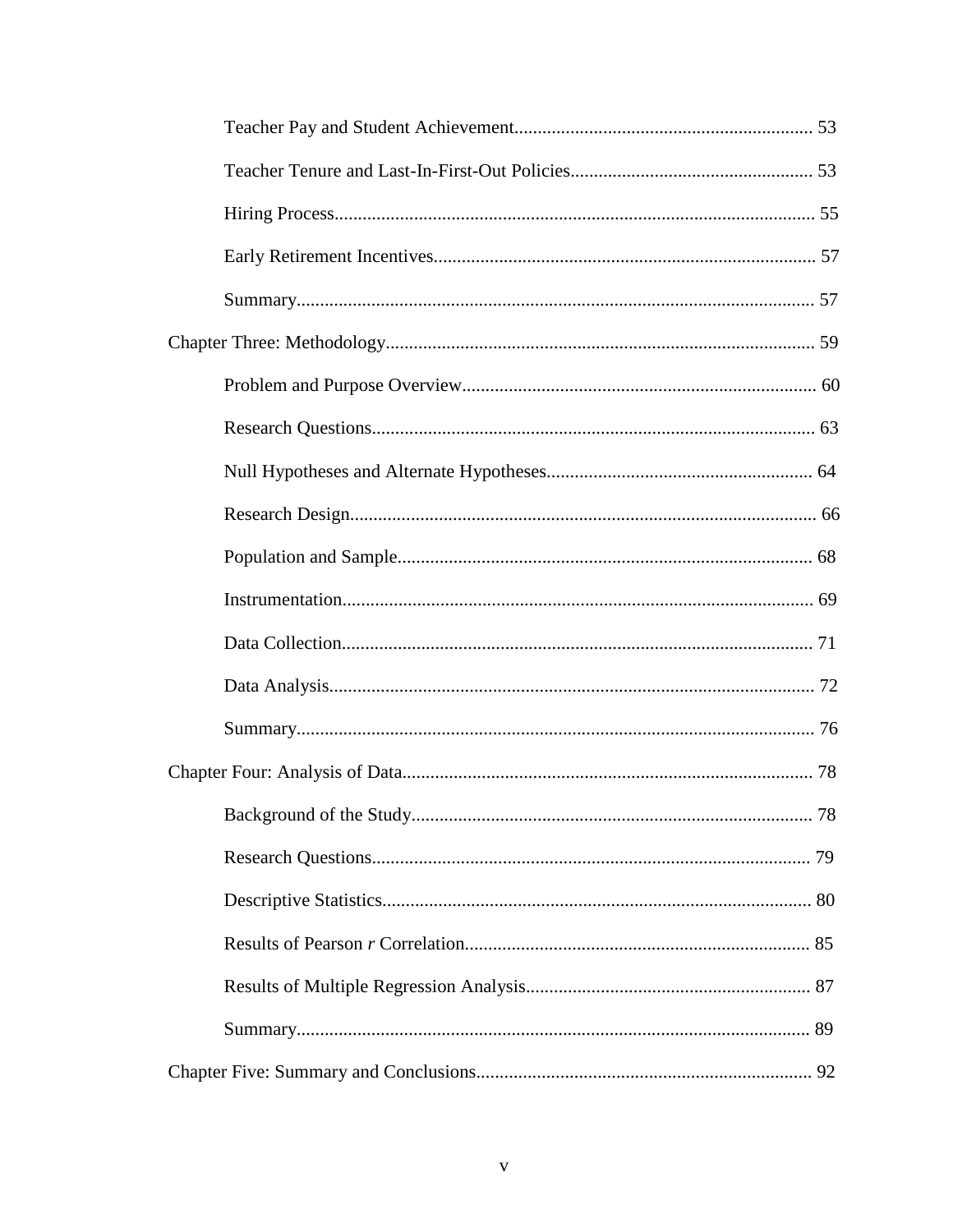Teacher Pay and Student Achievement................................................................ 53

Teacher Tenure and Last-In-First-Out Policies.................................................... 53

Hiring Process...................................................................................................... 55

Early Retirement Incentives................................................................................. 57

Summary............................................................................................................... 57

Chapter Three: Methodology........................................................................................... 59

Problem and Purpose Overview........................................................................... 60

Research Questions.............................................................................................. 63

Null Hypotheses and Alternate Hypotheses......................................................... 64

Research Design................................................................................................... 66

Population and Sample......................................................................................... 68

Instrumentation..................................................................................................... 69

Data Collection..................................................................................................... 71

Data Analysis........................................................................................................ 72

Summary............................................................................................................... 76

Chapter Four: Analysis of Data....................................................................................... 78

Background of the Study...................................................................................... 78

Research Questions.............................................................................................. 79

Descriptive Statistics............................................................................................ 80

Results of Pearson *r* Correlation.......................................................................... 85

Results of Multiple Regression Analysis............................................................. 87

Summary............................................................................................................... 89

Chapter Five: Summary and Conclusions........................................................................ 92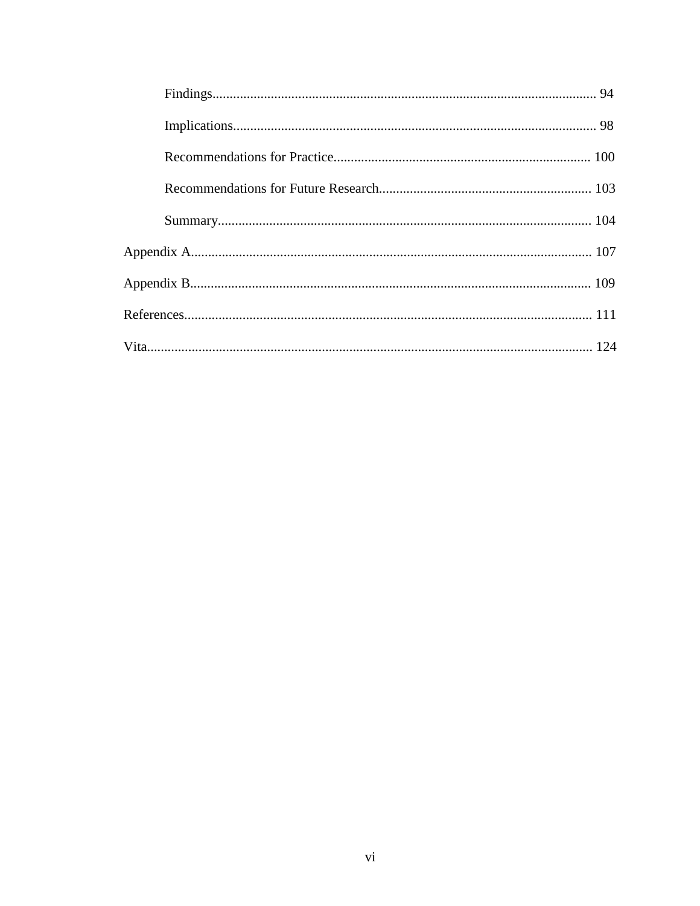Findings........................................................................................................ 94

Implications.................................................................................................. 98

Recommendations for Practice.................................................................... 100

Recommendations for Future Research...................................................... 103

Summary...................................................................................................... 104

Appendix A........................................................................................................ 107

Appendix B......................................................................................................... 109

References........................................................................................................... 111

Vita..................................................................................................................... 124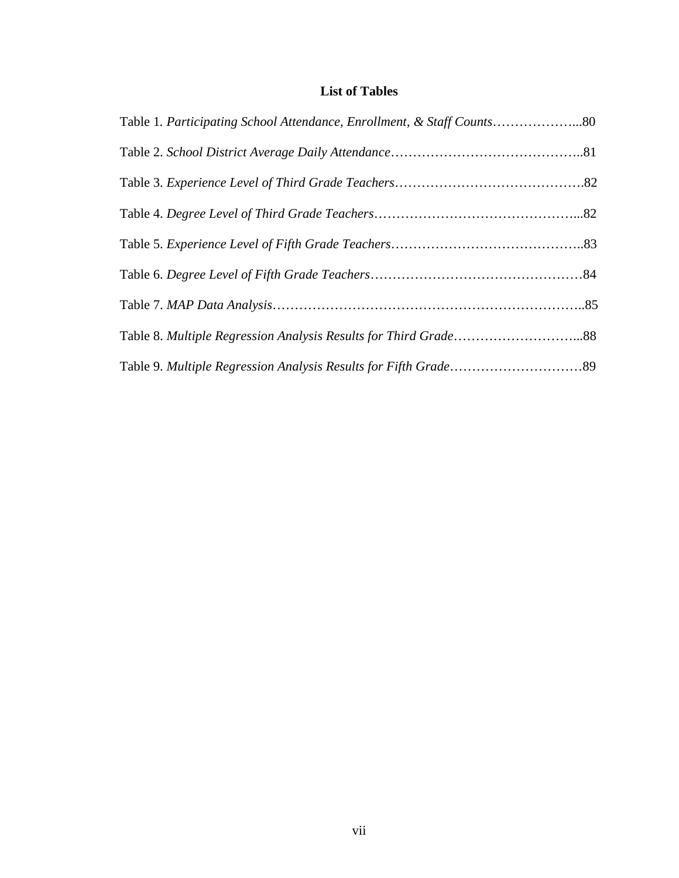## List of Tables

Table 1. *Participating School Attendance, Enrollment, & Staff Counts*………………...80

Table 2. *School District Average Daily Attendance*……………………………………..81

Table 3. *Experience Level of Third Grade Teachers*…………………………………….82

Table 4. *Degree Level of Third Grade Teachers*………………………………………...82

Table 5. *Experience Level of Fifth Grade Teachers*……………………………………..83

Table 6. *Degree Level of Fifth Grade Teachers*…………………………………………84

Table 7. *MAP Data Analysis*……………………………………………………………..85

Table 8. *Multiple Regression Analysis Results for Third Grade*………………………...88

Table 9. *Multiple Regression Analysis Results for Fifth Grade*…………………………89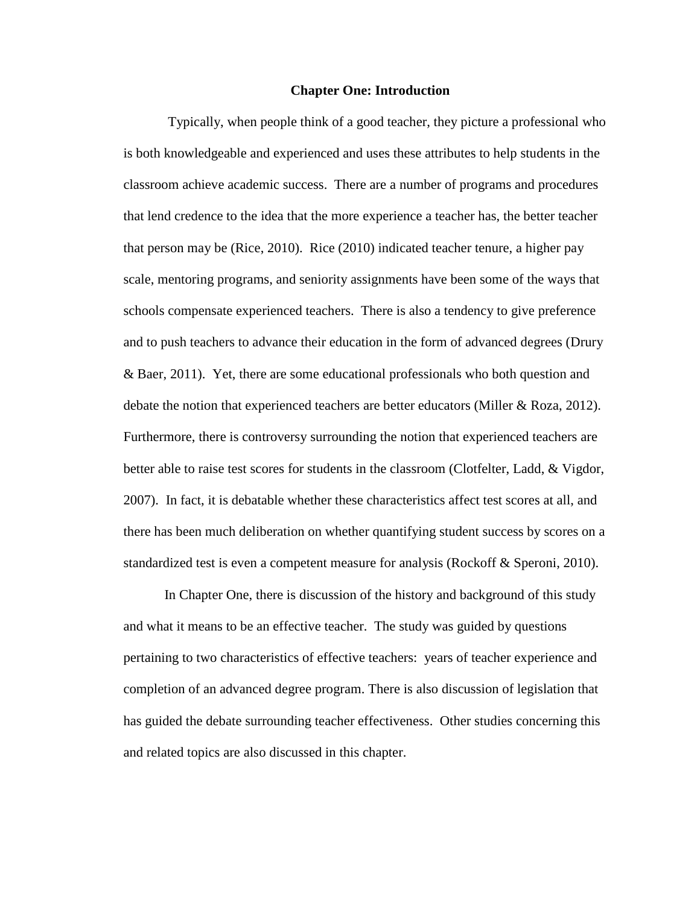# Chapter One: Introduction

Typically, when people think of a good teacher, they picture a professional who is both knowledgeable and experienced and uses these attributes to help students in the classroom achieve academic success. There are a number of programs and procedures that lend credence to the idea that the more experience a teacher has, the better teacher that person may be (Rice, 2010). Rice (2010) indicated teacher tenure, a higher pay scale, mentoring programs, and seniority assignments have been some of the ways that schools compensate experienced teachers. There is also a tendency to give preference and to push teachers to advance their education in the form of advanced degrees (Drury & Baer, 2011). Yet, there are some educational professionals who both question and debate the notion that experienced teachers are better educators (Miller & Roza, 2012). Furthermore, there is controversy surrounding the notion that experienced teachers are better able to raise test scores for students in the classroom (Clotfelter, Ladd, & Vigdor, 2007). In fact, it is debatable whether these characteristics affect test scores at all, and there has been much deliberation on whether quantifying student success by scores on a standardized test is even a competent measure for analysis (Rockoff & Speroni, 2010).

In Chapter One, there is discussion of the history and background of this study and what it means to be an effective teacher. The study was guided by questions pertaining to two characteristics of effective teachers: years of teacher experience and completion of an advanced degree program. There is also discussion of legislation that has guided the debate surrounding teacher effectiveness. Other studies concerning this and related topics are also discussed in this chapter.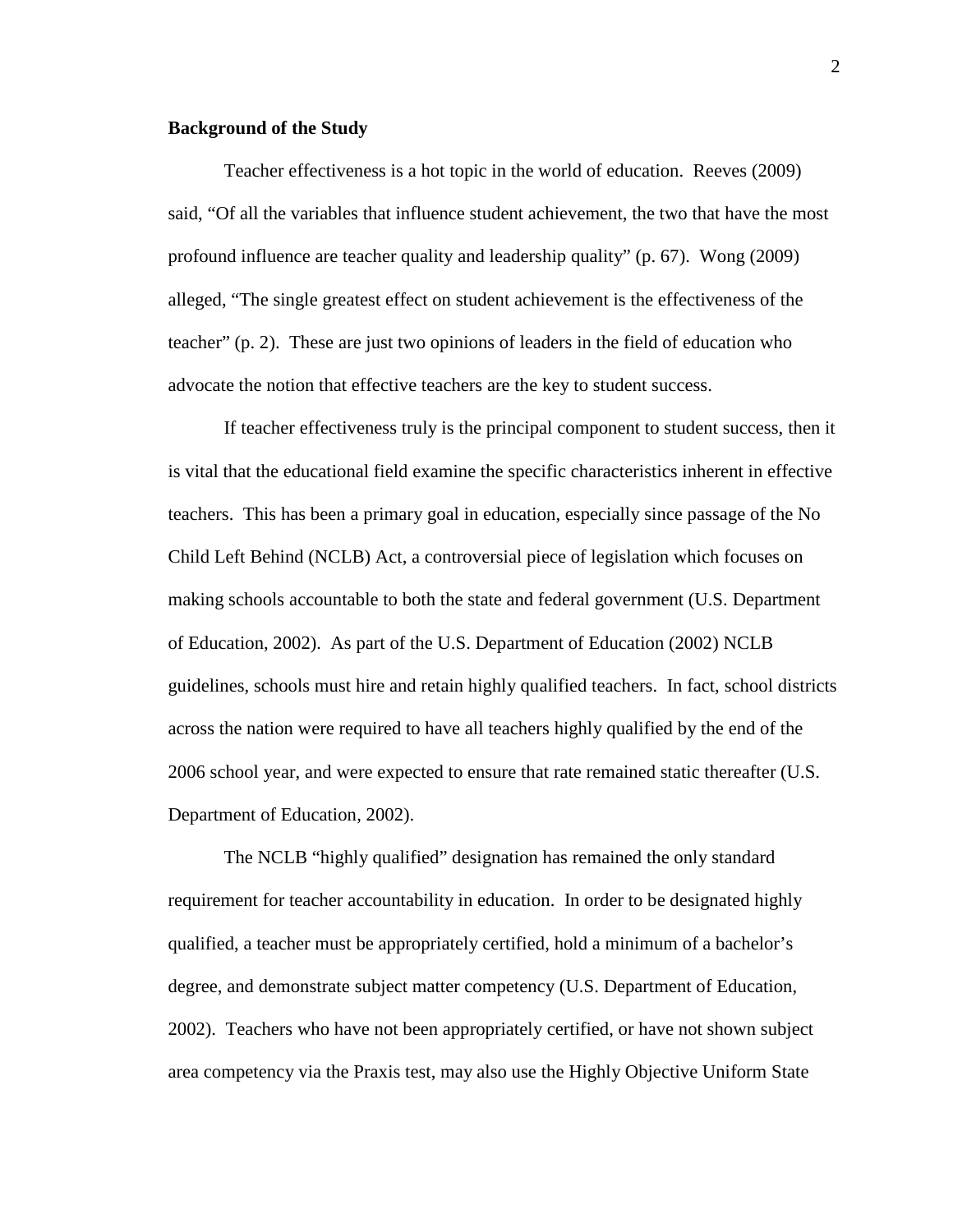**Background of the Study**

Teacher effectiveness is a hot topic in the world of education. Reeves (2009) said, "Of all the variables that influence student achievement, the two that have the most profound influence are teacher quality and leadership quality" (p. 67). Wong (2009) alleged, "The single greatest effect on student achievement is the effectiveness of the teacher" (p. 2). These are just two opinions of leaders in the field of education who advocate the notion that effective teachers are the key to student success.

If teacher effectiveness truly is the principal component to student success, then it is vital that the educational field examine the specific characteristics inherent in effective teachers. This has been a primary goal in education, especially since passage of the No Child Left Behind (NCLB) Act, a controversial piece of legislation which focuses on making schools accountable to both the state and federal government (U.S. Department of Education, 2002). As part of the U.S. Department of Education (2002) NCLB guidelines, schools must hire and retain highly qualified teachers. In fact, school districts across the nation were required to have all teachers highly qualified by the end of the 2006 school year, and were expected to ensure that rate remained static thereafter (U.S. Department of Education, 2002).

The NCLB "highly qualified" designation has remained the only standard requirement for teacher accountability in education. In order to be designated highly qualified, a teacher must be appropriately certified, hold a minimum of a bachelor's degree, and demonstrate subject matter competency (U.S. Department of Education, 2002). Teachers who have not been appropriately certified, or have not shown subject area competency via the Praxis test, may also use the Highly Objective Uniform State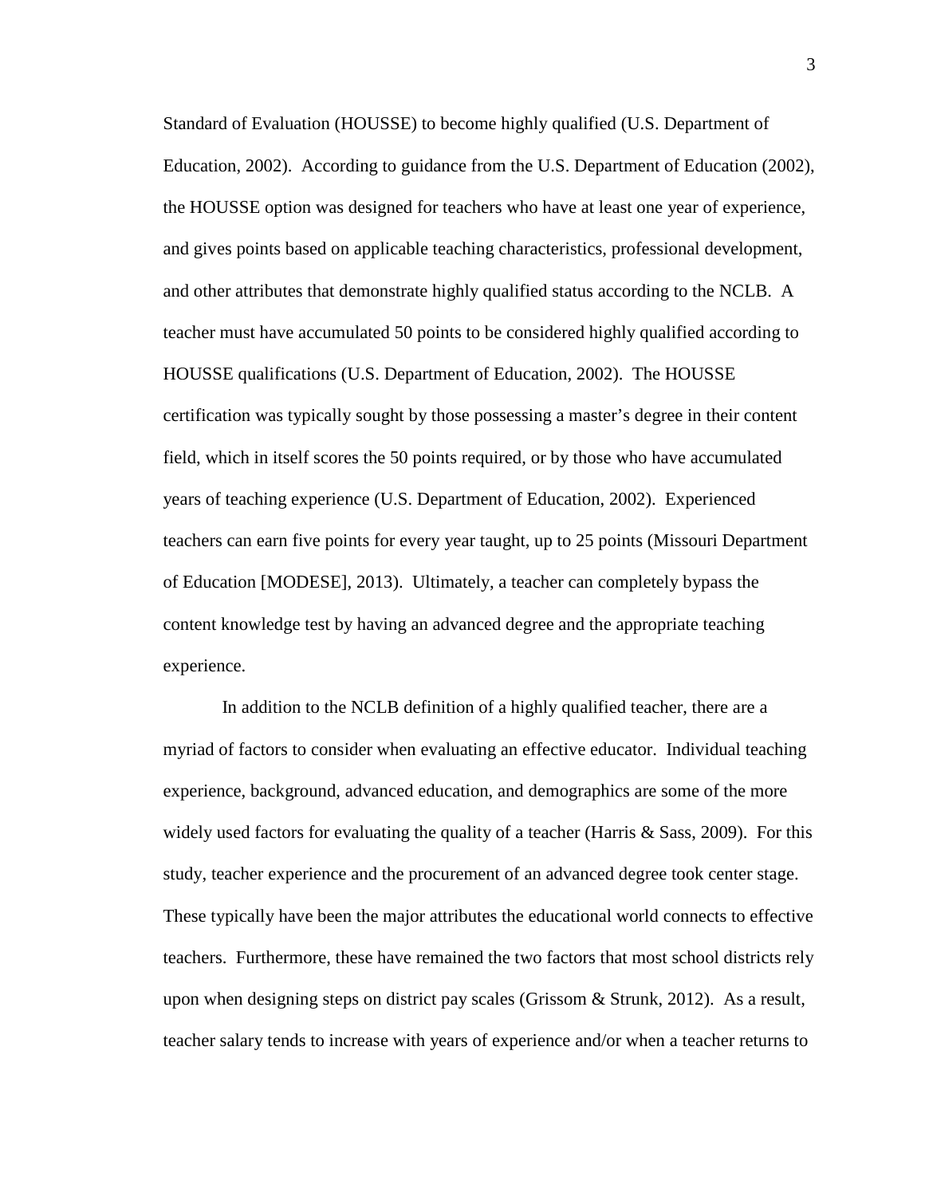Standard of Evaluation (HOUSSE) to become highly qualified (U.S. Department of Education, 2002). According to guidance from the U.S. Department of Education (2002), the HOUSSE option was designed for teachers who have at least one year of experience, and gives points based on applicable teaching characteristics, professional development, and other attributes that demonstrate highly qualified status according to the NCLB. A teacher must have accumulated 50 points to be considered highly qualified according to HOUSSE qualifications (U.S. Department of Education, 2002). The HOUSSE certification was typically sought by those possessing a master's degree in their content field, which in itself scores the 50 points required, or by those who have accumulated years of teaching experience (U.S. Department of Education, 2002). Experienced teachers can earn five points for every year taught, up to 25 points (Missouri Department of Education [MODESE], 2013). Ultimately, a teacher can completely bypass the content knowledge test by having an advanced degree and the appropriate teaching experience.

In addition to the NCLB definition of a highly qualified teacher, there are a myriad of factors to consider when evaluating an effective educator. Individual teaching experience, background, advanced education, and demographics are some of the more widely used factors for evaluating the quality of a teacher (Harris & Sass, 2009). For this study, teacher experience and the procurement of an advanced degree took center stage. These typically have been the major attributes the educational world connects to effective teachers. Furthermore, these have remained the two factors that most school districts rely upon when designing steps on district pay scales (Grissom & Strunk, 2012). As a result, teacher salary tends to increase with years of experience and/or when a teacher returns to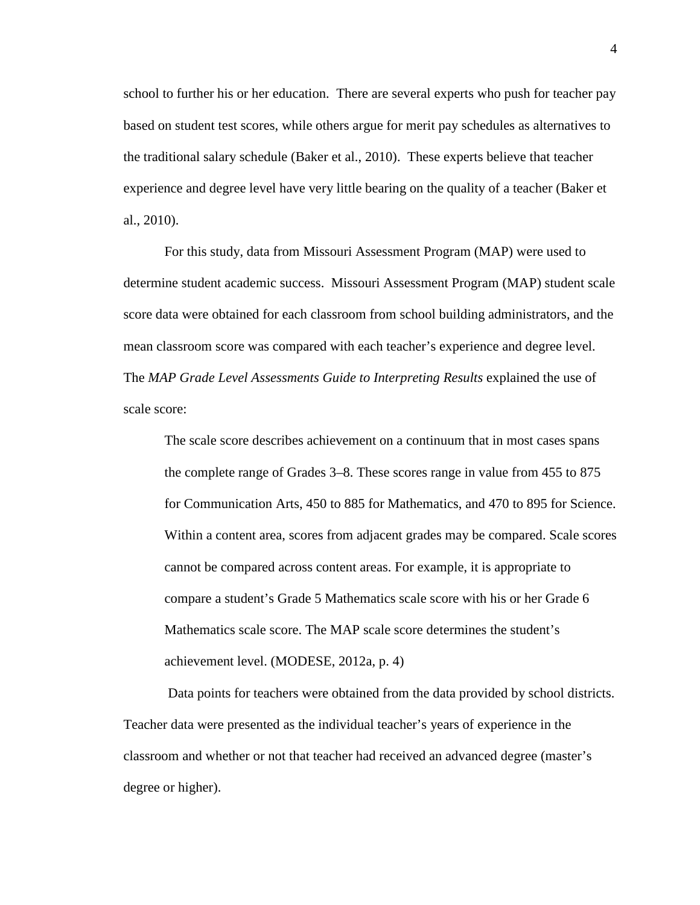school to further his or her education. There are several experts who push for teacher pay based on student test scores, while others argue for merit pay schedules as alternatives to the traditional salary schedule (Baker et al., 2010). These experts believe that teacher experience and degree level have very little bearing on the quality of a teacher (Baker et al., 2010).

For this study, data from Missouri Assessment Program (MAP) were used to determine student academic success. Missouri Assessment Program (MAP) student scale score data were obtained for each classroom from school building administrators, and the mean classroom score was compared with each teacher's experience and degree level. The *MAP Grade Level Assessments Guide to Interpreting Results* explained the use of scale score:

> The scale score describes achievement on a continuum that in most cases spans the complete range of Grades 3–8. These scores range in value from 455 to 875 for Communication Arts, 450 to 885 for Mathematics, and 470 to 895 for Science. Within a content area, scores from adjacent grades may be compared. Scale scores cannot be compared across content areas. For example, it is appropriate to compare a student's Grade 5 Mathematics scale score with his or her Grade 6 Mathematics scale score. The MAP scale score determines the student's achievement level. (MODESE, 2012a, p. 4)

Data points for teachers were obtained from the data provided by school districts. Teacher data were presented as the individual teacher's years of experience in the classroom and whether or not that teacher had received an advanced degree (master's degree or higher).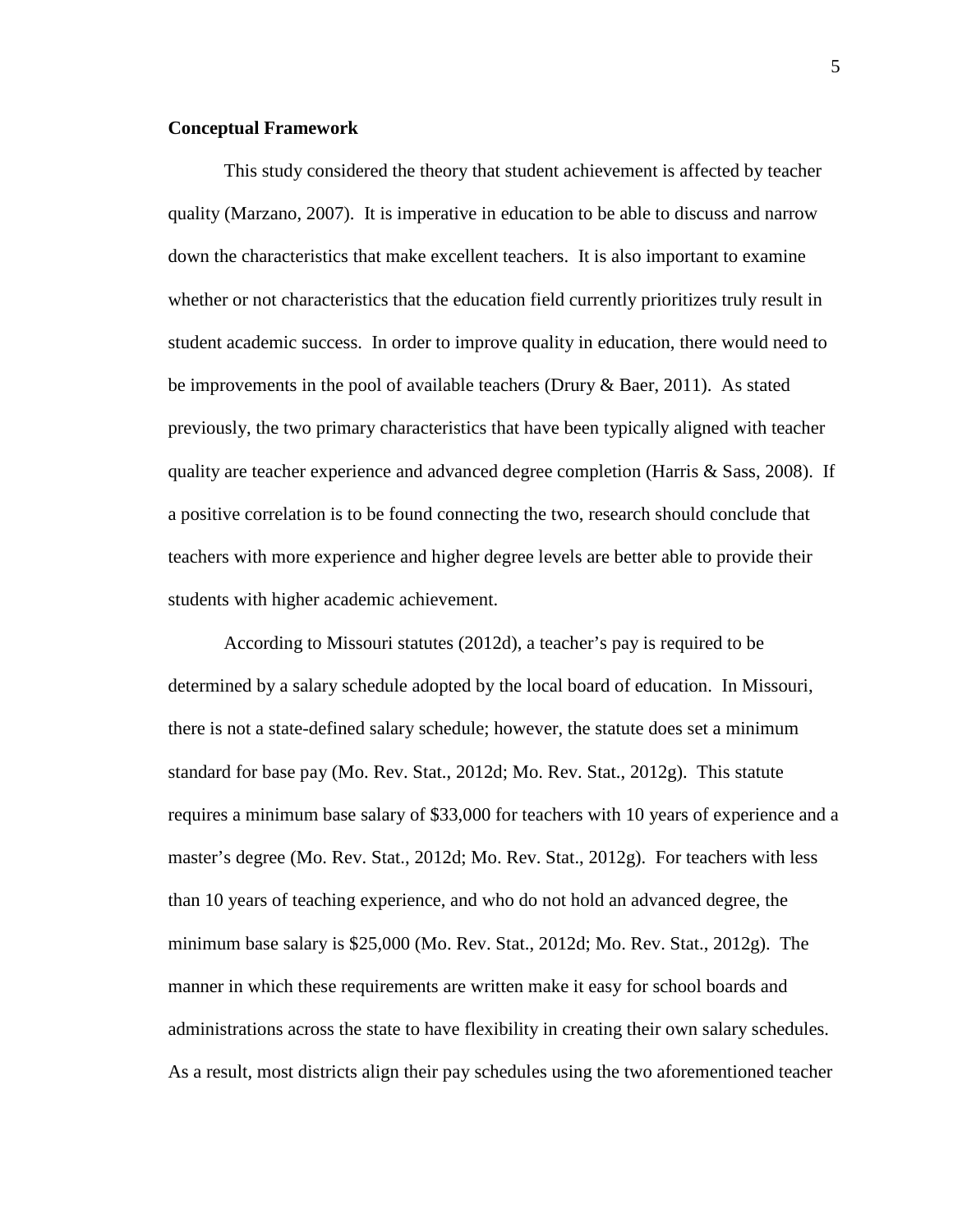**Conceptual Framework**

This study considered the theory that student achievement is affected by teacher quality (Marzano, 2007). It is imperative in education to be able to discuss and narrow down the characteristics that make excellent teachers. It is also important to examine whether or not characteristics that the education field currently prioritizes truly result in student academic success. In order to improve quality in education, there would need to be improvements in the pool of available teachers (Drury & Baer, 2011). As stated previously, the two primary characteristics that have been typically aligned with teacher quality are teacher experience and advanced degree completion (Harris & Sass, 2008). If a positive correlation is to be found connecting the two, research should conclude that teachers with more experience and higher degree levels are better able to provide their students with higher academic achievement.

According to Missouri statutes (2012d), a teacher's pay is required to be determined by a salary schedule adopted by the local board of education. In Missouri, there is not a state-defined salary schedule; however, the statute does set a minimum standard for base pay (Mo. Rev. Stat., 2012d; Mo. Rev. Stat., 2012g). This statute requires a minimum base salary of $33,000 for teachers with 10 years of experience and a master's degree (Mo. Rev. Stat., 2012d; Mo. Rev. Stat., 2012g). For teachers with less than 10 years of teaching experience, and who do not hold an advanced degree, the minimum base salary is $25,000 (Mo. Rev. Stat., 2012d; Mo. Rev. Stat., 2012g). The manner in which these requirements are written make it easy for school boards and administrations across the state to have flexibility in creating their own salary schedules. As a result, most districts align their pay schedules using the two aforementioned teacher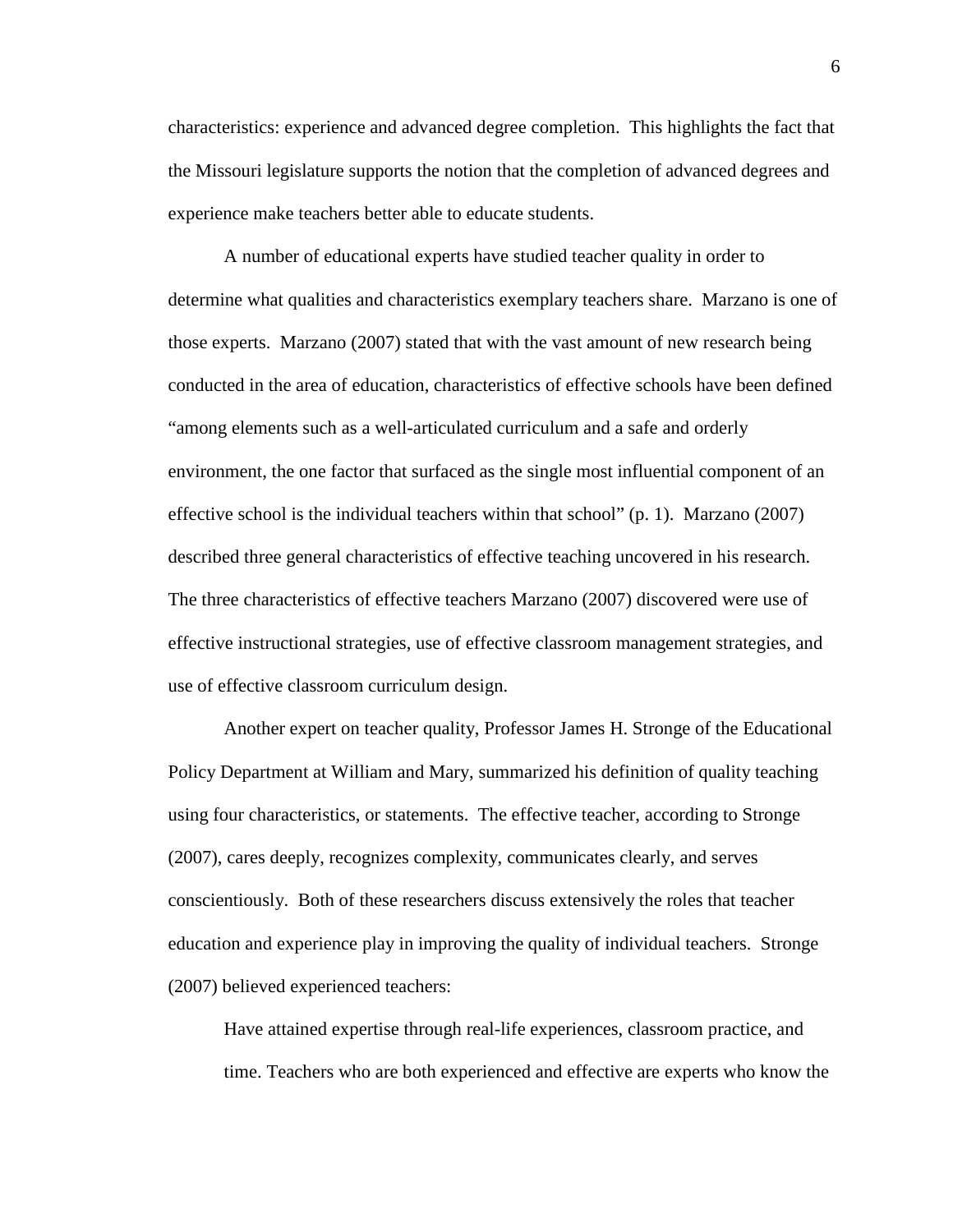characteristics: experience and advanced degree completion. This highlights the fact that the Missouri legislature supports the notion that the completion of advanced degrees and experience make teachers better able to educate students.

A number of educational experts have studied teacher quality in order to determine what qualities and characteristics exemplary teachers share. Marzano is one of those experts. Marzano (2007) stated that with the vast amount of new research being conducted in the area of education, characteristics of effective schools have been defined "among elements such as a well-articulated curriculum and a safe and orderly environment, the one factor that surfaced as the single most influential component of an effective school is the individual teachers within that school" (p. 1). Marzano (2007) described three general characteristics of effective teaching uncovered in his research. The three characteristics of effective teachers Marzano (2007) discovered were use of effective instructional strategies, use of effective classroom management strategies, and use of effective classroom curriculum design.

Another expert on teacher quality, Professor James H. Stronge of the Educational Policy Department at William and Mary, summarized his definition of quality teaching using four characteristics, or statements. The effective teacher, according to Stronge (2007), cares deeply, recognizes complexity, communicates clearly, and serves conscientiously. Both of these researchers discuss extensively the roles that teacher education and experience play in improving the quality of individual teachers. Stronge (2007) believed experienced teachers:

> Have attained expertise through real-life experiences, classroom practice, and time. Teachers who are both experienced and effective are experts who know the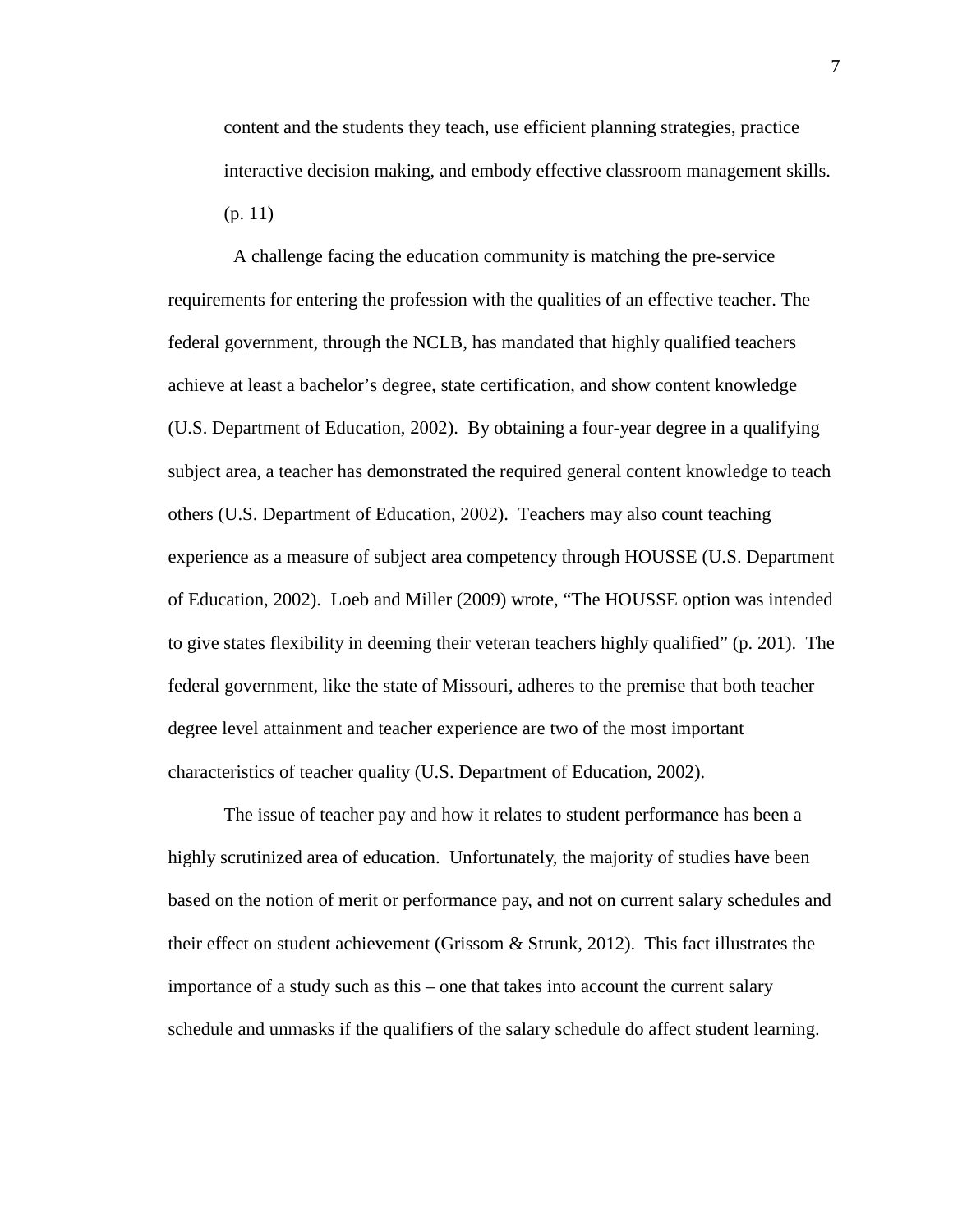> content and the students they teach, use efficient planning strategies, practice interactive decision making, and embody effective classroom management skills. (p. 11)

A challenge facing the education community is matching the pre-service requirements for entering the profession with the qualities of an effective teacher. The federal government, through the NCLB, has mandated that highly qualified teachers achieve at least a bachelor's degree, state certification, and show content knowledge (U.S. Department of Education, 2002). By obtaining a four-year degree in a qualifying subject area, a teacher has demonstrated the required general content knowledge to teach others (U.S. Department of Education, 2002). Teachers may also count teaching experience as a measure of subject area competency through HOUSSE (U.S. Department of Education, 2002). Loeb and Miller (2009) wrote, "The HOUSSE option was intended to give states flexibility in deeming their veteran teachers highly qualified" (p. 201). The federal government, like the state of Missouri, adheres to the premise that both teacher degree level attainment and teacher experience are two of the most important characteristics of teacher quality (U.S. Department of Education, 2002).

The issue of teacher pay and how it relates to student performance has been a highly scrutinized area of education. Unfortunately, the majority of studies have been based on the notion of merit or performance pay, and not on current salary schedules and their effect on student achievement (Grissom & Strunk, 2012). This fact illustrates the importance of a study such as this – one that takes into account the current salary schedule and unmasks if the qualifiers of the salary schedule do affect student learning.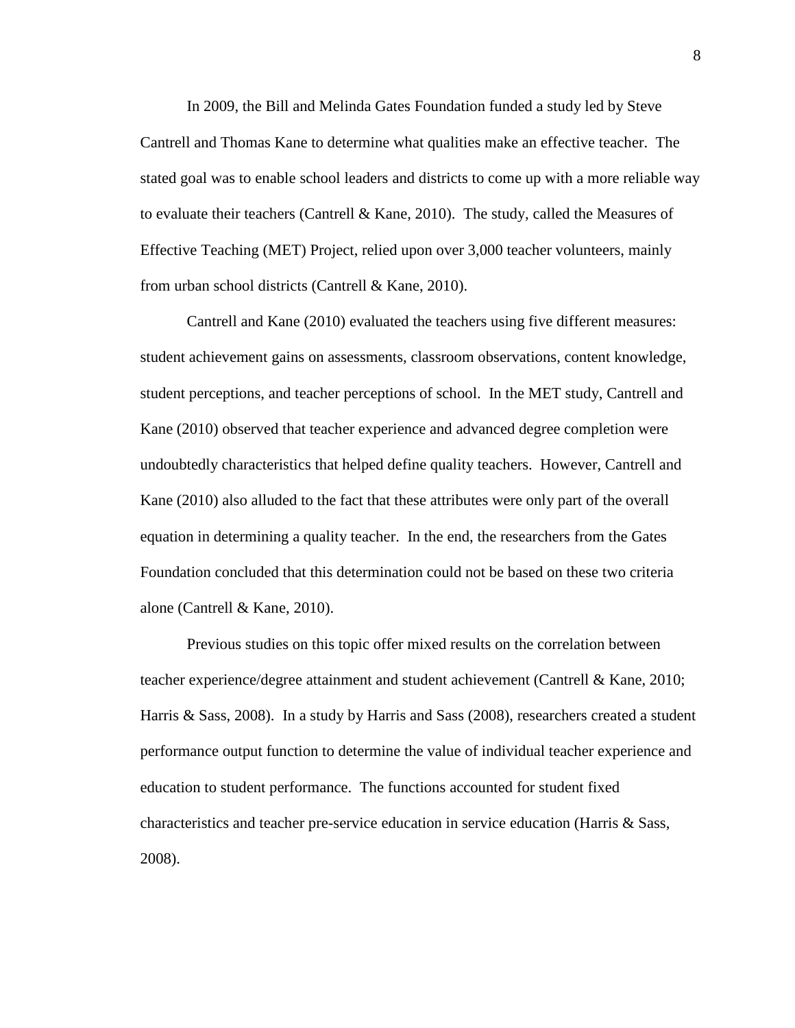In 2009, the Bill and Melinda Gates Foundation funded a study led by Steve Cantrell and Thomas Kane to determine what qualities make an effective teacher. The stated goal was to enable school leaders and districts to come up with a more reliable way to evaluate their teachers (Cantrell & Kane, 2010). The study, called the Measures of Effective Teaching (MET) Project, relied upon over 3,000 teacher volunteers, mainly from urban school districts (Cantrell & Kane, 2010).

Cantrell and Kane (2010) evaluated the teachers using five different measures: student achievement gains on assessments, classroom observations, content knowledge, student perceptions, and teacher perceptions of school. In the MET study, Cantrell and Kane (2010) observed that teacher experience and advanced degree completion were undoubtedly characteristics that helped define quality teachers. However, Cantrell and Kane (2010) also alluded to the fact that these attributes were only part of the overall equation in determining a quality teacher. In the end, the researchers from the Gates Foundation concluded that this determination could not be based on these two criteria alone (Cantrell & Kane, 2010).

Previous studies on this topic offer mixed results on the correlation between teacher experience/degree attainment and student achievement (Cantrell & Kane, 2010; Harris & Sass, 2008). In a study by Harris and Sass (2008), researchers created a student performance output function to determine the value of individual teacher experience and education to student performance. The functions accounted for student fixed characteristics and teacher pre-service education in service education (Harris & Sass, 2008).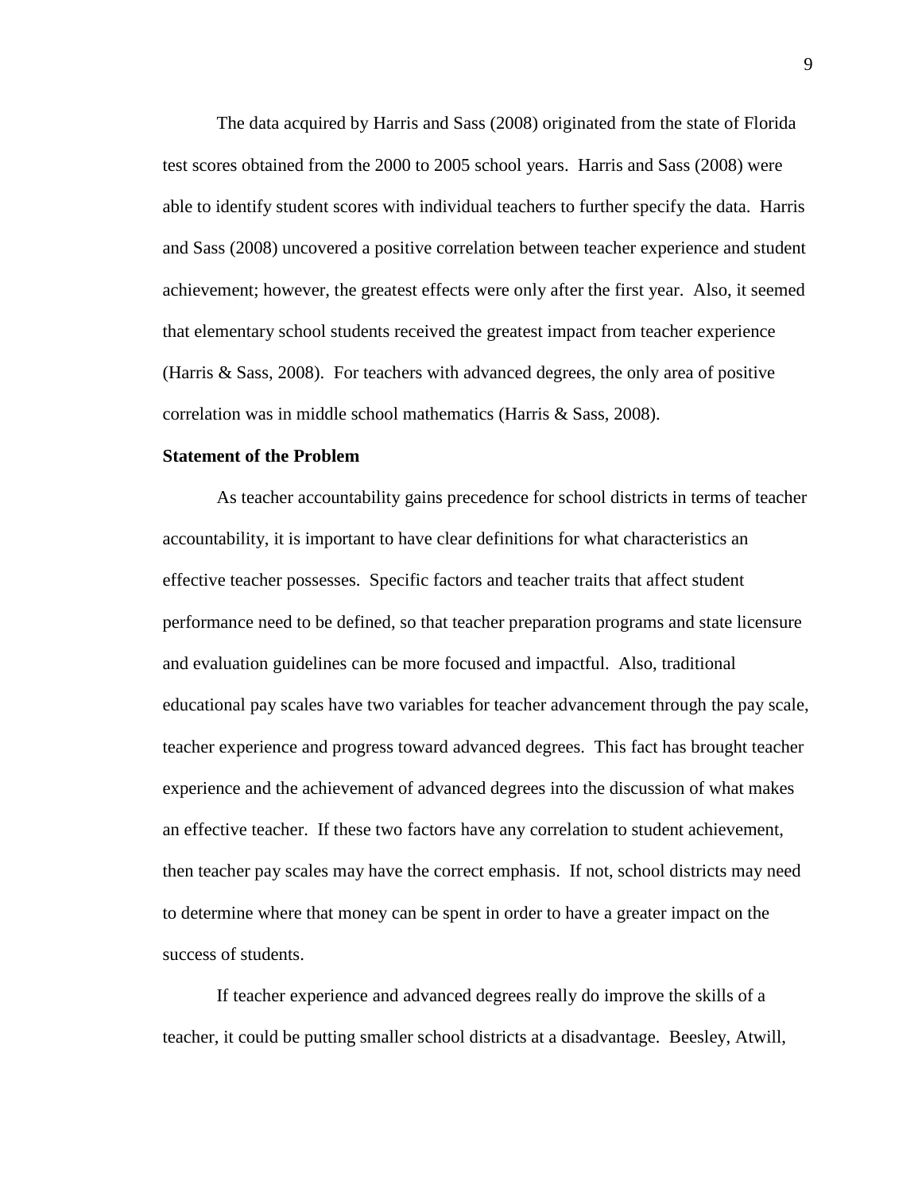The data acquired by Harris and Sass (2008) originated from the state of Florida test scores obtained from the 2000 to 2005 school years. Harris and Sass (2008) were able to identify student scores with individual teachers to further specify the data. Harris and Sass (2008) uncovered a positive correlation between teacher experience and student achievement; however, the greatest effects were only after the first year. Also, it seemed that elementary school students received the greatest impact from teacher experience (Harris & Sass, 2008). For teachers with advanced degrees, the only area of positive correlation was in middle school mathematics (Harris & Sass, 2008).

**Statement of the Problem**

As teacher accountability gains precedence for school districts in terms of teacher accountability, it is important to have clear definitions for what characteristics an effective teacher possesses. Specific factors and teacher traits that affect student performance need to be defined, so that teacher preparation programs and state licensure and evaluation guidelines can be more focused and impactful. Also, traditional educational pay scales have two variables for teacher advancement through the pay scale, teacher experience and progress toward advanced degrees. This fact has brought teacher experience and the achievement of advanced degrees into the discussion of what makes an effective teacher. If these two factors have any correlation to student achievement, then teacher pay scales may have the correct emphasis. If not, school districts may need to determine where that money can be spent in order to have a greater impact on the success of students.

If teacher experience and advanced degrees really do improve the skills of a teacher, it could be putting smaller school districts at a disadvantage. Beesley, Atwill,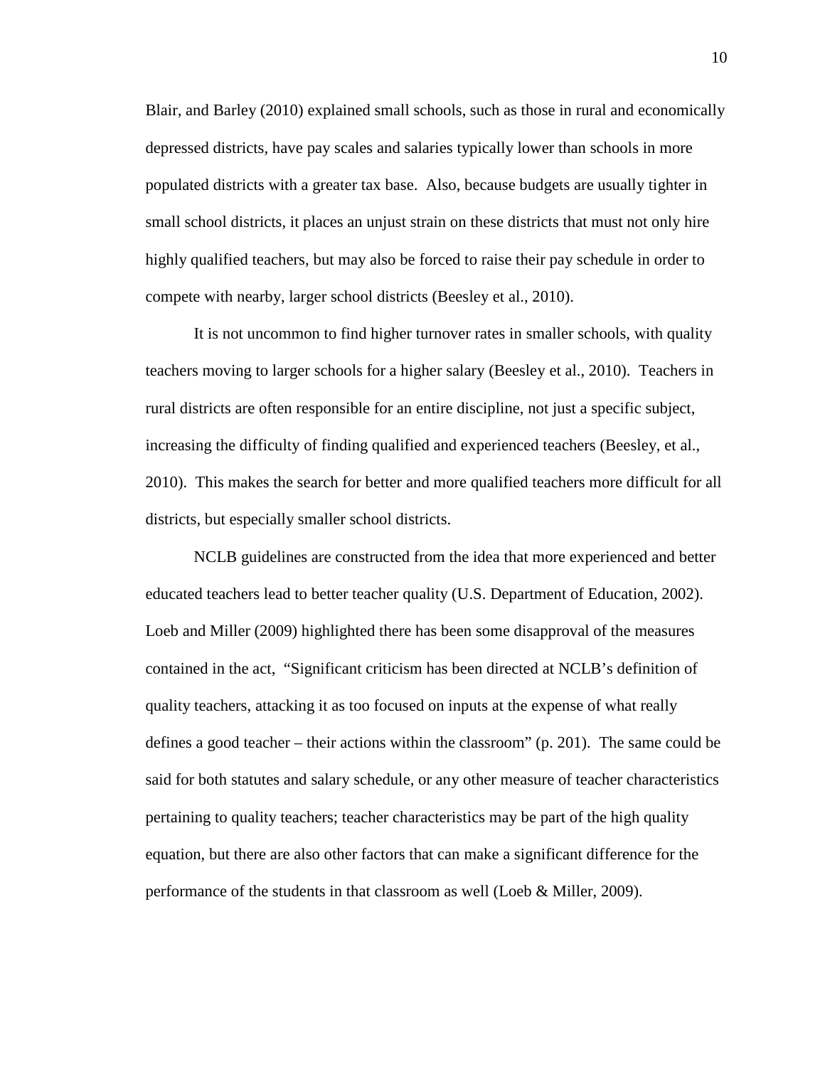Blair, and Barley (2010) explained small schools, such as those in rural and economically depressed districts, have pay scales and salaries typically lower than schools in more populated districts with a greater tax base. Also, because budgets are usually tighter in small school districts, it places an unjust strain on these districts that must not only hire highly qualified teachers, but may also be forced to raise their pay schedule in order to compete with nearby, larger school districts (Beesley et al., 2010).

It is not uncommon to find higher turnover rates in smaller schools, with quality teachers moving to larger schools for a higher salary (Beesley et al., 2010). Teachers in rural districts are often responsible for an entire discipline, not just a specific subject, increasing the difficulty of finding qualified and experienced teachers (Beesley, et al., 2010). This makes the search for better and more qualified teachers more difficult for all districts, but especially smaller school districts.

NCLB guidelines are constructed from the idea that more experienced and better educated teachers lead to better teacher quality (U.S. Department of Education, 2002). Loeb and Miller (2009) highlighted there has been some disapproval of the measures contained in the act, "Significant criticism has been directed at NCLB's definition of quality teachers, attacking it as too focused on inputs at the expense of what really defines a good teacher – their actions within the classroom" (p. 201). The same could be said for both statutes and salary schedule, or any other measure of teacher characteristics pertaining to quality teachers; teacher characteristics may be part of the high quality equation, but there are also other factors that can make a significant difference for the performance of the students in that classroom as well (Loeb & Miller, 2009).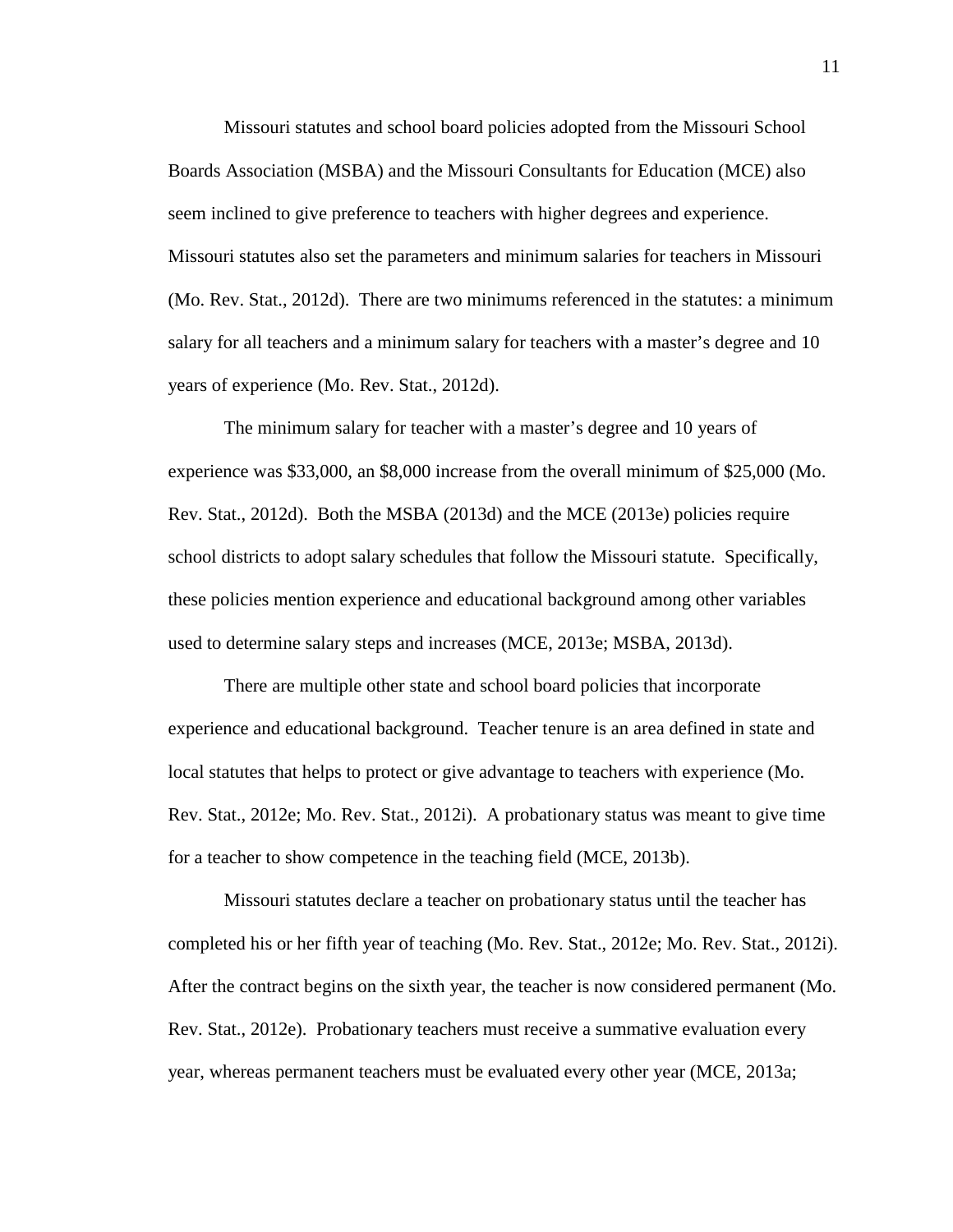Missouri statutes and school board policies adopted from the Missouri School Boards Association (MSBA) and the Missouri Consultants for Education (MCE) also seem inclined to give preference to teachers with higher degrees and experience. Missouri statutes also set the parameters and minimum salaries for teachers in Missouri (Mo. Rev. Stat., 2012d). There are two minimums referenced in the statutes: a minimum salary for all teachers and a minimum salary for teachers with a master's degree and 10 years of experience (Mo. Rev. Stat., 2012d).

The minimum salary for teacher with a master's degree and 10 years of experience was $33,000, an $8,000 increase from the overall minimum of $25,000 (Mo. Rev. Stat., 2012d). Both the MSBA (2013d) and the MCE (2013e) policies require school districts to adopt salary schedules that follow the Missouri statute. Specifically, these policies mention experience and educational background among other variables used to determine salary steps and increases (MCE, 2013e; MSBA, 2013d).

There are multiple other state and school board policies that incorporate experience and educational background. Teacher tenure is an area defined in state and local statutes that helps to protect or give advantage to teachers with experience (Mo. Rev. Stat., 2012e; Mo. Rev. Stat., 2012i). A probationary status was meant to give time for a teacher to show competence in the teaching field (MCE, 2013b).

Missouri statutes declare a teacher on probationary status until the teacher has completed his or her fifth year of teaching (Mo. Rev. Stat., 2012e; Mo. Rev. Stat., 2012i). After the contract begins on the sixth year, the teacher is now considered permanent (Mo. Rev. Stat., 2012e). Probationary teachers must receive a summative evaluation every year, whereas permanent teachers must be evaluated every other year (MCE, 2013a;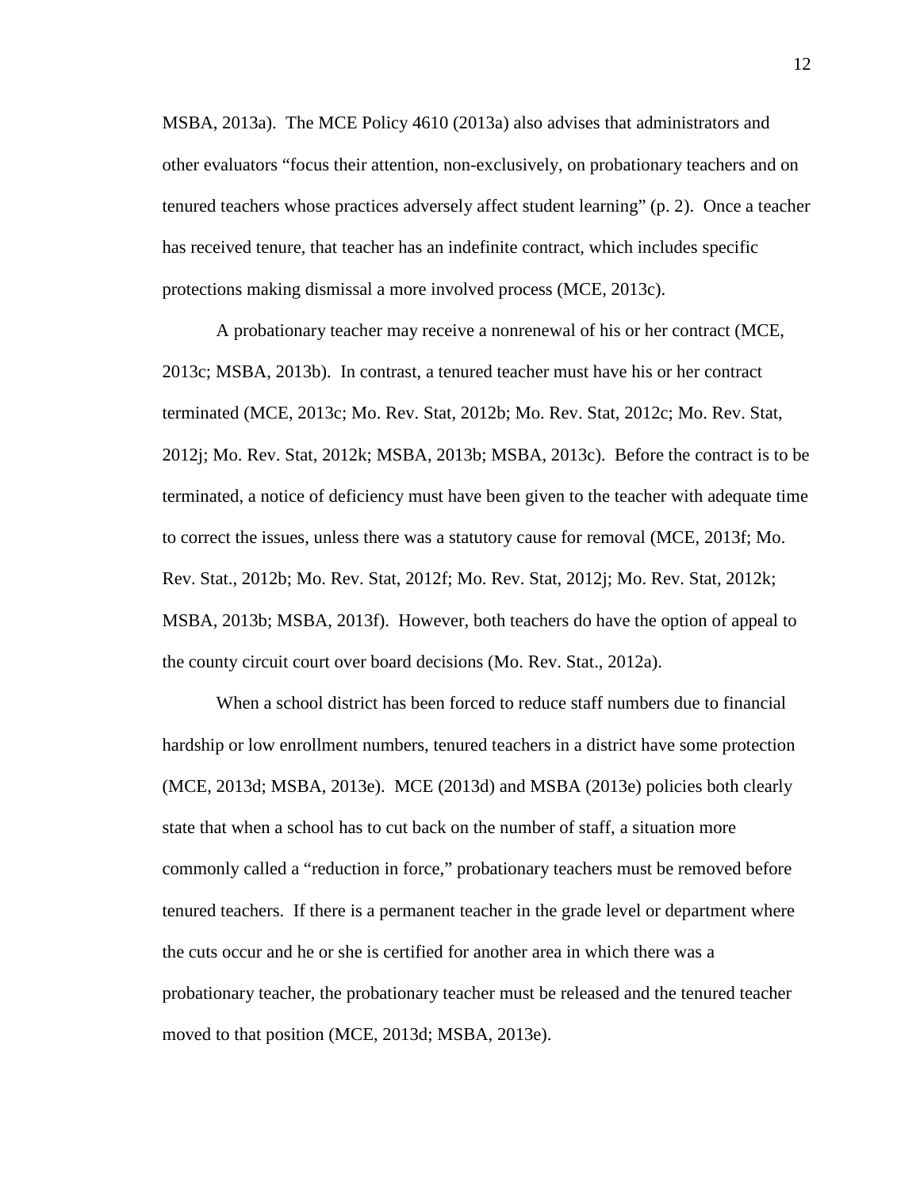MSBA, 2013a). The MCE Policy 4610 (2013a) also advises that administrators and other evaluators "focus their attention, non-exclusively, on probationary teachers and on tenured teachers whose practices adversely affect student learning" (p. 2). Once a teacher has received tenure, that teacher has an indefinite contract, which includes specific protections making dismissal a more involved process (MCE, 2013c).

A probationary teacher may receive a nonrenewal of his or her contract (MCE, 2013c; MSBA, 2013b). In contrast, a tenured teacher must have his or her contract terminated (MCE, 2013c; Mo. Rev. Stat, 2012b; Mo. Rev. Stat, 2012c; Mo. Rev. Stat, 2012j; Mo. Rev. Stat, 2012k; MSBA, 2013b; MSBA, 2013c). Before the contract is to be terminated, a notice of deficiency must have been given to the teacher with adequate time to correct the issues, unless there was a statutory cause for removal (MCE, 2013f; Mo. Rev. Stat., 2012b; Mo. Rev. Stat, 2012f; Mo. Rev. Stat, 2012j; Mo. Rev. Stat, 2012k; MSBA, 2013b; MSBA, 2013f). However, both teachers do have the option of appeal to the county circuit court over board decisions (Mo. Rev. Stat., 2012a).

When a school district has been forced to reduce staff numbers due to financial hardship or low enrollment numbers, tenured teachers in a district have some protection (MCE, 2013d; MSBA, 2013e). MCE (2013d) and MSBA (2013e) policies both clearly state that when a school has to cut back on the number of staff, a situation more commonly called a "reduction in force," probationary teachers must be removed before tenured teachers. If there is a permanent teacher in the grade level or department where the cuts occur and he or she is certified for another area in which there was a probationary teacher, the probationary teacher must be released and the tenured teacher moved to that position (MCE, 2013d; MSBA, 2013e).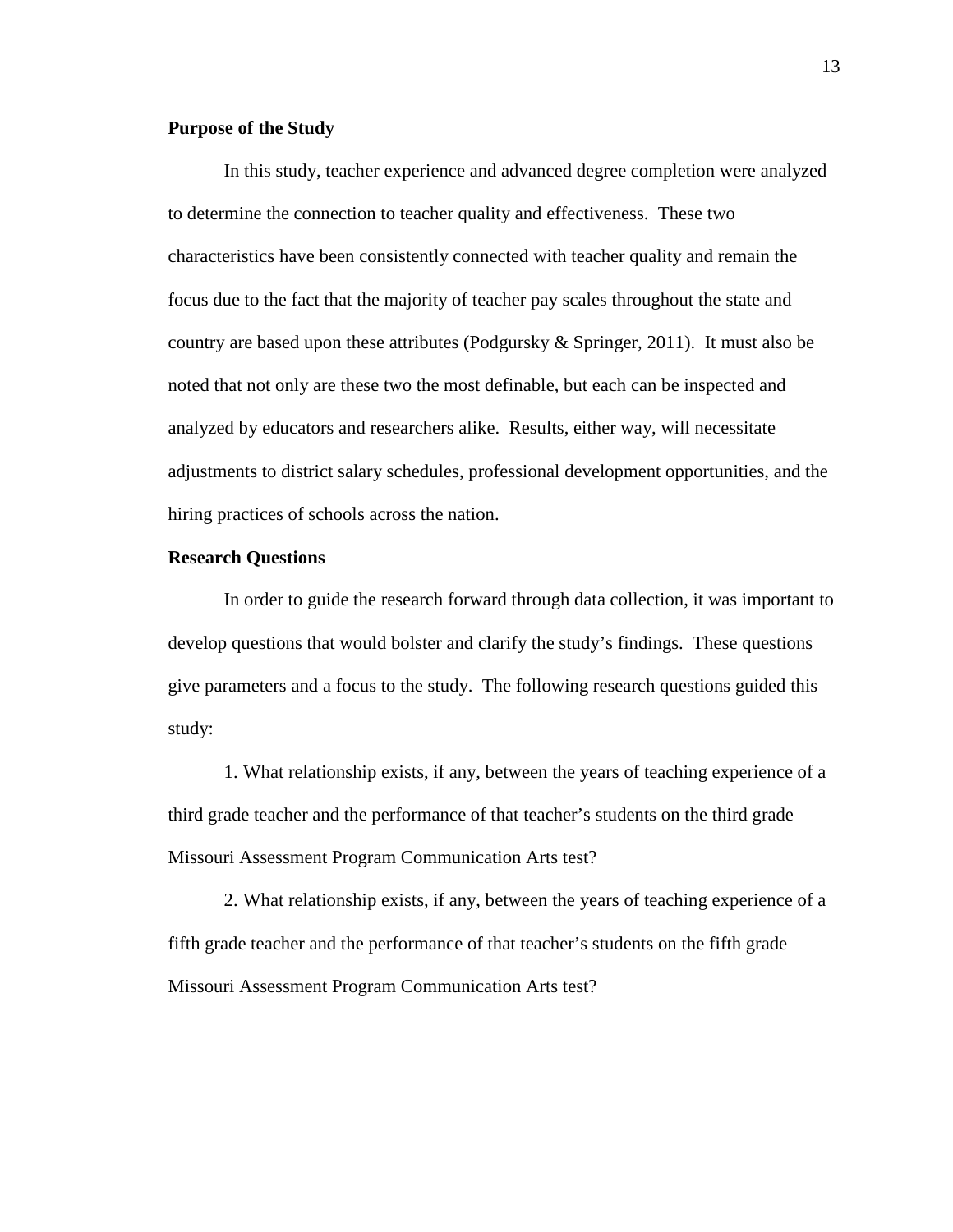**Purpose of the Study**

In this study, teacher experience and advanced degree completion were analyzed to determine the connection to teacher quality and effectiveness. These two characteristics have been consistently connected with teacher quality and remain the focus due to the fact that the majority of teacher pay scales throughout the state and country are based upon these attributes (Podgursky & Springer, 2011). It must also be noted that not only are these two the most definable, but each can be inspected and analyzed by educators and researchers alike. Results, either way, will necessitate adjustments to district salary schedules, professional development opportunities, and the hiring practices of schools across the nation.

**Research Questions**

In order to guide the research forward through data collection, it was important to develop questions that would bolster and clarify the study's findings. These questions give parameters and a focus to the study. The following research questions guided this study:

1. What relationship exists, if any, between the years of teaching experience of a third grade teacher and the performance of that teacher's students on the third grade Missouri Assessment Program Communication Arts test?

2. What relationship exists, if any, between the years of teaching experience of a fifth grade teacher and the performance of that teacher's students on the fifth grade Missouri Assessment Program Communication Arts test?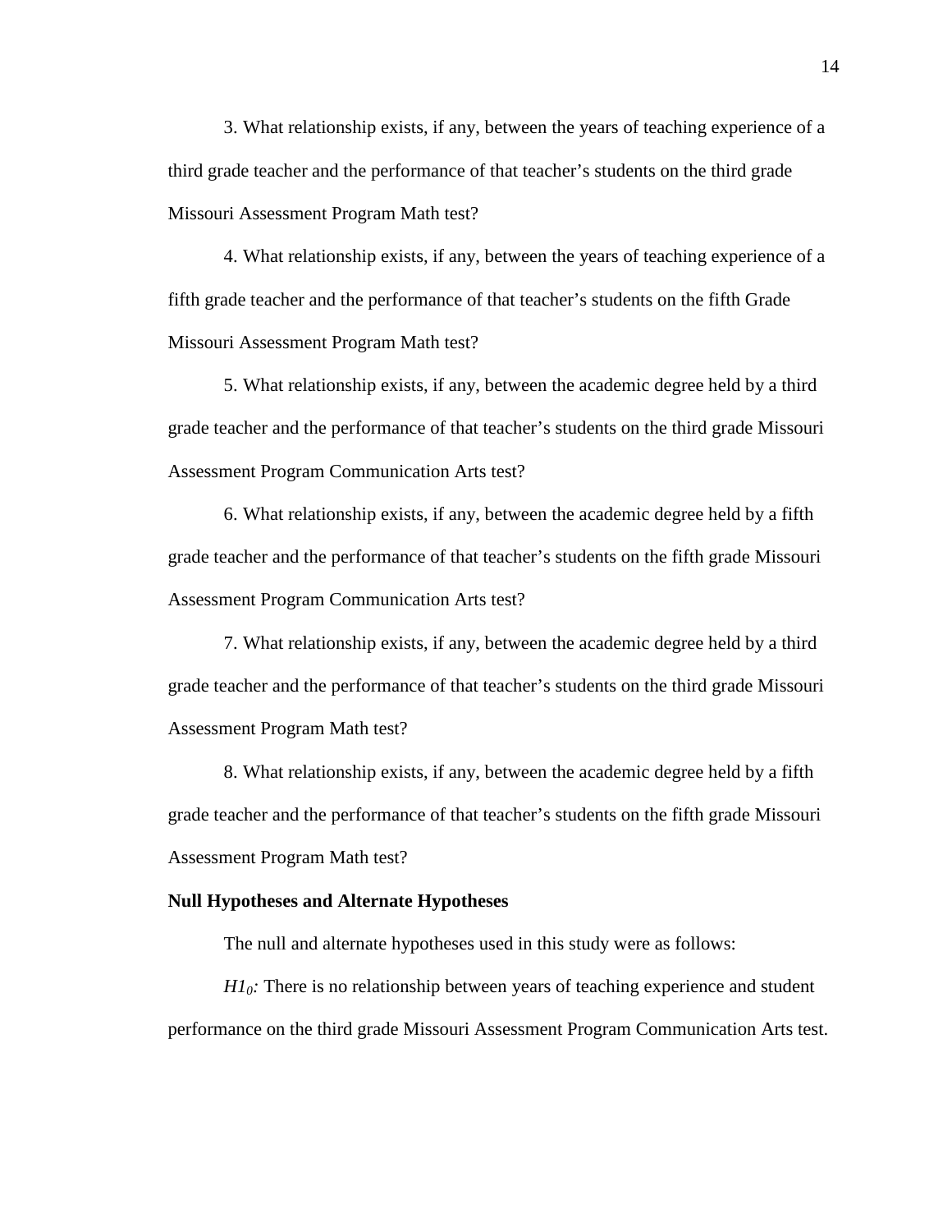3. What relationship exists, if any, between the years of teaching experience of a third grade teacher and the performance of that teacher's students on the third grade Missouri Assessment Program Math test?

4. What relationship exists, if any, between the years of teaching experience of a fifth grade teacher and the performance of that teacher's students on the fifth Grade Missouri Assessment Program Math test?

5. What relationship exists, if any, between the academic degree held by a third grade teacher and the performance of that teacher's students on the third grade Missouri Assessment Program Communication Arts test?

6. What relationship exists, if any, between the academic degree held by a fifth grade teacher and the performance of that teacher's students on the fifth grade Missouri Assessment Program Communication Arts test?

7. What relationship exists, if any, between the academic degree held by a third grade teacher and the performance of that teacher's students on the third grade Missouri Assessment Program Math test?

8. What relationship exists, if any, between the academic degree held by a fifth grade teacher and the performance of that teacher's students on the fifth grade Missouri Assessment Program Math test?

### Null Hypotheses and Alternate Hypotheses

The null and alternate hypotheses used in this study were as follows:

$H1_0$: There is no relationship between years of teaching experience and student performance on the third grade Missouri Assessment Program Communication Arts test.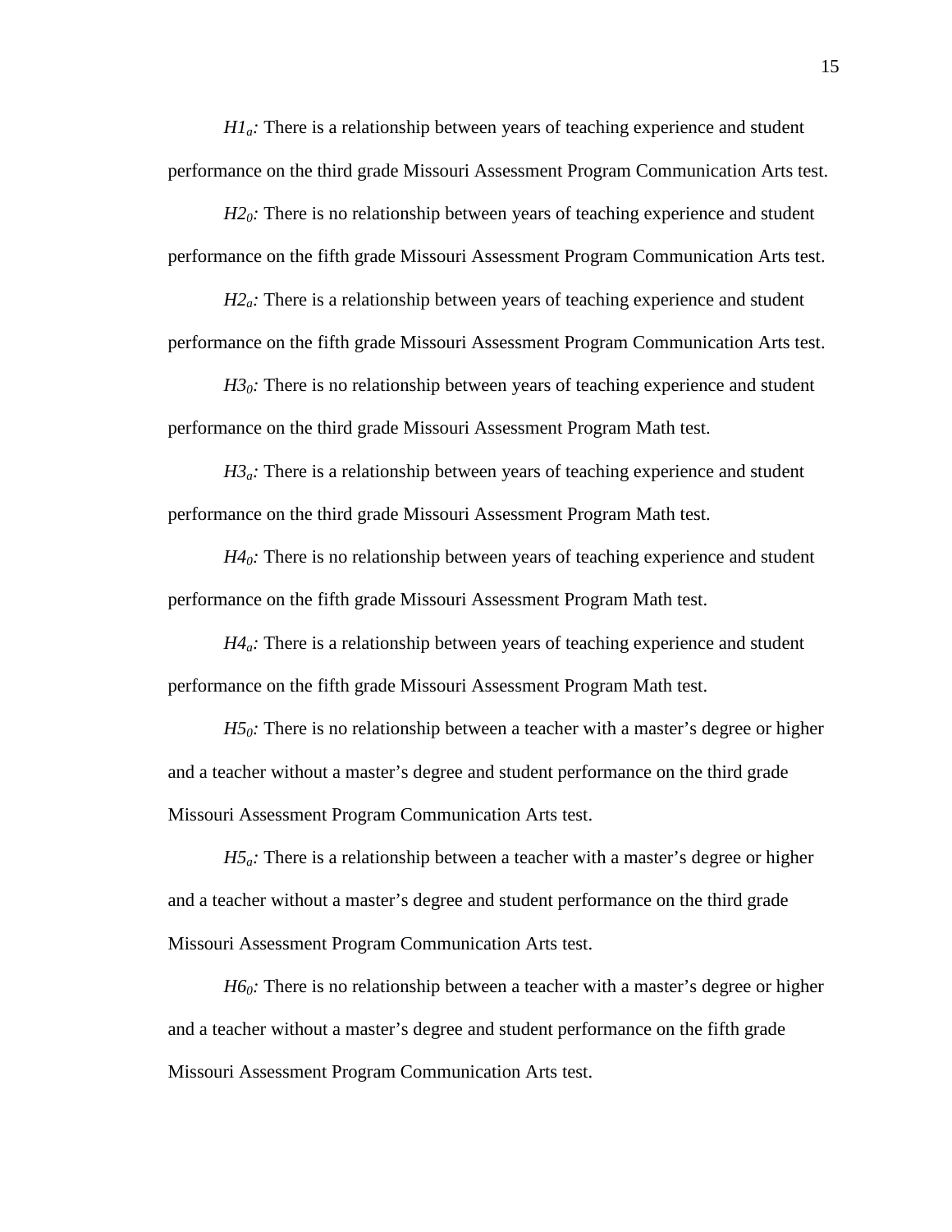*$H1_a$:* There is a relationship between years of teaching experience and student performance on the third grade Missouri Assessment Program Communication Arts test.

*$H2_0$:* There is no relationship between years of teaching experience and student performance on the fifth grade Missouri Assessment Program Communication Arts test.

*$H2_a$:* There is a relationship between years of teaching experience and student performance on the fifth grade Missouri Assessment Program Communication Arts test.

*$H3_0$:* There is no relationship between years of teaching experience and student performance on the third grade Missouri Assessment Program Math test.

*$H3_a$:* There is a relationship between years of teaching experience and student performance on the third grade Missouri Assessment Program Math test.

*$H4_0$:* There is no relationship between years of teaching experience and student performance on the fifth grade Missouri Assessment Program Math test.

*$H4_a$:* There is a relationship between years of teaching experience and student performance on the fifth grade Missouri Assessment Program Math test.

*$H5_0$:* There is no relationship between a teacher with a master's degree or higher and a teacher without a master's degree and student performance on the third grade Missouri Assessment Program Communication Arts test.

*$H5_a$:* There is a relationship between a teacher with a master's degree or higher and a teacher without a master's degree and student performance on the third grade Missouri Assessment Program Communication Arts test.

*$H6_0$:* There is no relationship between a teacher with a master's degree or higher and a teacher without a master's degree and student performance on the fifth grade Missouri Assessment Program Communication Arts test.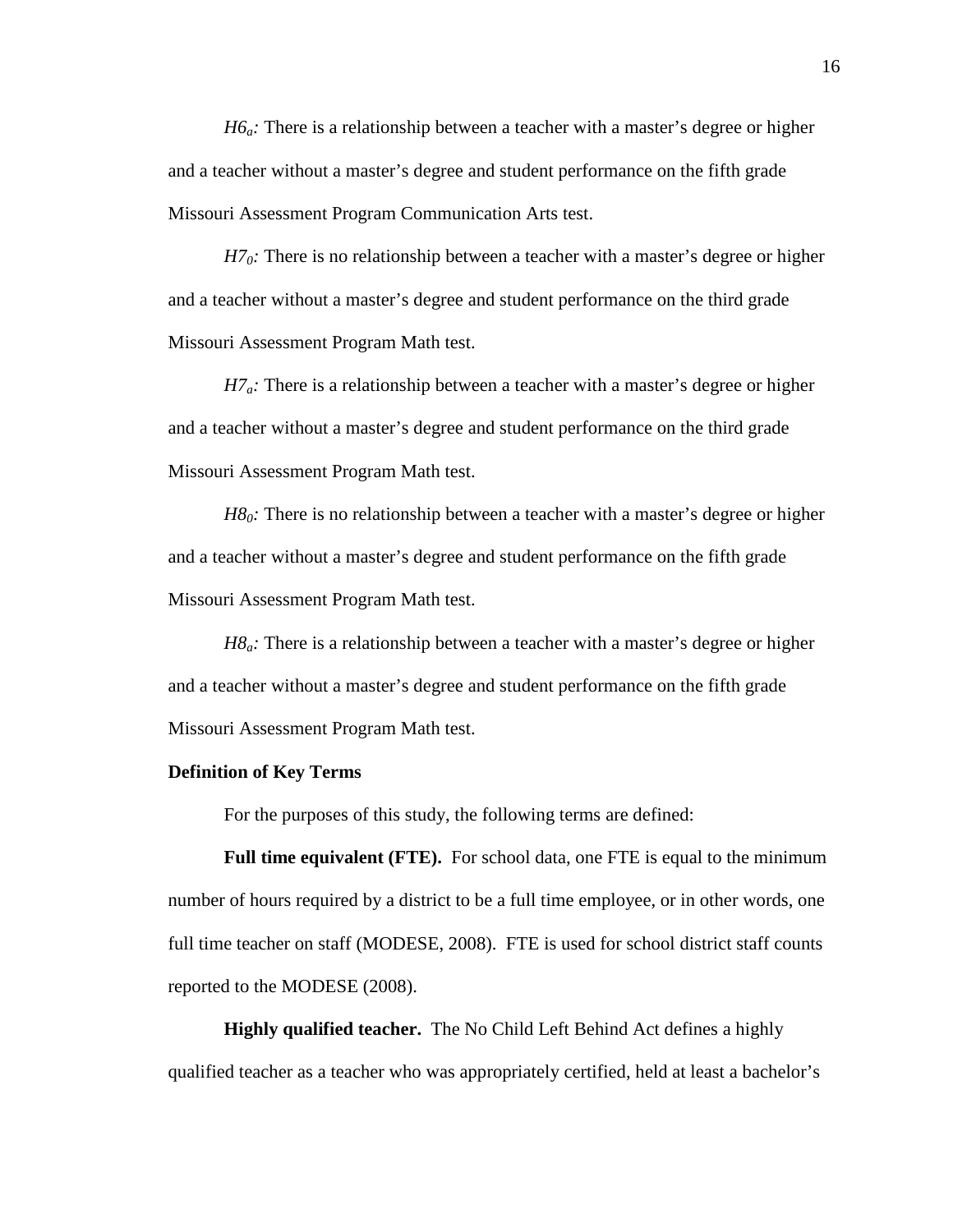*$H6_a$:* There is a relationship between a teacher with a master's degree or higher and a teacher without a master's degree and student performance on the fifth grade Missouri Assessment Program Communication Arts test.

*$H7_0$:* There is no relationship between a teacher with a master's degree or higher and a teacher without a master's degree and student performance on the third grade Missouri Assessment Program Math test.

*$H7_a$:* There is a relationship between a teacher with a master's degree or higher and a teacher without a master's degree and student performance on the third grade Missouri Assessment Program Math test.

*$H8_0$:* There is no relationship between a teacher with a master's degree or higher and a teacher without a master's degree and student performance on the fifth grade Missouri Assessment Program Math test.

*$H8_a$:* There is a relationship between a teacher with a master's degree or higher and a teacher without a master's degree and student performance on the fifth grade Missouri Assessment Program Math test.

## Definition of Key Terms

For the purposes of this study, the following terms are defined:

**Full time equivalent (FTE).** For school data, one FTE is equal to the minimum number of hours required by a district to be a full time employee, or in other words, one full time teacher on staff (MODESE, 2008). FTE is used for school district staff counts reported to the MODESE (2008).

**Highly qualified teacher.** The No Child Left Behind Act defines a highly qualified teacher as a teacher who was appropriately certified, held at least a bachelor's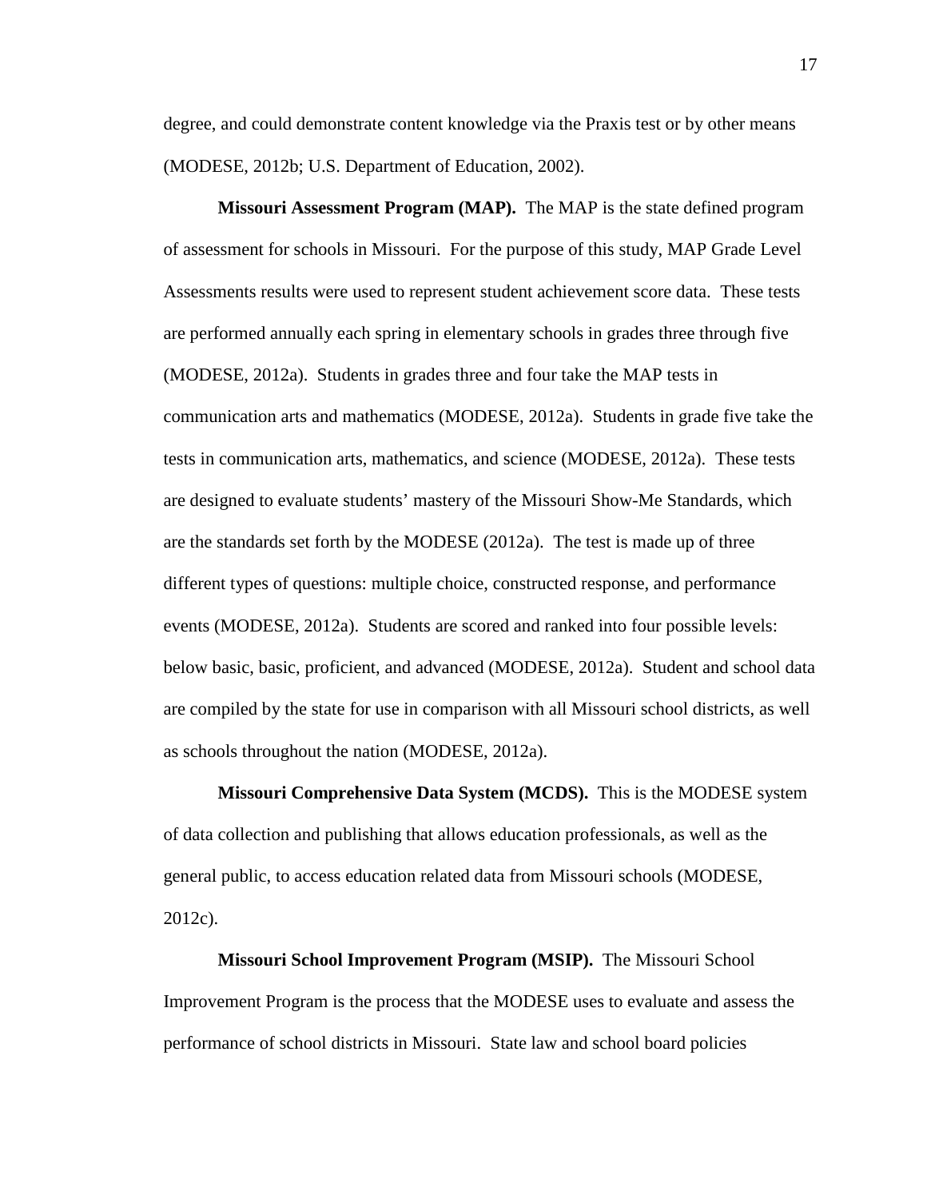degree, and could demonstrate content knowledge via the Praxis test or by other means (MODESE, 2012b; U.S. Department of Education, 2002).

**Missouri Assessment Program (MAP).** The MAP is the state defined program of assessment for schools in Missouri. For the purpose of this study, MAP Grade Level Assessments results were used to represent student achievement score data. These tests are performed annually each spring in elementary schools in grades three through five (MODESE, 2012a). Students in grades three and four take the MAP tests in communication arts and mathematics (MODESE, 2012a). Students in grade five take the tests in communication arts, mathematics, and science (MODESE, 2012a). These tests are designed to evaluate students' mastery of the Missouri Show-Me Standards, which are the standards set forth by the MODESE (2012a). The test is made up of three different types of questions: multiple choice, constructed response, and performance events (MODESE, 2012a). Students are scored and ranked into four possible levels: below basic, basic, proficient, and advanced (MODESE, 2012a). Student and school data are compiled by the state for use in comparison with all Missouri school districts, as well as schools throughout the nation (MODESE, 2012a).

**Missouri Comprehensive Data System (MCDS).** This is the MODESE system of data collection and publishing that allows education professionals, as well as the general public, to access education related data from Missouri schools (MODESE, 2012c).

**Missouri School Improvement Program (MSIP).** The Missouri School Improvement Program is the process that the MODESE uses to evaluate and assess the performance of school districts in Missouri. State law and school board policies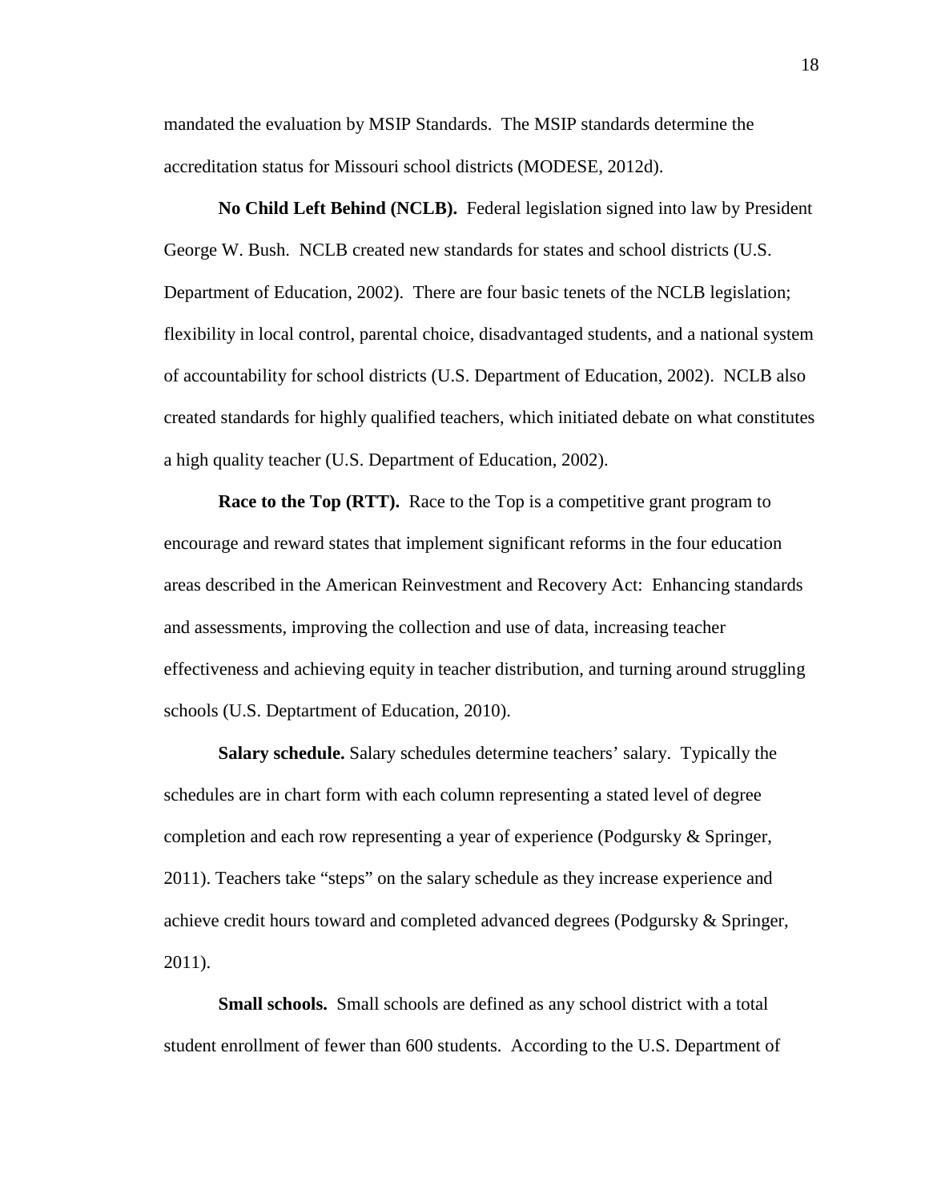mandated the evaluation by MSIP Standards. The MSIP standards determine the accreditation status for Missouri school districts (MODESE, 2012d).

**No Child Left Behind (NCLB).** Federal legislation signed into law by President George W. Bush. NCLB created new standards for states and school districts (U.S. Department of Education, 2002). There are four basic tenets of the NCLB legislation; flexibility in local control, parental choice, disadvantaged students, and a national system of accountability for school districts (U.S. Department of Education, 2002). NCLB also created standards for highly qualified teachers, which initiated debate on what constitutes a high quality teacher (U.S. Department of Education, 2002).

**Race to the Top (RTT).** Race to the Top is a competitive grant program to encourage and reward states that implement significant reforms in the four education areas described in the American Reinvestment and Recovery Act: Enhancing standards and assessments, improving the collection and use of data, increasing teacher effectiveness and achieving equity in teacher distribution, and turning around struggling schools (U.S. Deptartment of Education, 2010).

**Salary schedule.** Salary schedules determine teachers' salary. Typically the schedules are in chart form with each column representing a stated level of degree completion and each row representing a year of experience (Podgursky & Springer, 2011). Teachers take "steps" on the salary schedule as they increase experience and achieve credit hours toward and completed advanced degrees (Podgursky & Springer, 2011).

**Small schools.** Small schools are defined as any school district with a total student enrollment of fewer than 600 students. According to the U.S. Department of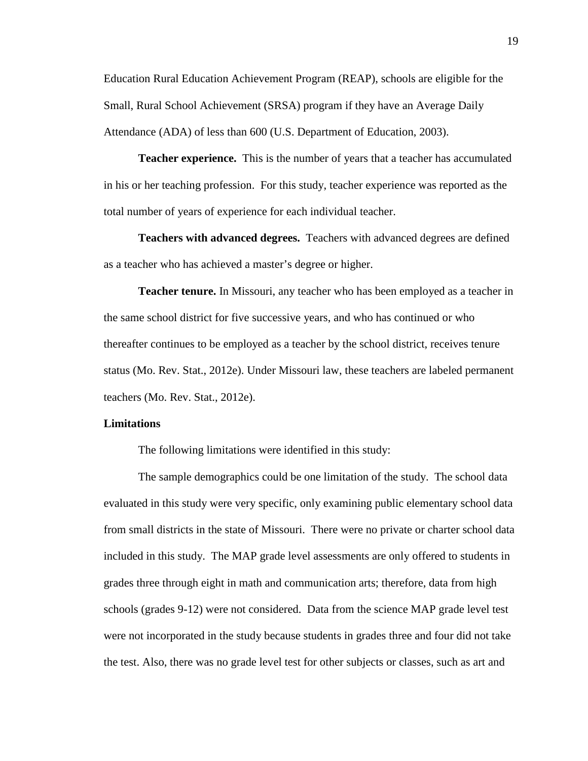Education Rural Education Achievement Program (REAP), schools are eligible for the Small, Rural School Achievement (SRSA) program if they have an Average Daily Attendance (ADA) of less than 600 (U.S. Department of Education, 2003).

**Teacher experience.** This is the number of years that a teacher has accumulated in his or her teaching profession. For this study, teacher experience was reported as the total number of years of experience for each individual teacher.

**Teachers with advanced degrees.** Teachers with advanced degrees are defined as a teacher who has achieved a master's degree or higher.

**Teacher tenure.** In Missouri, any teacher who has been employed as a teacher in the same school district for five successive years, and who has continued or who thereafter continues to be employed as a teacher by the school district, receives tenure status (Mo. Rev. Stat., 2012e). Under Missouri law, these teachers are labeled permanent teachers (Mo. Rev. Stat., 2012e).

## Limitations

The following limitations were identified in this study:

The sample demographics could be one limitation of the study. The school data evaluated in this study were very specific, only examining public elementary school data from small districts in the state of Missouri. There were no private or charter school data included in this study. The MAP grade level assessments are only offered to students in grades three through eight in math and communication arts; therefore, data from high schools (grades 9-12) were not considered. Data from the science MAP grade level test were not incorporated in the study because students in grades three and four did not take the test. Also, there was no grade level test for other subjects or classes, such as art and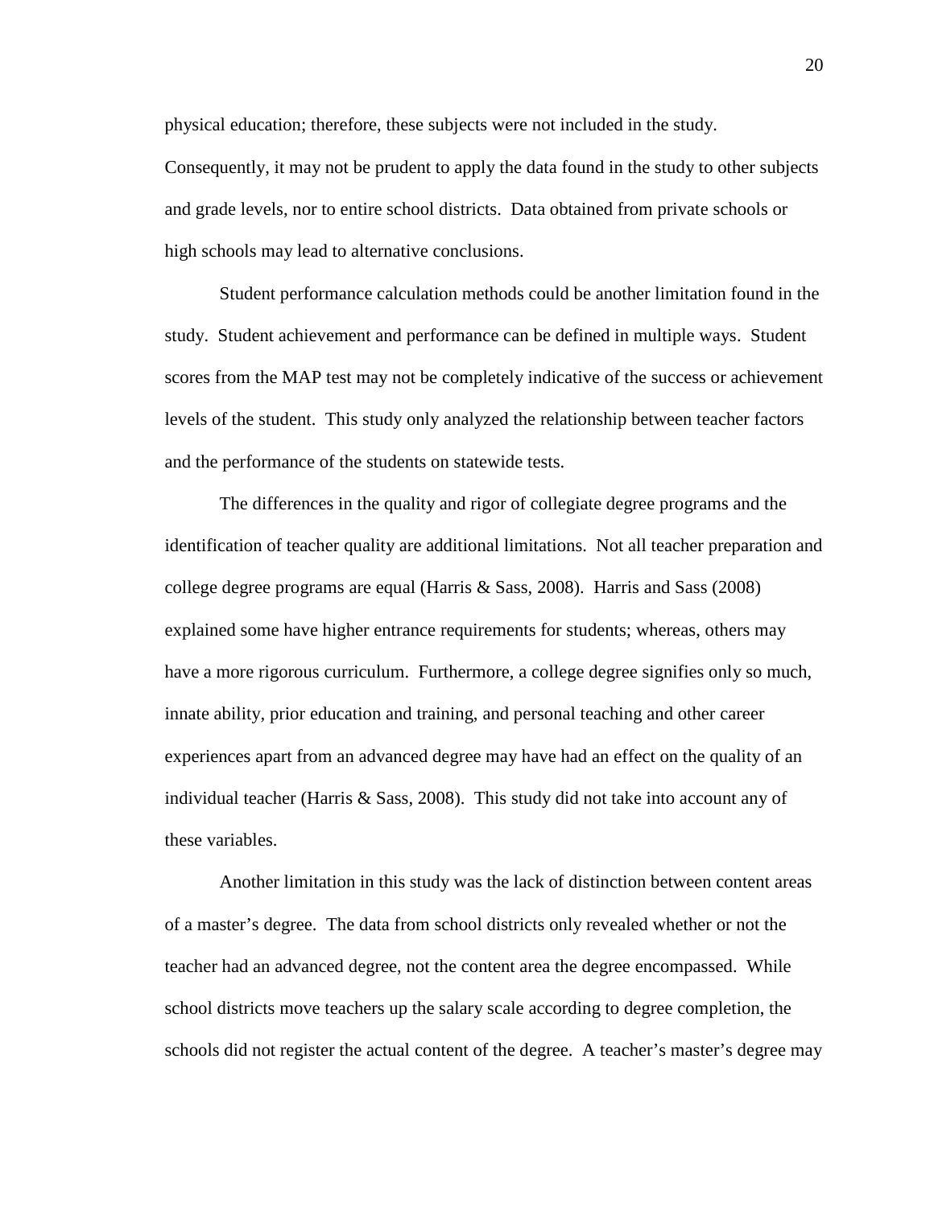physical education; therefore, these subjects were not included in the study. Consequently, it may not be prudent to apply the data found in the study to other subjects and grade levels, nor to entire school districts. Data obtained from private schools or high schools may lead to alternative conclusions.

Student performance calculation methods could be another limitation found in the study. Student achievement and performance can be defined in multiple ways. Student scores from the MAP test may not be completely indicative of the success or achievement levels of the student. This study only analyzed the relationship between teacher factors and the performance of the students on statewide tests.

The differences in the quality and rigor of collegiate degree programs and the identification of teacher quality are additional limitations. Not all teacher preparation and college degree programs are equal (Harris & Sass, 2008). Harris and Sass (2008) explained some have higher entrance requirements for students; whereas, others may have a more rigorous curriculum. Furthermore, a college degree signifies only so much, innate ability, prior education and training, and personal teaching and other career experiences apart from an advanced degree may have had an effect on the quality of an individual teacher (Harris & Sass, 2008). This study did not take into account any of these variables.

Another limitation in this study was the lack of distinction between content areas of a master's degree. The data from school districts only revealed whether or not the teacher had an advanced degree, not the content area the degree encompassed. While school districts move teachers up the salary scale according to degree completion, the schools did not register the actual content of the degree. A teacher's master's degree may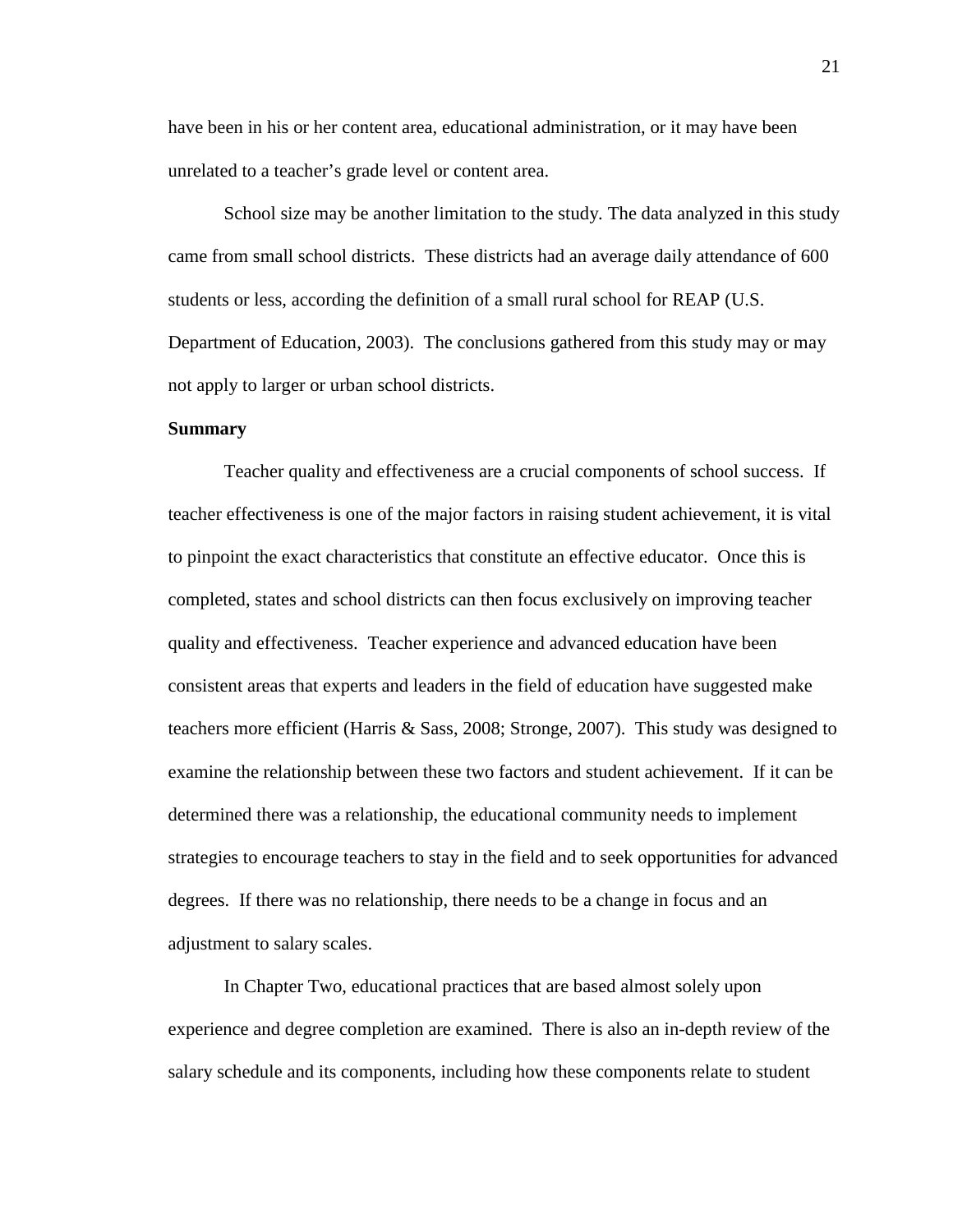have been in his or her content area, educational administration, or it may have been unrelated to a teacher's grade level or content area.

School size may be another limitation to the study. The data analyzed in this study came from small school districts. These districts had an average daily attendance of 600 students or less, according the definition of a small rural school for REAP (U.S. Department of Education, 2003). The conclusions gathered from this study may or may not apply to larger or urban school districts.

**Summary**

Teacher quality and effectiveness are a crucial components of school success. If teacher effectiveness is one of the major factors in raising student achievement, it is vital to pinpoint the exact characteristics that constitute an effective educator. Once this is completed, states and school districts can then focus exclusively on improving teacher quality and effectiveness. Teacher experience and advanced education have been consistent areas that experts and leaders in the field of education have suggested make teachers more efficient (Harris & Sass, 2008; Stronge, 2007). This study was designed to examine the relationship between these two factors and student achievement. If it can be determined there was a relationship, the educational community needs to implement strategies to encourage teachers to stay in the field and to seek opportunities for advanced degrees. If there was no relationship, there needs to be a change in focus and an adjustment to salary scales.

In Chapter Two, educational practices that are based almost solely upon experience and degree completion are examined. There is also an in-depth review of the salary schedule and its components, including how these components relate to student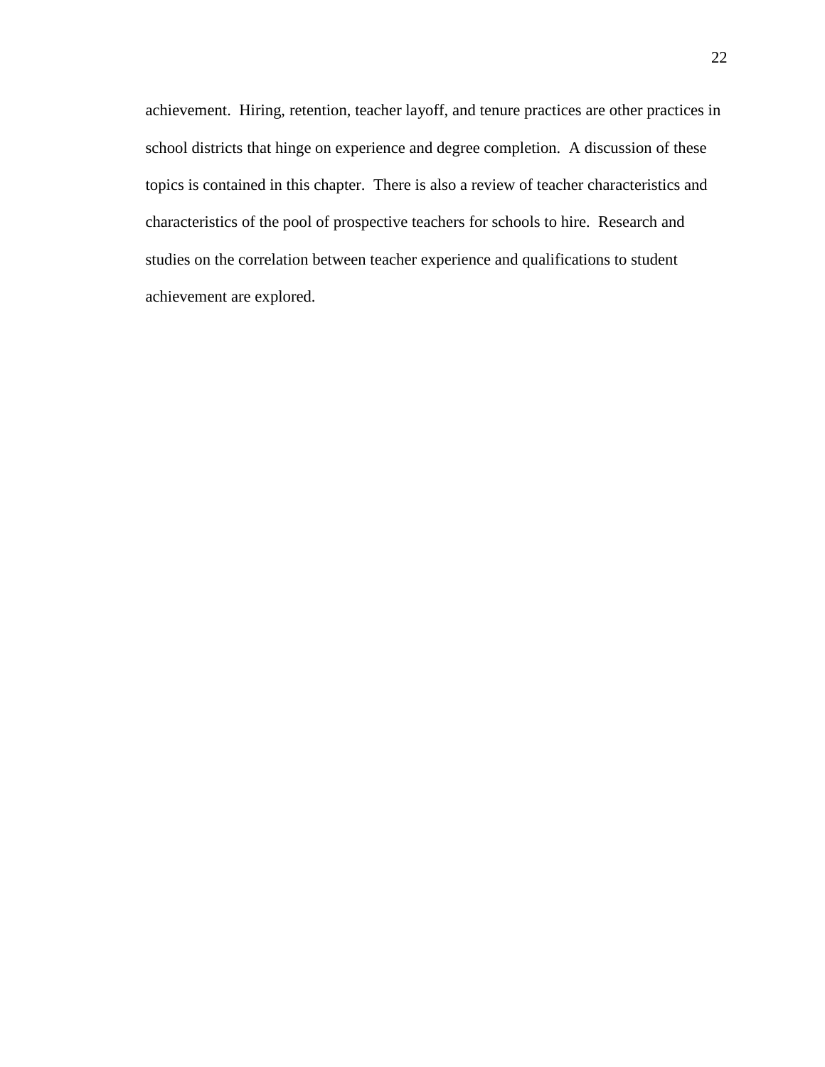achievement.  Hiring, retention, teacher layoff, and tenure practices are other practices in school districts that hinge on experience and degree completion.  A discussion of these topics is contained in this chapter.  There is also a review of teacher characteristics and characteristics of the pool of prospective teachers for schools to hire.  Research and studies on the correlation between teacher experience and qualifications to student achievement are explored.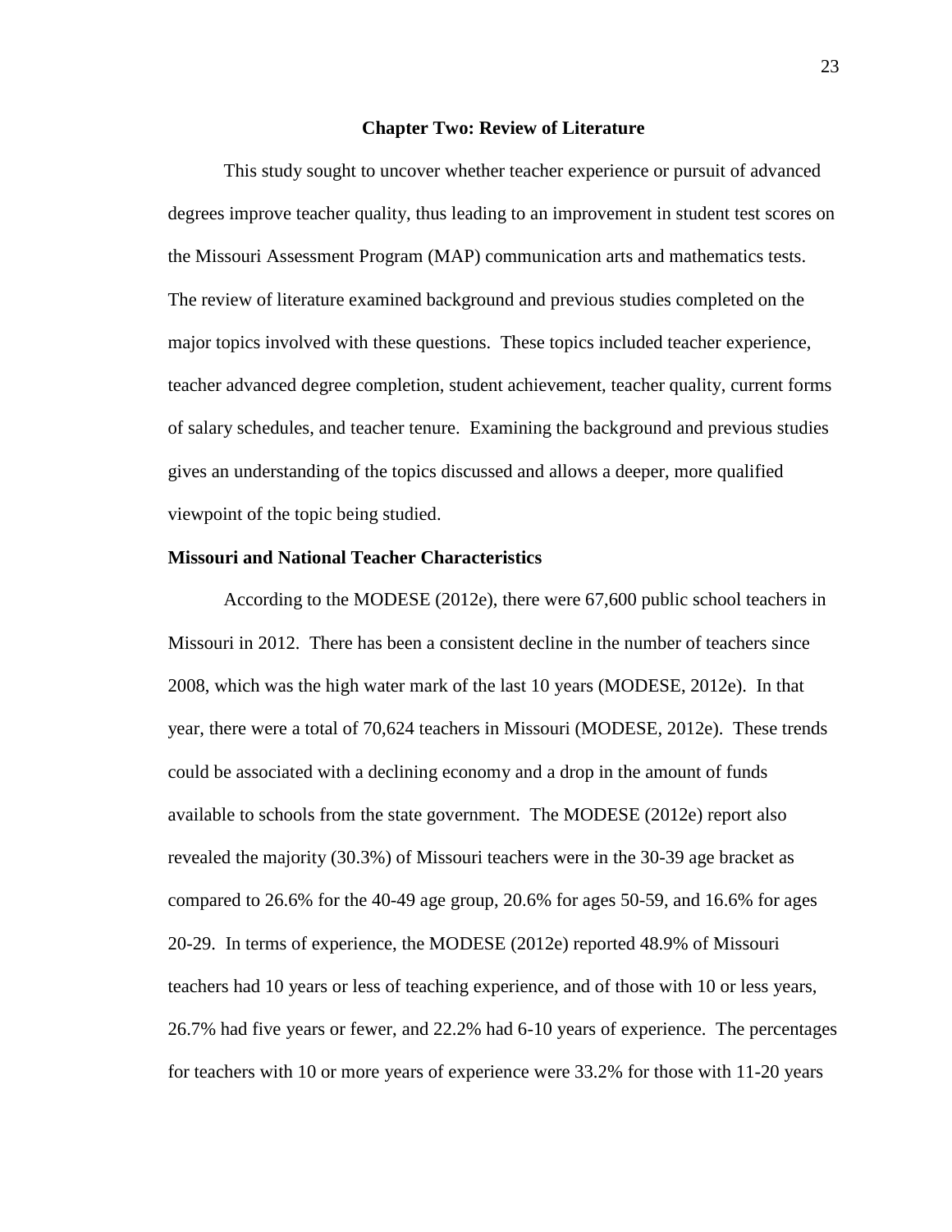## Chapter Two: Review of Literature

This study sought to uncover whether teacher experience or pursuit of advanced degrees improve teacher quality, thus leading to an improvement in student test scores on the Missouri Assessment Program (MAP) communication arts and mathematics tests. The review of literature examined background and previous studies completed on the major topics involved with these questions. These topics included teacher experience, teacher advanced degree completion, student achievement, teacher quality, current forms of salary schedules, and teacher tenure. Examining the background and previous studies gives an understanding of the topics discussed and allows a deeper, more qualified viewpoint of the topic being studied.

### Missouri and National Teacher Characteristics

According to the MODESE (2012e), there were 67,600 public school teachers in Missouri in 2012. There has been a consistent decline in the number of teachers since 2008, which was the high water mark of the last 10 years (MODESE, 2012e). In that year, there were a total of 70,624 teachers in Missouri (MODESE, 2012e). These trends could be associated with a declining economy and a drop in the amount of funds available to schools from the state government. The MODESE (2012e) report also revealed the majority (30.3%) of Missouri teachers were in the 30-39 age bracket as compared to 26.6% for the 40-49 age group, 20.6% for ages 50-59, and 16.6% for ages 20-29. In terms of experience, the MODESE (2012e) reported 48.9% of Missouri teachers had 10 years or less of teaching experience, and of those with 10 or less years, 26.7% had five years or fewer, and 22.2% had 6-10 years of experience. The percentages for teachers with 10 or more years of experience were 33.2% for those with 11-20 years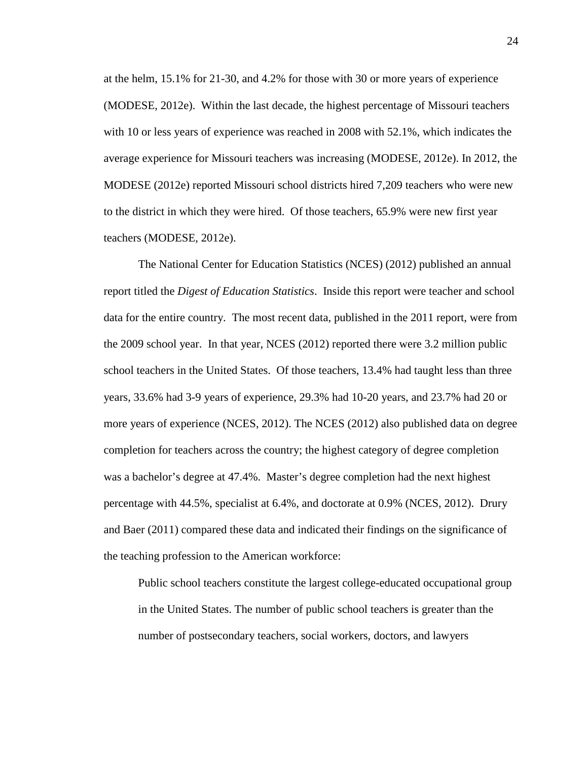at the helm, 15.1% for 21-30, and 4.2% for those with 30 or more years of experience (MODESE, 2012e). Within the last decade, the highest percentage of Missouri teachers with 10 or less years of experience was reached in 2008 with 52.1%, which indicates the average experience for Missouri teachers was increasing (MODESE, 2012e). In 2012, the MODESE (2012e) reported Missouri school districts hired 7,209 teachers who were new to the district in which they were hired. Of those teachers, 65.9% were new first year teachers (MODESE, 2012e).

The National Center for Education Statistics (NCES) (2012) published an annual report titled the *Digest of Education Statistics*. Inside this report were teacher and school data for the entire country. The most recent data, published in the 2011 report, were from the 2009 school year. In that year, NCES (2012) reported there were 3.2 million public school teachers in the United States. Of those teachers, 13.4% had taught less than three years, 33.6% had 3-9 years of experience, 29.3% had 10-20 years, and 23.7% had 20 or more years of experience (NCES, 2012). The NCES (2012) also published data on degree completion for teachers across the country; the highest category of degree completion was a bachelor's degree at 47.4%. Master's degree completion had the next highest percentage with 44.5%, specialist at 6.4%, and doctorate at 0.9% (NCES, 2012). Drury and Baer (2011) compared these data and indicated their findings on the significance of the teaching profession to the American workforce:

> Public school teachers constitute the largest college-educated occupational group in the United States. The number of public school teachers is greater than the number of postsecondary teachers, social workers, doctors, and lawyers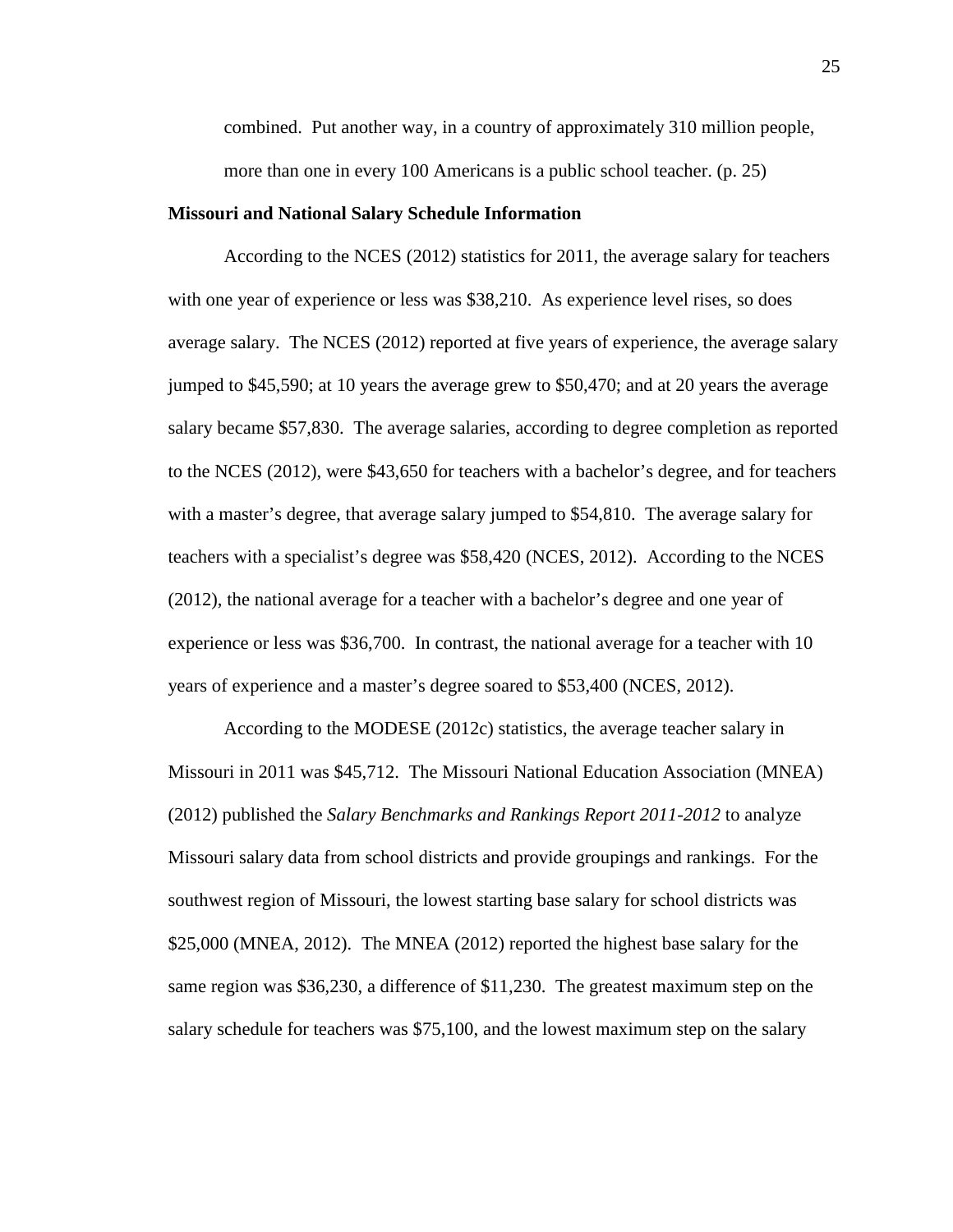> combined. Put another way, in a country of approximately 310 million people, more than one in every 100 Americans is a public school teacher. (p. 25)

**Missouri and National Salary Schedule Information**

According to the NCES (2012) statistics for 2011, the average salary for teachers with one year of experience or less was $38,210. As experience level rises, so does average salary. The NCES (2012) reported at five years of experience, the average salary jumped to $45,590; at 10 years the average grew to $50,470; and at 20 years the average salary became $57,830. The average salaries, according to degree completion as reported to the NCES (2012), were $43,650 for teachers with a bachelor's degree, and for teachers with a master's degree, that average salary jumped to $54,810. The average salary for teachers with a specialist's degree was $58,420 (NCES, 2012). According to the NCES (2012), the national average for a teacher with a bachelor's degree and one year of experience or less was $36,700. In contrast, the national average for a teacher with 10 years of experience and a master's degree soared to $53,400 (NCES, 2012).

According to the MODESE (2012c) statistics, the average teacher salary in Missouri in 2011 was $45,712. The Missouri National Education Association (MNEA) (2012) published the *Salary Benchmarks and Rankings Report 2011-2012* to analyze Missouri salary data from school districts and provide groupings and rankings. For the southwest region of Missouri, the lowest starting base salary for school districts was $25,000 (MNEA, 2012). The MNEA (2012) reported the highest base salary for the same region was $36,230, a difference of $11,230. The greatest maximum step on the salary schedule for teachers was $75,100, and the lowest maximum step on the salary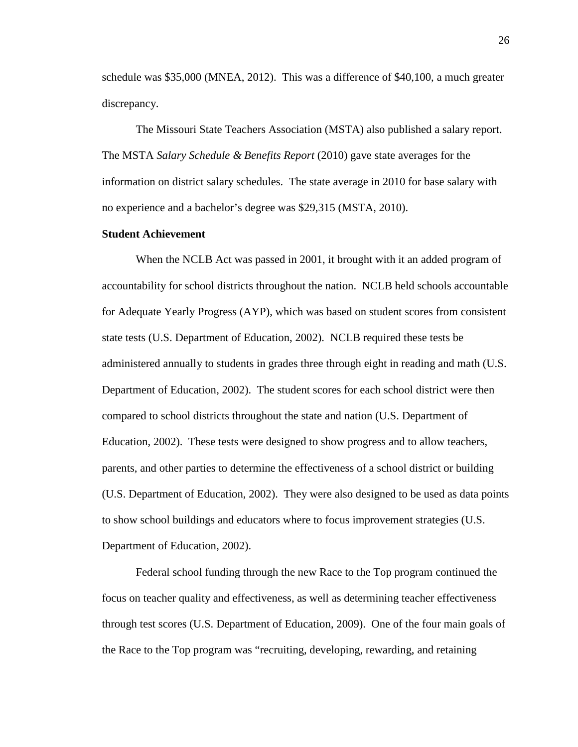schedule was $35,000 (MNEA, 2012). This was a difference of $40,100, a much greater discrepancy.

The Missouri State Teachers Association (MSTA) also published a salary report. The MSTA *Salary Schedule & Benefits Report* (2010) gave state averages for the information on district salary schedules. The state average in 2010 for base salary with no experience and a bachelor's degree was $29,315 (MSTA, 2010).

**Student Achievement**

When the NCLB Act was passed in 2001, it brought with it an added program of accountability for school districts throughout the nation. NCLB held schools accountable for Adequate Yearly Progress (AYP), which was based on student scores from consistent state tests (U.S. Department of Education, 2002). NCLB required these tests be administered annually to students in grades three through eight in reading and math (U.S. Department of Education, 2002). The student scores for each school district were then compared to school districts throughout the state and nation (U.S. Department of Education, 2002). These tests were designed to show progress and to allow teachers, parents, and other parties to determine the effectiveness of a school district or building (U.S. Department of Education, 2002). They were also designed to be used as data points to show school buildings and educators where to focus improvement strategies (U.S. Department of Education, 2002).

Federal school funding through the new Race to the Top program continued the focus on teacher quality and effectiveness, as well as determining teacher effectiveness through test scores (U.S. Department of Education, 2009). One of the four main goals of the Race to the Top program was "recruiting, developing, rewarding, and retaining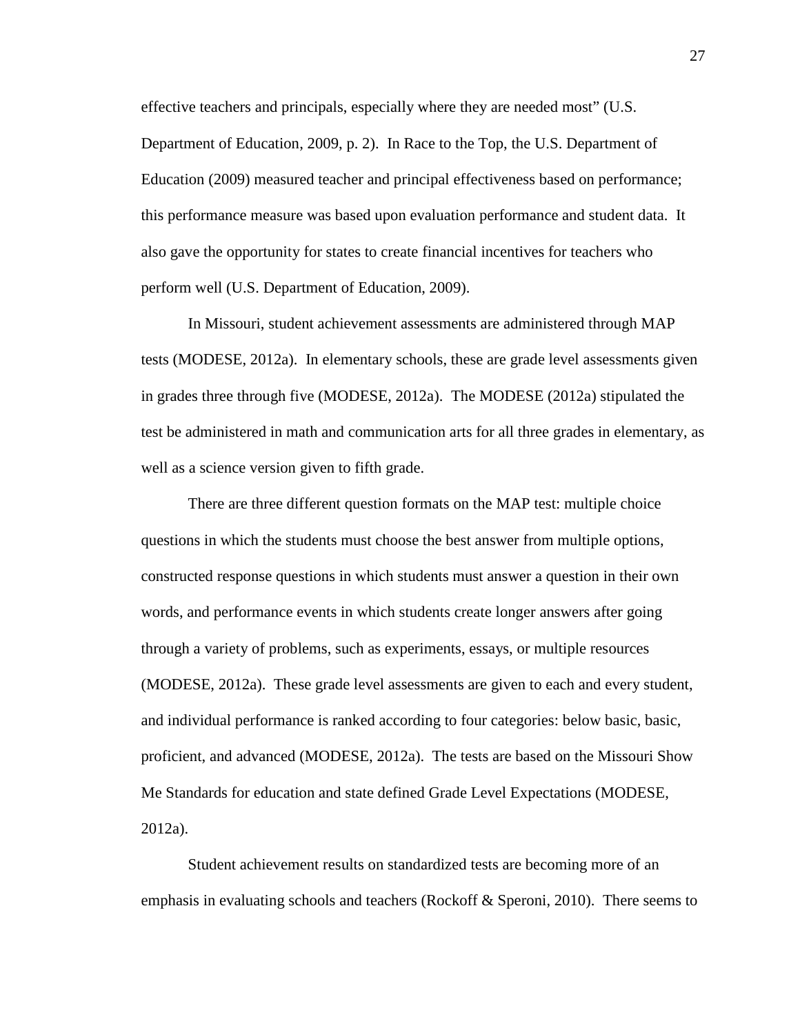effective teachers and principals, especially where they are needed most" (U.S. Department of Education, 2009, p. 2). In Race to the Top, the U.S. Department of Education (2009) measured teacher and principal effectiveness based on performance; this performance measure was based upon evaluation performance and student data. It also gave the opportunity for states to create financial incentives for teachers who perform well (U.S. Department of Education, 2009).

In Missouri, student achievement assessments are administered through MAP tests (MODESE, 2012a). In elementary schools, these are grade level assessments given in grades three through five (MODESE, 2012a). The MODESE (2012a) stipulated the test be administered in math and communication arts for all three grades in elementary, as well as a science version given to fifth grade.

There are three different question formats on the MAP test: multiple choice questions in which the students must choose the best answer from multiple options, constructed response questions in which students must answer a question in their own words, and performance events in which students create longer answers after going through a variety of problems, such as experiments, essays, or multiple resources (MODESE, 2012a). These grade level assessments are given to each and every student, and individual performance is ranked according to four categories: below basic, basic, proficient, and advanced (MODESE, 2012a). The tests are based on the Missouri Show Me Standards for education and state defined Grade Level Expectations (MODESE, 2012a).

Student achievement results on standardized tests are becoming more of an emphasis in evaluating schools and teachers (Rockoff & Speroni, 2010). There seems to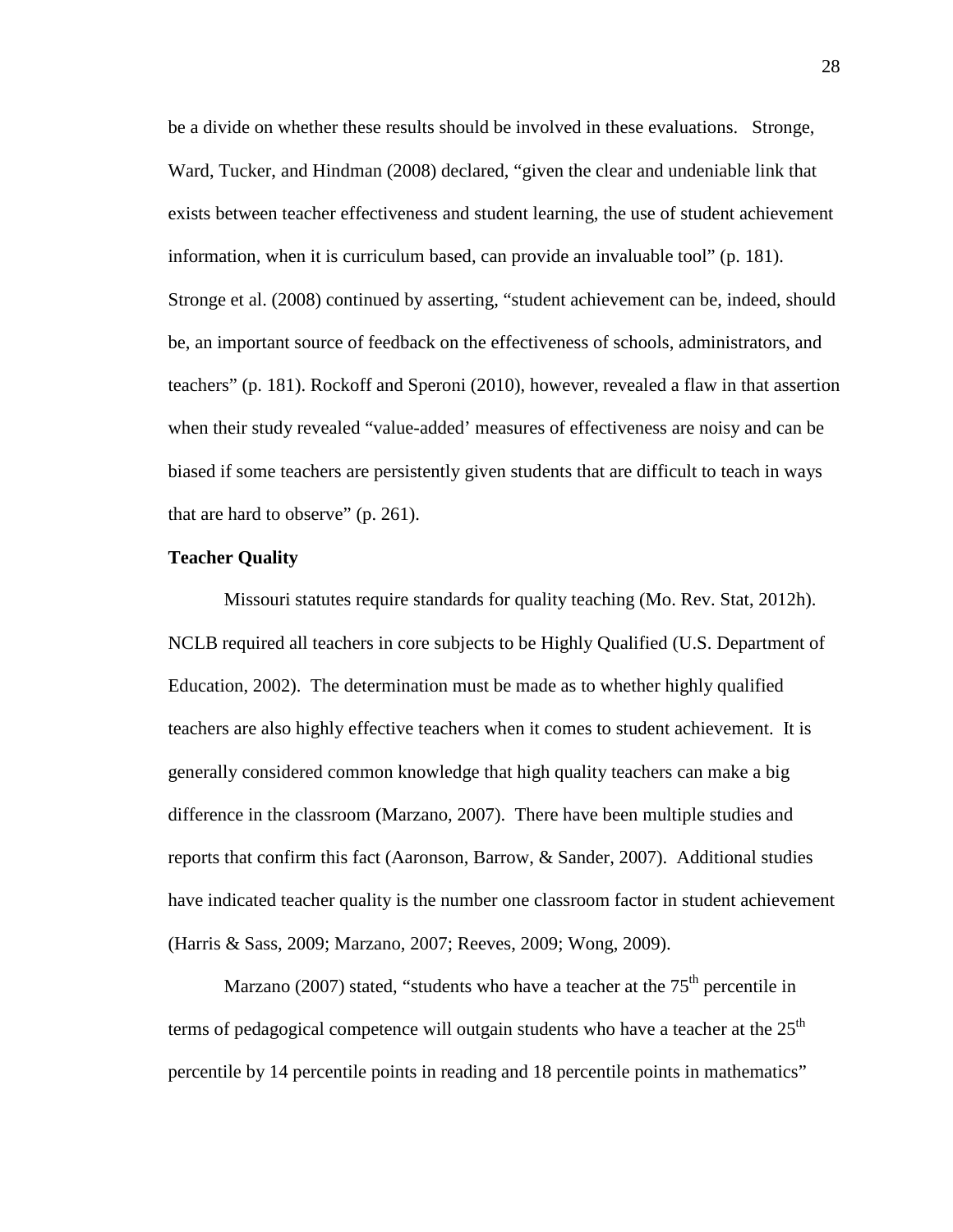be a divide on whether these results should be involved in these evaluations. Stronge, Ward, Tucker, and Hindman (2008) declared, "given the clear and undeniable link that exists between teacher effectiveness and student learning, the use of student achievement information, when it is curriculum based, can provide an invaluable tool" (p. 181). Stronge et al. (2008) continued by asserting, "student achievement can be, indeed, should be, an important source of feedback on the effectiveness of schools, administrators, and teachers" (p. 181). Rockoff and Speroni (2010), however, revealed a flaw in that assertion when their study revealed "value-added' measures of effectiveness are noisy and can be biased if some teachers are persistently given students that are difficult to teach in ways that are hard to observe" (p. 261).

**Teacher Quality**

Missouri statutes require standards for quality teaching (Mo. Rev. Stat, 2012h). NCLB required all teachers in core subjects to be Highly Qualified (U.S. Department of Education, 2002). The determination must be made as to whether highly qualified teachers are also highly effective teachers when it comes to student achievement. It is generally considered common knowledge that high quality teachers can make a big difference in the classroom (Marzano, 2007). There have been multiple studies and reports that confirm this fact (Aaronson, Barrow, & Sander, 2007). Additional studies have indicated teacher quality is the number one classroom factor in student achievement (Harris & Sass, 2009; Marzano, 2007; Reeves, 2009; Wong, 2009).

Marzano (2007) stated, "students who have a teacher at the 75$^{th}$ percentile in terms of pedagogical competence will outgain students who have a teacher at the 25$^{th}$ percentile by 14 percentile points in reading and 18 percentile points in mathematics"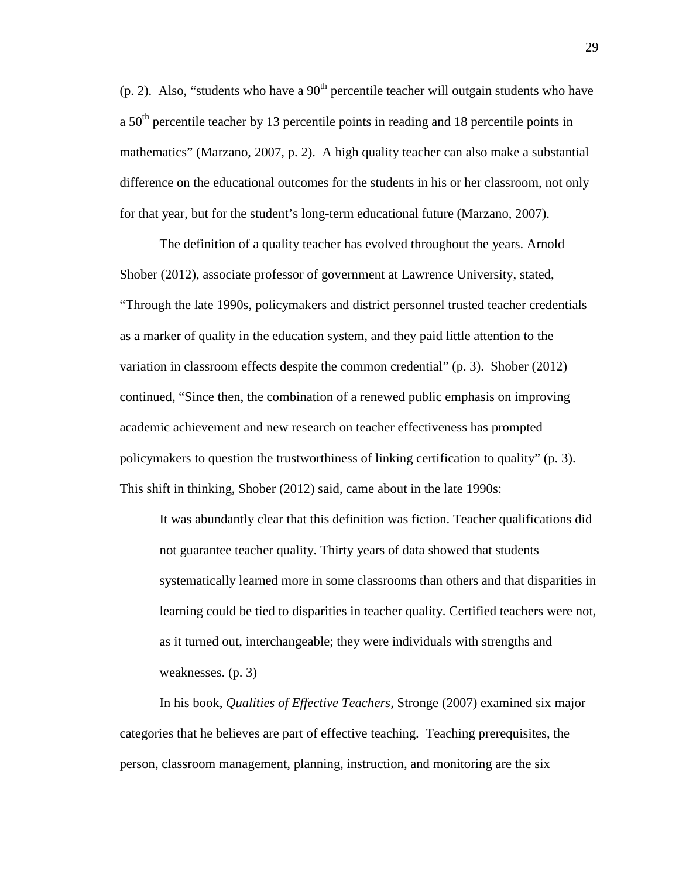(p. 2). Also, "students who have a 90th percentile teacher will outgain students who have a 50th percentile teacher by 13 percentile points in reading and 18 percentile points in mathematics" (Marzano, 2007, p. 2). A high quality teacher can also make a substantial difference on the educational outcomes for the students in his or her classroom, not only for that year, but for the student's long-term educational future (Marzano, 2007).

The definition of a quality teacher has evolved throughout the years. Arnold Shober (2012), associate professor of government at Lawrence University, stated, "Through the late 1990s, policymakers and district personnel trusted teacher credentials as a marker of quality in the education system, and they paid little attention to the variation in classroom effects despite the common credential" (p. 3). Shober (2012) continued, "Since then, the combination of a renewed public emphasis on improving academic achievement and new research on teacher effectiveness has prompted policymakers to question the trustworthiness of linking certification to quality" (p. 3). This shift in thinking, Shober (2012) said, came about in the late 1990s:

> It was abundantly clear that this definition was fiction. Teacher qualifications did not guarantee teacher quality. Thirty years of data showed that students systematically learned more in some classrooms than others and that disparities in learning could be tied to disparities in teacher quality. Certified teachers were not, as it turned out, interchangeable; they were individuals with strengths and weaknesses. (p. 3)

In his book, *Qualities of Effective Teachers,* Stronge (2007) examined six major categories that he believes are part of effective teaching. Teaching prerequisites, the person, classroom management, planning, instruction, and monitoring are the six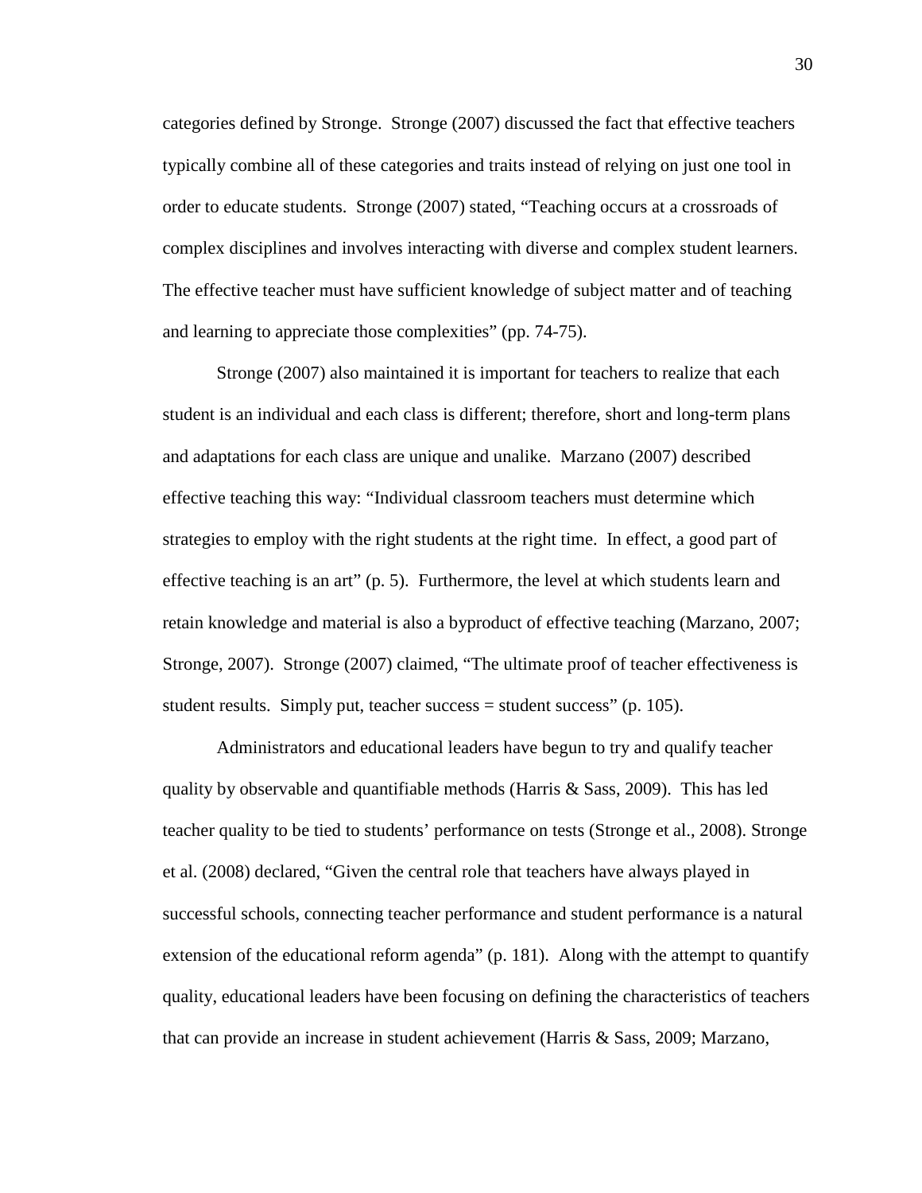categories defined by Stronge. Stronge (2007) discussed the fact that effective teachers typically combine all of these categories and traits instead of relying on just one tool in order to educate students. Stronge (2007) stated, "Teaching occurs at a crossroads of complex disciplines and involves interacting with diverse and complex student learners. The effective teacher must have sufficient knowledge of subject matter and of teaching and learning to appreciate those complexities" (pp. 74-75).

Stronge (2007) also maintained it is important for teachers to realize that each student is an individual and each class is different; therefore, short and long-term plans and adaptations for each class are unique and unalike. Marzano (2007) described effective teaching this way: "Individual classroom teachers must determine which strategies to employ with the right students at the right time. In effect, a good part of effective teaching is an art" (p. 5). Furthermore, the level at which students learn and retain knowledge and material is also a byproduct of effective teaching (Marzano, 2007; Stronge, 2007). Stronge (2007) claimed, "The ultimate proof of teacher effectiveness is student results. Simply put, teacher success = student success" (p. 105).

Administrators and educational leaders have begun to try and qualify teacher quality by observable and quantifiable methods (Harris & Sass, 2009). This has led teacher quality to be tied to students' performance on tests (Stronge et al., 2008). Stronge et al. (2008) declared, "Given the central role that teachers have always played in successful schools, connecting teacher performance and student performance is a natural extension of the educational reform agenda" (p. 181). Along with the attempt to quantify quality, educational leaders have been focusing on defining the characteristics of teachers that can provide an increase in student achievement (Harris & Sass, 2009; Marzano,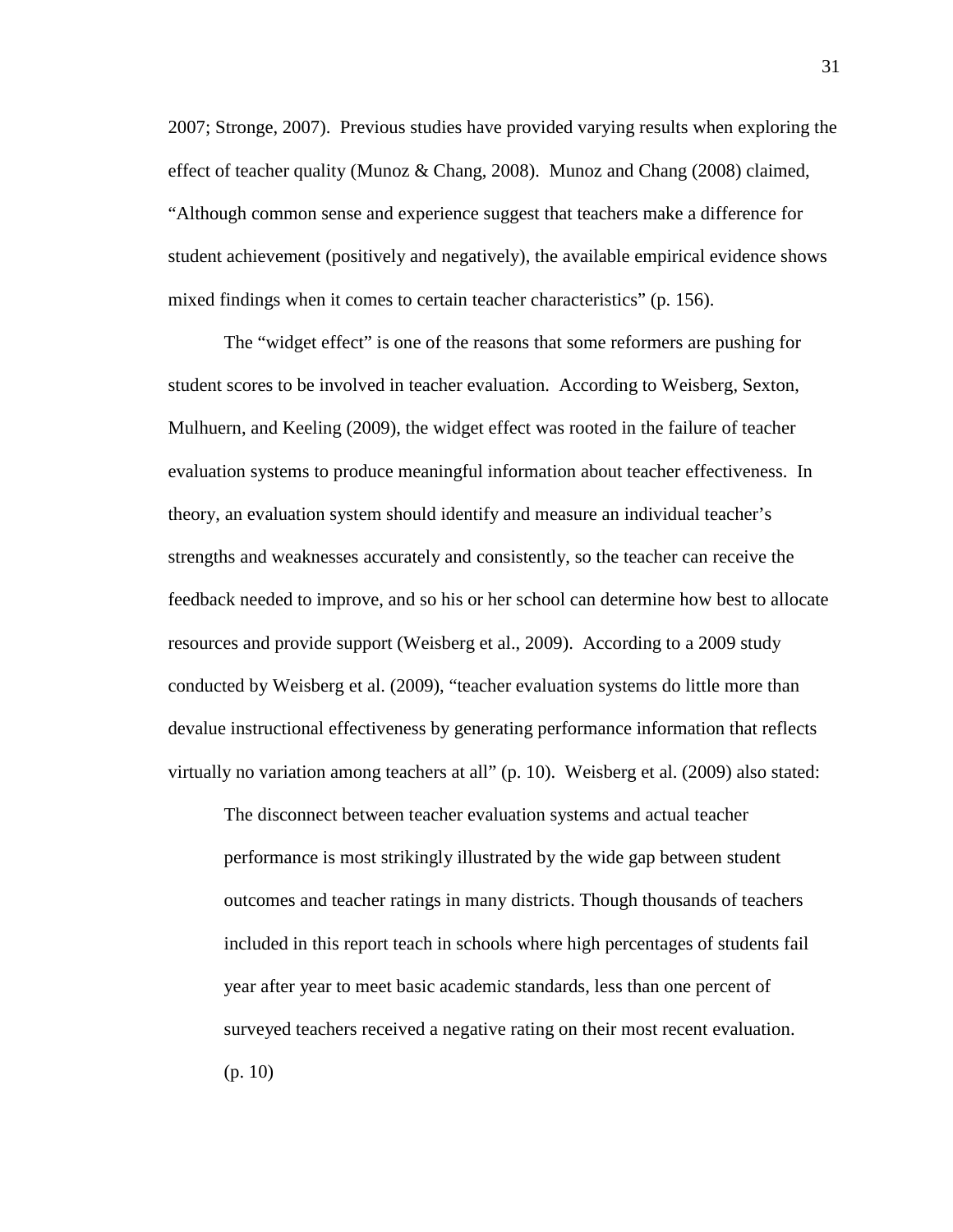2007; Stronge, 2007). Previous studies have provided varying results when exploring the effect of teacher quality (Munoz & Chang, 2008). Munoz and Chang (2008) claimed, "Although common sense and experience suggest that teachers make a difference for student achievement (positively and negatively), the available empirical evidence shows mixed findings when it comes to certain teacher characteristics" (p. 156).

The "widget effect" is one of the reasons that some reformers are pushing for student scores to be involved in teacher evaluation. According to Weisberg, Sexton, Mulhuern, and Keeling (2009), the widget effect was rooted in the failure of teacher evaluation systems to produce meaningful information about teacher effectiveness. In theory, an evaluation system should identify and measure an individual teacher's strengths and weaknesses accurately and consistently, so the teacher can receive the feedback needed to improve, and so his or her school can determine how best to allocate resources and provide support (Weisberg et al., 2009). According to a 2009 study conducted by Weisberg et al. (2009), "teacher evaluation systems do little more than devalue instructional effectiveness by generating performance information that reflects virtually no variation among teachers at all" (p. 10). Weisberg et al. (2009) also stated:

> The disconnect between teacher evaluation systems and actual teacher performance is most strikingly illustrated by the wide gap between student outcomes and teacher ratings in many districts. Though thousands of teachers included in this report teach in schools where high percentages of students fail year after year to meet basic academic standards, less than one percent of surveyed teachers received a negative rating on their most recent evaluation. (p. 10)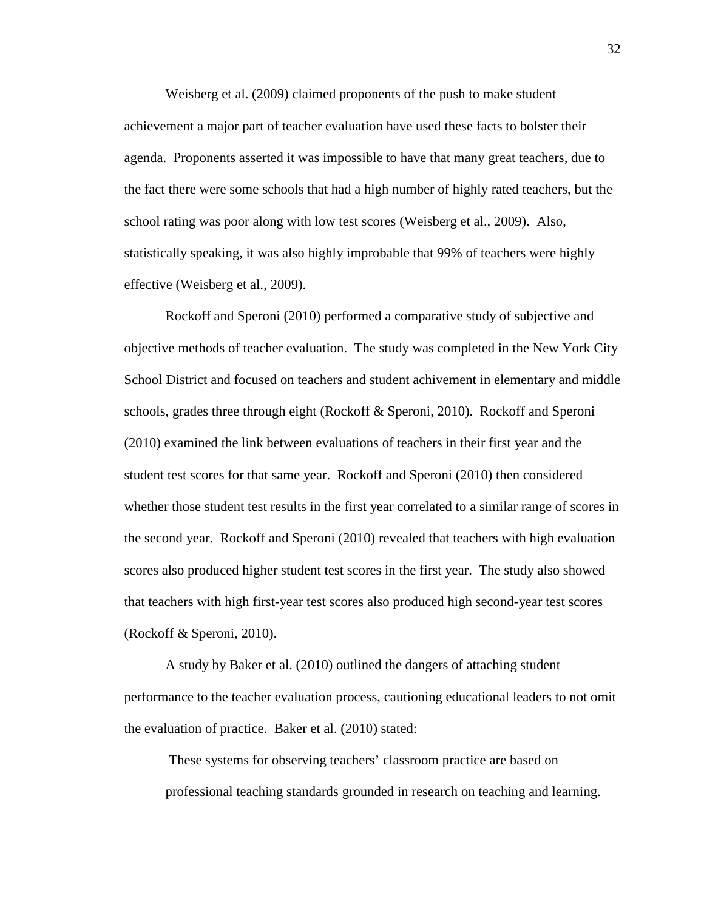Weisberg et al. (2009) claimed proponents of the push to make student achievement a major part of teacher evaluation have used these facts to bolster their agenda. Proponents asserted it was impossible to have that many great teachers, due to the fact there were some schools that had a high number of highly rated teachers, but the school rating was poor along with low test scores (Weisberg et al., 2009). Also, statistically speaking, it was also highly improbable that 99% of teachers were highly effective (Weisberg et al., 2009).

Rockoff and Speroni (2010) performed a comparative study of subjective and objective methods of teacher evaluation. The study was completed in the New York City School District and focused on teachers and student achivement in elementary and middle schools, grades three through eight (Rockoff & Speroni, 2010). Rockoff and Speroni (2010) examined the link between evaluations of teachers in their first year and the student test scores for that same year. Rockoff and Speroni (2010) then considered whether those student test results in the first year correlated to a similar range of scores in the second year. Rockoff and Speroni (2010) revealed that teachers with high evaluation scores also produced higher student test scores in the first year. The study also showed that teachers with high first-year test scores also produced high second-year test scores (Rockoff & Speroni, 2010).

A study by Baker et al. (2010) outlined the dangers of attaching student performance to the teacher evaluation process, cautioning educational leaders to not omit the evaluation of practice. Baker et al. (2010) stated:

> These systems for observing teachers' classroom practice are based on professional teaching standards grounded in research on teaching and learning.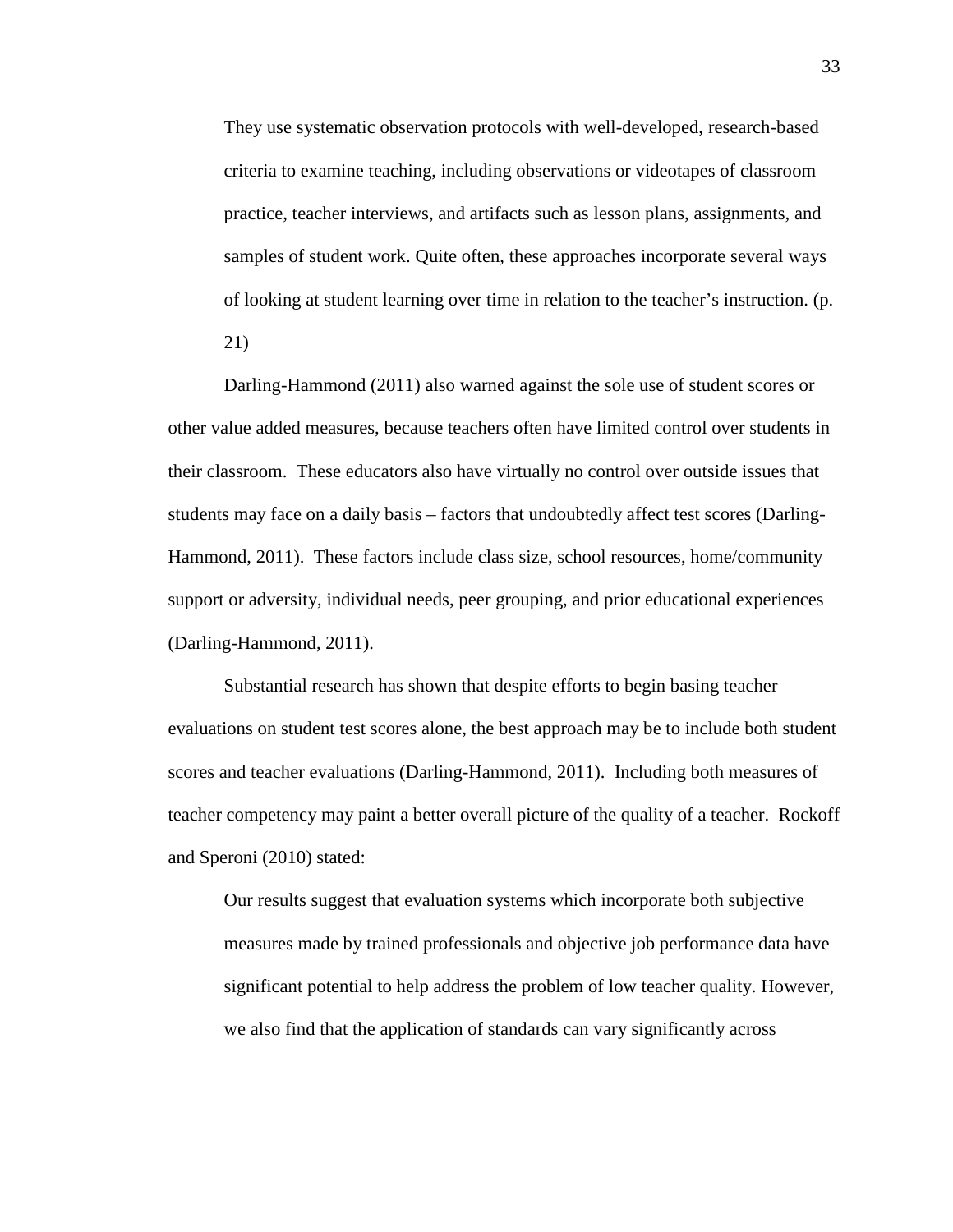> They use systematic observation protocols with well-developed, research-based criteria to examine teaching, including observations or videotapes of classroom practice, teacher interviews, and artifacts such as lesson plans, assignments, and samples of student work. Quite often, these approaches incorporate several ways of looking at student learning over time in relation to the teacher's instruction. (p. 21)

Darling-Hammond (2011) also warned against the sole use of student scores or other value added measures, because teachers often have limited control over students in their classroom. These educators also have virtually no control over outside issues that students may face on a daily basis – factors that undoubtedly affect test scores (Darling-Hammond, 2011). These factors include class size, school resources, home/community support or adversity, individual needs, peer grouping, and prior educational experiences (Darling-Hammond, 2011).

Substantial research has shown that despite efforts to begin basing teacher evaluations on student test scores alone, the best approach may be to include both student scores and teacher evaluations (Darling-Hammond, 2011). Including both measures of teacher competency may paint a better overall picture of the quality of a teacher. Rockoff and Speroni (2010) stated:

> Our results suggest that evaluation systems which incorporate both subjective measures made by trained professionals and objective job performance data have significant potential to help address the problem of low teacher quality. However, we also find that the application of standards can vary significantly across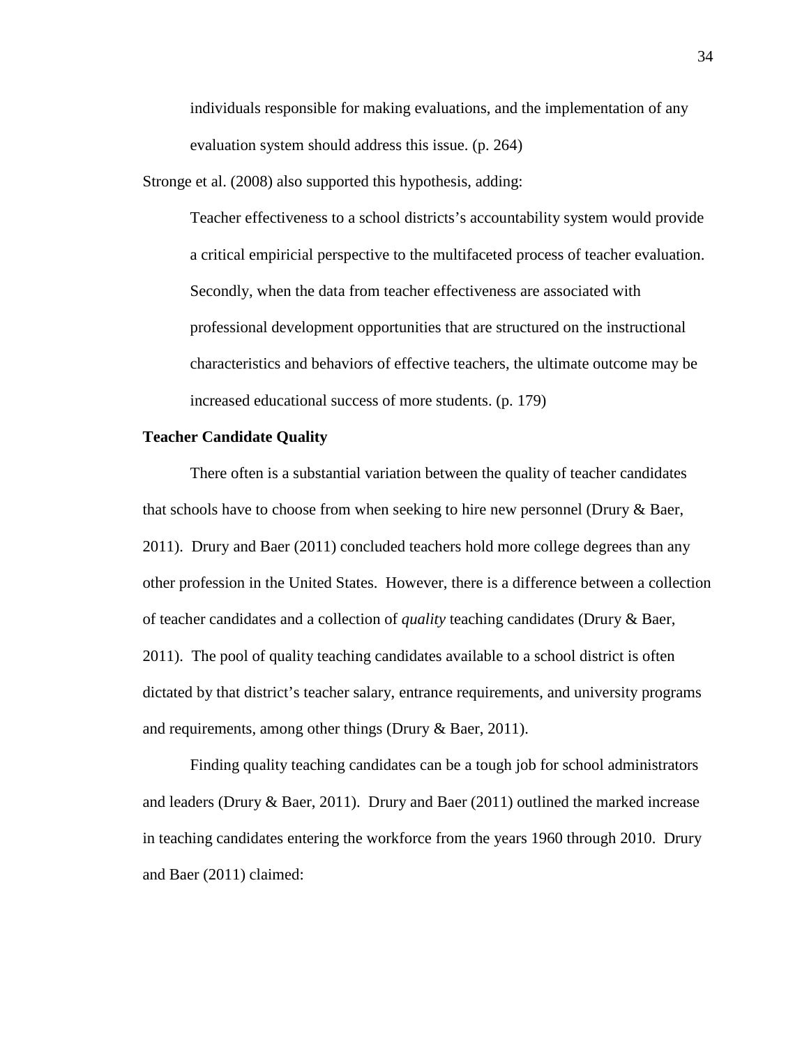> individuals responsible for making evaluations, and the implementation of any evaluation system should address this issue. (p. 264)

Stronge et al. (2008) also supported this hypothesis, adding:

> Teacher effectiveness to a school districts's accountability system would provide a critical empiricial perspective to the multifaceted process of teacher evaluation. Secondly, when the data from teacher effectiveness are associated with professional development opportunities that are structured on the instructional characteristics and behaviors of effective teachers, the ultimate outcome may be increased educational success of more students. (p. 179)

**Teacher Candidate Quality**

There often is a substantial variation between the quality of teacher candidates that schools have to choose from when seeking to hire new personnel (Drury & Baer, 2011). Drury and Baer (2011) concluded teachers hold more college degrees than any other profession in the United States. However, there is a difference between a collection of teacher candidates and a collection of *quality* teaching candidates (Drury & Baer, 2011). The pool of quality teaching candidates available to a school district is often dictated by that district's teacher salary, entrance requirements, and university programs and requirements, among other things (Drury & Baer, 2011).

Finding quality teaching candidates can be a tough job for school administrators and leaders (Drury & Baer, 2011). Drury and Baer (2011) outlined the marked increase in teaching candidates entering the workforce from the years 1960 through 2010. Drury and Baer (2011) claimed: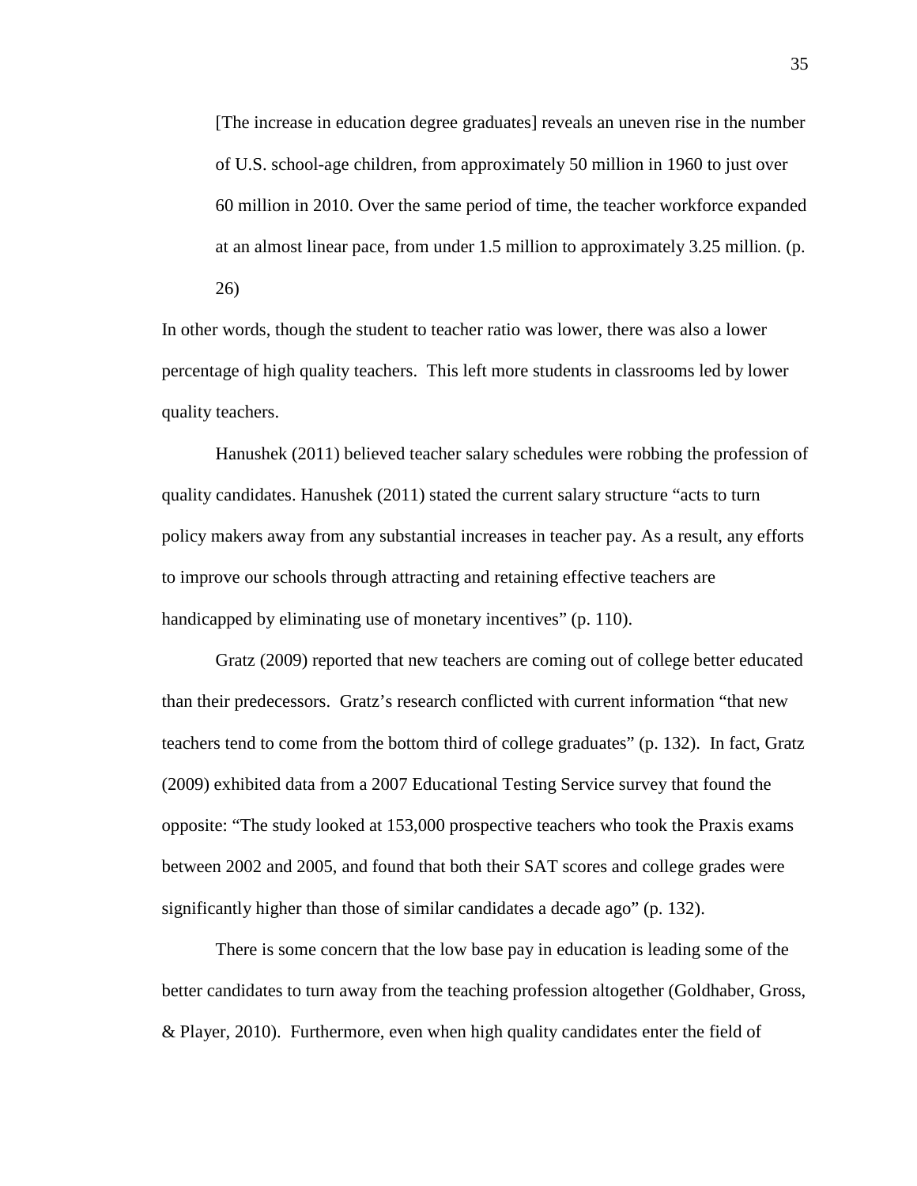> [The increase in education degree graduates] reveals an uneven rise in the number of U.S. school-age children, from approximately 50 million in 1960 to just over 60 million in 2010. Over the same period of time, the teacher workforce expanded at an almost linear pace, from under 1.5 million to approximately 3.25 million. (p. 26)

In other words, though the student to teacher ratio was lower, there was also a lower percentage of high quality teachers. This left more students in classrooms led by lower quality teachers.

Hanushek (2011) believed teacher salary schedules were robbing the profession of quality candidates. Hanushek (2011) stated the current salary structure "acts to turn policy makers away from any substantial increases in teacher pay. As a result, any efforts to improve our schools through attracting and retaining effective teachers are handicapped by eliminating use of monetary incentives" (p. 110).

Gratz (2009) reported that new teachers are coming out of college better educated than their predecessors. Gratz's research conflicted with current information "that new teachers tend to come from the bottom third of college graduates" (p. 132). In fact, Gratz (2009) exhibited data from a 2007 Educational Testing Service survey that found the opposite: "The study looked at 153,000 prospective teachers who took the Praxis exams between 2002 and 2005, and found that both their SAT scores and college grades were significantly higher than those of similar candidates a decade ago" (p. 132).

There is some concern that the low base pay in education is leading some of the better candidates to turn away from the teaching profession altogether (Goldhaber, Gross, & Player, 2010). Furthermore, even when high quality candidates enter the field of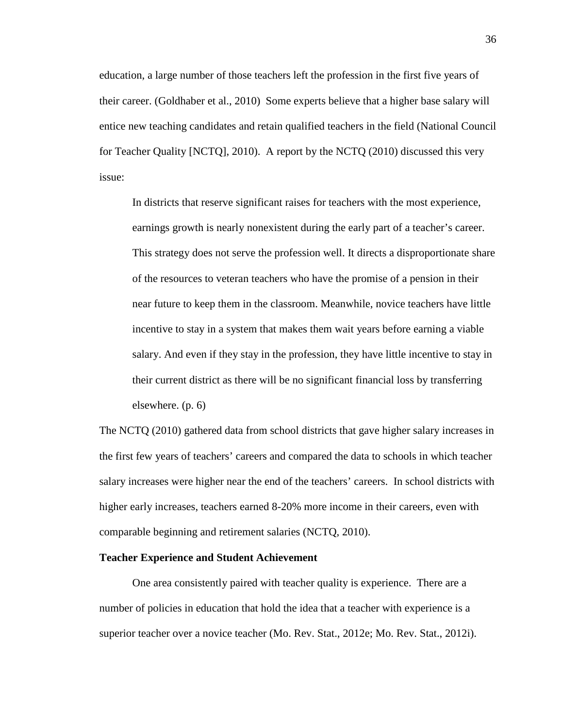education, a large number of those teachers left the profession in the first five years of their career. (Goldhaber et al., 2010) Some experts believe that a higher base salary will entice new teaching candidates and retain qualified teachers in the field (National Council for Teacher Quality [NCTQ], 2010). A report by the NCTQ (2010) discussed this very issue:

> In districts that reserve significant raises for teachers with the most experience, earnings growth is nearly nonexistent during the early part of a teacher's career. This strategy does not serve the profession well. It directs a disproportionate share of the resources to veteran teachers who have the promise of a pension in their near future to keep them in the classroom. Meanwhile, novice teachers have little incentive to stay in a system that makes them wait years before earning a viable salary. And even if they stay in the profession, they have little incentive to stay in their current district as there will be no significant financial loss by transferring elsewhere. (p. 6)

The NCTQ (2010) gathered data from school districts that gave higher salary increases in the first few years of teachers' careers and compared the data to schools in which teacher salary increases were higher near the end of the teachers' careers. In school districts with higher early increases, teachers earned 8-20% more income in their careers, even with comparable beginning and retirement salaries (NCTQ, 2010).

**Teacher Experience and Student Achievement**

One area consistently paired with teacher quality is experience. There are a number of policies in education that hold the idea that a teacher with experience is a superior teacher over a novice teacher (Mo. Rev. Stat., 2012e; Mo. Rev. Stat., 2012i).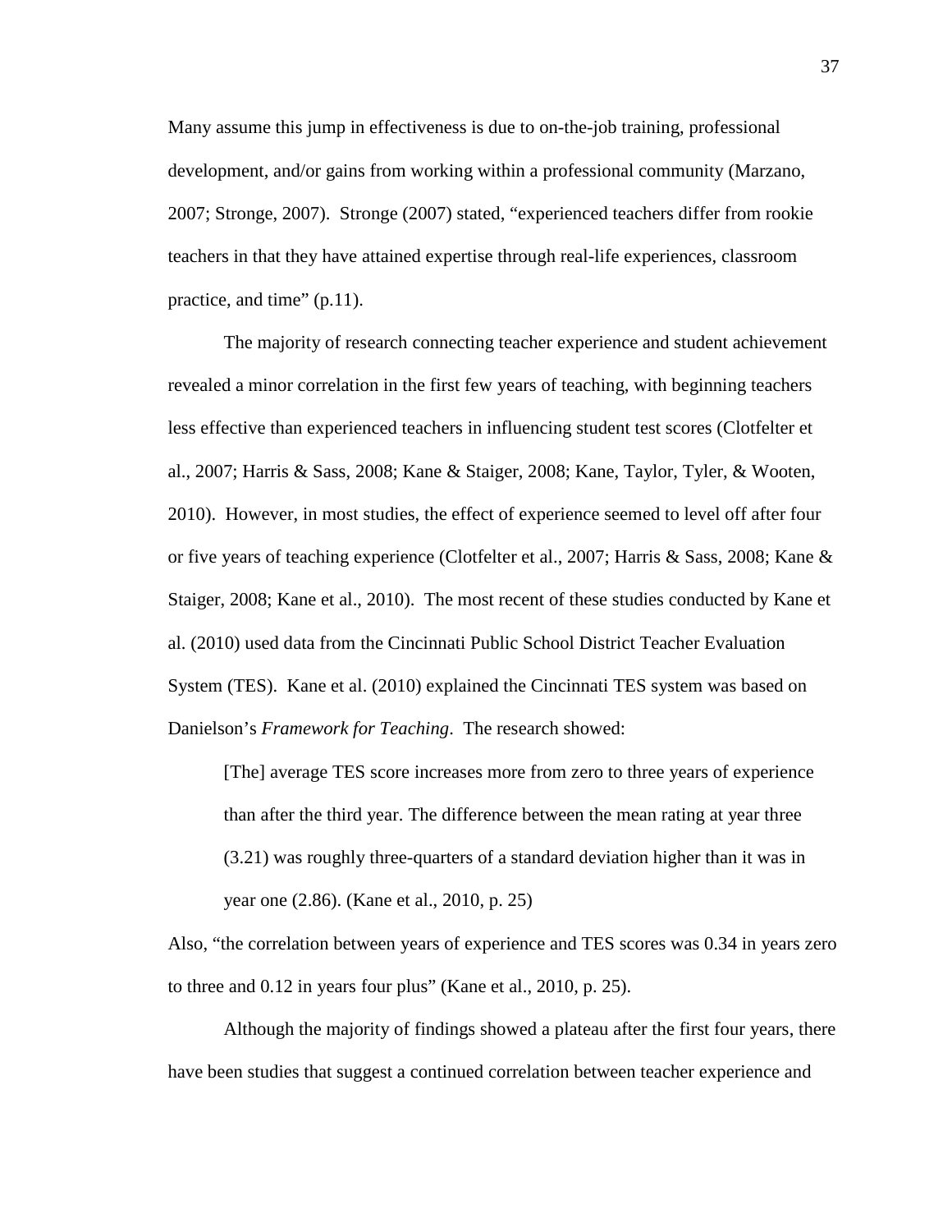Many assume this jump in effectiveness is due to on-the-job training, professional development, and/or gains from working within a professional community (Marzano, 2007; Stronge, 2007). Stronge (2007) stated, "experienced teachers differ from rookie teachers in that they have attained expertise through real-life experiences, classroom practice, and time" (p.11).

The majority of research connecting teacher experience and student achievement revealed a minor correlation in the first few years of teaching, with beginning teachers less effective than experienced teachers in influencing student test scores (Clotfelter et al., 2007; Harris & Sass, 2008; Kane & Staiger, 2008; Kane, Taylor, Tyler, & Wooten, 2010). However, in most studies, the effect of experience seemed to level off after four or five years of teaching experience (Clotfelter et al., 2007; Harris & Sass, 2008; Kane & Staiger, 2008; Kane et al., 2010). The most recent of these studies conducted by Kane et al. (2010) used data from the Cincinnati Public School District Teacher Evaluation System (TES). Kane et al. (2010) explained the Cincinnati TES system was based on Danielson's *Framework for Teaching*. The research showed:

> [The] average TES score increases more from zero to three years of experience than after the third year. The difference between the mean rating at year three (3.21) was roughly three-quarters of a standard deviation higher than it was in year one (2.86). (Kane et al., 2010, p. 25)

Also, "the correlation between years of experience and TES scores was 0.34 in years zero to three and 0.12 in years four plus" (Kane et al., 2010, p. 25).

Although the majority of findings showed a plateau after the first four years, there have been studies that suggest a continued correlation between teacher experience and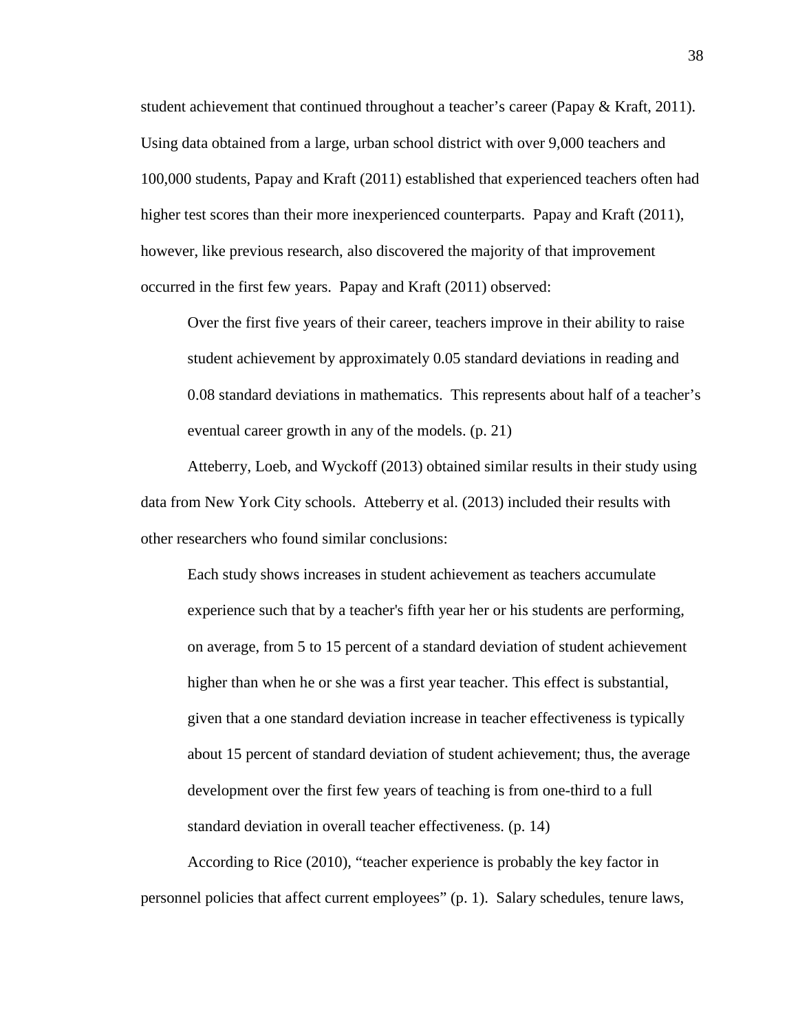student achievement that continued throughout a teacher's career (Papay & Kraft, 2011). Using data obtained from a large, urban school district with over 9,000 teachers and 100,000 students, Papay and Kraft (2011) established that experienced teachers often had higher test scores than their more inexperienced counterparts. Papay and Kraft (2011), however, like previous research, also discovered the majority of that improvement occurred in the first few years. Papay and Kraft (2011) observed:

> Over the first five years of their career, teachers improve in their ability to raise student achievement by approximately 0.05 standard deviations in reading and 0.08 standard deviations in mathematics. This represents about half of a teacher's eventual career growth in any of the models. (p. 21)

Atteberry, Loeb, and Wyckoff (2013) obtained similar results in their study using data from New York City schools. Atteberry et al. (2013) included their results with other researchers who found similar conclusions:

> Each study shows increases in student achievement as teachers accumulate experience such that by a teacher's fifth year her or his students are performing, on average, from 5 to 15 percent of a standard deviation of student achievement higher than when he or she was a first year teacher. This effect is substantial, given that a one standard deviation increase in teacher effectiveness is typically about 15 percent of standard deviation of student achievement; thus, the average development over the first few years of teaching is from one-third to a full standard deviation in overall teacher effectiveness. (p. 14)

According to Rice (2010), "teacher experience is probably the key factor in personnel policies that affect current employees" (p. 1). Salary schedules, tenure laws,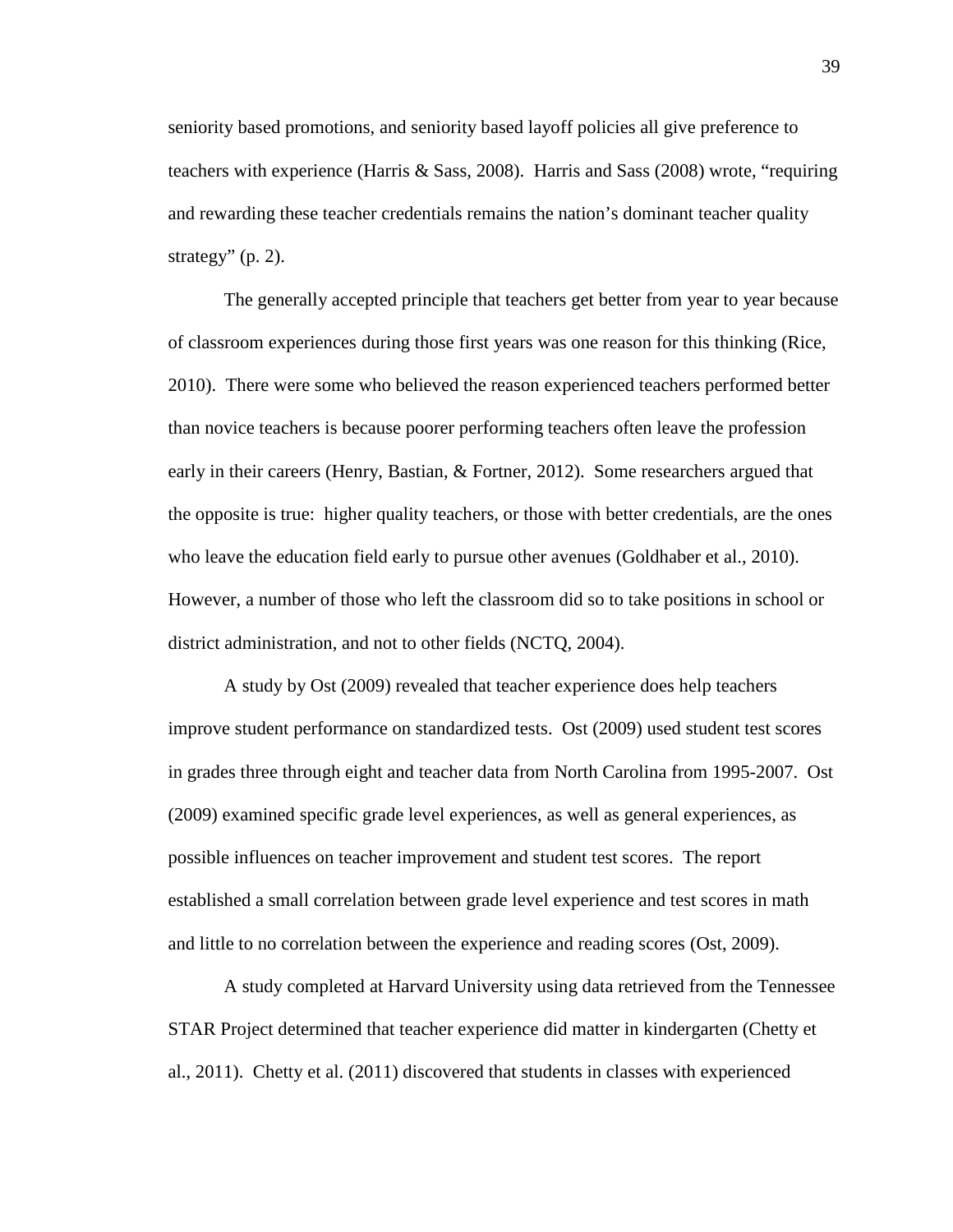seniority based promotions, and seniority based layoff policies all give preference to teachers with experience (Harris & Sass, 2008). Harris and Sass (2008) wrote, "requiring and rewarding these teacher credentials remains the nation's dominant teacher quality strategy" (p. 2).

The generally accepted principle that teachers get better from year to year because of classroom experiences during those first years was one reason for this thinking (Rice, 2010). There were some who believed the reason experienced teachers performed better than novice teachers is because poorer performing teachers often leave the profession early in their careers (Henry, Bastian, & Fortner, 2012). Some researchers argued that the opposite is true: higher quality teachers, or those with better credentials, are the ones who leave the education field early to pursue other avenues (Goldhaber et al., 2010). However, a number of those who left the classroom did so to take positions in school or district administration, and not to other fields (NCTQ, 2004).

A study by Ost (2009) revealed that teacher experience does help teachers improve student performance on standardized tests. Ost (2009) used student test scores in grades three through eight and teacher data from North Carolina from 1995-2007. Ost (2009) examined specific grade level experiences, as well as general experiences, as possible influences on teacher improvement and student test scores. The report established a small correlation between grade level experience and test scores in math and little to no correlation between the experience and reading scores (Ost, 2009).

A study completed at Harvard University using data retrieved from the Tennessee STAR Project determined that teacher experience did matter in kindergarten (Chetty et al., 2011). Chetty et al. (2011) discovered that students in classes with experienced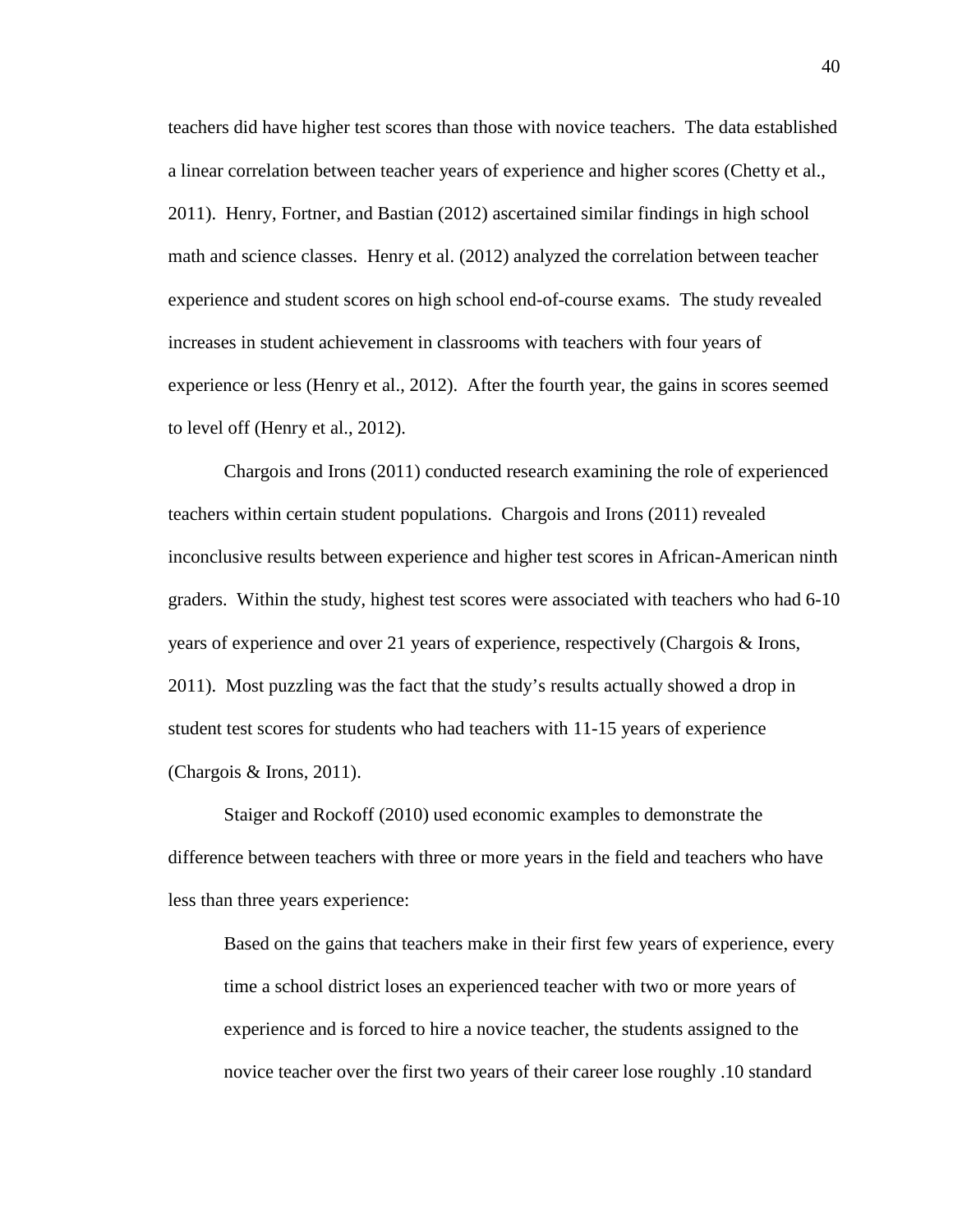teachers did have higher test scores than those with novice teachers. The data established a linear correlation between teacher years of experience and higher scores (Chetty et al., 2011). Henry, Fortner, and Bastian (2012) ascertained similar findings in high school math and science classes. Henry et al. (2012) analyzed the correlation between teacher experience and student scores on high school end-of-course exams. The study revealed increases in student achievement in classrooms with teachers with four years of experience or less (Henry et al., 2012). After the fourth year, the gains in scores seemed to level off (Henry et al., 2012).

Chargois and Irons (2011) conducted research examining the role of experienced teachers within certain student populations. Chargois and Irons (2011) revealed inconclusive results between experience and higher test scores in African-American ninth graders. Within the study, highest test scores were associated with teachers who had 6-10 years of experience and over 21 years of experience, respectively (Chargois & Irons, 2011). Most puzzling was the fact that the study's results actually showed a drop in student test scores for students who had teachers with 11-15 years of experience (Chargois & Irons, 2011).

Staiger and Rockoff (2010) used economic examples to demonstrate the difference between teachers with three or more years in the field and teachers who have less than three years experience:

> Based on the gains that teachers make in their first few years of experience, every time a school district loses an experienced teacher with two or more years of experience and is forced to hire a novice teacher, the students assigned to the novice teacher over the first two years of their career lose roughly .10 standard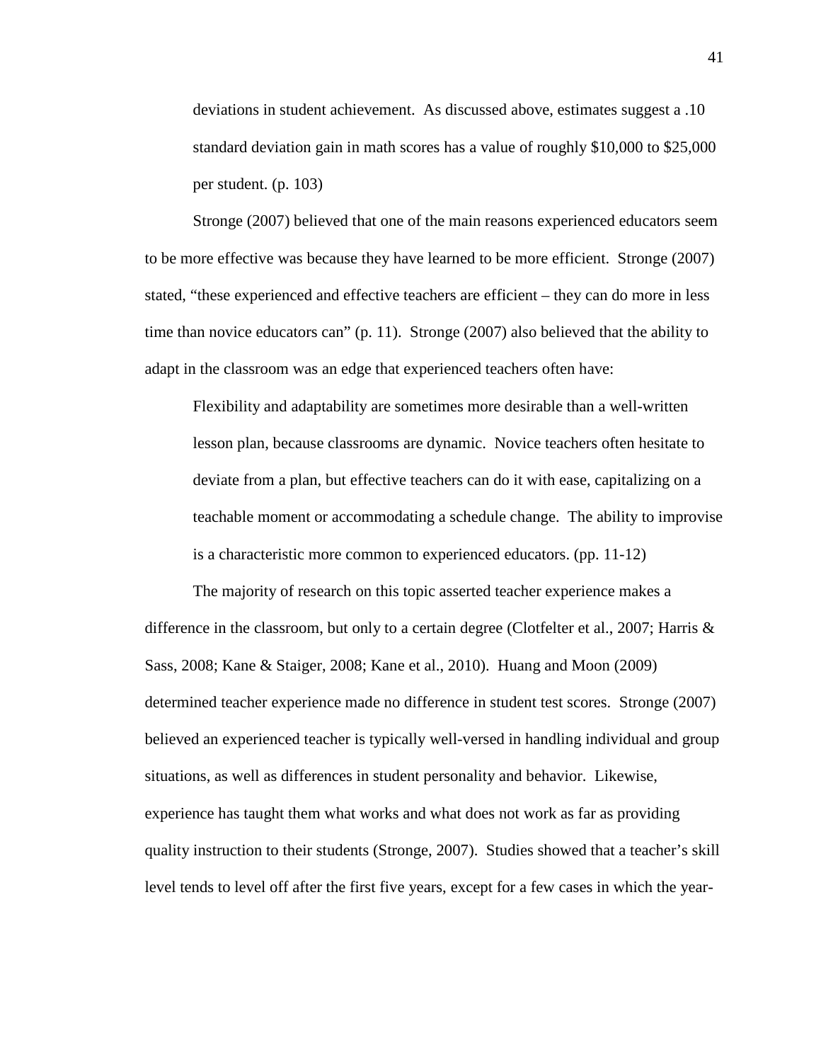> deviations in student achievement. As discussed above, estimates suggest a .10 standard deviation gain in math scores has a value of roughly $10,000 to $25,000 per student. (p. 103)

Stronge (2007) believed that one of the main reasons experienced educators seem to be more effective was because they have learned to be more efficient. Stronge (2007) stated, "these experienced and effective teachers are efficient – they can do more in less time than novice educators can" (p. 11). Stronge (2007) also believed that the ability to adapt in the classroom was an edge that experienced teachers often have:

> Flexibility and adaptability are sometimes more desirable than a well-written lesson plan, because classrooms are dynamic. Novice teachers often hesitate to deviate from a plan, but effective teachers can do it with ease, capitalizing on a teachable moment or accommodating a schedule change. The ability to improvise is a characteristic more common to experienced educators. (pp. 11-12)

The majority of research on this topic asserted teacher experience makes a difference in the classroom, but only to a certain degree (Clotfelter et al., 2007; Harris & Sass, 2008; Kane & Staiger, 2008; Kane et al., 2010). Huang and Moon (2009) determined teacher experience made no difference in student test scores. Stronge (2007) believed an experienced teacher is typically well-versed in handling individual and group situations, as well as differences in student personality and behavior. Likewise, experience has taught them what works and what does not work as far as providing quality instruction to their students (Stronge, 2007). Studies showed that a teacher's skill level tends to level off after the first five years, except for a few cases in which the year-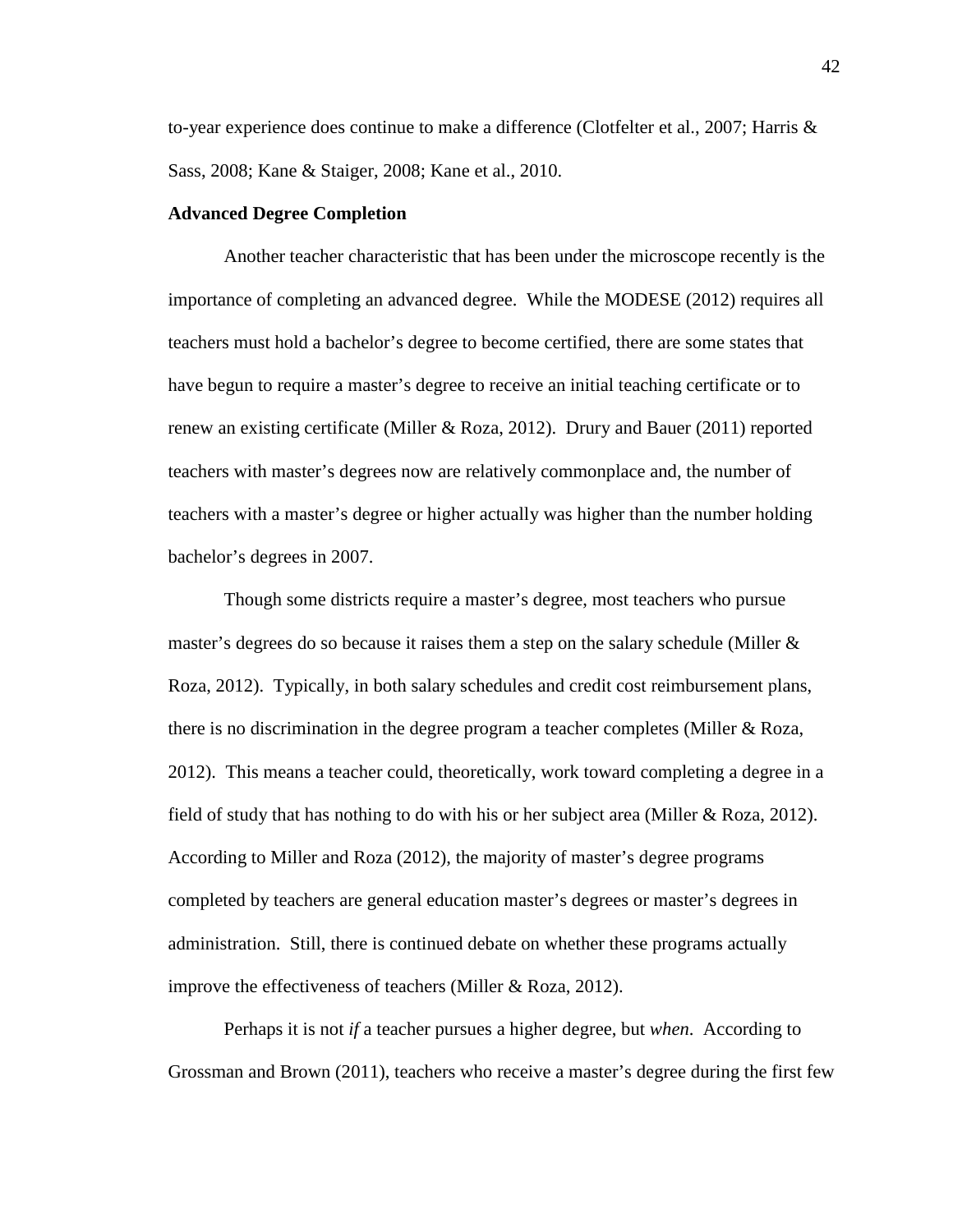to-year experience does continue to make a difference (Clotfelter et al., 2007; Harris & Sass, 2008; Kane & Staiger, 2008; Kane et al., 2010.

**Advanced Degree Completion**

Another teacher characteristic that has been under the microscope recently is the importance of completing an advanced degree. While the MODESE (2012) requires all teachers must hold a bachelor's degree to become certified, there are some states that have begun to require a master's degree to receive an initial teaching certificate or to renew an existing certificate (Miller & Roza, 2012). Drury and Bauer (2011) reported teachers with master's degrees now are relatively commonplace and, the number of teachers with a master's degree or higher actually was higher than the number holding bachelor's degrees in 2007.

Though some districts require a master's degree, most teachers who pursue master's degrees do so because it raises them a step on the salary schedule (Miller & Roza, 2012). Typically, in both salary schedules and credit cost reimbursement plans, there is no discrimination in the degree program a teacher completes (Miller & Roza, 2012). This means a teacher could, theoretically, work toward completing a degree in a field of study that has nothing to do with his or her subject area (Miller & Roza, 2012). According to Miller and Roza (2012), the majority of master's degree programs completed by teachers are general education master's degrees or master's degrees in administration. Still, there is continued debate on whether these programs actually improve the effectiveness of teachers (Miller & Roza, 2012).

Perhaps it is not *if* a teacher pursues a higher degree, but *when*. According to Grossman and Brown (2011), teachers who receive a master's degree during the first few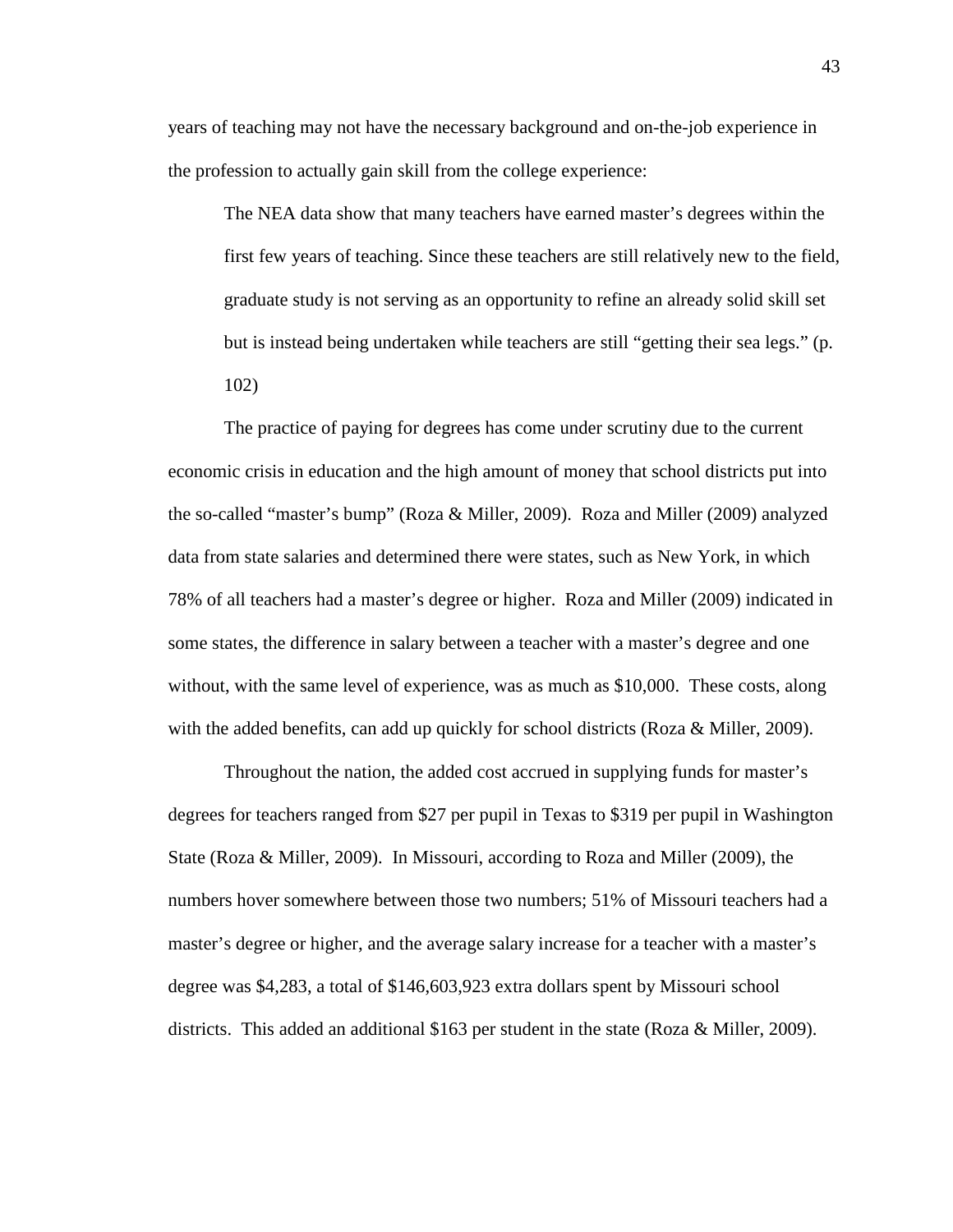years of teaching may not have the necessary background and on-the-job experience in the profession to actually gain skill from the college experience:

> The NEA data show that many teachers have earned master's degrees within the first few years of teaching. Since these teachers are still relatively new to the field, graduate study is not serving as an opportunity to refine an already solid skill set but is instead being undertaken while teachers are still "getting their sea legs." (p. 102)

The practice of paying for degrees has come under scrutiny due to the current economic crisis in education and the high amount of money that school districts put into the so-called "master's bump" (Roza & Miller, 2009). Roza and Miller (2009) analyzed data from state salaries and determined there were states, such as New York, in which 78% of all teachers had a master's degree or higher. Roza and Miller (2009) indicated in some states, the difference in salary between a teacher with a master's degree and one without, with the same level of experience, was as much as $10,000. These costs, along with the added benefits, can add up quickly for school districts (Roza & Miller, 2009).

Throughout the nation, the added cost accrued in supplying funds for master's degrees for teachers ranged from $27 per pupil in Texas to $319 per pupil in Washington State (Roza & Miller, 2009). In Missouri, according to Roza and Miller (2009), the numbers hover somewhere between those two numbers; 51% of Missouri teachers had a master's degree or higher, and the average salary increase for a teacher with a master's degree was $4,283, a total of $146,603,923 extra dollars spent by Missouri school districts. This added an additional $163 per student in the state (Roza & Miller, 2009).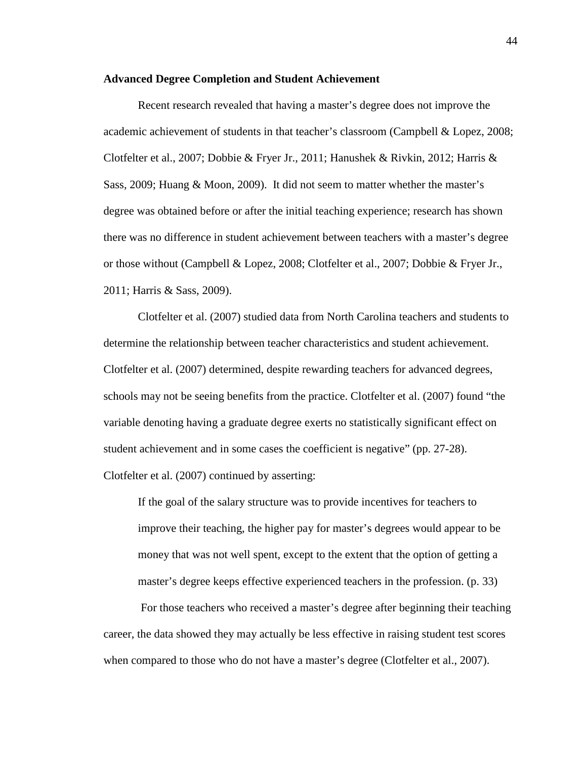**Advanced Degree Completion and Student Achievement**

Recent research revealed that having a master's degree does not improve the academic achievement of students in that teacher's classroom (Campbell & Lopez, 2008; Clotfelter et al., 2007; Dobbie & Fryer Jr., 2011; Hanushek & Rivkin, 2012; Harris & Sass, 2009; Huang & Moon, 2009). It did not seem to matter whether the master's degree was obtained before or after the initial teaching experience; research has shown there was no difference in student achievement between teachers with a master's degree or those without (Campbell & Lopez, 2008; Clotfelter et al., 2007; Dobbie & Fryer Jr., 2011; Harris & Sass, 2009).

Clotfelter et al. (2007) studied data from North Carolina teachers and students to determine the relationship between teacher characteristics and student achievement. Clotfelter et al. (2007) determined, despite rewarding teachers for advanced degrees, schools may not be seeing benefits from the practice. Clotfelter et al. (2007) found "the variable denoting having a graduate degree exerts no statistically significant effect on student achievement and in some cases the coefficient is negative" (pp. 27-28). Clotfelter et al. (2007) continued by asserting:

> If the goal of the salary structure was to provide incentives for teachers to improve their teaching, the higher pay for master's degrees would appear to be money that was not well spent, except to the extent that the option of getting a master's degree keeps effective experienced teachers in the profession. (p. 33)

For those teachers who received a master's degree after beginning their teaching career, the data showed they may actually be less effective in raising student test scores when compared to those who do not have a master's degree (Clotfelter et al., 2007).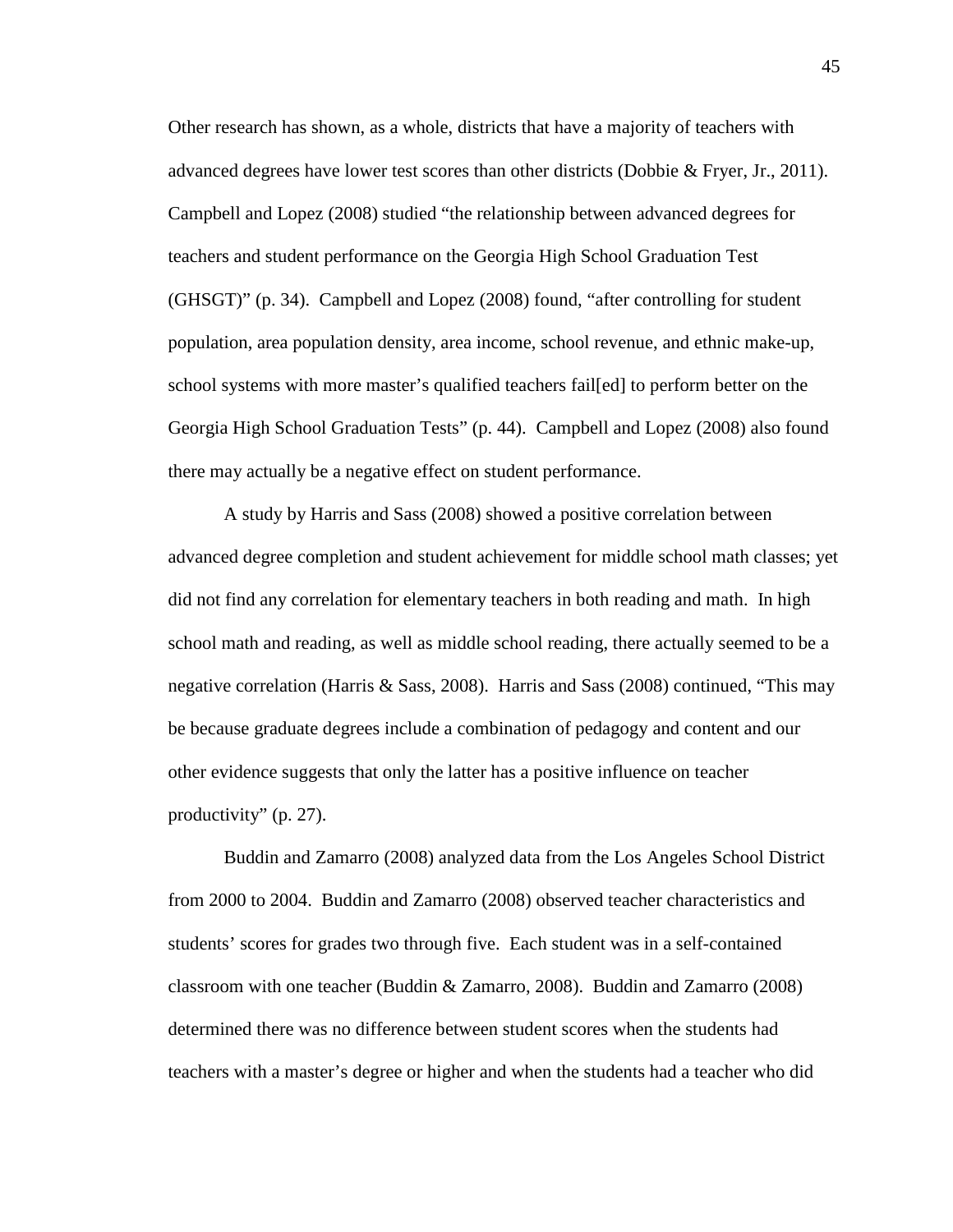Other research has shown, as a whole, districts that have a majority of teachers with advanced degrees have lower test scores than other districts (Dobbie & Fryer, Jr., 2011). Campbell and Lopez (2008) studied "the relationship between advanced degrees for teachers and student performance on the Georgia High School Graduation Test (GHSGT)" (p. 34). Campbell and Lopez (2008) found, "after controlling for student population, area population density, area income, school revenue, and ethnic make-up, school systems with more master's qualified teachers fail[ed] to perform better on the Georgia High School Graduation Tests" (p. 44). Campbell and Lopez (2008) also found there may actually be a negative effect on student performance.

A study by Harris and Sass (2008) showed a positive correlation between advanced degree completion and student achievement for middle school math classes; yet did not find any correlation for elementary teachers in both reading and math. In high school math and reading, as well as middle school reading, there actually seemed to be a negative correlation (Harris & Sass, 2008). Harris and Sass (2008) continued, "This may be because graduate degrees include a combination of pedagogy and content and our other evidence suggests that only the latter has a positive influence on teacher productivity" (p. 27).

Buddin and Zamarro (2008) analyzed data from the Los Angeles School District from 2000 to 2004. Buddin and Zamarro (2008) observed teacher characteristics and students' scores for grades two through five. Each student was in a self-contained classroom with one teacher (Buddin & Zamarro, 2008). Buddin and Zamarro (2008) determined there was no difference between student scores when the students had teachers with a master's degree or higher and when the students had a teacher who did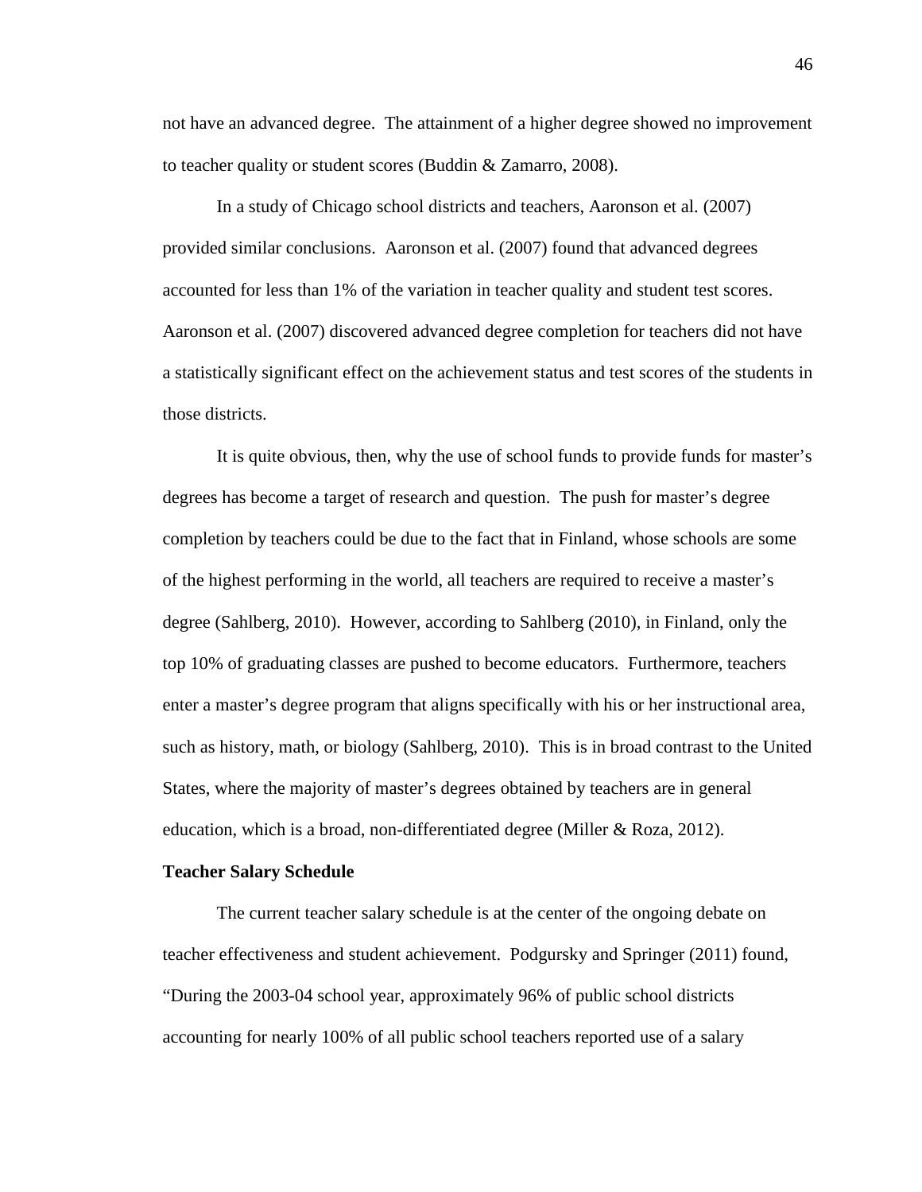not have an advanced degree. The attainment of a higher degree showed no improvement to teacher quality or student scores (Buddin & Zamarro, 2008).

In a study of Chicago school districts and teachers, Aaronson et al. (2007) provided similar conclusions. Aaronson et al. (2007) found that advanced degrees accounted for less than 1% of the variation in teacher quality and student test scores. Aaronson et al. (2007) discovered advanced degree completion for teachers did not have a statistically significant effect on the achievement status and test scores of the students in those districts.

It is quite obvious, then, why the use of school funds to provide funds for master's degrees has become a target of research and question. The push for master's degree completion by teachers could be due to the fact that in Finland, whose schools are some of the highest performing in the world, all teachers are required to receive a master's degree (Sahlberg, 2010). However, according to Sahlberg (2010), in Finland, only the top 10% of graduating classes are pushed to become educators. Furthermore, teachers enter a master's degree program that aligns specifically with his or her instructional area, such as history, math, or biology (Sahlberg, 2010). This is in broad contrast to the United States, where the majority of master's degrees obtained by teachers are in general education, which is a broad, non-differentiated degree (Miller & Roza, 2012).

**Teacher Salary Schedule**

The current teacher salary schedule is at the center of the ongoing debate on teacher effectiveness and student achievement. Podgursky and Springer (2011) found, "During the 2003-04 school year, approximately 96% of public school districts accounting for nearly 100% of all public school teachers reported use of a salary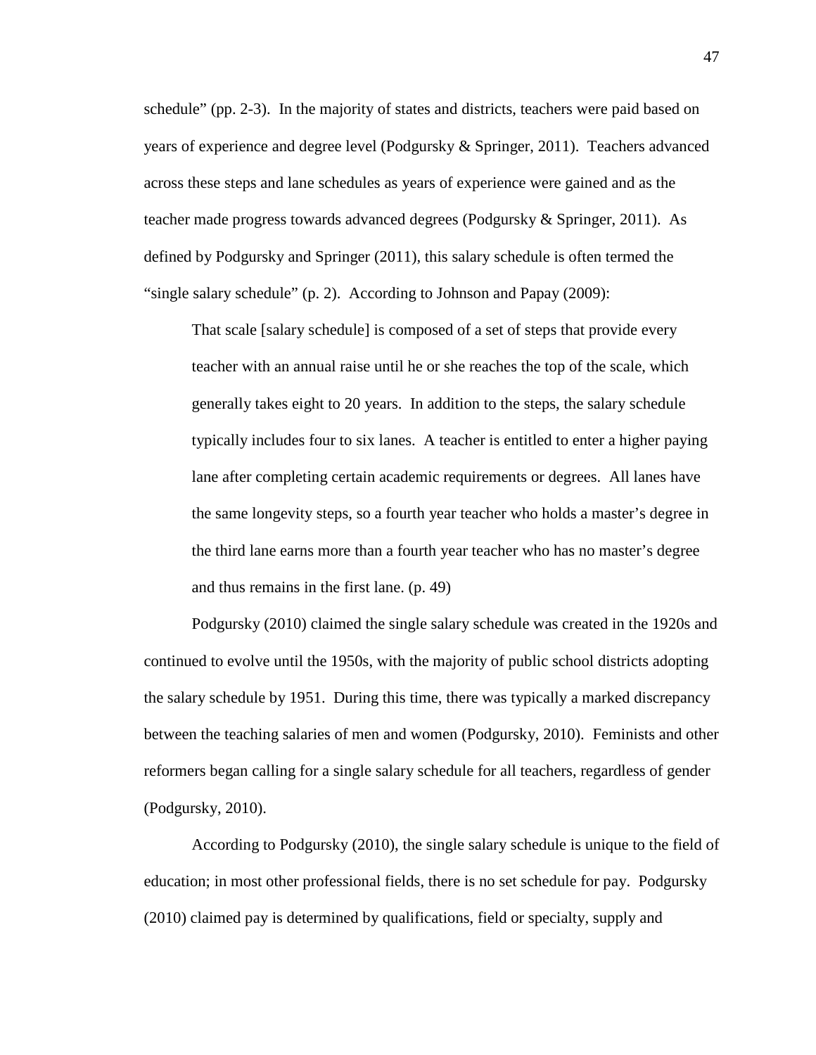schedule" (pp. 2-3). In the majority of states and districts, teachers were paid based on years of experience and degree level (Podgursky & Springer, 2011). Teachers advanced across these steps and lane schedules as years of experience were gained and as the teacher made progress towards advanced degrees (Podgursky & Springer, 2011). As defined by Podgursky and Springer (2011), this salary schedule is often termed the "single salary schedule" (p. 2). According to Johnson and Papay (2009):

> That scale [salary schedule] is composed of a set of steps that provide every teacher with an annual raise until he or she reaches the top of the scale, which generally takes eight to 20 years. In addition to the steps, the salary schedule typically includes four to six lanes. A teacher is entitled to enter a higher paying lane after completing certain academic requirements or degrees. All lanes have the same longevity steps, so a fourth year teacher who holds a master's degree in the third lane earns more than a fourth year teacher who has no master's degree and thus remains in the first lane. (p. 49)

Podgursky (2010) claimed the single salary schedule was created in the 1920s and continued to evolve until the 1950s, with the majority of public school districts adopting the salary schedule by 1951. During this time, there was typically a marked discrepancy between the teaching salaries of men and women (Podgursky, 2010). Feminists and other reformers began calling for a single salary schedule for all teachers, regardless of gender (Podgursky, 2010).

According to Podgursky (2010), the single salary schedule is unique to the field of education; in most other professional fields, there is no set schedule for pay. Podgursky (2010) claimed pay is determined by qualifications, field or specialty, supply and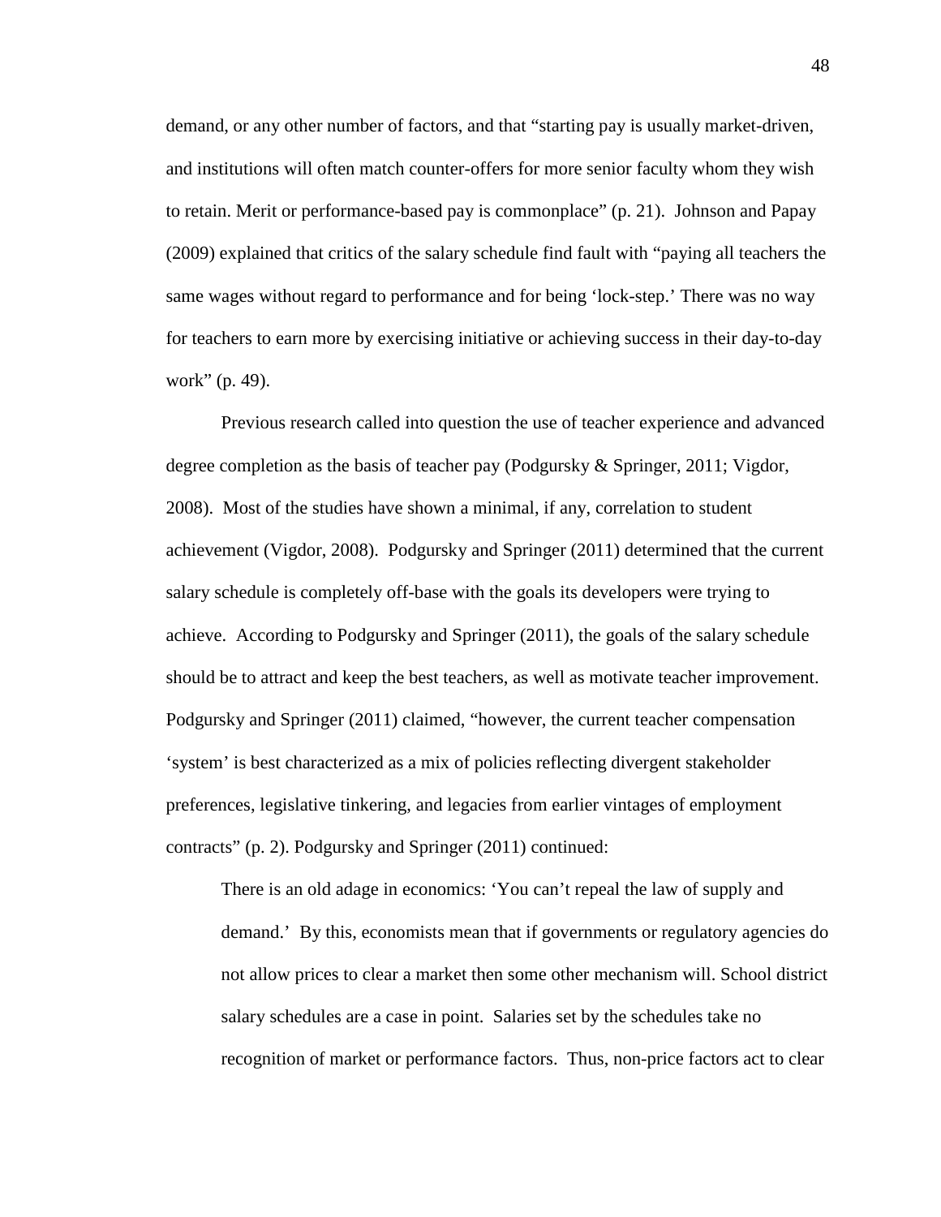demand, or any other number of factors, and that "starting pay is usually market-driven, and institutions will often match counter-offers for more senior faculty whom they wish to retain. Merit or performance-based pay is commonplace" (p. 21). Johnson and Papay (2009) explained that critics of the salary schedule find fault with "paying all teachers the same wages without regard to performance and for being 'lock-step.' There was no way for teachers to earn more by exercising initiative or achieving success in their day-to-day work" (p. 49).

Previous research called into question the use of teacher experience and advanced degree completion as the basis of teacher pay (Podgursky & Springer, 2011; Vigdor, 2008). Most of the studies have shown a minimal, if any, correlation to student achievement (Vigdor, 2008). Podgursky and Springer (2011) determined that the current salary schedule is completely off-base with the goals its developers were trying to achieve. According to Podgursky and Springer (2011), the goals of the salary schedule should be to attract and keep the best teachers, as well as motivate teacher improvement. Podgursky and Springer (2011) claimed, "however, the current teacher compensation 'system' is best characterized as a mix of policies reflecting divergent stakeholder preferences, legislative tinkering, and legacies from earlier vintages of employment contracts" (p. 2). Podgursky and Springer (2011) continued:

> There is an old adage in economics: 'You can't repeal the law of supply and demand.' By this, economists mean that if governments or regulatory agencies do not allow prices to clear a market then some other mechanism will. School district salary schedules are a case in point. Salaries set by the schedules take no recognition of market or performance factors. Thus, non-price factors act to clear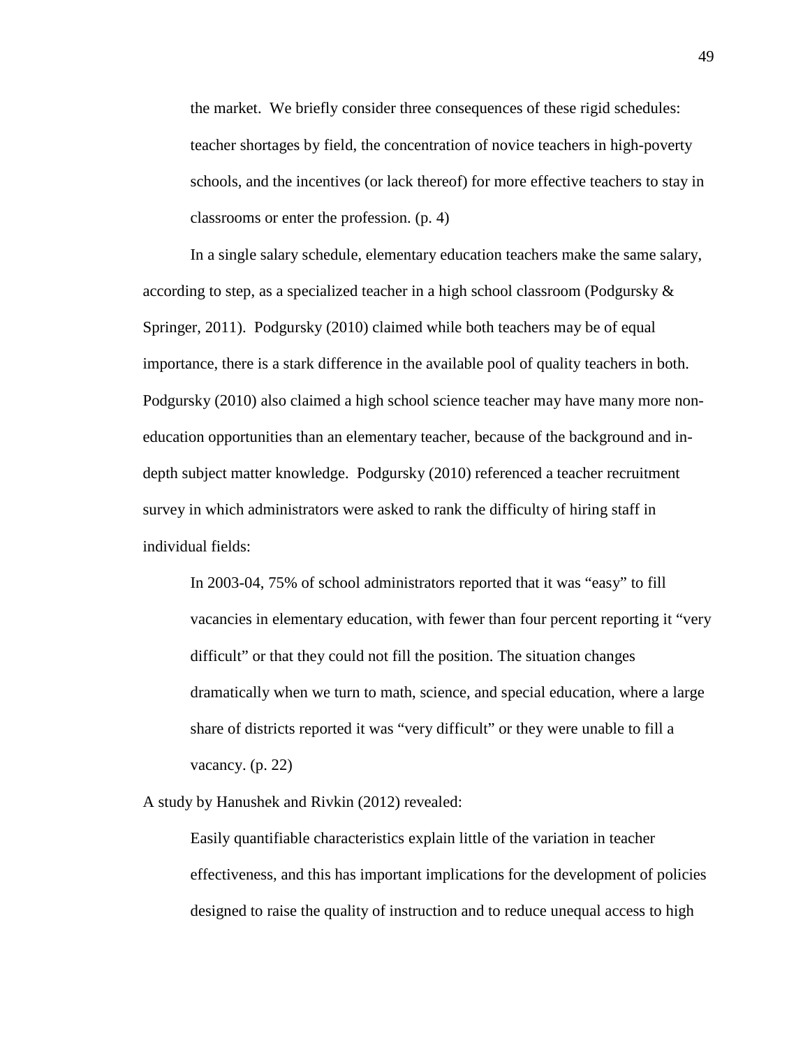> the market. We briefly consider three consequences of these rigid schedules: teacher shortages by field, the concentration of novice teachers in high-poverty schools, and the incentives (or lack thereof) for more effective teachers to stay in classrooms or enter the profession. (p. 4)

In a single salary schedule, elementary education teachers make the same salary, according to step, as a specialized teacher in a high school classroom (Podgursky & Springer, 2011). Podgursky (2010) claimed while both teachers may be of equal importance, there is a stark difference in the available pool of quality teachers in both. Podgursky (2010) also claimed a high school science teacher may have many more non-education opportunities than an elementary teacher, because of the background and in-depth subject matter knowledge. Podgursky (2010) referenced a teacher recruitment survey in which administrators were asked to rank the difficulty of hiring staff in individual fields:

> In 2003-04, 75% of school administrators reported that it was "easy" to fill vacancies in elementary education, with fewer than four percent reporting it "very difficult" or that they could not fill the position. The situation changes dramatically when we turn to math, science, and special education, where a large share of districts reported it was "very difficult" or they were unable to fill a vacancy. (p. 22)

A study by Hanushek and Rivkin (2012) revealed:

> Easily quantifiable characteristics explain little of the variation in teacher effectiveness, and this has important implications for the development of policies designed to raise the quality of instruction and to reduce unequal access to high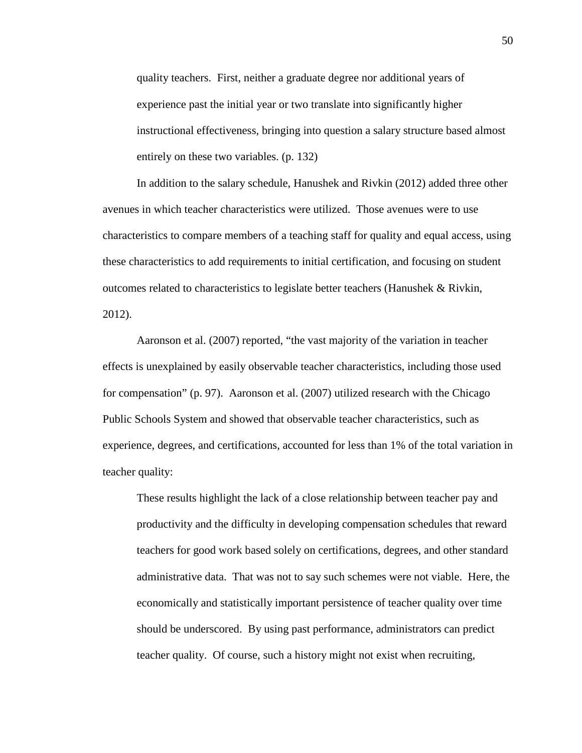> quality teachers. First, neither a graduate degree nor additional years of experience past the initial year or two translate into significantly higher instructional effectiveness, bringing into question a salary structure based almost entirely on these two variables. (p. 132)

In addition to the salary schedule, Hanushek and Rivkin (2012) added three other avenues in which teacher characteristics were utilized. Those avenues were to use characteristics to compare members of a teaching staff for quality and equal access, using these characteristics to add requirements to initial certification, and focusing on student outcomes related to characteristics to legislate better teachers (Hanushek & Rivkin, 2012).

Aaronson et al. (2007) reported, "the vast majority of the variation in teacher effects is unexplained by easily observable teacher characteristics, including those used for compensation" (p. 97). Aaronson et al. (2007) utilized research with the Chicago Public Schools System and showed that observable teacher characteristics, such as experience, degrees, and certifications, accounted for less than 1% of the total variation in teacher quality:

> These results highlight the lack of a close relationship between teacher pay and productivity and the difficulty in developing compensation schedules that reward teachers for good work based solely on certifications, degrees, and other standard administrative data. That was not to say such schemes were not viable. Here, the economically and statistically important persistence of teacher quality over time should be underscored. By using past performance, administrators can predict teacher quality. Of course, such a history might not exist when recruiting,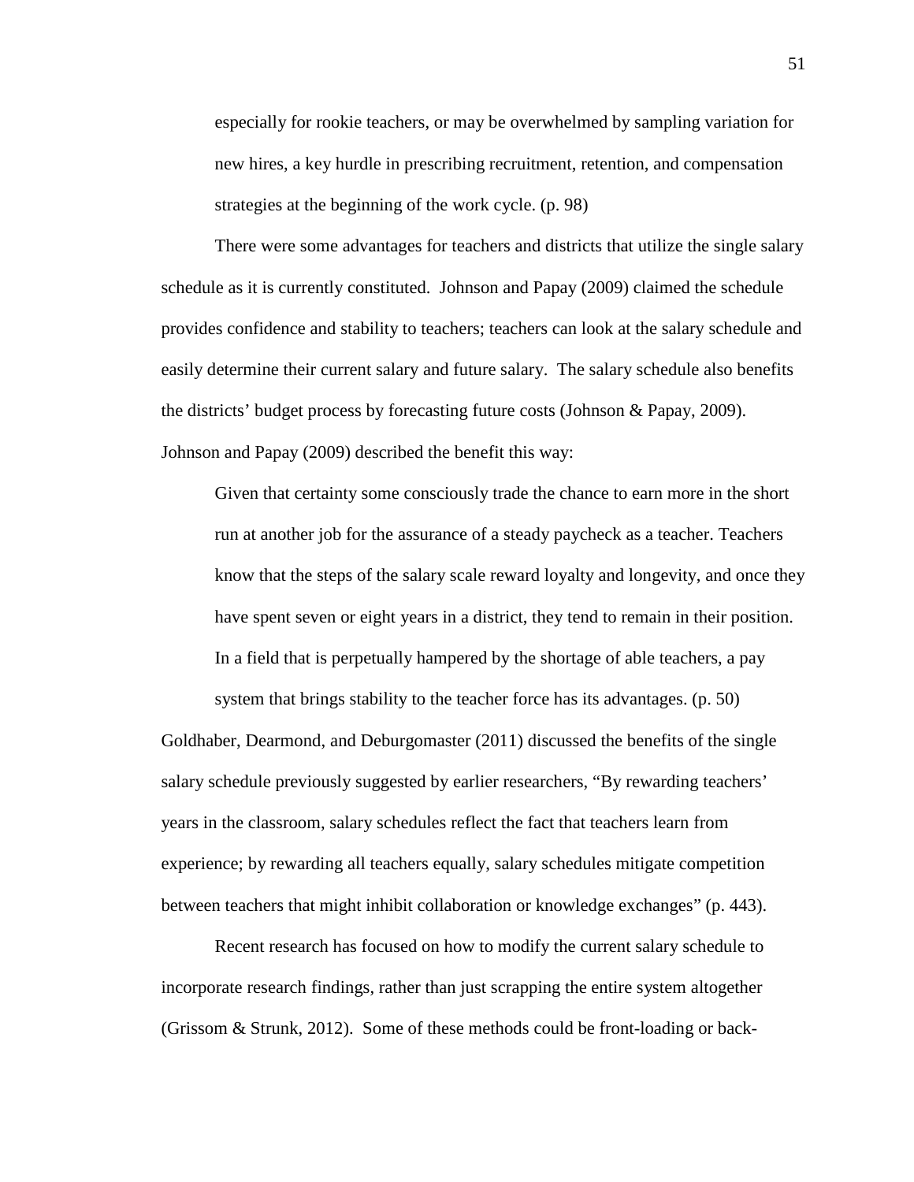> especially for rookie teachers, or may be overwhelmed by sampling variation for new hires, a key hurdle in prescribing recruitment, retention, and compensation strategies at the beginning of the work cycle. (p. 98)

There were some advantages for teachers and districts that utilize the single salary schedule as it is currently constituted. Johnson and Papay (2009) claimed the schedule provides confidence and stability to teachers; teachers can look at the salary schedule and easily determine their current salary and future salary. The salary schedule also benefits the districts' budget process by forecasting future costs (Johnson & Papay, 2009). Johnson and Papay (2009) described the benefit this way:

> Given that certainty some consciously trade the chance to earn more in the short run at another job for the assurance of a steady paycheck as a teacher. Teachers know that the steps of the salary scale reward loyalty and longevity, and once they have spent seven or eight years in a district, they tend to remain in their position. In a field that is perpetually hampered by the shortage of able teachers, a pay system that brings stability to the teacher force has its advantages. (p. 50)

Goldhaber, Dearmond, and Deburgomaster (2011) discussed the benefits of the single salary schedule previously suggested by earlier researchers, "By rewarding teachers' years in the classroom, salary schedules reflect the fact that teachers learn from experience; by rewarding all teachers equally, salary schedules mitigate competition between teachers that might inhibit collaboration or knowledge exchanges" (p. 443).

Recent research has focused on how to modify the current salary schedule to incorporate research findings, rather than just scrapping the entire system altogether (Grissom & Strunk, 2012). Some of these methods could be front-loading or back-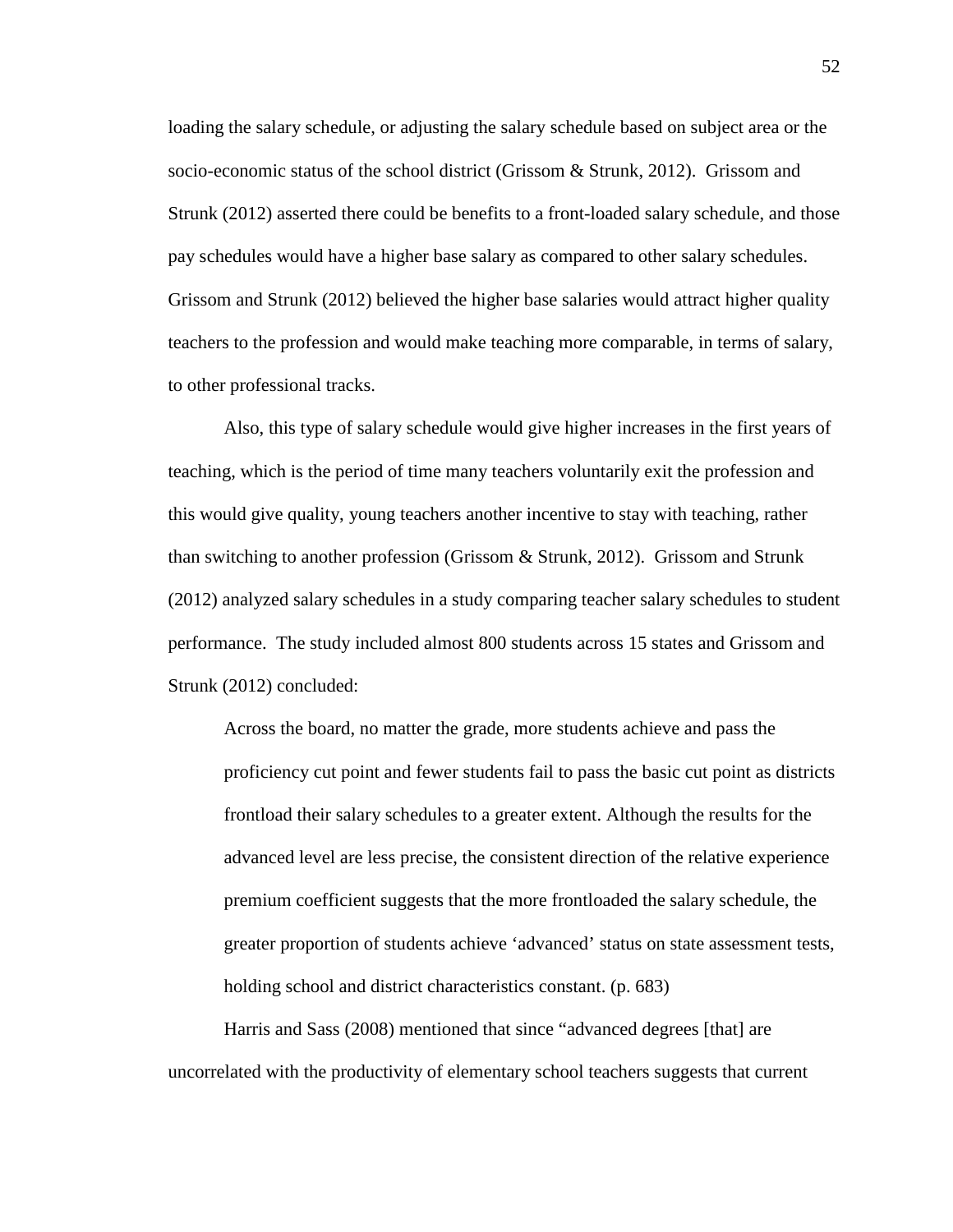loading the salary schedule, or adjusting the salary schedule based on subject area or the socio-economic status of the school district (Grissom & Strunk, 2012). Grissom and Strunk (2012) asserted there could be benefits to a front-loaded salary schedule, and those pay schedules would have a higher base salary as compared to other salary schedules. Grissom and Strunk (2012) believed the higher base salaries would attract higher quality teachers to the profession and would make teaching more comparable, in terms of salary, to other professional tracks.

Also, this type of salary schedule would give higher increases in the first years of teaching, which is the period of time many teachers voluntarily exit the profession and this would give quality, young teachers another incentive to stay with teaching, rather than switching to another profession (Grissom & Strunk, 2012). Grissom and Strunk (2012) analyzed salary schedules in a study comparing teacher salary schedules to student performance. The study included almost 800 students across 15 states and Grissom and Strunk (2012) concluded:

> Across the board, no matter the grade, more students achieve and pass the proficiency cut point and fewer students fail to pass the basic cut point as districts frontload their salary schedules to a greater extent. Although the results for the advanced level are less precise, the consistent direction of the relative experience premium coefficient suggests that the more frontloaded the salary schedule, the greater proportion of students achieve 'advanced' status on state assessment tests, holding school and district characteristics constant. (p. 683)

Harris and Sass (2008) mentioned that since "advanced degrees [that] are uncorrelated with the productivity of elementary school teachers suggests that current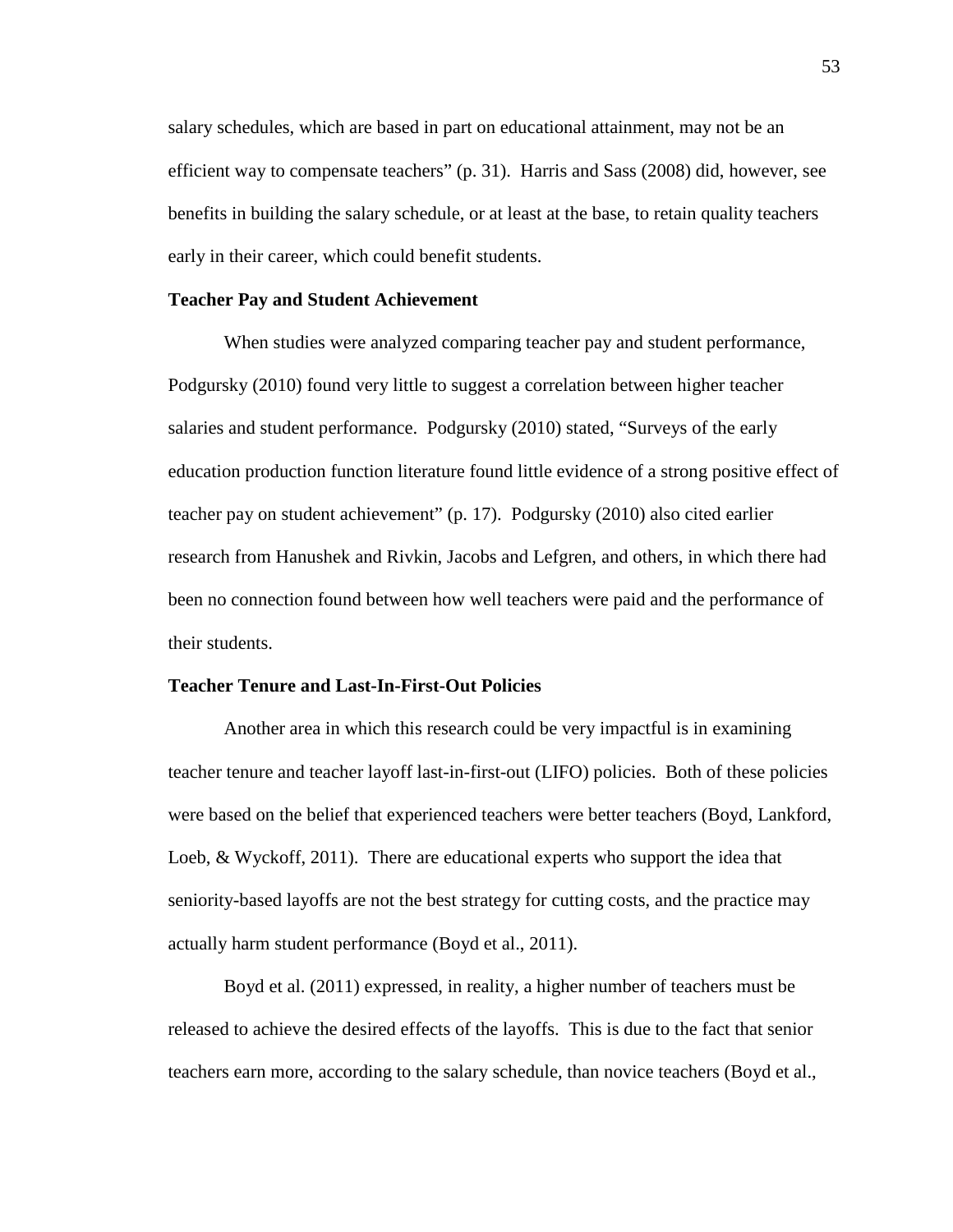salary schedules, which are based in part on educational attainment, may not be an efficient way to compensate teachers" (p. 31). Harris and Sass (2008) did, however, see benefits in building the salary schedule, or at least at the base, to retain quality teachers early in their career, which could benefit students.

**Teacher Pay and Student Achievement**

When studies were analyzed comparing teacher pay and student performance, Podgursky (2010) found very little to suggest a correlation between higher teacher salaries and student performance. Podgursky (2010) stated, "Surveys of the early education production function literature found little evidence of a strong positive effect of teacher pay on student achievement" (p. 17). Podgursky (2010) also cited earlier research from Hanushek and Rivkin, Jacobs and Lefgren, and others, in which there had been no connection found between how well teachers were paid and the performance of their students.

**Teacher Tenure and Last-In-First-Out Policies**

Another area in which this research could be very impactful is in examining teacher tenure and teacher layoff last-in-first-out (LIFO) policies. Both of these policies were based on the belief that experienced teachers were better teachers (Boyd, Lankford, Loeb, & Wyckoff, 2011). There are educational experts who support the idea that seniority-based layoffs are not the best strategy for cutting costs, and the practice may actually harm student performance (Boyd et al., 2011).

Boyd et al. (2011) expressed, in reality, a higher number of teachers must be released to achieve the desired effects of the layoffs. This is due to the fact that senior teachers earn more, according to the salary schedule, than novice teachers (Boyd et al.,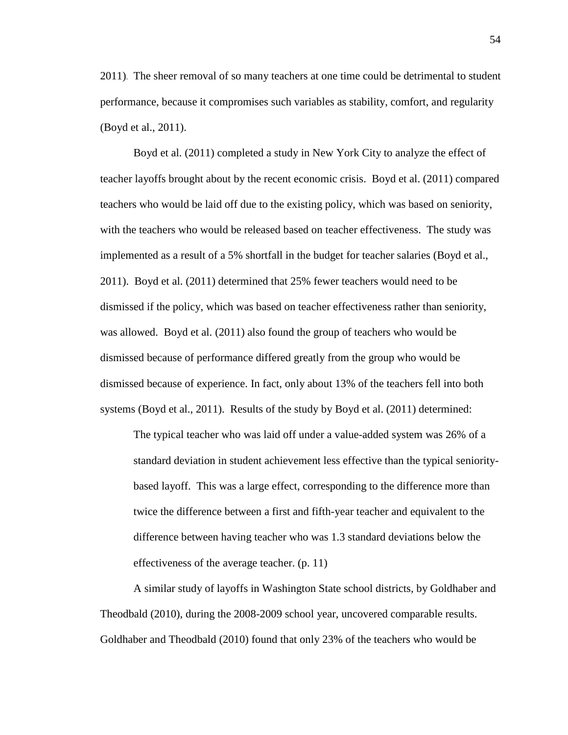2011). The sheer removal of so many teachers at one time could be detrimental to student performance, because it compromises such variables as stability, comfort, and regularity (Boyd et al., 2011).

Boyd et al. (2011) completed a study in New York City to analyze the effect of teacher layoffs brought about by the recent economic crisis. Boyd et al. (2011) compared teachers who would be laid off due to the existing policy, which was based on seniority, with the teachers who would be released based on teacher effectiveness. The study was implemented as a result of a 5% shortfall in the budget for teacher salaries (Boyd et al., 2011). Boyd et al. (2011) determined that 25% fewer teachers would need to be dismissed if the policy, which was based on teacher effectiveness rather than seniority, was allowed. Boyd et al. (2011) also found the group of teachers who would be dismissed because of performance differed greatly from the group who would be dismissed because of experience. In fact, only about 13% of the teachers fell into both systems (Boyd et al., 2011). Results of the study by Boyd et al. (2011) determined:

> The typical teacher who was laid off under a value-added system was 26% of a standard deviation in student achievement less effective than the typical seniority-based layoff. This was a large effect, corresponding to the difference more than twice the difference between a first and fifth-year teacher and equivalent to the difference between having teacher who was 1.3 standard deviations below the effectiveness of the average teacher. (p. 11)

A similar study of layoffs in Washington State school districts, by Goldhaber and Theodbald (2010), during the 2008-2009 school year, uncovered comparable results. Goldhaber and Theodbald (2010) found that only 23% of the teachers who would be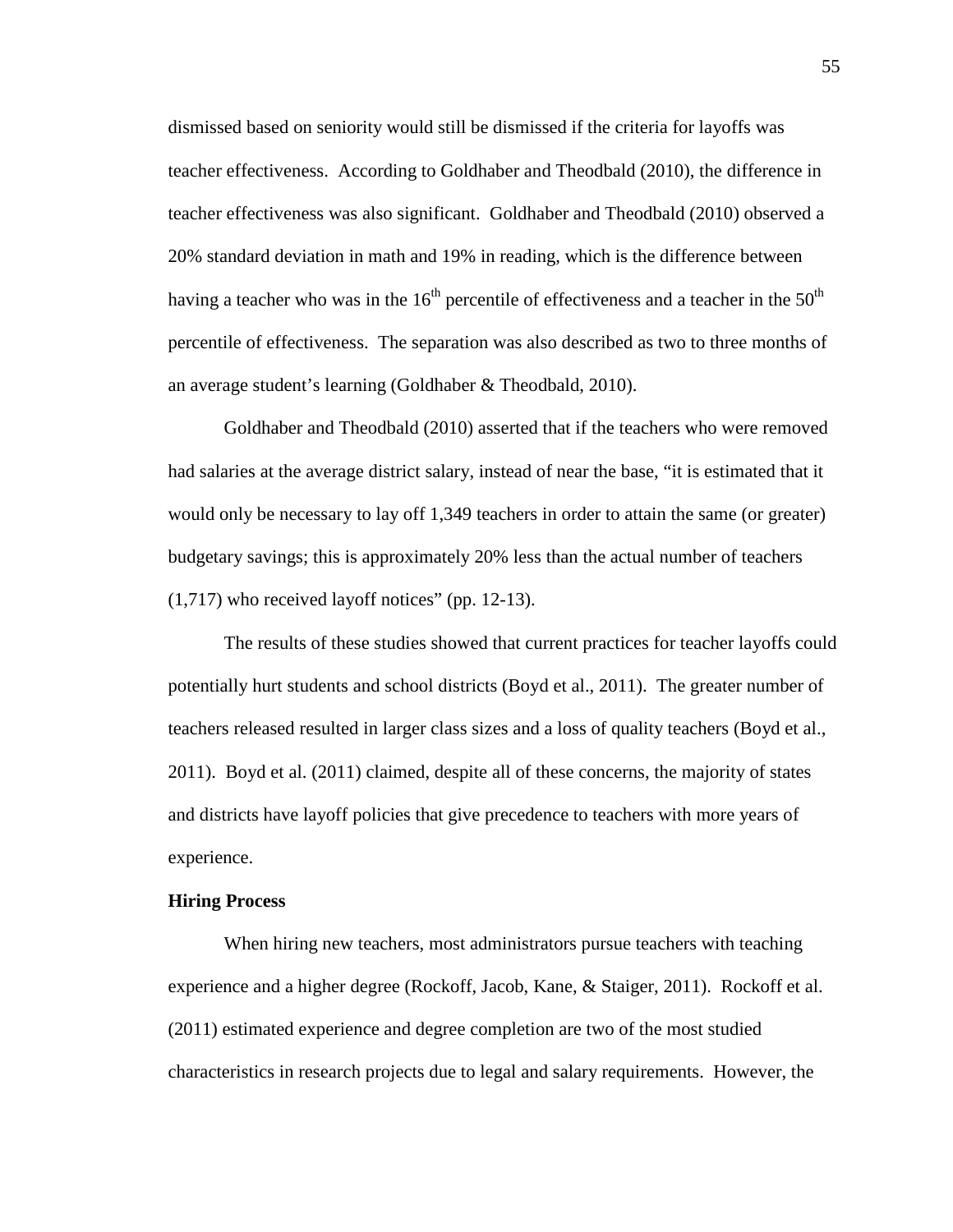dismissed based on seniority would still be dismissed if the criteria for layoffs was teacher effectiveness. According to Goldhaber and Theodbald (2010), the difference in teacher effectiveness was also significant. Goldhaber and Theodbald (2010) observed a 20% standard deviation in math and 19% in reading, which is the difference between having a teacher who was in the 16th percentile of effectiveness and a teacher in the 50th percentile of effectiveness. The separation was also described as two to three months of an average student's learning (Goldhaber & Theodbald, 2010).

Goldhaber and Theodbald (2010) asserted that if the teachers who were removed had salaries at the average district salary, instead of near the base, "it is estimated that it would only be necessary to lay off 1,349 teachers in order to attain the same (or greater) budgetary savings; this is approximately 20% less than the actual number of teachers (1,717) who received layoff notices" (pp. 12-13).

The results of these studies showed that current practices for teacher layoffs could potentially hurt students and school districts (Boyd et al., 2011). The greater number of teachers released resulted in larger class sizes and a loss of quality teachers (Boyd et al., 2011). Boyd et al. (2011) claimed, despite all of these concerns, the majority of states and districts have layoff policies that give precedence to teachers with more years of experience.

**Hiring Process**

When hiring new teachers, most administrators pursue teachers with teaching experience and a higher degree (Rockoff, Jacob, Kane, & Staiger, 2011). Rockoff et al. (2011) estimated experience and degree completion are two of the most studied characteristics in research projects due to legal and salary requirements. However, the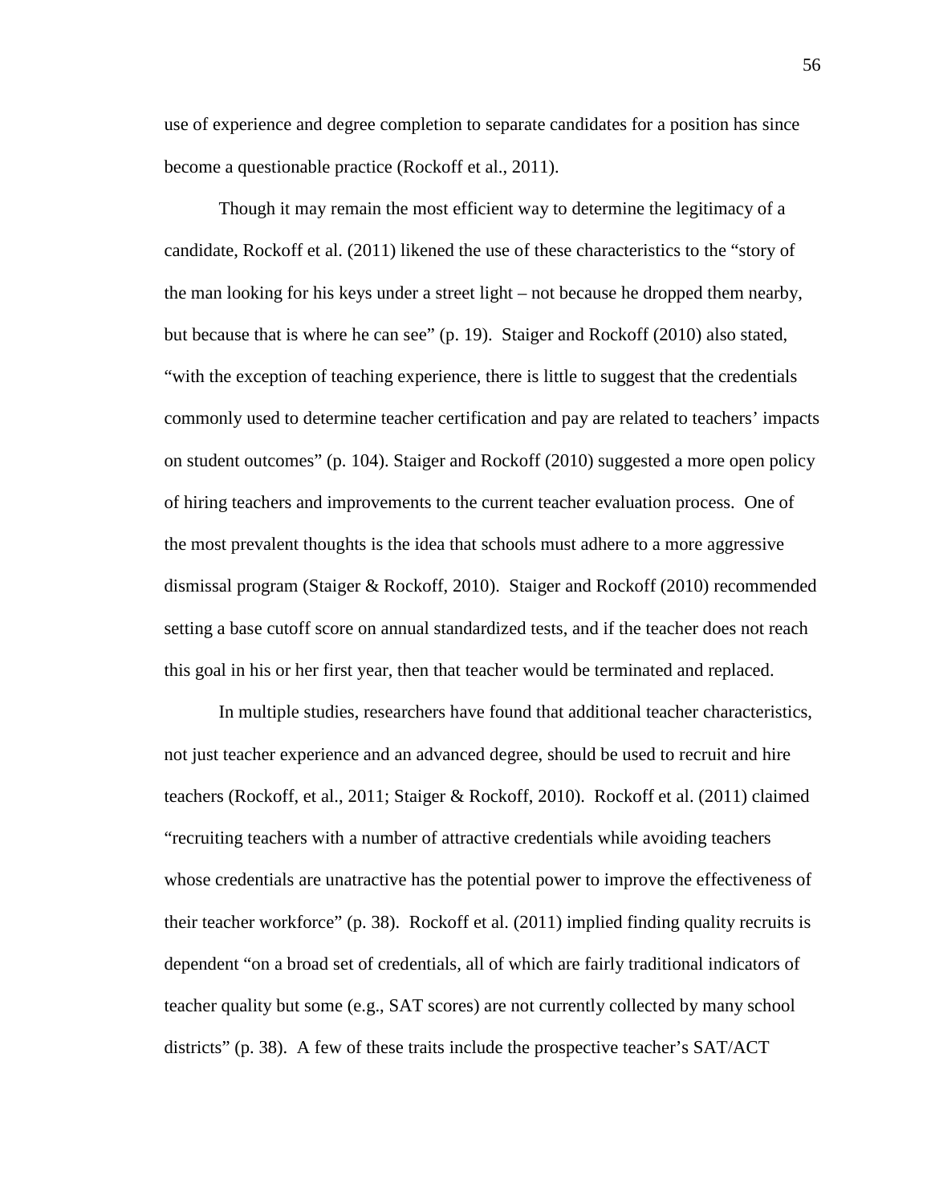use of experience and degree completion to separate candidates for a position has since become a questionable practice (Rockoff et al., 2011).

Though it may remain the most efficient way to determine the legitimacy of a candidate, Rockoff et al. (2011) likened the use of these characteristics to the "story of the man looking for his keys under a street light – not because he dropped them nearby, but because that is where he can see" (p. 19). Staiger and Rockoff (2010) also stated, "with the exception of teaching experience, there is little to suggest that the credentials commonly used to determine teacher certification and pay are related to teachers' impacts on student outcomes" (p. 104). Staiger and Rockoff (2010) suggested a more open policy of hiring teachers and improvements to the current teacher evaluation process. One of the most prevalent thoughts is the idea that schools must adhere to a more aggressive dismissal program (Staiger & Rockoff, 2010). Staiger and Rockoff (2010) recommended setting a base cutoff score on annual standardized tests, and if the teacher does not reach this goal in his or her first year, then that teacher would be terminated and replaced.

In multiple studies, researchers have found that additional teacher characteristics, not just teacher experience and an advanced degree, should be used to recruit and hire teachers (Rockoff, et al., 2011; Staiger & Rockoff, 2010). Rockoff et al. (2011) claimed "recruiting teachers with a number of attractive credentials while avoiding teachers whose credentials are unatractive has the potential power to improve the effectiveness of their teacher workforce" (p. 38). Rockoff et al. (2011) implied finding quality recruits is dependent "on a broad set of credentials, all of which are fairly traditional indicators of teacher quality but some (e.g., SAT scores) are not currently collected by many school districts" (p. 38). A few of these traits include the prospective teacher's SAT/ACT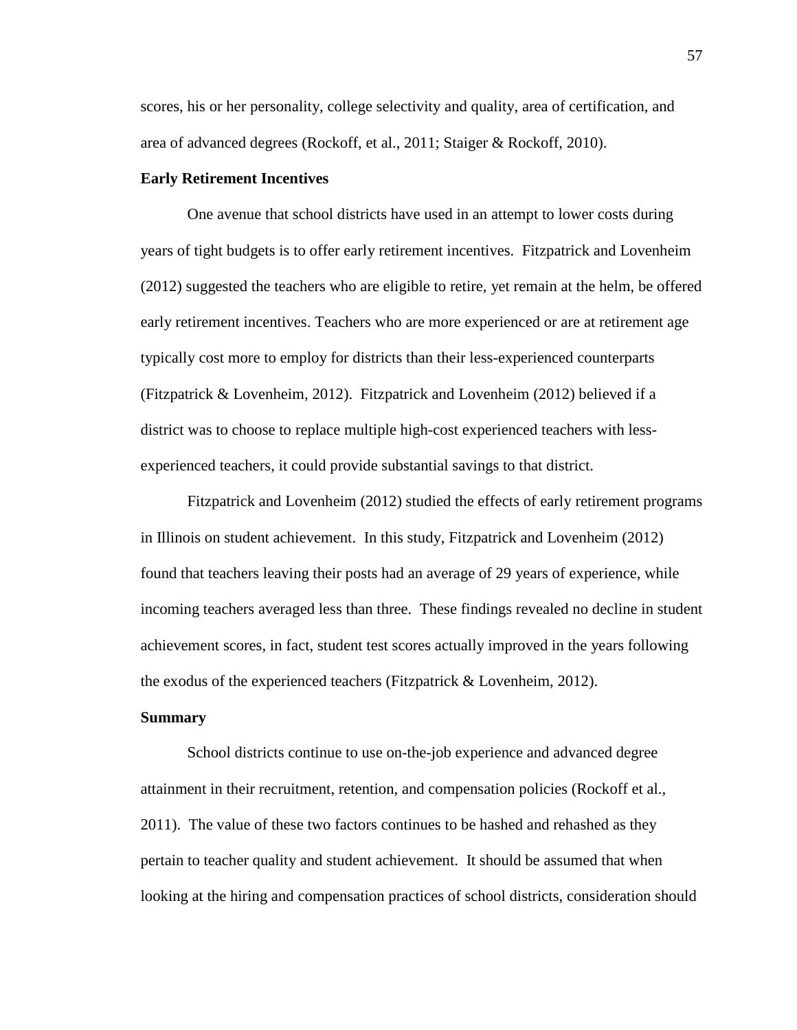scores, his or her personality, college selectivity and quality, area of certification, and area of advanced degrees (Rockoff, et al., 2011; Staiger & Rockoff, 2010).

**Early Retirement Incentives**

One avenue that school districts have used in an attempt to lower costs during years of tight budgets is to offer early retirement incentives. Fitzpatrick and Lovenheim (2012) suggested the teachers who are eligible to retire, yet remain at the helm, be offered early retirement incentives. Teachers who are more experienced or are at retirement age typically cost more to employ for districts than their less-experienced counterparts (Fitzpatrick & Lovenheim, 2012). Fitzpatrick and Lovenheim (2012) believed if a district was to choose to replace multiple high-cost experienced teachers with less-experienced teachers, it could provide substantial savings to that district.

Fitzpatrick and Lovenheim (2012) studied the effects of early retirement programs in Illinois on student achievement. In this study, Fitzpatrick and Lovenheim (2012) found that teachers leaving their posts had an average of 29 years of experience, while incoming teachers averaged less than three. These findings revealed no decline in student achievement scores, in fact, student test scores actually improved in the years following the exodus of the experienced teachers (Fitzpatrick & Lovenheim, 2012).

**Summary**

School districts continue to use on-the-job experience and advanced degree attainment in their recruitment, retention, and compensation policies (Rockoff et al., 2011). The value of these two factors continues to be hashed and rehashed as they pertain to teacher quality and student achievement. It should be assumed that when looking at the hiring and compensation practices of school districts, consideration should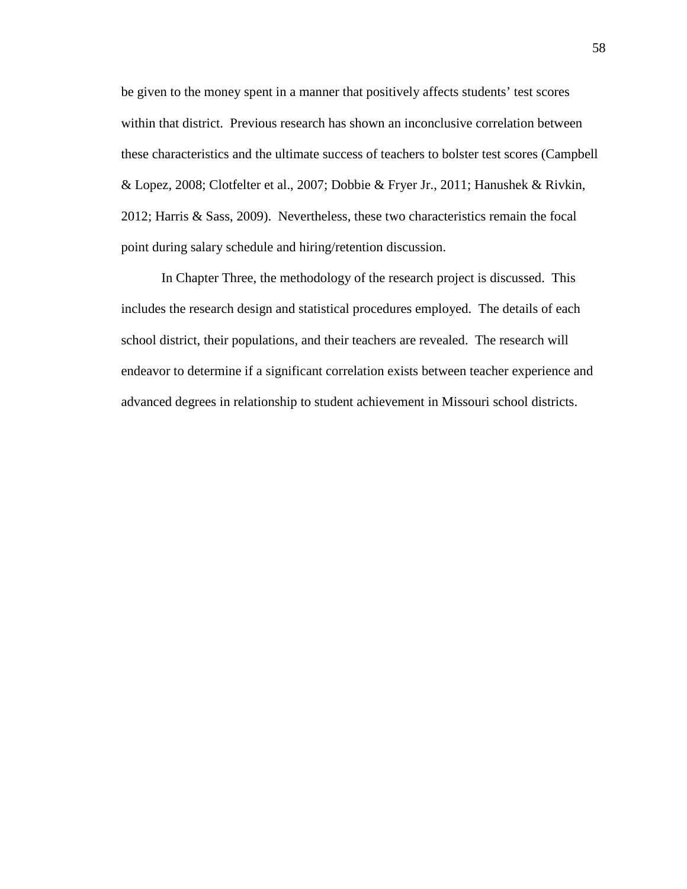be given to the money spent in a manner that positively affects students' test scores within that district. Previous research has shown an inconclusive correlation between these characteristics and the ultimate success of teachers to bolster test scores (Campbell & Lopez, 2008; Clotfelter et al., 2007; Dobbie & Fryer Jr., 2011; Hanushek & Rivkin, 2012; Harris & Sass, 2009). Nevertheless, these two characteristics remain the focal point during salary schedule and hiring/retention discussion.

In Chapter Three, the methodology of the research project is discussed. This includes the research design and statistical procedures employed. The details of each school district, their populations, and their teachers are revealed. The research will endeavor to determine if a significant correlation exists between teacher experience and advanced degrees in relationship to student achievement in Missouri school districts.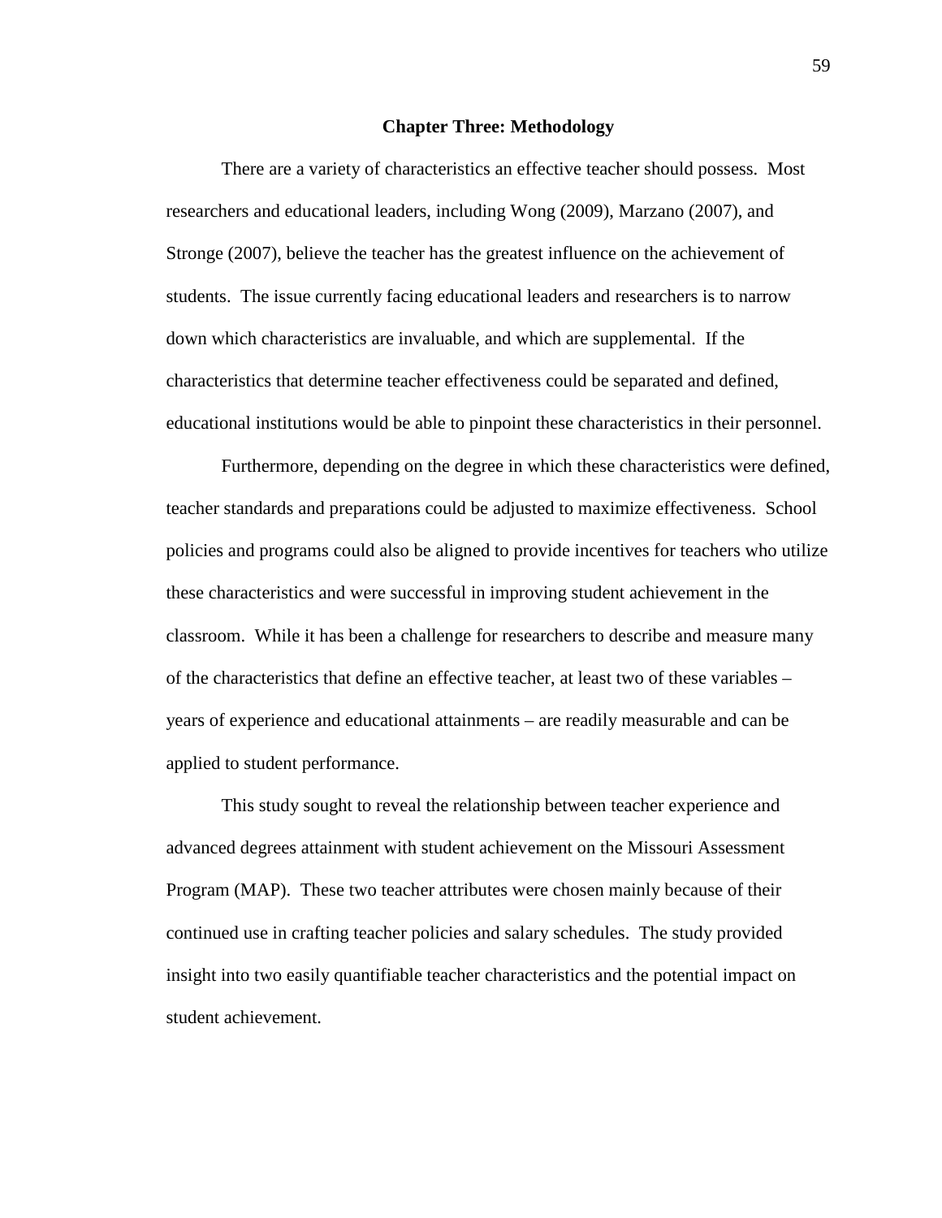# Chapter Three: Methodology

There are a variety of characteristics an effective teacher should possess. Most researchers and educational leaders, including Wong (2009), Marzano (2007), and Stronge (2007), believe the teacher has the greatest influence on the achievement of students. The issue currently facing educational leaders and researchers is to narrow down which characteristics are invaluable, and which are supplemental. If the characteristics that determine teacher effectiveness could be separated and defined, educational institutions would be able to pinpoint these characteristics in their personnel.

Furthermore, depending on the degree in which these characteristics were defined, teacher standards and preparations could be adjusted to maximize effectiveness. School policies and programs could also be aligned to provide incentives for teachers who utilize these characteristics and were successful in improving student achievement in the classroom. While it has been a challenge for researchers to describe and measure many of the characteristics that define an effective teacher, at least two of these variables – years of experience and educational attainments – are readily measurable and can be applied to student performance.

This study sought to reveal the relationship between teacher experience and advanced degrees attainment with student achievement on the Missouri Assessment Program (MAP). These two teacher attributes were chosen mainly because of their continued use in crafting teacher policies and salary schedules. The study provided insight into two easily quantifiable teacher characteristics and the potential impact on student achievement.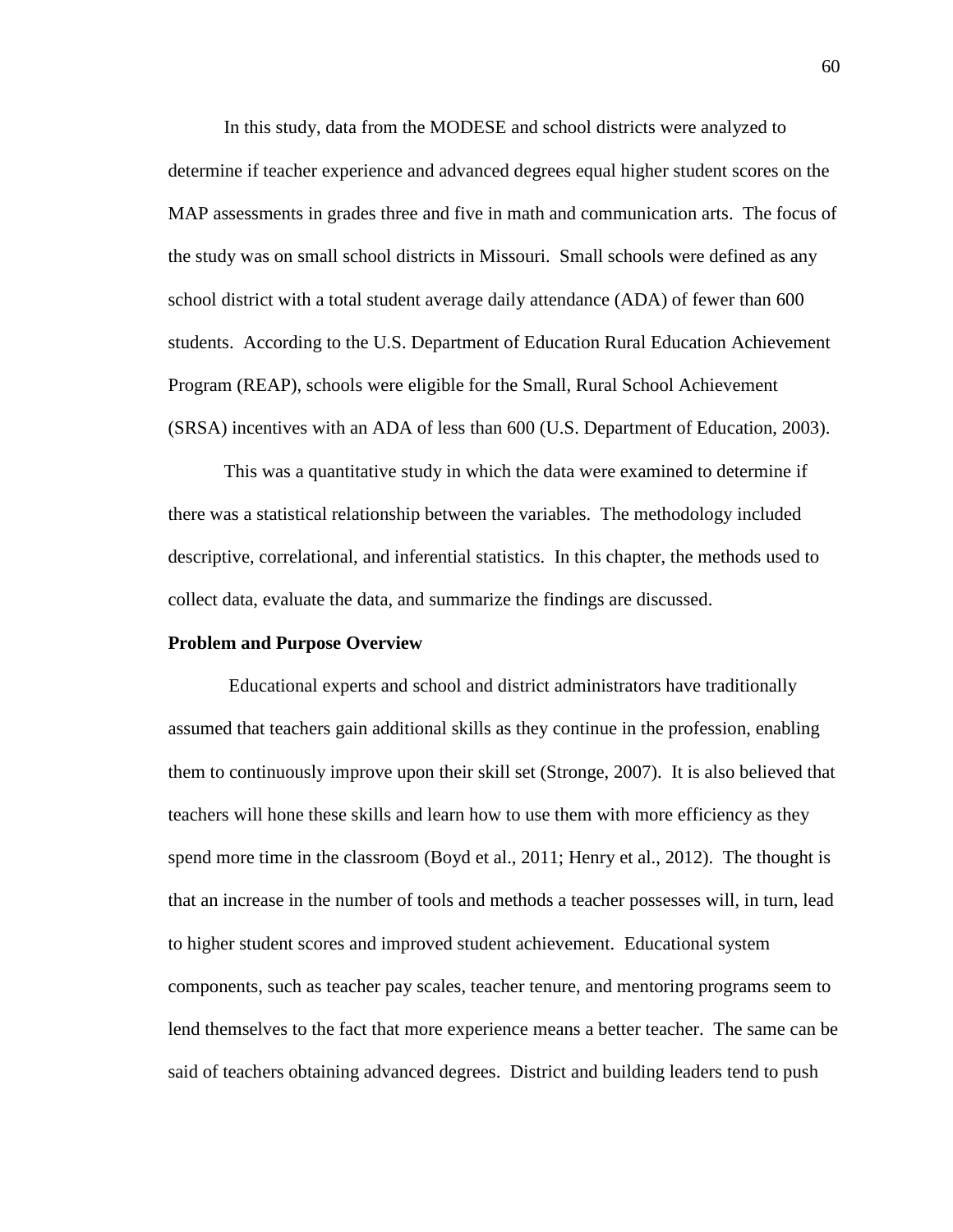In this study, data from the MODESE and school districts were analyzed to determine if teacher experience and advanced degrees equal higher student scores on the MAP assessments in grades three and five in math and communication arts. The focus of the study was on small school districts in Missouri. Small schools were defined as any school district with a total student average daily attendance (ADA) of fewer than 600 students. According to the U.S. Department of Education Rural Education Achievement Program (REAP), schools were eligible for the Small, Rural School Achievement (SRSA) incentives with an ADA of less than 600 (U.S. Department of Education, 2003).

This was a quantitative study in which the data were examined to determine if there was a statistical relationship between the variables. The methodology included descriptive, correlational, and inferential statistics. In this chapter, the methods used to collect data, evaluate the data, and summarize the findings are discussed.

**Problem and Purpose Overview**

Educational experts and school and district administrators have traditionally assumed that teachers gain additional skills as they continue in the profession, enabling them to continuously improve upon their skill set (Stronge, 2007). It is also believed that teachers will hone these skills and learn how to use them with more efficiency as they spend more time in the classroom (Boyd et al., 2011; Henry et al., 2012). The thought is that an increase in the number of tools and methods a teacher possesses will, in turn, lead to higher student scores and improved student achievement. Educational system components, such as teacher pay scales, teacher tenure, and mentoring programs seem to lend themselves to the fact that more experience means a better teacher. The same can be said of teachers obtaining advanced degrees. District and building leaders tend to push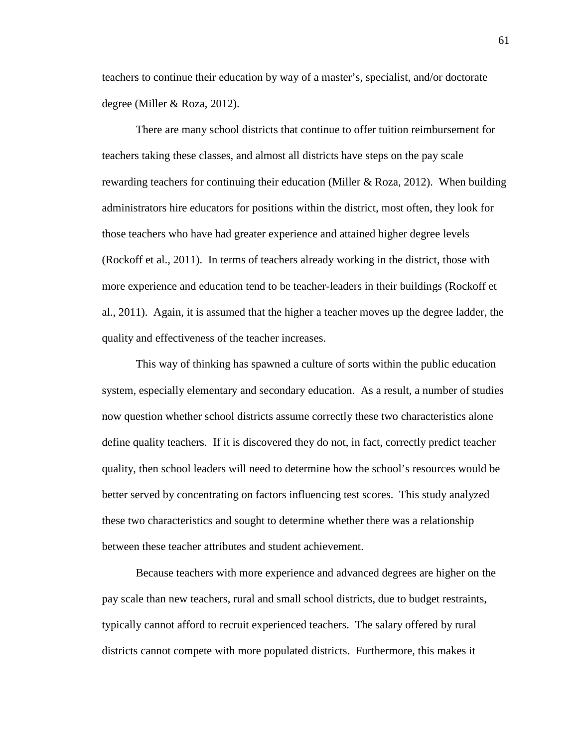teachers to continue their education by way of a master's, specialist, and/or doctorate degree (Miller & Roza, 2012).

There are many school districts that continue to offer tuition reimbursement for teachers taking these classes, and almost all districts have steps on the pay scale rewarding teachers for continuing their education (Miller & Roza, 2012). When building administrators hire educators for positions within the district, most often, they look for those teachers who have had greater experience and attained higher degree levels (Rockoff et al., 2011). In terms of teachers already working in the district, those with more experience and education tend to be teacher-leaders in their buildings (Rockoff et al., 2011). Again, it is assumed that the higher a teacher moves up the degree ladder, the quality and effectiveness of the teacher increases.

This way of thinking has spawned a culture of sorts within the public education system, especially elementary and secondary education. As a result, a number of studies now question whether school districts assume correctly these two characteristics alone define quality teachers. If it is discovered they do not, in fact, correctly predict teacher quality, then school leaders will need to determine how the school's resources would be better served by concentrating on factors influencing test scores. This study analyzed these two characteristics and sought to determine whether there was a relationship between these teacher attributes and student achievement.

Because teachers with more experience and advanced degrees are higher on the pay scale than new teachers, rural and small school districts, due to budget restraints, typically cannot afford to recruit experienced teachers. The salary offered by rural districts cannot compete with more populated districts. Furthermore, this makes it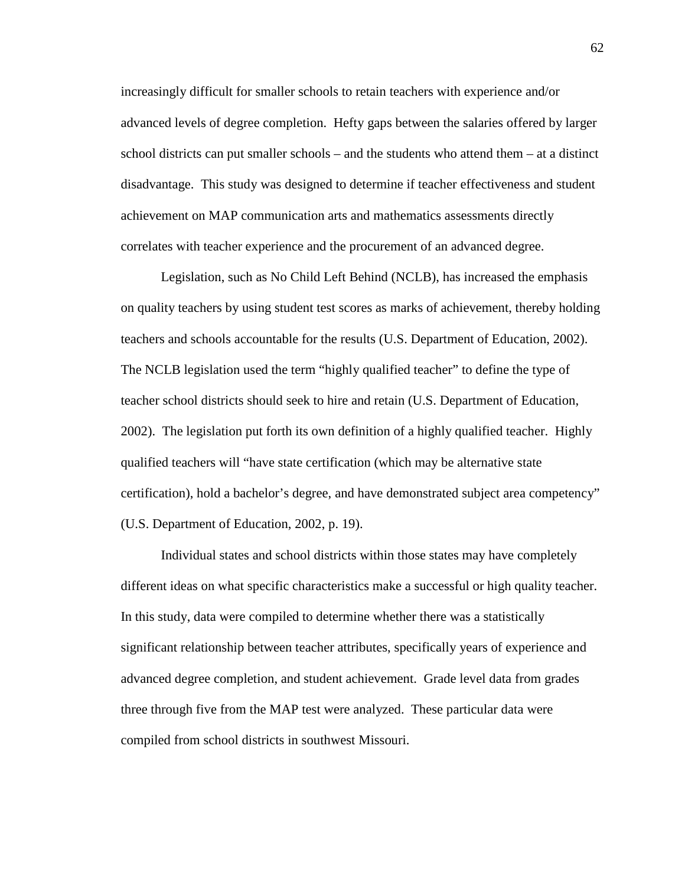increasingly difficult for smaller schools to retain teachers with experience and/or advanced levels of degree completion. Hefty gaps between the salaries offered by larger school districts can put smaller schools – and the students who attend them – at a distinct disadvantage. This study was designed to determine if teacher effectiveness and student achievement on MAP communication arts and mathematics assessments directly correlates with teacher experience and the procurement of an advanced degree.

Legislation, such as No Child Left Behind (NCLB), has increased the emphasis on quality teachers by using student test scores as marks of achievement, thereby holding teachers and schools accountable for the results (U.S. Department of Education, 2002). The NCLB legislation used the term "highly qualified teacher" to define the type of teacher school districts should seek to hire and retain (U.S. Department of Education, 2002). The legislation put forth its own definition of a highly qualified teacher. Highly qualified teachers will "have state certification (which may be alternative state certification), hold a bachelor's degree, and have demonstrated subject area competency" (U.S. Department of Education, 2002, p. 19).

Individual states and school districts within those states may have completely different ideas on what specific characteristics make a successful or high quality teacher. In this study, data were compiled to determine whether there was a statistically significant relationship between teacher attributes, specifically years of experience and advanced degree completion, and student achievement. Grade level data from grades three through five from the MAP test were analyzed. These particular data were compiled from school districts in southwest Missouri.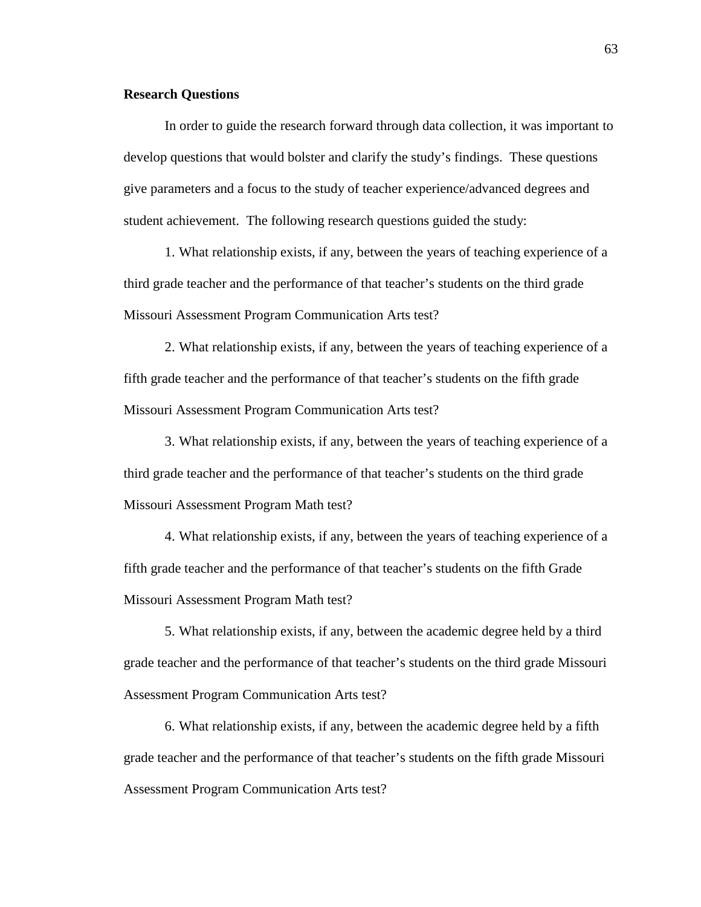**Research Questions**

In order to guide the research forward through data collection, it was important to develop questions that would bolster and clarify the study's findings. These questions give parameters and a focus to the study of teacher experience/advanced degrees and student achievement. The following research questions guided the study:

1. What relationship exists, if any, between the years of teaching experience of a third grade teacher and the performance of that teacher's students on the third grade Missouri Assessment Program Communication Arts test?

2. What relationship exists, if any, between the years of teaching experience of a fifth grade teacher and the performance of that teacher's students on the fifth grade Missouri Assessment Program Communication Arts test?

3. What relationship exists, if any, between the years of teaching experience of a third grade teacher and the performance of that teacher's students on the third grade Missouri Assessment Program Math test?

4. What relationship exists, if any, between the years of teaching experience of a fifth grade teacher and the performance of that teacher's students on the fifth Grade Missouri Assessment Program Math test?

5. What relationship exists, if any, between the academic degree held by a third grade teacher and the performance of that teacher's students on the third grade Missouri Assessment Program Communication Arts test?

6. What relationship exists, if any, between the academic degree held by a fifth grade teacher and the performance of that teacher's students on the fifth grade Missouri Assessment Program Communication Arts test?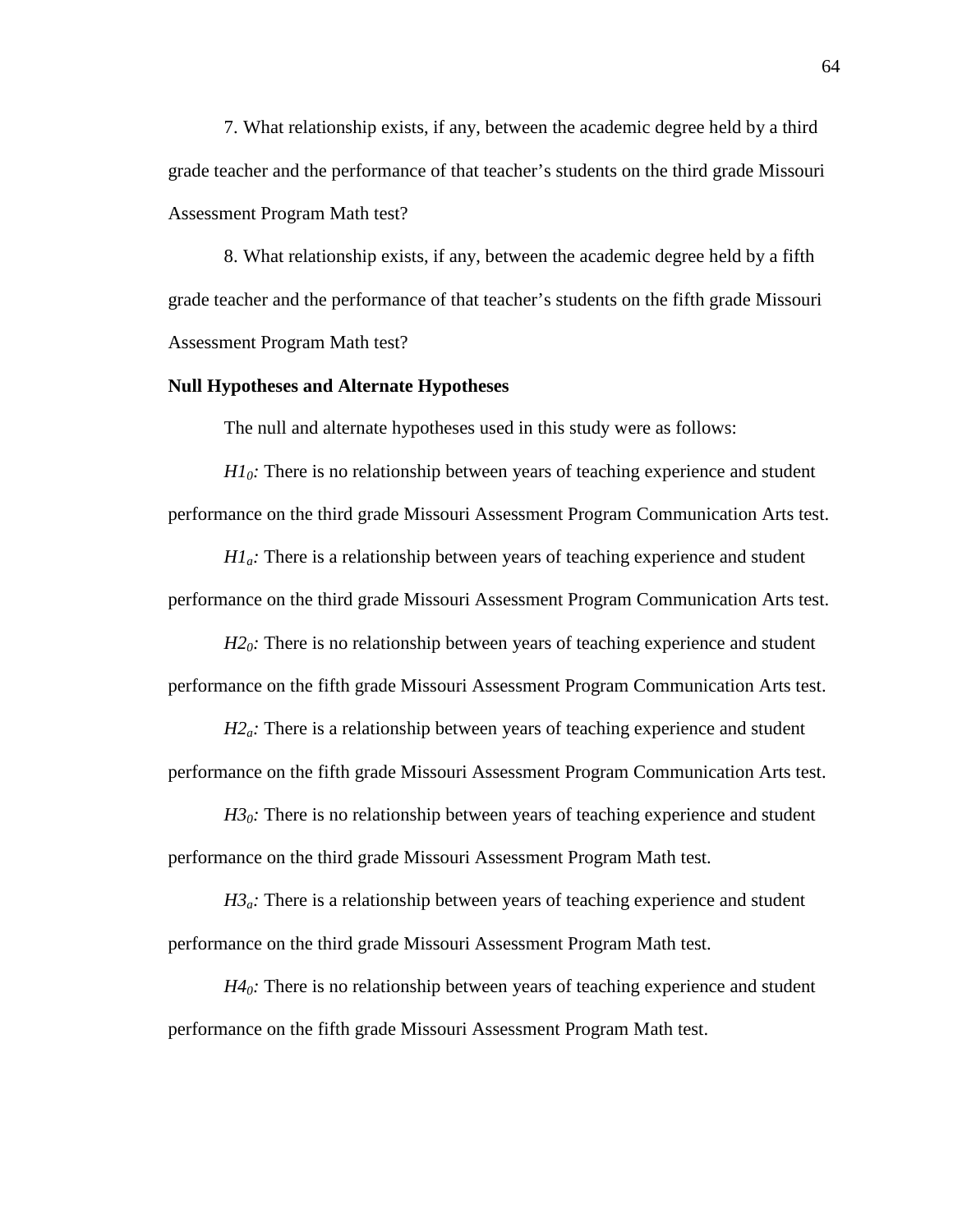7. What relationship exists, if any, between the academic degree held by a third grade teacher and the performance of that teacher's students on the third grade Missouri Assessment Program Math test?

8. What relationship exists, if any, between the academic degree held by a fifth grade teacher and the performance of that teacher's students on the fifth grade Missouri Assessment Program Math test?

**Null Hypotheses and Alternate Hypotheses**

The null and alternate hypotheses used in this study were as follows:

*$H1_0$:* There is no relationship between years of teaching experience and student performance on the third grade Missouri Assessment Program Communication Arts test.

*$H1_a$:* There is a relationship between years of teaching experience and student performance on the third grade Missouri Assessment Program Communication Arts test.

*$H2_0$:* There is no relationship between years of teaching experience and student performance on the fifth grade Missouri Assessment Program Communication Arts test.

*$H2_a$:* There is a relationship between years of teaching experience and student performance on the fifth grade Missouri Assessment Program Communication Arts test.

*$H3_0$:* There is no relationship between years of teaching experience and student performance on the third grade Missouri Assessment Program Math test.

*$H3_a$:* There is a relationship between years of teaching experience and student performance on the third grade Missouri Assessment Program Math test.

*$H4_0$:* There is no relationship between years of teaching experience and student performance on the fifth grade Missouri Assessment Program Math test.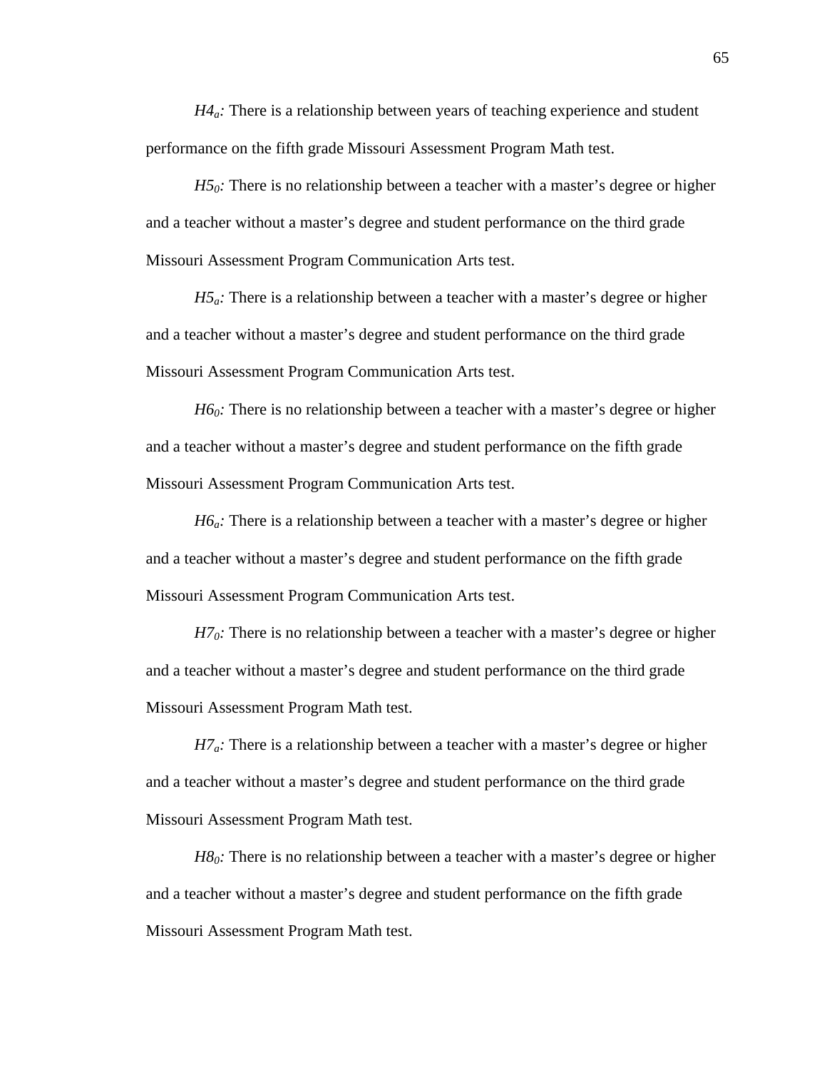*$H4_a$:* There is a relationship between years of teaching experience and student performance on the fifth grade Missouri Assessment Program Math test.

*$H5_0$:* There is no relationship between a teacher with a master's degree or higher and a teacher without a master's degree and student performance on the third grade Missouri Assessment Program Communication Arts test.

*$H5_a$:* There is a relationship between a teacher with a master's degree or higher and a teacher without a master's degree and student performance on the third grade Missouri Assessment Program Communication Arts test.

*$H6_0$:* There is no relationship between a teacher with a master's degree or higher and a teacher without a master's degree and student performance on the fifth grade Missouri Assessment Program Communication Arts test.

*$H6_a$:* There is a relationship between a teacher with a master's degree or higher and a teacher without a master's degree and student performance on the fifth grade Missouri Assessment Program Communication Arts test.

*$H7_0$:* There is no relationship between a teacher with a master's degree or higher and a teacher without a master's degree and student performance on the third grade Missouri Assessment Program Math test.

*$H7_a$:* There is a relationship between a teacher with a master's degree or higher and a teacher without a master's degree and student performance on the third grade Missouri Assessment Program Math test.

*$H8_0$:* There is no relationship between a teacher with a master's degree or higher and a teacher without a master's degree and student performance on the fifth grade Missouri Assessment Program Math test.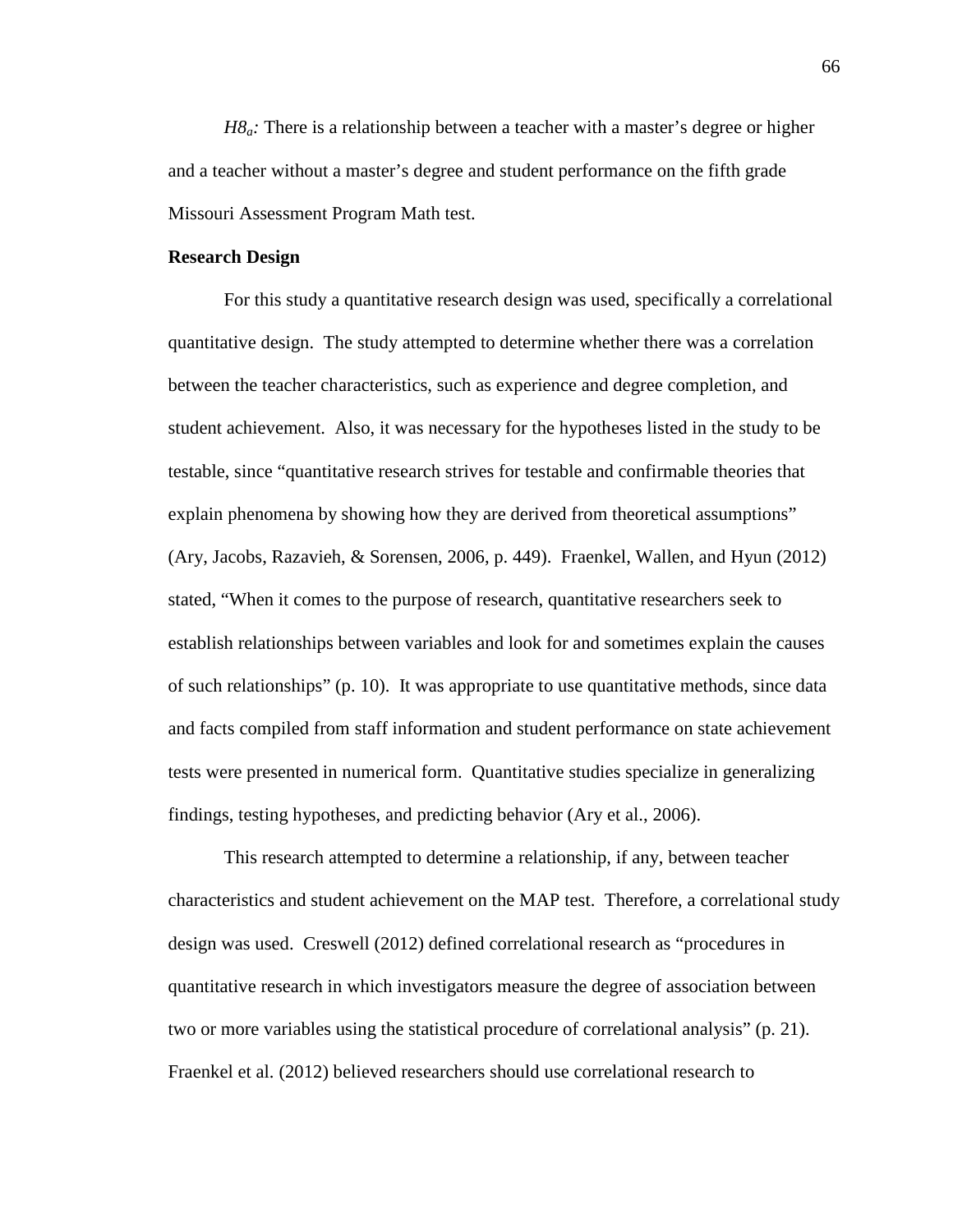*H8ₐ:* There is a relationship between a teacher with a master's degree or higher and a teacher without a master's degree and student performance on the fifth grade Missouri Assessment Program Math test.

**Research Design**

For this study a quantitative research design was used, specifically a correlational quantitative design. The study attempted to determine whether there was a correlation between the teacher characteristics, such as experience and degree completion, and student achievement. Also, it was necessary for the hypotheses listed in the study to be testable, since "quantitative research strives for testable and confirmable theories that explain phenomena by showing how they are derived from theoretical assumptions" (Ary, Jacobs, Razavieh, & Sorensen, 2006, p. 449). Fraenkel, Wallen, and Hyun (2012) stated, "When it comes to the purpose of research, quantitative researchers seek to establish relationships between variables and look for and sometimes explain the causes of such relationships" (p. 10). It was appropriate to use quantitative methods, since data and facts compiled from staff information and student performance on state achievement tests were presented in numerical form. Quantitative studies specialize in generalizing findings, testing hypotheses, and predicting behavior (Ary et al., 2006).

This research attempted to determine a relationship, if any, between teacher characteristics and student achievement on the MAP test. Therefore, a correlational study design was used. Creswell (2012) defined correlational research as "procedures in quantitative research in which investigators measure the degree of association between two or more variables using the statistical procedure of correlational analysis" (p. 21). Fraenkel et al. (2012) believed researchers should use correlational research to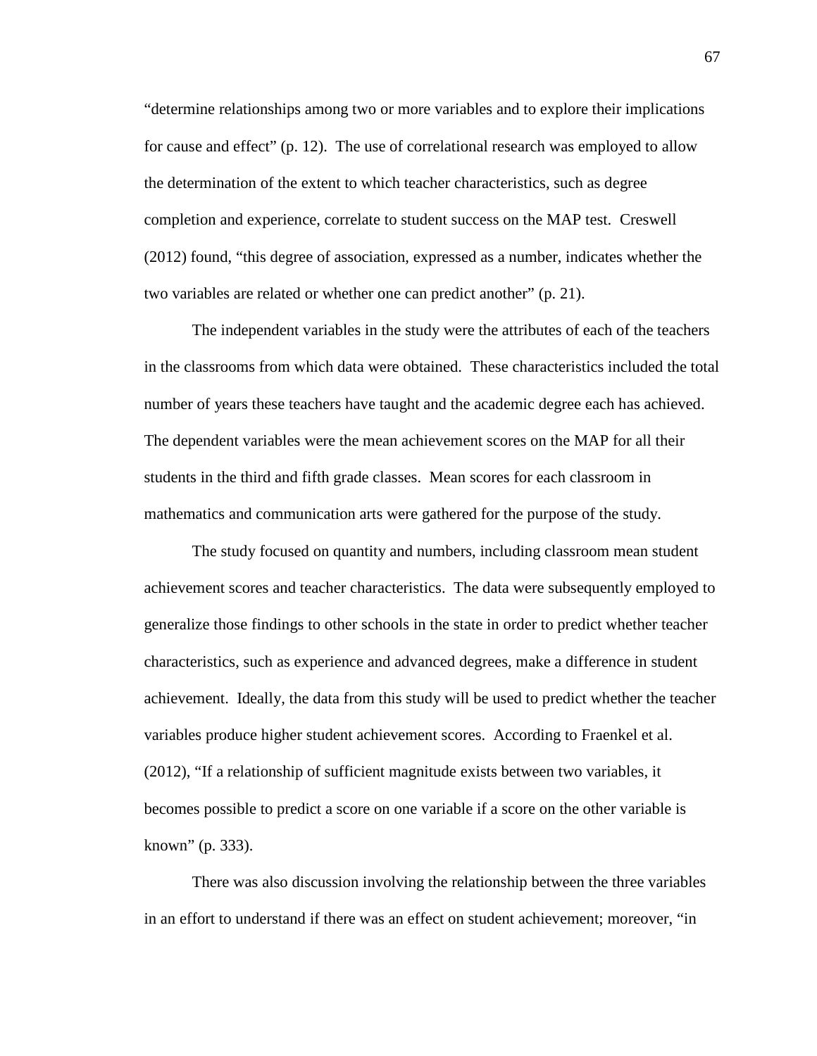"determine relationships among two or more variables and to explore their implications for cause and effect" (p. 12). The use of correlational research was employed to allow the determination of the extent to which teacher characteristics, such as degree completion and experience, correlate to student success on the MAP test. Creswell (2012) found, "this degree of association, expressed as a number, indicates whether the two variables are related or whether one can predict another" (p. 21).

The independent variables in the study were the attributes of each of the teachers in the classrooms from which data were obtained. These characteristics included the total number of years these teachers have taught and the academic degree each has achieved. The dependent variables were the mean achievement scores on the MAP for all their students in the third and fifth grade classes. Mean scores for each classroom in mathematics and communication arts were gathered for the purpose of the study.

The study focused on quantity and numbers, including classroom mean student achievement scores and teacher characteristics. The data were subsequently employed to generalize those findings to other schools in the state in order to predict whether teacher characteristics, such as experience and advanced degrees, make a difference in student achievement. Ideally, the data from this study will be used to predict whether the teacher variables produce higher student achievement scores. According to Fraenkel et al. (2012), "If a relationship of sufficient magnitude exists between two variables, it becomes possible to predict a score on one variable if a score on the other variable is known" (p. 333).

There was also discussion involving the relationship between the three variables in an effort to understand if there was an effect on student achievement; moreover, "in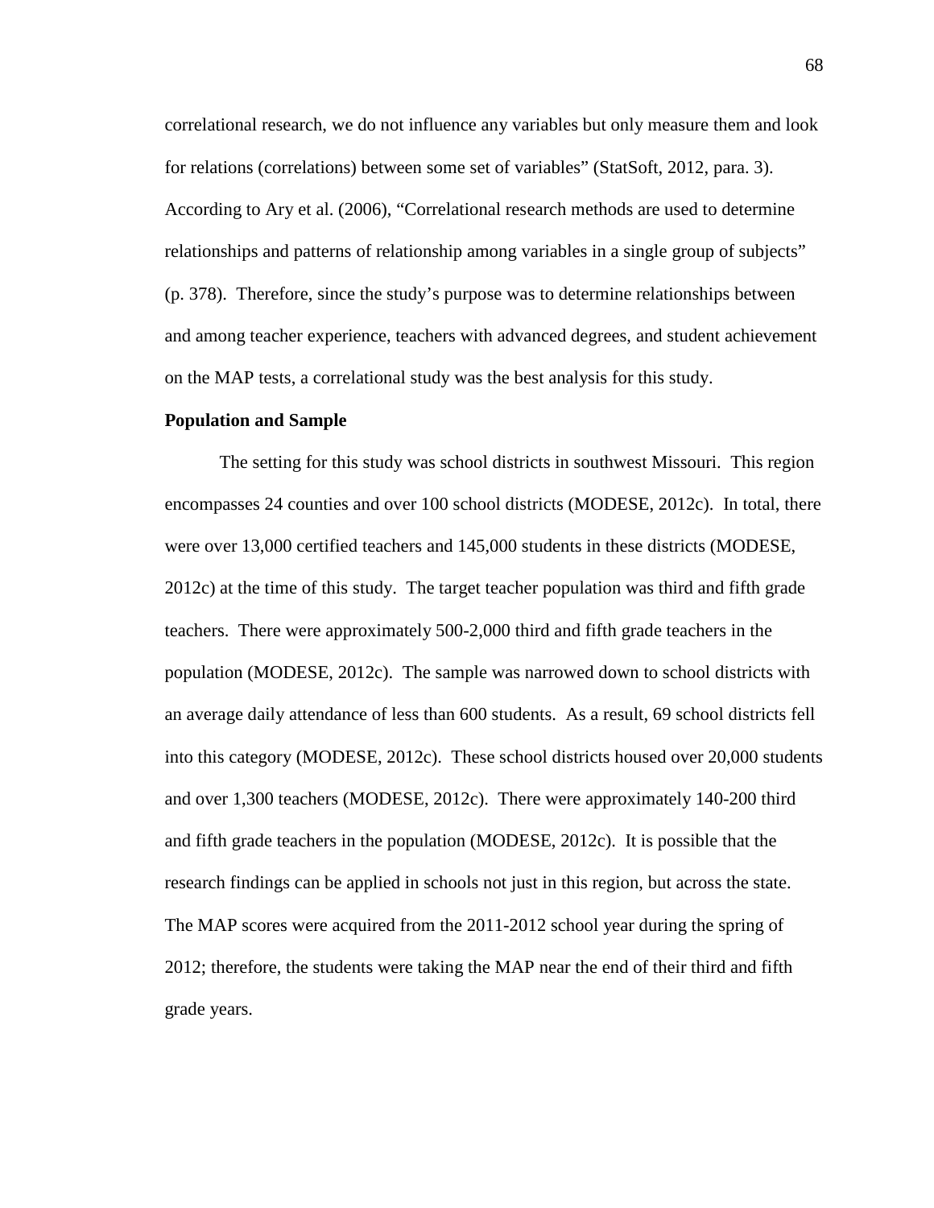correlational research, we do not influence any variables but only measure them and look for relations (correlations) between some set of variables" (StatSoft, 2012, para. 3). According to Ary et al. (2006), "Correlational research methods are used to determine relationships and patterns of relationship among variables in a single group of subjects" (p. 378). Therefore, since the study's purpose was to determine relationships between and among teacher experience, teachers with advanced degrees, and student achievement on the MAP tests, a correlational study was the best analysis for this study.

**Population and Sample**

The setting for this study was school districts in southwest Missouri. This region encompasses 24 counties and over 100 school districts (MODESE, 2012c). In total, there were over 13,000 certified teachers and 145,000 students in these districts (MODESE, 2012c) at the time of this study. The target teacher population was third and fifth grade teachers. There were approximately 500-2,000 third and fifth grade teachers in the population (MODESE, 2012c). The sample was narrowed down to school districts with an average daily attendance of less than 600 students. As a result, 69 school districts fell into this category (MODESE, 2012c). These school districts housed over 20,000 students and over 1,300 teachers (MODESE, 2012c). There were approximately 140-200 third and fifth grade teachers in the population (MODESE, 2012c). It is possible that the research findings can be applied in schools not just in this region, but across the state. The MAP scores were acquired from the 2011-2012 school year during the spring of 2012; therefore, the students were taking the MAP near the end of their third and fifth grade years.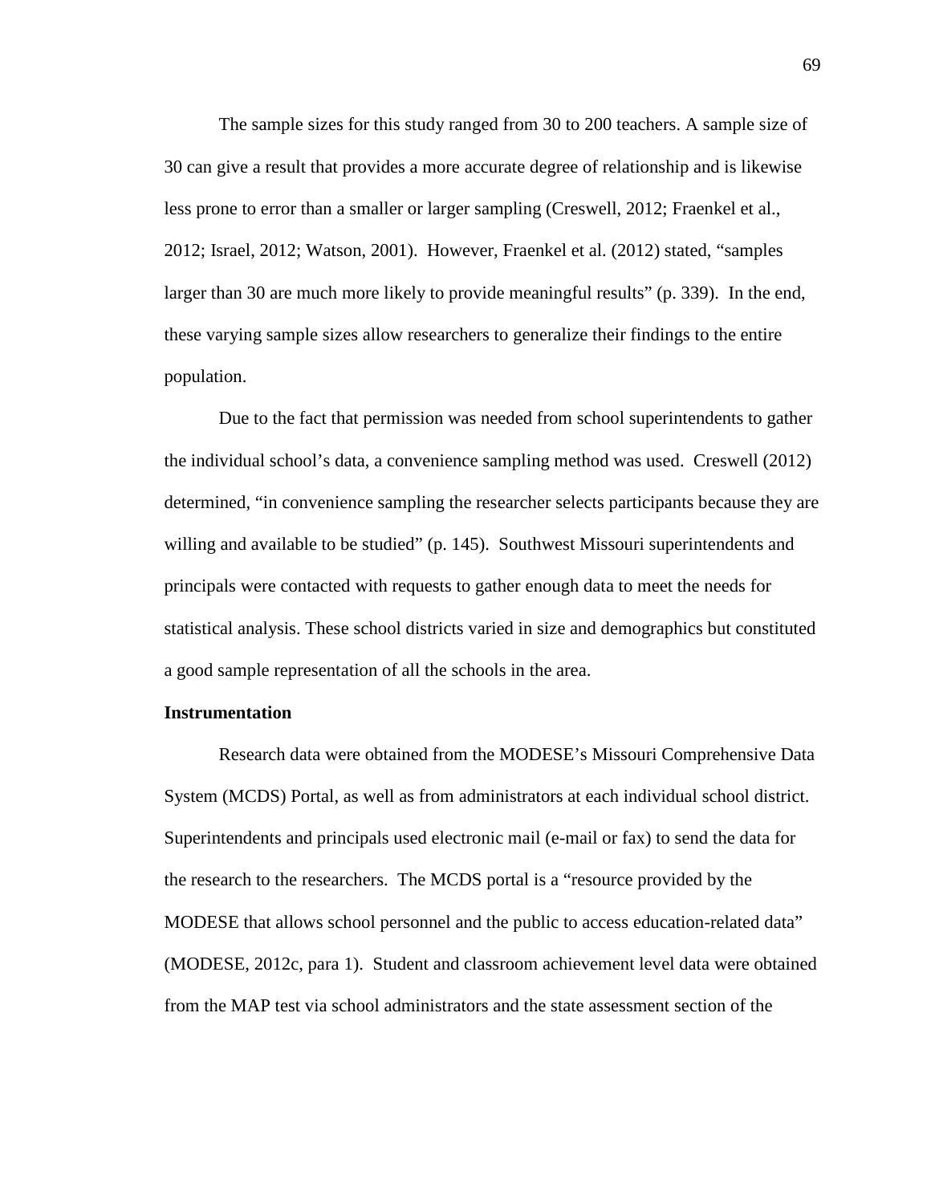The sample sizes for this study ranged from 30 to 200 teachers. A sample size of 30 can give a result that provides a more accurate degree of relationship and is likewise less prone to error than a smaller or larger sampling (Creswell, 2012; Fraenkel et al., 2012; Israel, 2012; Watson, 2001). However, Fraenkel et al. (2012) stated, "samples larger than 30 are much more likely to provide meaningful results" (p. 339). In the end, these varying sample sizes allow researchers to generalize their findings to the entire population.

Due to the fact that permission was needed from school superintendents to gather the individual school's data, a convenience sampling method was used. Creswell (2012) determined, "in convenience sampling the researcher selects participants because they are willing and available to be studied" (p. 145). Southwest Missouri superintendents and principals were contacted with requests to gather enough data to meet the needs for statistical analysis. These school districts varied in size and demographics but constituted a good sample representation of all the schools in the area.

**Instrumentation**

Research data were obtained from the MODESE's Missouri Comprehensive Data System (MCDS) Portal, as well as from administrators at each individual school district. Superintendents and principals used electronic mail (e-mail or fax) to send the data for the research to the researchers. The MCDS portal is a "resource provided by the MODESE that allows school personnel and the public to access education-related data" (MODESE, 2012c, para 1). Student and classroom achievement level data were obtained from the MAP test via school administrators and the state assessment section of the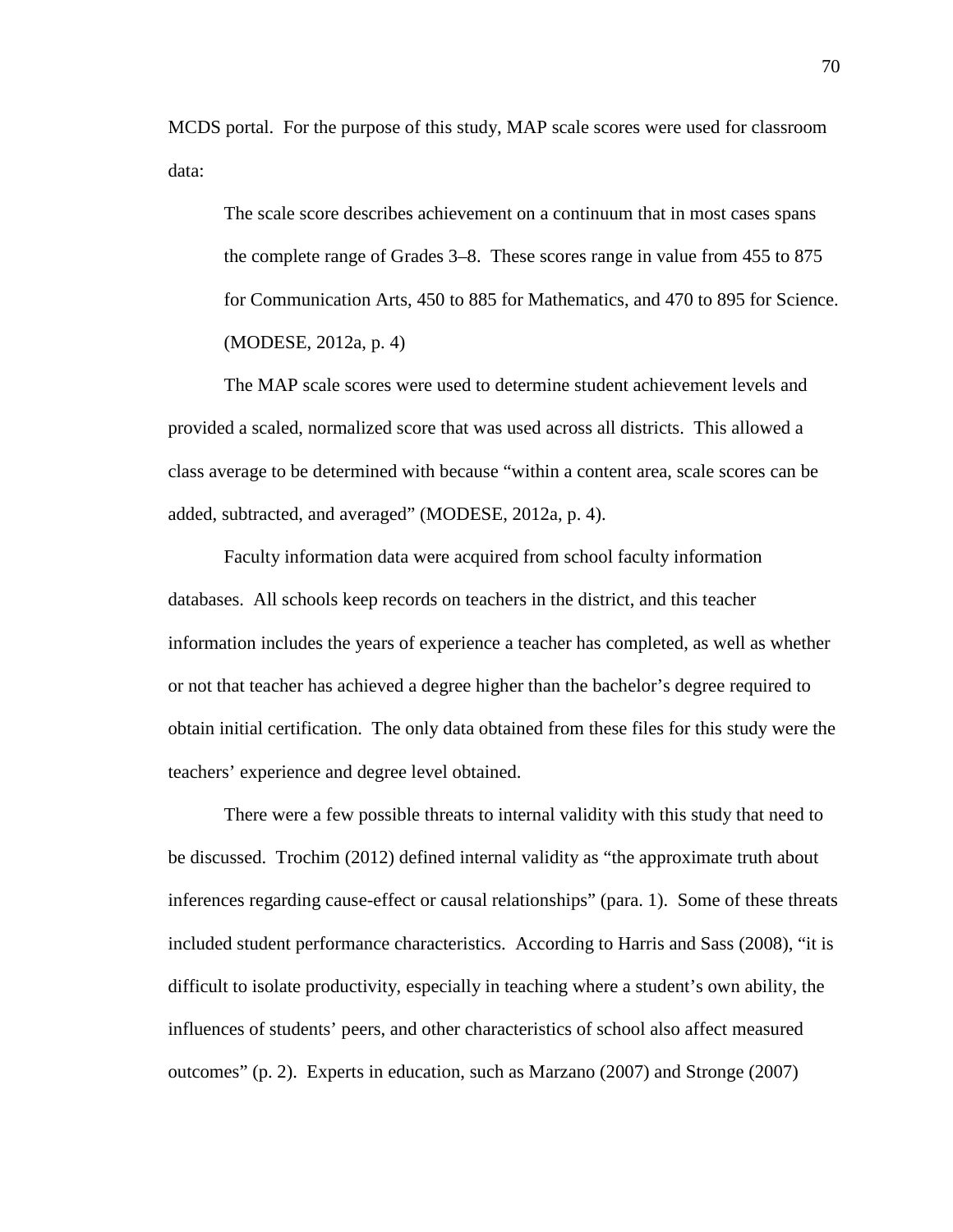MCDS portal. For the purpose of this study, MAP scale scores were used for classroom data:

> The scale score describes achievement on a continuum that in most cases spans the complete range of Grades 3–8. These scores range in value from 455 to 875 for Communication Arts, 450 to 885 for Mathematics, and 470 to 895 for Science. (MODESE, 2012a, p. 4)

The MAP scale scores were used to determine student achievement levels and provided a scaled, normalized score that was used across all districts. This allowed a class average to be determined with because "within a content area, scale scores can be added, subtracted, and averaged" (MODESE, 2012a, p. 4).

Faculty information data were acquired from school faculty information databases. All schools keep records on teachers in the district, and this teacher information includes the years of experience a teacher has completed, as well as whether or not that teacher has achieved a degree higher than the bachelor's degree required to obtain initial certification. The only data obtained from these files for this study were the teachers' experience and degree level obtained.

There were a few possible threats to internal validity with this study that need to be discussed. Trochim (2012) defined internal validity as "the approximate truth about inferences regarding cause-effect or causal relationships" (para. 1). Some of these threats included student performance characteristics. According to Harris and Sass (2008), "it is difficult to isolate productivity, especially in teaching where a student's own ability, the influences of students' peers, and other characteristics of school also affect measured outcomes" (p. 2). Experts in education, such as Marzano (2007) and Stronge (2007)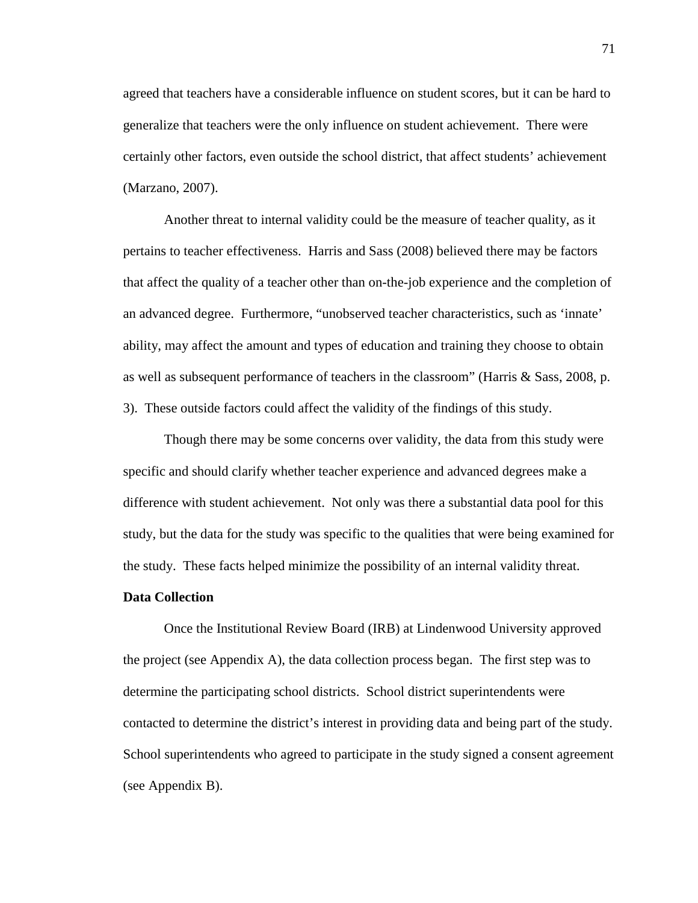agreed that teachers have a considerable influence on student scores, but it can be hard to generalize that teachers were the only influence on student achievement. There were certainly other factors, even outside the school district, that affect students' achievement (Marzano, 2007).

Another threat to internal validity could be the measure of teacher quality, as it pertains to teacher effectiveness. Harris and Sass (2008) believed there may be factors that affect the quality of a teacher other than on-the-job experience and the completion of an advanced degree. Furthermore, "unobserved teacher characteristics, such as 'innate' ability, may affect the amount and types of education and training they choose to obtain as well as subsequent performance of teachers in the classroom" (Harris & Sass, 2008, p. 3). These outside factors could affect the validity of the findings of this study.

Though there may be some concerns over validity, the data from this study were specific and should clarify whether teacher experience and advanced degrees make a difference with student achievement. Not only was there a substantial data pool for this study, but the data for the study was specific to the qualities that were being examined for the study. These facts helped minimize the possibility of an internal validity threat.

**Data Collection**

Once the Institutional Review Board (IRB) at Lindenwood University approved the project (see Appendix A), the data collection process began. The first step was to determine the participating school districts. School district superintendents were contacted to determine the district's interest in providing data and being part of the study. School superintendents who agreed to participate in the study signed a consent agreement (see Appendix B).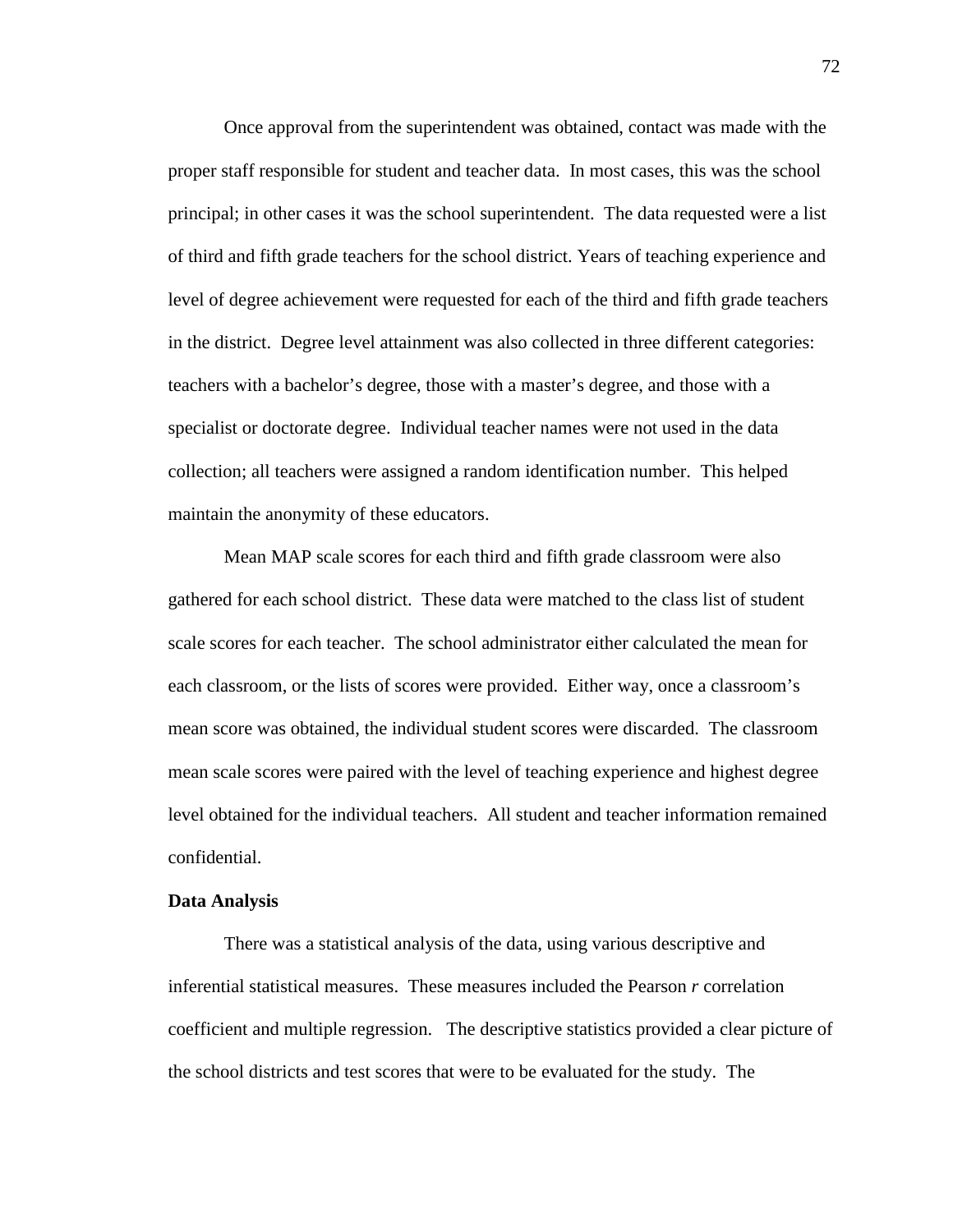Once approval from the superintendent was obtained, contact was made with the proper staff responsible for student and teacher data. In most cases, this was the school principal; in other cases it was the school superintendent. The data requested were a list of third and fifth grade teachers for the school district. Years of teaching experience and level of degree achievement were requested for each of the third and fifth grade teachers in the district. Degree level attainment was also collected in three different categories: teachers with a bachelor's degree, those with a master's degree, and those with a specialist or doctorate degree. Individual teacher names were not used in the data collection; all teachers were assigned a random identification number. This helped maintain the anonymity of these educators.

Mean MAP scale scores for each third and fifth grade classroom were also gathered for each school district. These data were matched to the class list of student scale scores for each teacher. The school administrator either calculated the mean for each classroom, or the lists of scores were provided. Either way, once a classroom's mean score was obtained, the individual student scores were discarded. The classroom mean scale scores were paired with the level of teaching experience and highest degree level obtained for the individual teachers. All student and teacher information remained confidential.

**Data Analysis**

There was a statistical analysis of the data, using various descriptive and inferential statistical measures. These measures included the Pearson *r* correlation coefficient and multiple regression. The descriptive statistics provided a clear picture of the school districts and test scores that were to be evaluated for the study. The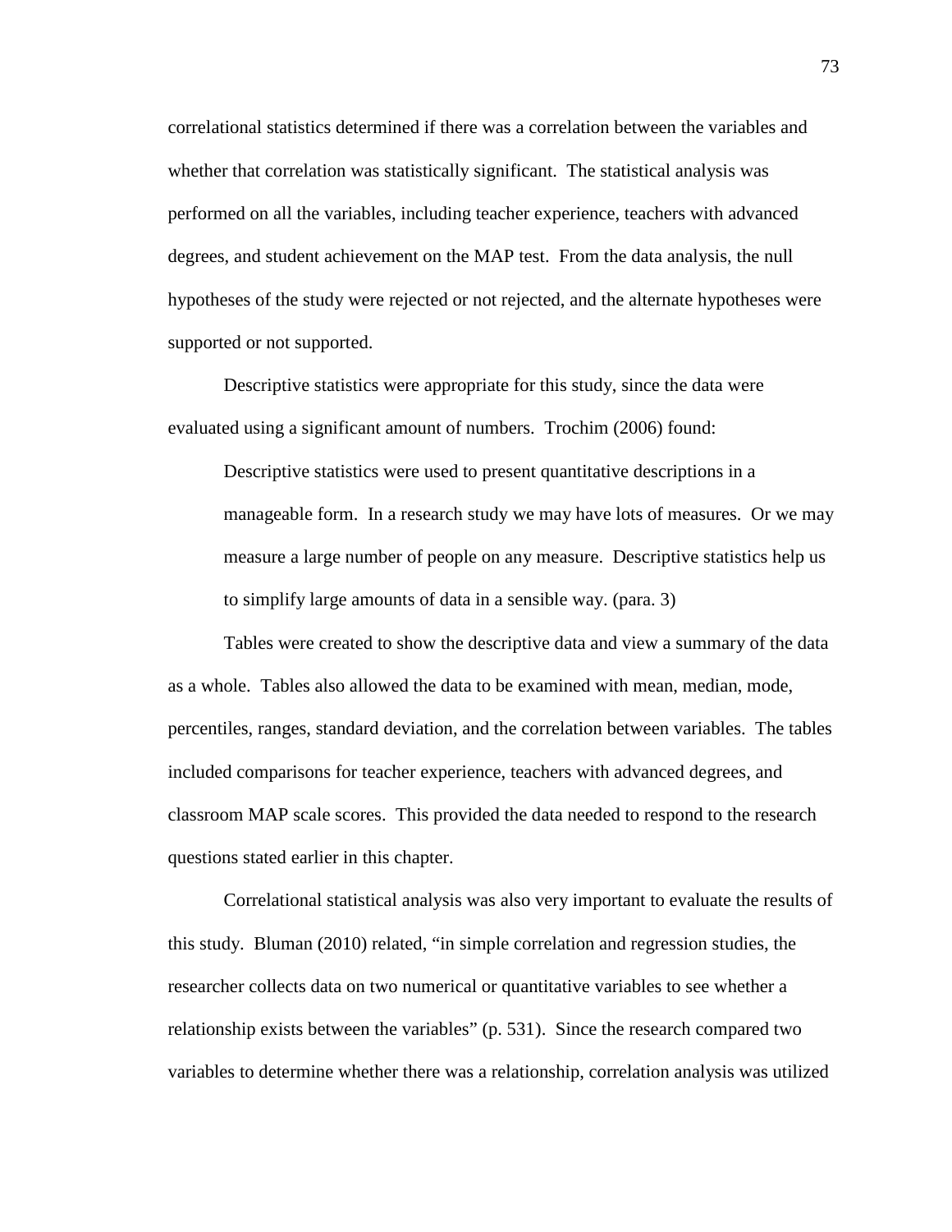correlational statistics determined if there was a correlation between the variables and whether that correlation was statistically significant. The statistical analysis was performed on all the variables, including teacher experience, teachers with advanced degrees, and student achievement on the MAP test. From the data analysis, the null hypotheses of the study were rejected or not rejected, and the alternate hypotheses were supported or not supported.

Descriptive statistics were appropriate for this study, since the data were evaluated using a significant amount of numbers. Trochim (2006) found:

> Descriptive statistics were used to present quantitative descriptions in a manageable form. In a research study we may have lots of measures. Or we may measure a large number of people on any measure. Descriptive statistics help us to simplify large amounts of data in a sensible way. (para. 3)

Tables were created to show the descriptive data and view a summary of the data as a whole. Tables also allowed the data to be examined with mean, median, mode, percentiles, ranges, standard deviation, and the correlation between variables. The tables included comparisons for teacher experience, teachers with advanced degrees, and classroom MAP scale scores. This provided the data needed to respond to the research questions stated earlier in this chapter.

Correlational statistical analysis was also very important to evaluate the results of this study. Bluman (2010) related, "in simple correlation and regression studies, the researcher collects data on two numerical or quantitative variables to see whether a relationship exists between the variables" (p. 531). Since the research compared two variables to determine whether there was a relationship, correlation analysis was utilized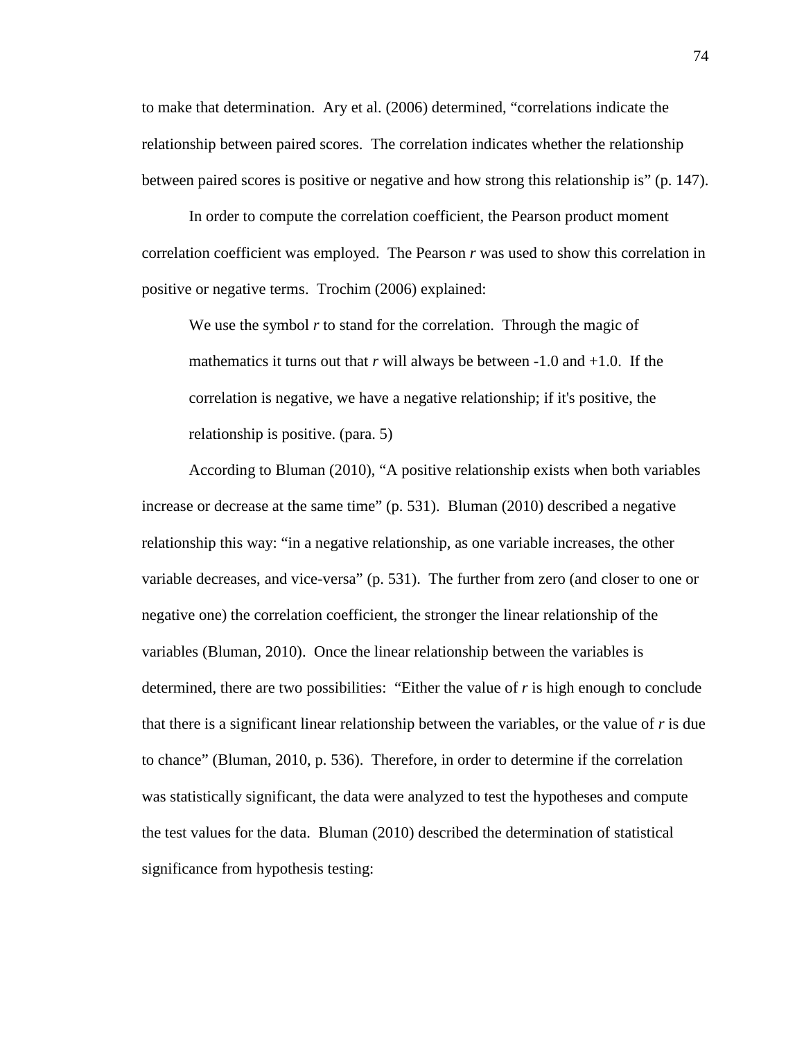to make that determination. Ary et al. (2006) determined, "correlations indicate the relationship between paired scores. The correlation indicates whether the relationship between paired scores is positive or negative and how strong this relationship is" (p. 147).

In order to compute the correlation coefficient, the Pearson product moment correlation coefficient was employed. The Pearson *r* was used to show this correlation in positive or negative terms. Trochim (2006) explained:

> We use the symbol *r* to stand for the correlation. Through the magic of mathematics it turns out that *r* will always be between -1.0 and +1.0. If the correlation is negative, we have a negative relationship; if it's positive, the relationship is positive. (para. 5)

According to Bluman (2010), "A positive relationship exists when both variables increase or decrease at the same time" (p. 531). Bluman (2010) described a negative relationship this way: "in a negative relationship, as one variable increases, the other variable decreases, and vice-versa" (p. 531). The further from zero (and closer to one or negative one) the correlation coefficient, the stronger the linear relationship of the variables (Bluman, 2010). Once the linear relationship between the variables is determined, there are two possibilities: "Either the value of *r* is high enough to conclude that there is a significant linear relationship between the variables, or the value of *r* is due to chance" (Bluman, 2010, p. 536). Therefore, in order to determine if the correlation was statistically significant, the data were analyzed to test the hypotheses and compute the test values for the data. Bluman (2010) described the determination of statistical significance from hypothesis testing: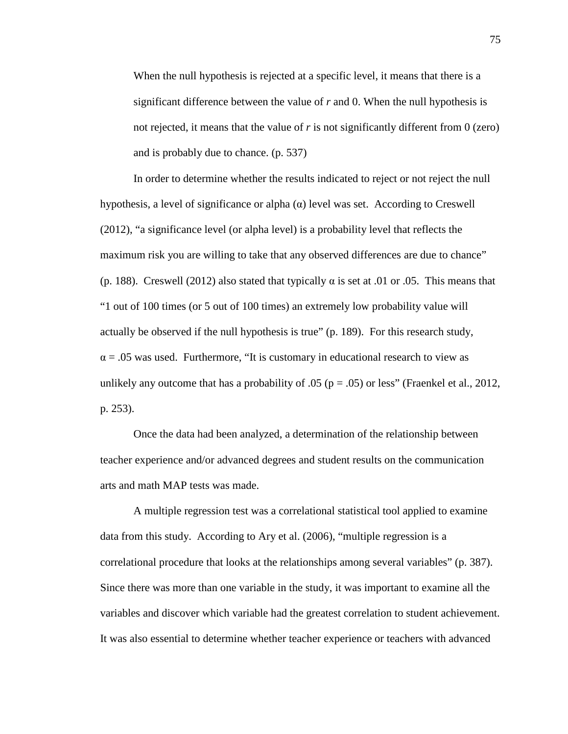> When the null hypothesis is rejected at a specific level, it means that there is a significant difference between the value of *r* and 0. When the null hypothesis is not rejected, it means that the value of *r* is not significantly different from 0 (zero) and is probably due to chance. (p. 537)

In order to determine whether the results indicated to reject or not reject the null hypothesis, a level of significance or alpha (α) level was set. According to Creswell (2012), "a significance level (or alpha level) is a probability level that reflects the maximum risk you are willing to take that any observed differences are due to chance" (p. 188). Creswell (2012) also stated that typically α is set at .01 or .05. This means that "1 out of 100 times (or 5 out of 100 times) an extremely low probability value will actually be observed if the null hypothesis is true" (p. 189). For this research study, $\alpha = .05$ was used. Furthermore, "It is customary in educational research to view as unlikely any outcome that has a probability of .05 ($p = .05$) or less" (Fraenkel et al., 2012, p. 253).

Once the data had been analyzed, a determination of the relationship between teacher experience and/or advanced degrees and student results on the communication arts and math MAP tests was made.

A multiple regression test was a correlational statistical tool applied to examine data from this study. According to Ary et al. (2006), "multiple regression is a correlational procedure that looks at the relationships among several variables" (p. 387). Since there was more than one variable in the study, it was important to examine all the variables and discover which variable had the greatest correlation to student achievement. It was also essential to determine whether teacher experience or teachers with advanced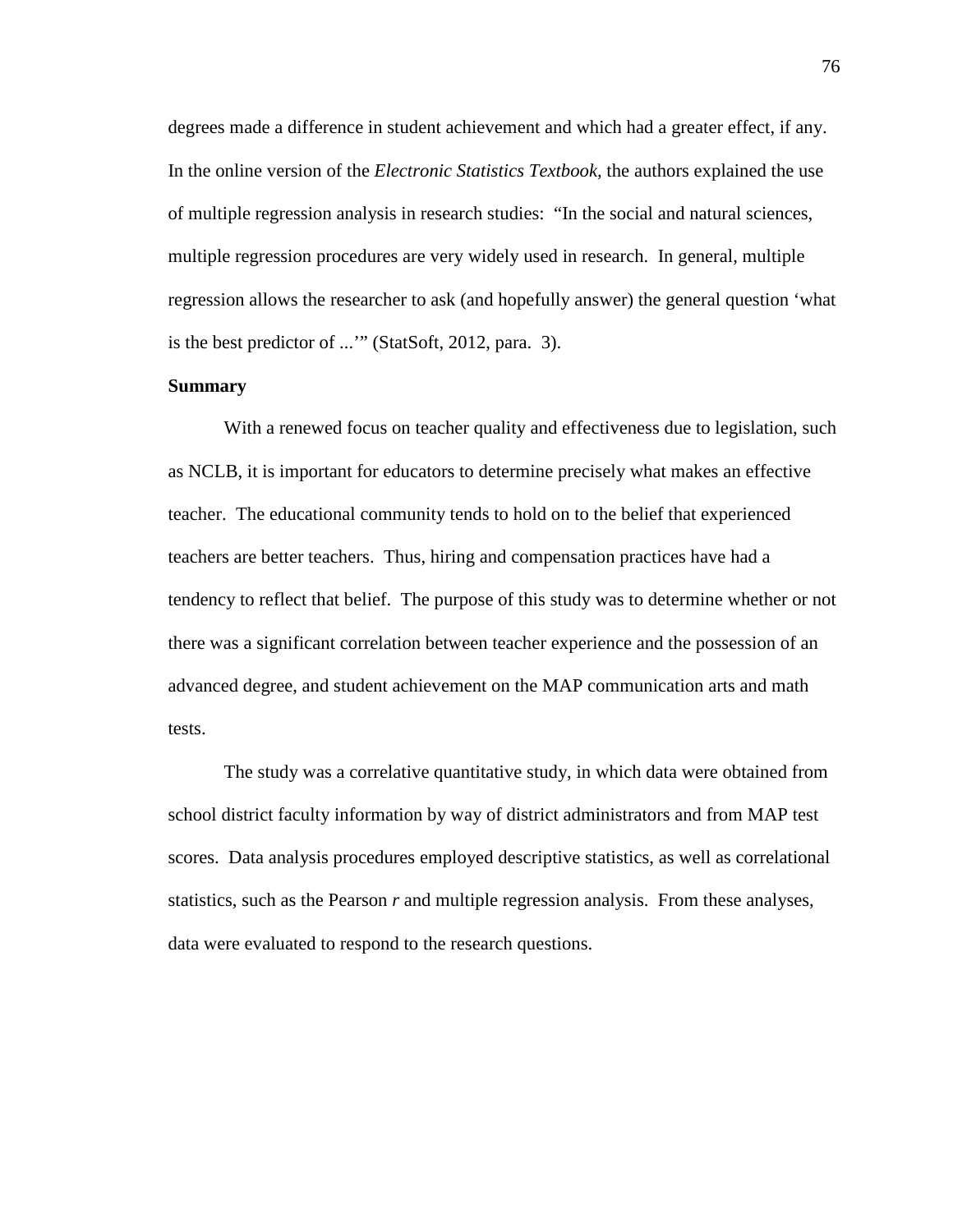degrees made a difference in student achievement and which had a greater effect, if any. In the online version of the *Electronic Statistics Textbook,* the authors explained the use of multiple regression analysis in research studies: "In the social and natural sciences, multiple regression procedures are very widely used in research. In general, multiple regression allows the researcher to ask (and hopefully answer) the general question 'what is the best predictor of ...'" (StatSoft, 2012, para. 3).

**Summary**

With a renewed focus on teacher quality and effectiveness due to legislation, such as NCLB, it is important for educators to determine precisely what makes an effective teacher. The educational community tends to hold on to the belief that experienced teachers are better teachers. Thus, hiring and compensation practices have had a tendency to reflect that belief. The purpose of this study was to determine whether or not there was a significant correlation between teacher experience and the possession of an advanced degree, and student achievement on the MAP communication arts and math tests.

The study was a correlative quantitative study, in which data were obtained from school district faculty information by way of district administrators and from MAP test scores. Data analysis procedures employed descriptive statistics, as well as correlational statistics, such as the Pearson *r* and multiple regression analysis. From these analyses, data were evaluated to respond to the research questions.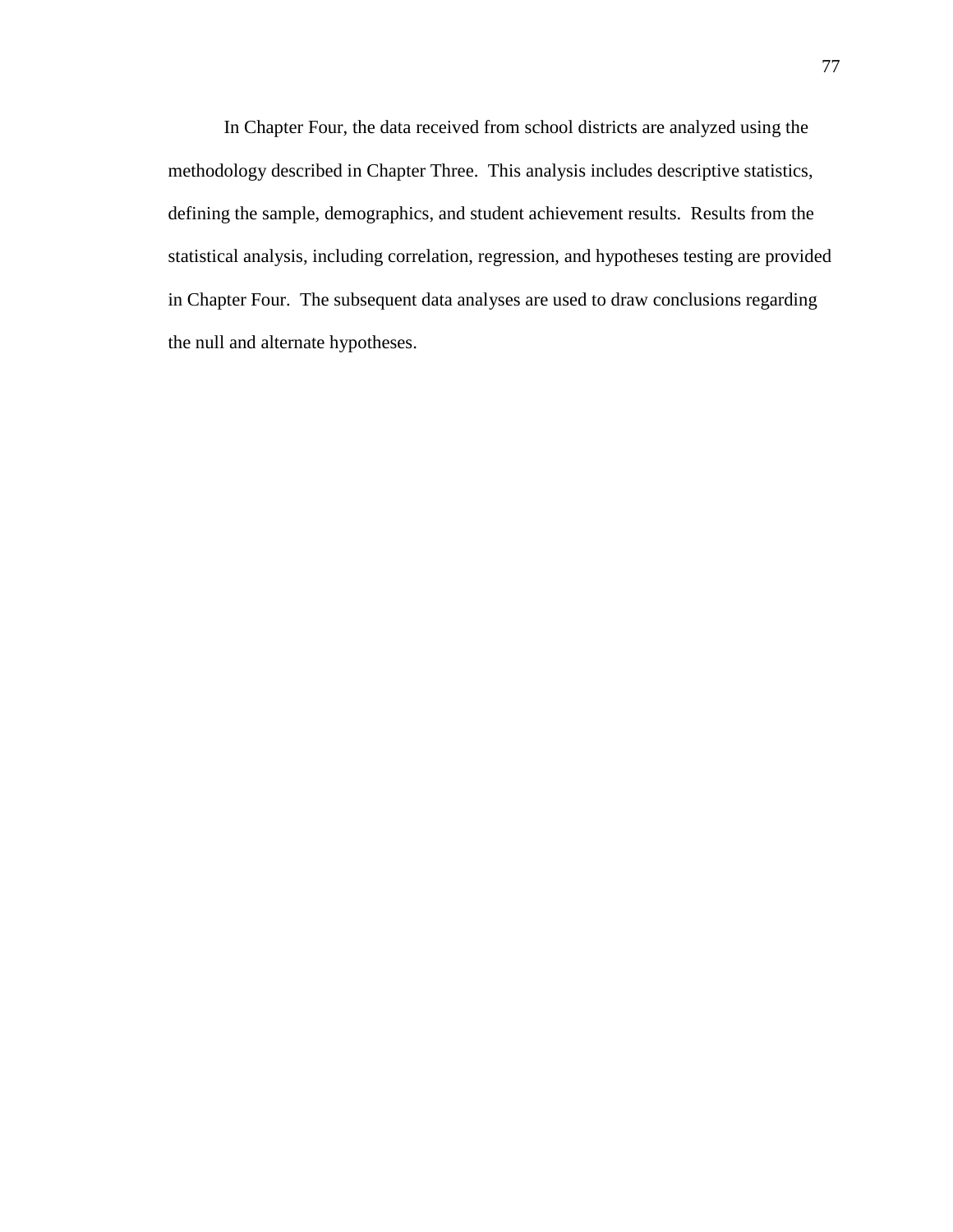In Chapter Four, the data received from school districts are analyzed using the methodology described in Chapter Three. This analysis includes descriptive statistics, defining the sample, demographics, and student achievement results. Results from the statistical analysis, including correlation, regression, and hypotheses testing are provided in Chapter Four. The subsequent data analyses are used to draw conclusions regarding the null and alternate hypotheses.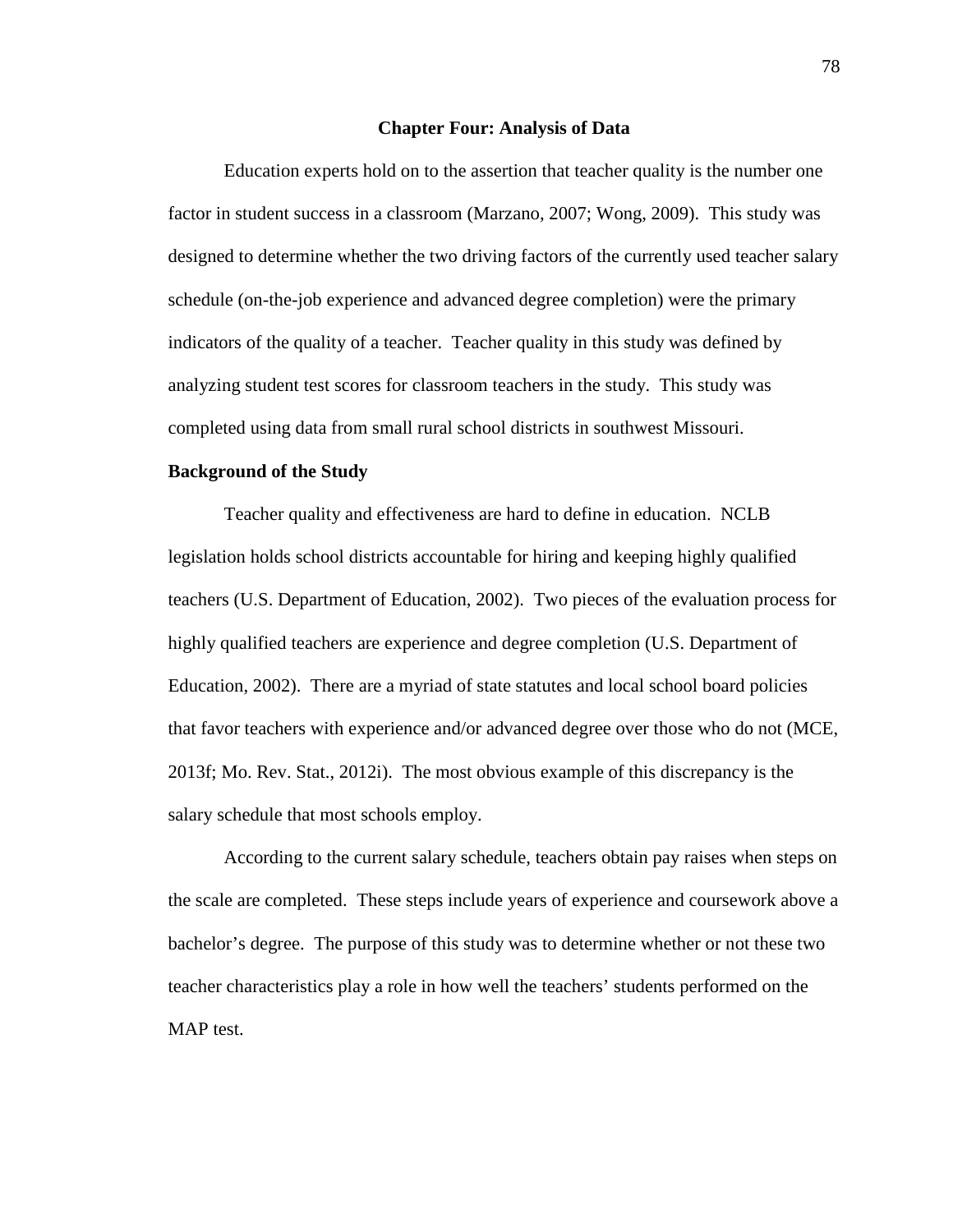# Chapter Four: Analysis of Data

Education experts hold on to the assertion that teacher quality is the number one factor in student success in a classroom (Marzano, 2007; Wong, 2009). This study was designed to determine whether the two driving factors of the currently used teacher salary schedule (on-the-job experience and advanced degree completion) were the primary indicators of the quality of a teacher. Teacher quality in this study was defined by analyzing student test scores for classroom teachers in the study. This study was completed using data from small rural school districts in southwest Missouri.

## Background of the Study

Teacher quality and effectiveness are hard to define in education. NCLB legislation holds school districts accountable for hiring and keeping highly qualified teachers (U.S. Department of Education, 2002). Two pieces of the evaluation process for highly qualified teachers are experience and degree completion (U.S. Department of Education, 2002). There are a myriad of state statutes and local school board policies that favor teachers with experience and/or advanced degree over those who do not (MCE, 2013f; Mo. Rev. Stat., 2012i). The most obvious example of this discrepancy is the salary schedule that most schools employ.

According to the current salary schedule, teachers obtain pay raises when steps on the scale are completed. These steps include years of experience and coursework above a bachelor's degree. The purpose of this study was to determine whether or not these two teacher characteristics play a role in how well the teachers' students performed on the MAP test.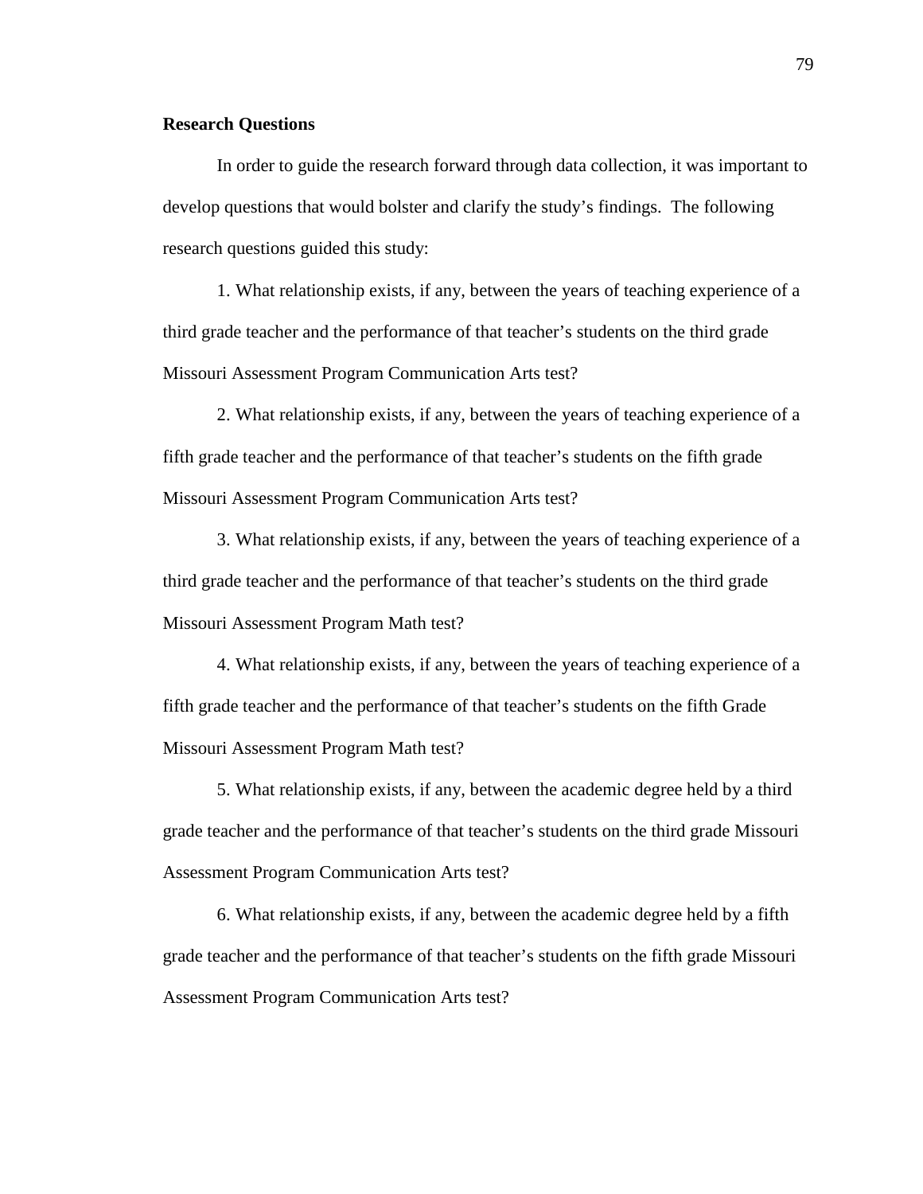**Research Questions**

In order to guide the research forward through data collection, it was important to develop questions that would bolster and clarify the study's findings. The following research questions guided this study:

1. What relationship exists, if any, between the years of teaching experience of a third grade teacher and the performance of that teacher's students on the third grade Missouri Assessment Program Communication Arts test?

2. What relationship exists, if any, between the years of teaching experience of a fifth grade teacher and the performance of that teacher's students on the fifth grade Missouri Assessment Program Communication Arts test?

3. What relationship exists, if any, between the years of teaching experience of a third grade teacher and the performance of that teacher's students on the third grade Missouri Assessment Program Math test?

4. What relationship exists, if any, between the years of teaching experience of a fifth grade teacher and the performance of that teacher's students on the fifth Grade Missouri Assessment Program Math test?

5. What relationship exists, if any, between the academic degree held by a third grade teacher and the performance of that teacher's students on the third grade Missouri Assessment Program Communication Arts test?

6. What relationship exists, if any, between the academic degree held by a fifth grade teacher and the performance of that teacher's students on the fifth grade Missouri Assessment Program Communication Arts test?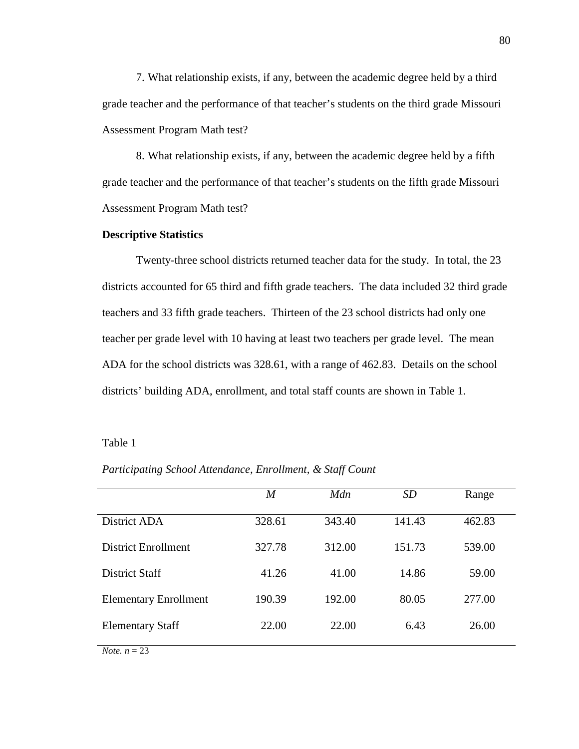7. What relationship exists, if any, between the academic degree held by a third grade teacher and the performance of that teacher's students on the third grade Missouri Assessment Program Math test?

8. What relationship exists, if any, between the academic degree held by a fifth grade teacher and the performance of that teacher's students on the fifth grade Missouri Assessment Program Math test?

**Descriptive Statistics**

Twenty-three school districts returned teacher data for the study. In total, the 23 districts accounted for 65 third and fifth grade teachers. The data included 32 third grade teachers and 33 fifth grade teachers. Thirteen of the 23 school districts had only one teacher per grade level with 10 having at least two teachers per grade level. The mean ADA for the school districts was 328.61, with a range of 462.83. Details on the school districts' building ADA, enrollment, and total staff counts are shown in Table 1.

Table 1

*Participating School Attendance, Enrollment, & Staff Count*

| | *M* | *Mdn* | *SD* | Range |
|---|---|---|---|---|
| District ADA | 328.61 | 343.40 | 141.43 | 462.83 |
| District Enrollment | 327.78 | 312.00 | 151.73 | 539.00 |
| District Staff | 41.26 | 41.00 | 14.86 | 59.00 |
| Elementary Enrollment | 190.39 | 192.00 | 80.05 | 277.00 |
| Elementary Staff | 22.00 | 22.00 | 6.43 | 26.00 |

*Note.* $n = 23$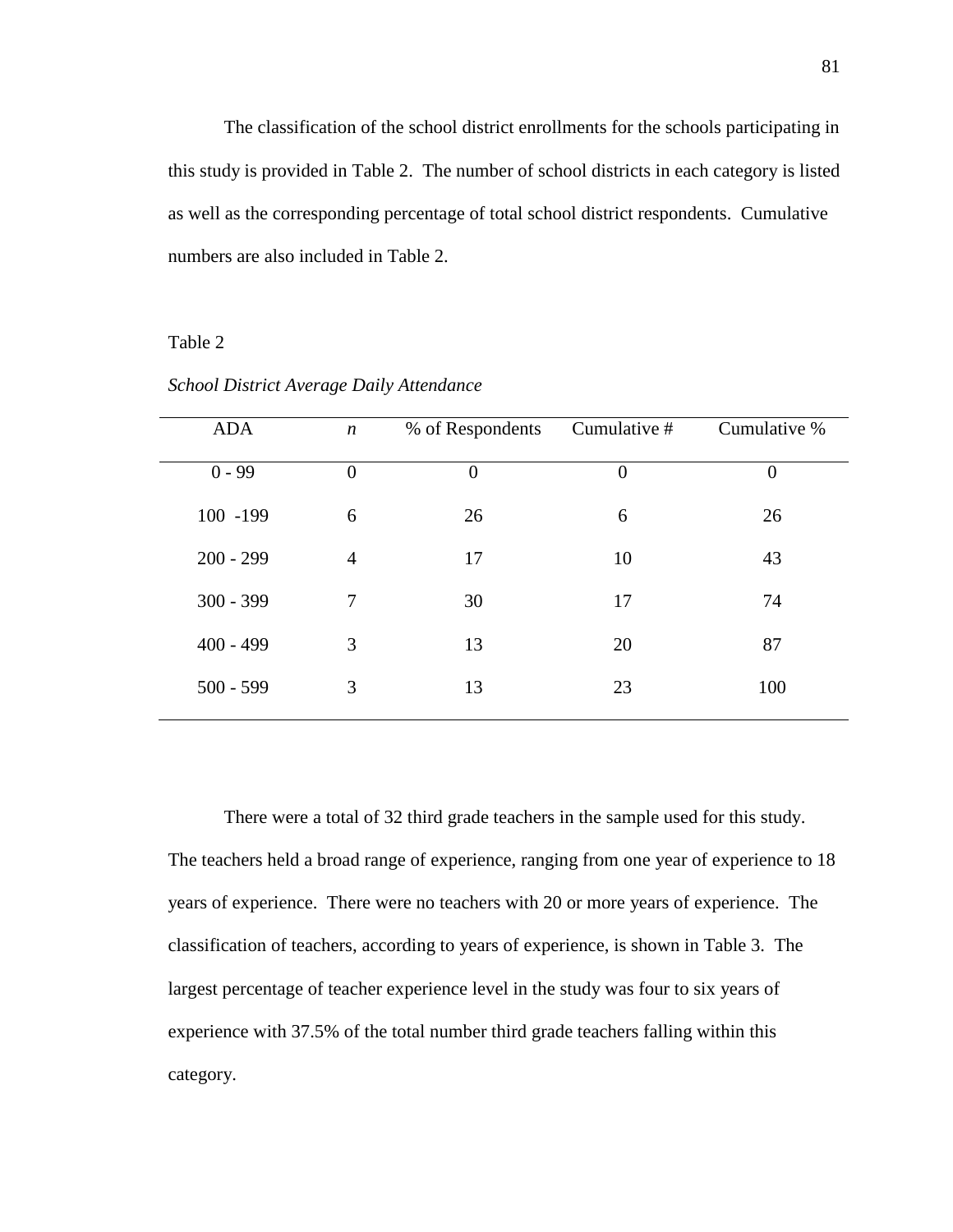The classification of the school district enrollments for the schools participating in this study is provided in Table 2. The number of school districts in each category is listed as well as the corresponding percentage of total school district respondents. Cumulative numbers are also included in Table 2.

Table 2

*School District Average Daily Attendance*

| ADA | *n* | % of Respondents | Cumulative # | Cumulative % |
|---|---|---|---|---|
| 0 - 99 | 0 | 0 | 0 | 0 |
| 100 -199 | 6 | 26 | 6 | 26 |
| 200 - 299 | 4 | 17 | 10 | 43 |
| 300 - 399 | 7 | 30 | 17 | 74 |
| 400 - 499 | 3 | 13 | 20 | 87 |
| 500 - 599 | 3 | 13 | 23 | 100 |

There were a total of 32 third grade teachers in the sample used for this study. The teachers held a broad range of experience, ranging from one year of experience to 18 years of experience. There were no teachers with 20 or more years of experience. The classification of teachers, according to years of experience, is shown in Table 3. The largest percentage of teacher experience level in the study was four to six years of experience with 37.5% of the total number third grade teachers falling within this category.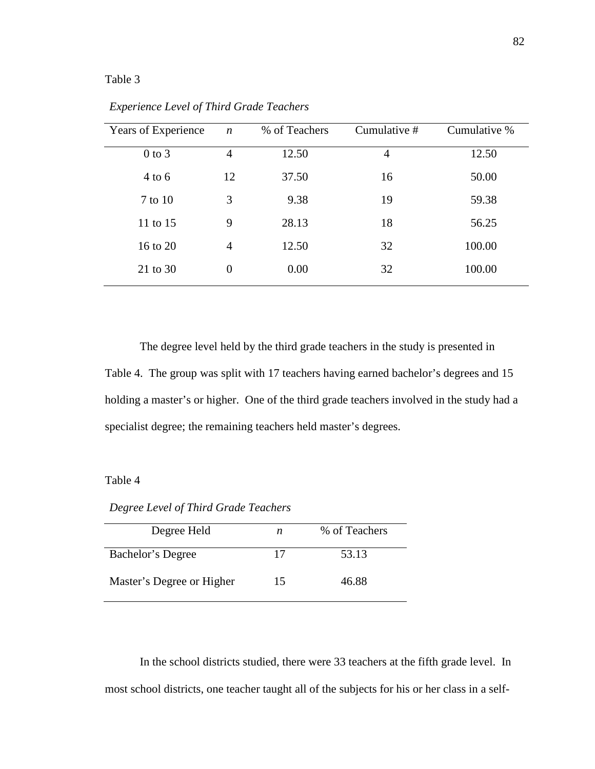Table 3

*Experience Level of Third Grade Teachers*

| Years of Experience | *n* | % of Teachers | Cumulative # | Cumulative % |
|---|---|---|---|---|
| 0 to 3 | 4 | 12.50 | 4 | 12.50 |
| 4 to 6 | 12 | 37.50 | 16 | 50.00 |
| 7 to 10 | 3 | 9.38 | 19 | 59.38 |
| 11 to 15 | 9 | 28.13 | 18 | 56.25 |
| 16 to 20 | 4 | 12.50 | 32 | 100.00 |
| 21 to 30 | 0 | 0.00 | 32 | 100.00 |

The degree level held by the third grade teachers in the study is presented in Table 4. The group was split with 17 teachers having earned bachelor's degrees and 15 holding a master's or higher. One of the third grade teachers involved in the study had a specialist degree; the remaining teachers held master's degrees.

Table 4

*Degree Level of Third Grade Teachers*

| Degree Held | *n* | % of Teachers |
|---|---|---|
| Bachelor's Degree | 17 | 53.13 |
| Master's Degree or Higher | 15 | 46.88 |

In the school districts studied, there were 33 teachers at the fifth grade level. In most school districts, one teacher taught all of the subjects for his or her class in a self-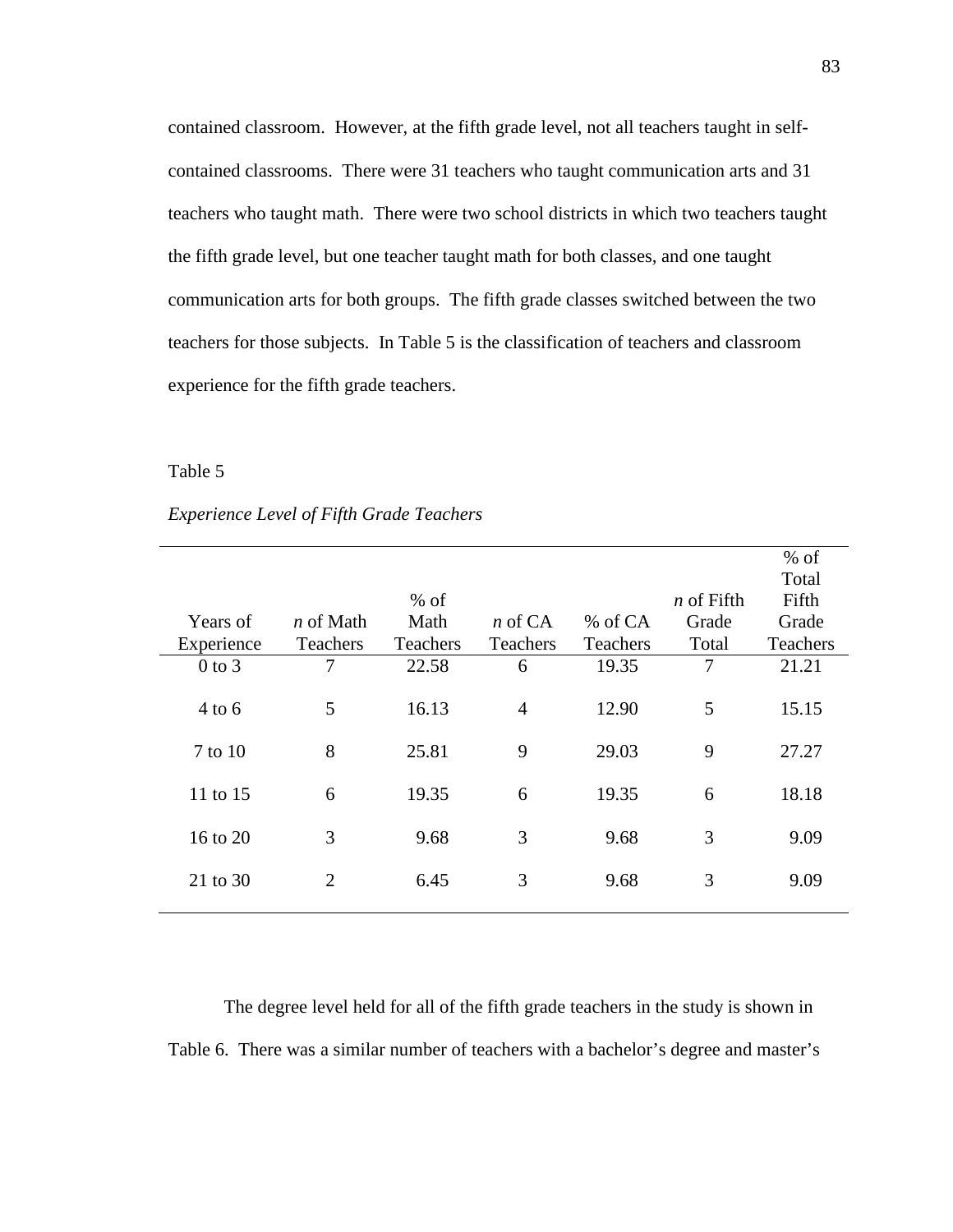contained classroom. However, at the fifth grade level, not all teachers taught in self-contained classrooms. There were 31 teachers who taught communication arts and 31 teachers who taught math. There were two school districts in which two teachers taught the fifth grade level, but one teacher taught math for both classes, and one taught communication arts for both groups. The fifth grade classes switched between the two teachers for those subjects. In Table 5 is the classification of teachers and classroom experience for the fifth grade teachers.

Table 5

*Experience Level of Fifth Grade Teachers*

| Years of Experience | *n* of Math Teachers | % of Math Teachers | *n* of CA Teachers | % of CA Teachers | *n* of Fifth Grade Total | % of Total Fifth Grade Teachers |
|---|---|---|---|---|---|---|
| 0 to 3 | 7 | 22.58 | 6 | 19.35 | 7 | 21.21 |
| 4 to 6 | 5 | 16.13 | 4 | 12.90 | 5 | 15.15 |
| 7 to 10 | 8 | 25.81 | 9 | 29.03 | 9 | 27.27 |
| 11 to 15 | 6 | 19.35 | 6 | 19.35 | 6 | 18.18 |
| 16 to 20 | 3 | 9.68 | 3 | 9.68 | 3 | 9.09 |
| 21 to 30 | 2 | 6.45 | 3 | 9.68 | 3 | 9.09 |

The degree level held for all of the fifth grade teachers in the study is shown in Table 6. There was a similar number of teachers with a bachelor's degree and master's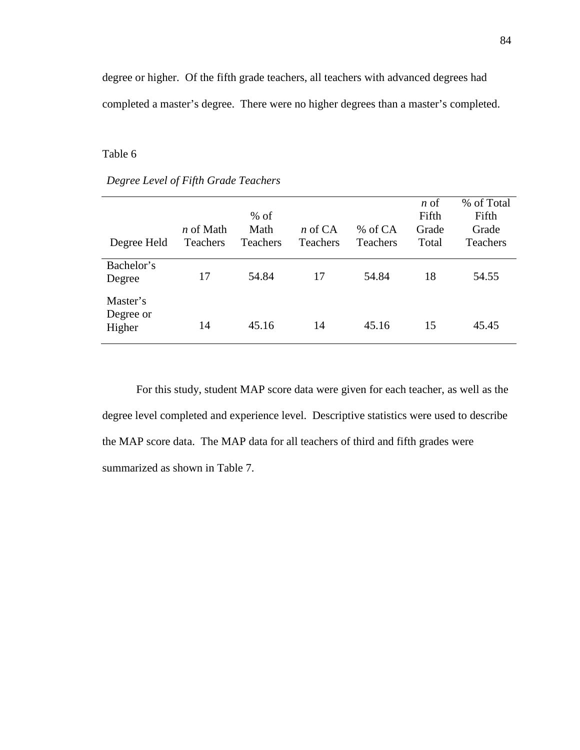degree or higher. Of the fifth grade teachers, all teachers with advanced degrees had completed a master's degree. There were no higher degrees than a master's completed.

Table 6

*Degree Level of Fifth Grade Teachers*

| Degree Held | *n* of Math Teachers | % of Math Teachers | *n* of CA Teachers | % of CA Teachers | *n* of Fifth Grade Total | % of Total Fifth Grade Teachers |
|---|---|---|---|---|---|---|
| Bachelor's Degree | 17 | 54.84 | 17 | 54.84 | 18 | 54.55 |
| Master's Degree or Higher | 14 | 45.16 | 14 | 45.16 | 15 | 45.45 |

For this study, student MAP score data were given for each teacher, as well as the degree level completed and experience level. Descriptive statistics were used to describe the MAP score data. The MAP data for all teachers of third and fifth grades were summarized as shown in Table 7.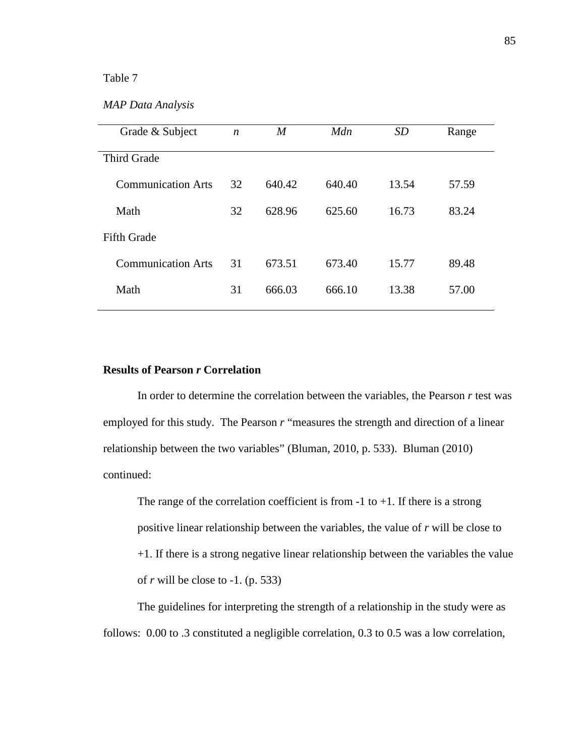Table 7

*MAP Data Analysis*

| Grade & Subject | *n* | *M* | *Mdn* | *SD* | Range |
|---|---|---|---|---|---|
| Third Grade | | | | | |
| Communication Arts | 32 | 640.42 | 640.40 | 13.54 | 57.59 |
| Math | 32 | 628.96 | 625.60 | 16.73 | 83.24 |
| Fifth Grade | | | | | |
| Communication Arts | 31 | 673.51 | 673.40 | 15.77 | 89.48 |
| Math | 31 | 666.03 | 666.10 | 13.38 | 57.00 |

**Results of Pearson *r* Correlation**

In order to determine the correlation between the variables, the Pearson *r* test was employed for this study. The Pearson *r* "measures the strength and direction of a linear relationship between the two variables" (Bluman, 2010, p. 533). Bluman (2010) continued:

> The range of the correlation coefficient is from -1 to +1. If there is a strong positive linear relationship between the variables, the value of *r* will be close to +1. If there is a strong negative linear relationship between the variables the value of *r* will be close to -1. (p. 533)

The guidelines for interpreting the strength of a relationship in the study were as follows: 0.00 to .3 constituted a negligible correlation, 0.3 to 0.5 was a low correlation,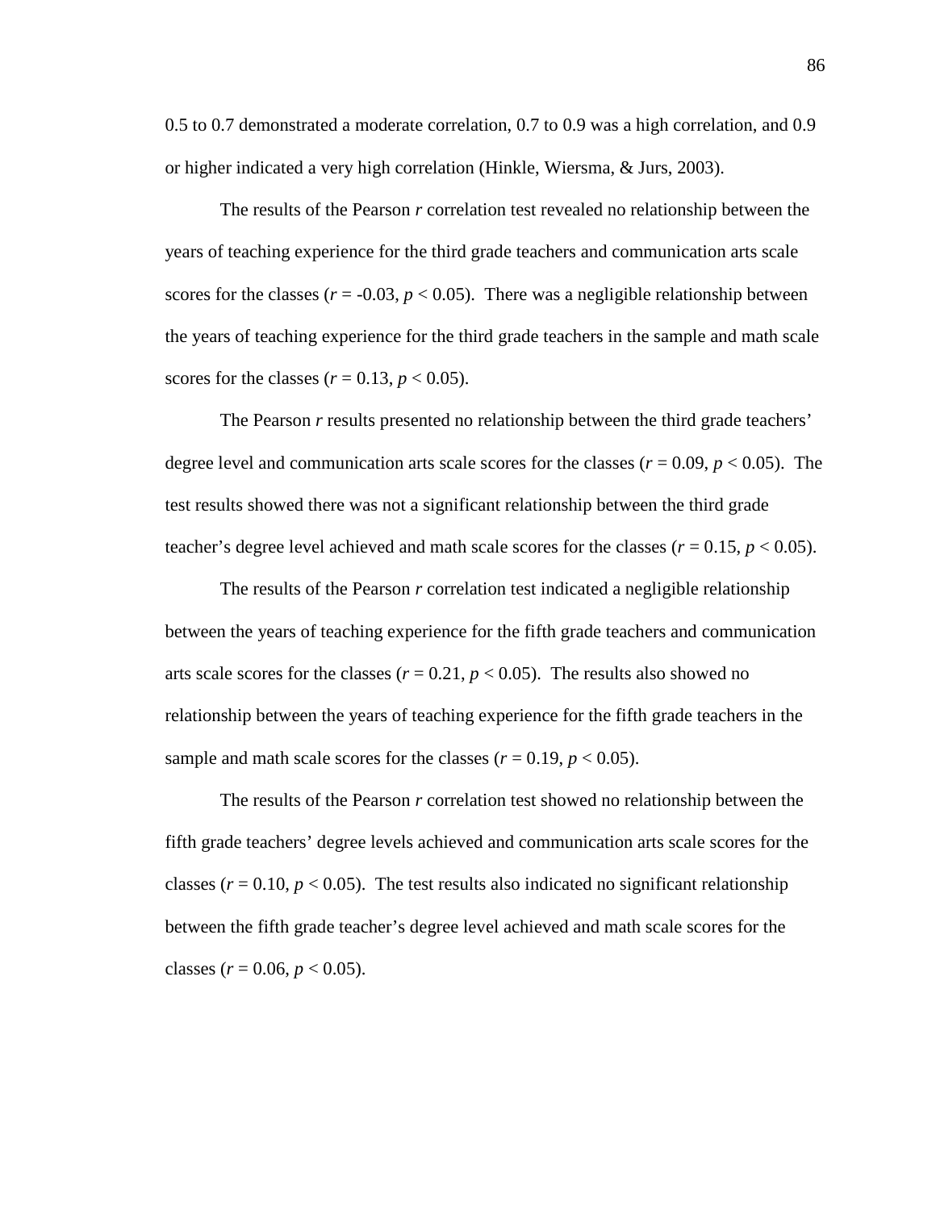0.5 to 0.7 demonstrated a moderate correlation, 0.7 to 0.9 was a high correlation, and 0.9 or higher indicated a very high correlation (Hinkle, Wiersma, & Jurs, 2003).

The results of the Pearson *r* correlation test revealed no relationship between the years of teaching experience for the third grade teachers and communication arts scale scores for the classes ($r = -0.03$, $p < 0.05$). There was a negligible relationship between the years of teaching experience for the third grade teachers in the sample and math scale scores for the classes ($r = 0.13$, $p < 0.05$).

The Pearson *r* results presented no relationship between the third grade teachers' degree level and communication arts scale scores for the classes ($r = 0.09$, $p < 0.05$). The test results showed there was not a significant relationship between the third grade teacher's degree level achieved and math scale scores for the classes ($r = 0.15$, $p < 0.05$).

The results of the Pearson *r* correlation test indicated a negligible relationship between the years of teaching experience for the fifth grade teachers and communication arts scale scores for the classes ($r = 0.21$, $p < 0.05$). The results also showed no relationship between the years of teaching experience for the fifth grade teachers in the sample and math scale scores for the classes ($r = 0.19$, $p < 0.05$).

The results of the Pearson *r* correlation test showed no relationship between the fifth grade teachers' degree levels achieved and communication arts scale scores for the classes ($r = 0.10$, $p < 0.05$). The test results also indicated no significant relationship between the fifth grade teacher's degree level achieved and math scale scores for the classes ($r = 0.06$, $p < 0.05$).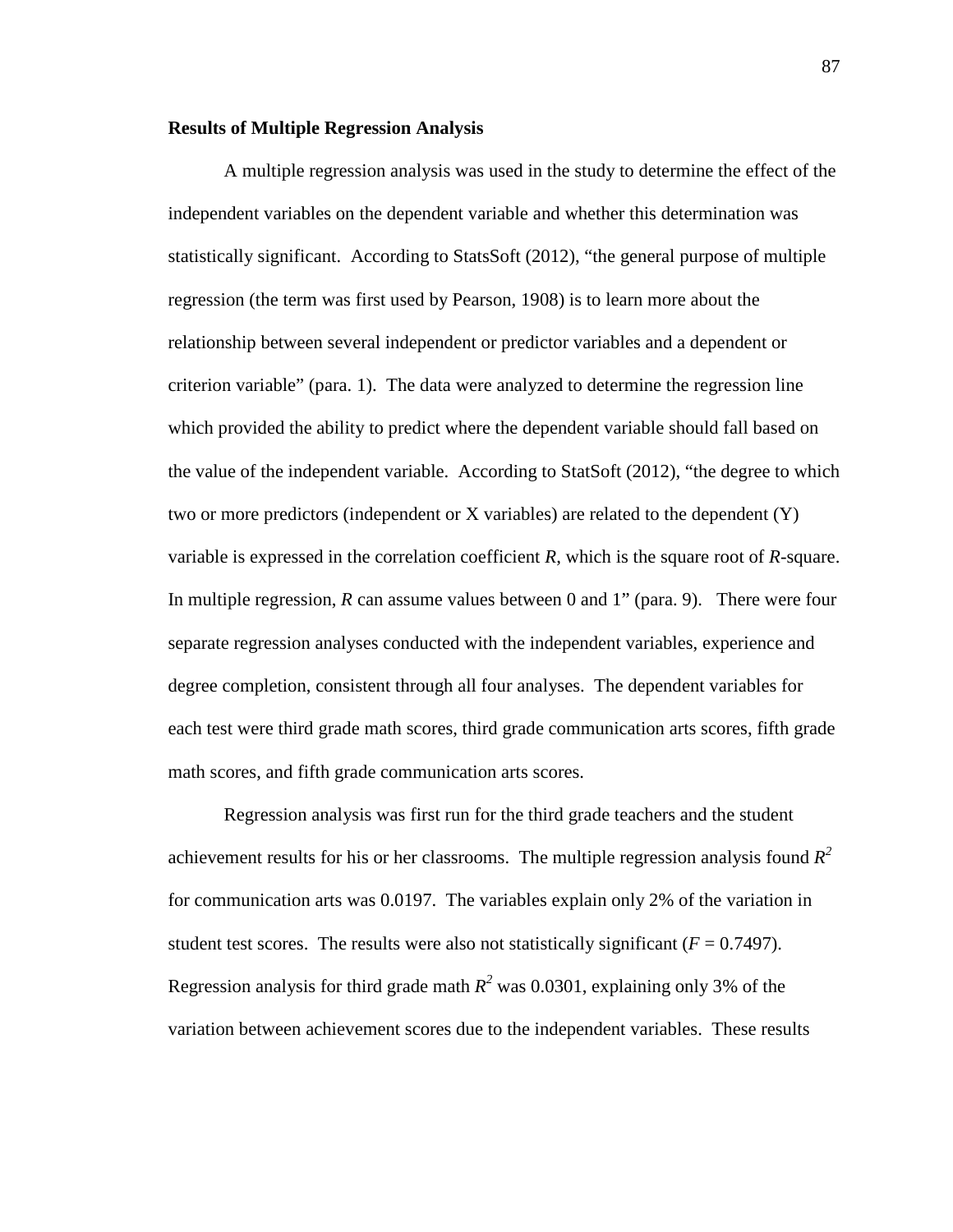**Results of Multiple Regression Analysis**

A multiple regression analysis was used in the study to determine the effect of the independent variables on the dependent variable and whether this determination was statistically significant. According to StatsSoft (2012), “the general purpose of multiple regression (the term was first used by Pearson, 1908) is to learn more about the relationship between several independent or predictor variables and a dependent or criterion variable” (para. 1). The data were analyzed to determine the regression line which provided the ability to predict where the dependent variable should fall based on the value of the independent variable. According to StatSoft (2012), “the degree to which two or more predictors (independent or X variables) are related to the dependent (Y) variable is expressed in the correlation coefficient $R$, which is the square root of $R$-square. In multiple regression, $R$ can assume values between 0 and 1” (para. 9). There were four separate regression analyses conducted with the independent variables, experience and degree completion, consistent through all four analyses. The dependent variables for each test were third grade math scores, third grade communication arts scores, fifth grade math scores, and fifth grade communication arts scores.

Regression analysis was first run for the third grade teachers and the student achievement results for his or her classrooms. The multiple regression analysis found $R^2$ for communication arts was 0.0197. The variables explain only 2% of the variation in student test scores. The results were also not statistically significant ($F = 0.7497$). Regression analysis for third grade math $R^2$ was 0.0301, explaining only 3% of the variation between achievement scores due to the independent variables. These results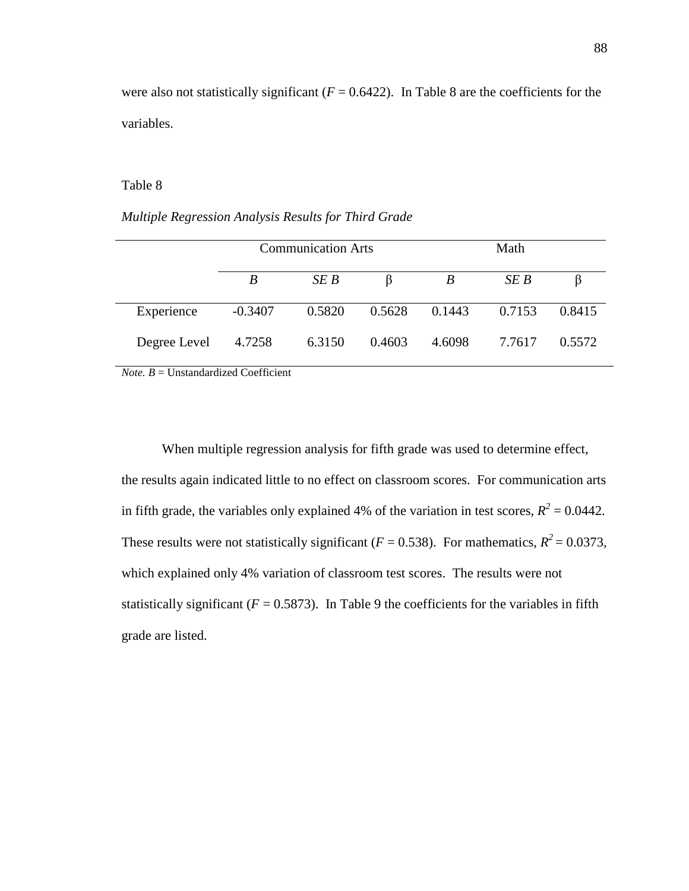were also not statistically significant (*F* = 0.6422). In Table 8 are the coefficients for the variables.

Table 8

*Multiple Regression Analysis Results for Third Grade*

| | Communication Arts | | | Math | | |
|---|---|---|---|---|---|---|
| | *B* | *SE B* | β | *B* | *SE B* | β |
| Experience | -0.3407 | 0.5820 | 0.5628 | 0.1443 | 0.7153 | 0.8415 |
| Degree Level | 4.7258 | 6.3150 | 0.4603 | 4.6098 | 7.7617 | 0.5572 |

*Note. B* = Unstandardized Coefficient

When multiple regression analysis for fifth grade was used to determine effect, the results again indicated little to no effect on classroom scores. For communication arts in fifth grade, the variables only explained 4% of the variation in test scores, $R^2 = 0.0442$. These results were not statistically significant ($F = 0.538$). For mathematics, $R^2 = 0.0373$, which explained only 4% variation of classroom test scores. The results were not statistically significant ($F = 0.5873$). In Table 9 the coefficients for the variables in fifth grade are listed.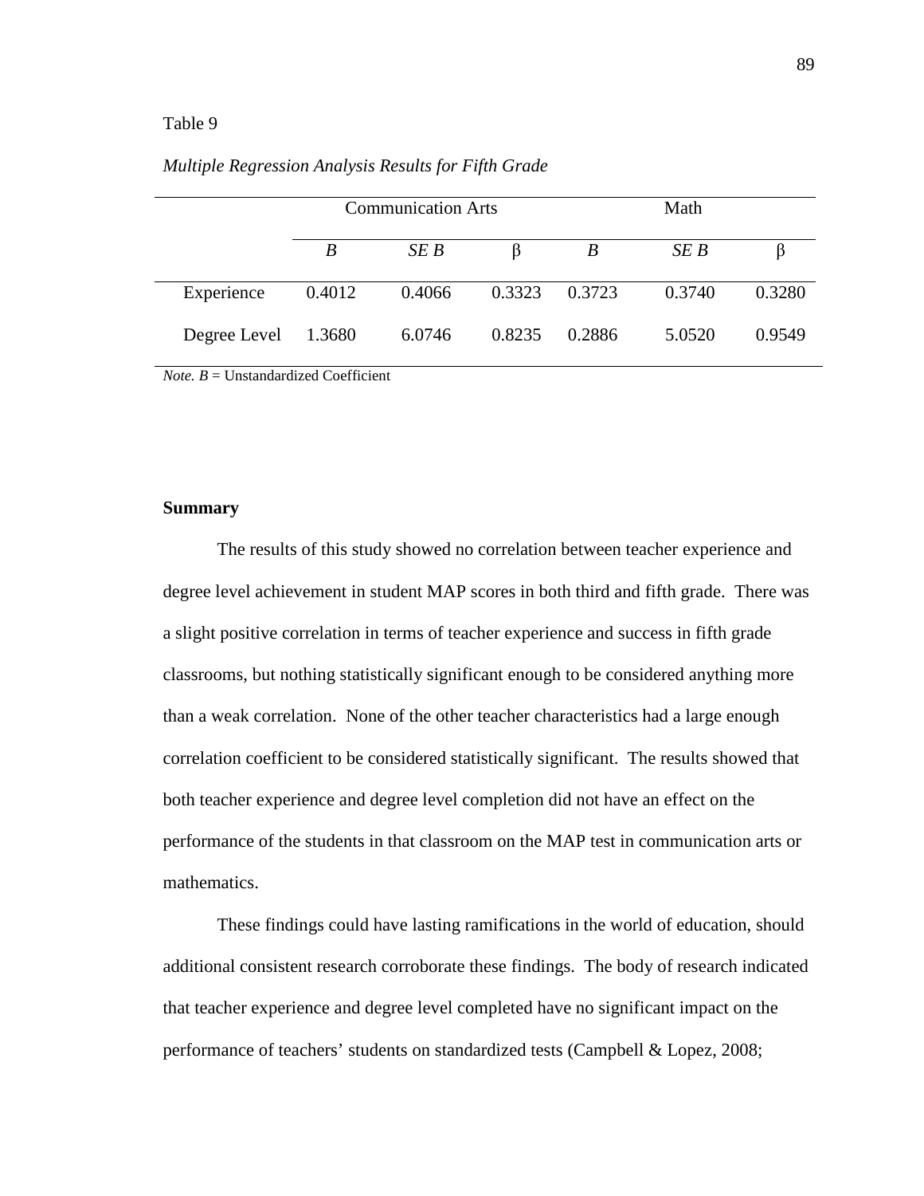Table 9

*Multiple Regression Analysis Results for Fifth Grade*

| | Communication Arts | | | Math | | |
|---|---|---|---|---|---|---|
| | *B* | *SE B* | β | *B* | *SE B* | β |
| Experience | 0.4012 | 0.4066 | 0.3323 | 0.3723 | 0.3740 | 0.3280 |
| Degree Level | 1.3680 | 6.0746 | 0.8235 | 0.2886 | 5.0520 | 0.9549 |

*Note. B* = Unstandardized Coefficient

**Summary**

The results of this study showed no correlation between teacher experience and degree level achievement in student MAP scores in both third and fifth grade. There was a slight positive correlation in terms of teacher experience and success in fifth grade classrooms, but nothing statistically significant enough to be considered anything more than a weak correlation. None of the other teacher characteristics had a large enough correlation coefficient to be considered statistically significant. The results showed that both teacher experience and degree level completion did not have an effect on the performance of the students in that classroom on the MAP test in communication arts or mathematics.

These findings could have lasting ramifications in the world of education, should additional consistent research corroborate these findings. The body of research indicated that teacher experience and degree level completed have no significant impact on the performance of teachers' students on standardized tests (Campbell & Lopez, 2008;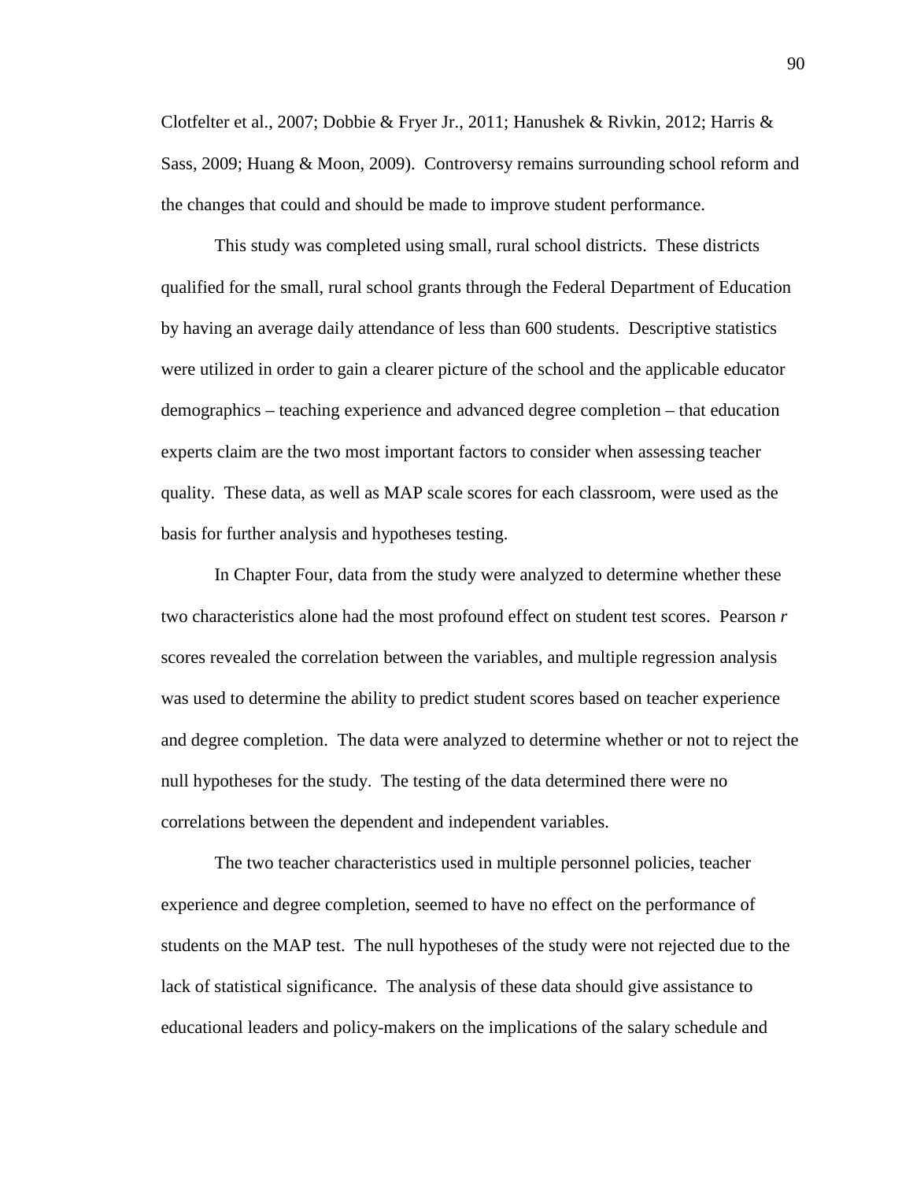Clotfelter et al., 2007; Dobbie & Fryer Jr., 2011; Hanushek & Rivkin, 2012; Harris & Sass, 2009; Huang & Moon, 2009). Controversy remains surrounding school reform and the changes that could and should be made to improve student performance.

This study was completed using small, rural school districts. These districts qualified for the small, rural school grants through the Federal Department of Education by having an average daily attendance of less than 600 students. Descriptive statistics were utilized in order to gain a clearer picture of the school and the applicable educator demographics – teaching experience and advanced degree completion – that education experts claim are the two most important factors to consider when assessing teacher quality. These data, as well as MAP scale scores for each classroom, were used as the basis for further analysis and hypotheses testing.

In Chapter Four, data from the study were analyzed to determine whether these two characteristics alone had the most profound effect on student test scores. Pearson *r* scores revealed the correlation between the variables, and multiple regression analysis was used to determine the ability to predict student scores based on teacher experience and degree completion. The data were analyzed to determine whether or not to reject the null hypotheses for the study. The testing of the data determined there were no correlations between the dependent and independent variables.

The two teacher characteristics used in multiple personnel policies, teacher experience and degree completion, seemed to have no effect on the performance of students on the MAP test. The null hypotheses of the study were not rejected due to the lack of statistical significance. The analysis of these data should give assistance to educational leaders and policy-makers on the implications of the salary schedule and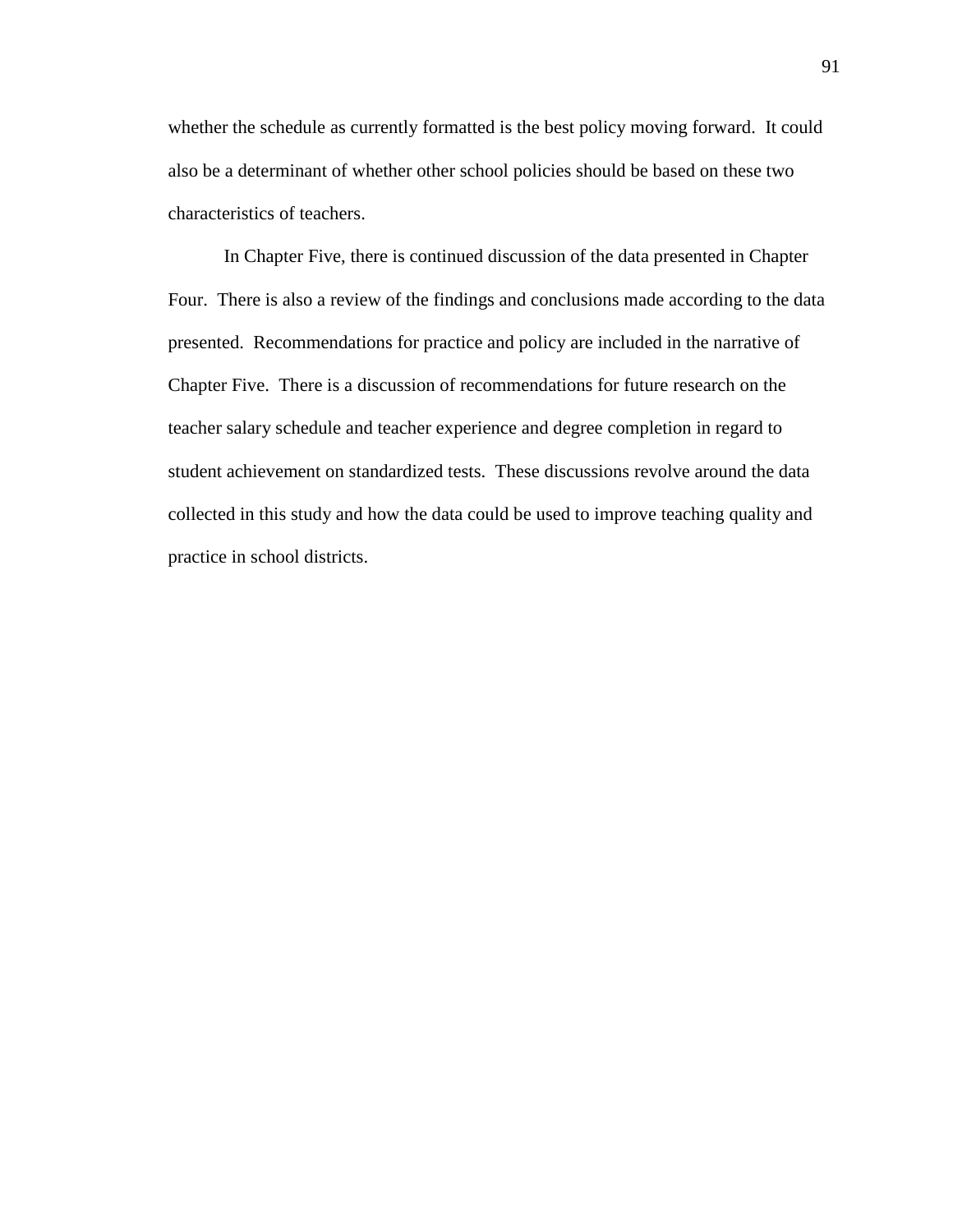whether the schedule as currently formatted is the best policy moving forward.  It could also be a determinant of whether other school policies should be based on these two characteristics of teachers.

In Chapter Five, there is continued discussion of the data presented in Chapter Four.  There is also a review of the findings and conclusions made according to the data presented.  Recommendations for practice and policy are included in the narrative of Chapter Five.  There is a discussion of recommendations for future research on the teacher salary schedule and teacher experience and degree completion in regard to student achievement on standardized tests.  These discussions revolve around the data collected in this study and how the data could be used to improve teaching quality and practice in school districts.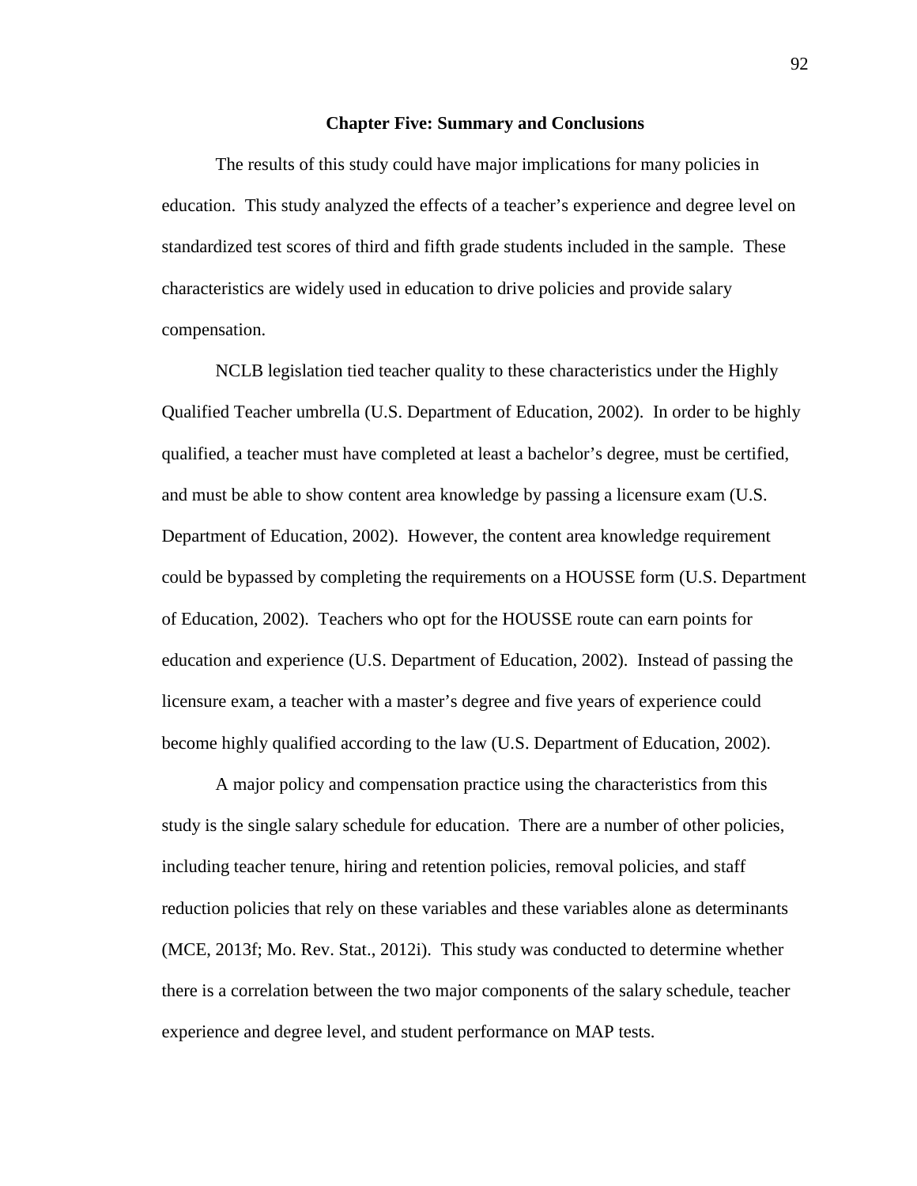# Chapter Five: Summary and Conclusions

The results of this study could have major implications for many policies in education. This study analyzed the effects of a teacher's experience and degree level on standardized test scores of third and fifth grade students included in the sample. These characteristics are widely used in education to drive policies and provide salary compensation.

NCLB legislation tied teacher quality to these characteristics under the Highly Qualified Teacher umbrella (U.S. Department of Education, 2002). In order to be highly qualified, a teacher must have completed at least a bachelor's degree, must be certified, and must be able to show content area knowledge by passing a licensure exam (U.S. Department of Education, 2002). However, the content area knowledge requirement could be bypassed by completing the requirements on a HOUSSE form (U.S. Department of Education, 2002). Teachers who opt for the HOUSSE route can earn points for education and experience (U.S. Department of Education, 2002). Instead of passing the licensure exam, a teacher with a master's degree and five years of experience could become highly qualified according to the law (U.S. Department of Education, 2002).

A major policy and compensation practice using the characteristics from this study is the single salary schedule for education. There are a number of other policies, including teacher tenure, hiring and retention policies, removal policies, and staff reduction policies that rely on these variables and these variables alone as determinants (MCE, 2013f; Mo. Rev. Stat., 2012i). This study was conducted to determine whether there is a correlation between the two major components of the salary schedule, teacher experience and degree level, and student performance on MAP tests.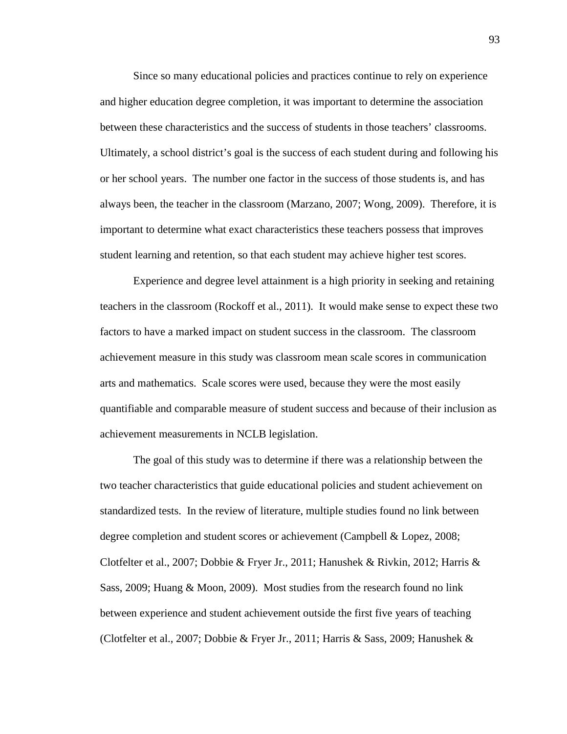Since so many educational policies and practices continue to rely on experience and higher education degree completion, it was important to determine the association between these characteristics and the success of students in those teachers' classrooms. Ultimately, a school district's goal is the success of each student during and following his or her school years. The number one factor in the success of those students is, and has always been, the teacher in the classroom (Marzano, 2007; Wong, 2009). Therefore, it is important to determine what exact characteristics these teachers possess that improves student learning and retention, so that each student may achieve higher test scores.

Experience and degree level attainment is a high priority in seeking and retaining teachers in the classroom (Rockoff et al., 2011). It would make sense to expect these two factors to have a marked impact on student success in the classroom. The classroom achievement measure in this study was classroom mean scale scores in communication arts and mathematics. Scale scores were used, because they were the most easily quantifiable and comparable measure of student success and because of their inclusion as achievement measurements in NCLB legislation.

The goal of this study was to determine if there was a relationship between the two teacher characteristics that guide educational policies and student achievement on standardized tests. In the review of literature, multiple studies found no link between degree completion and student scores or achievement (Campbell & Lopez, 2008; Clotfelter et al., 2007; Dobbie & Fryer Jr., 2011; Hanushek & Rivkin, 2012; Harris & Sass, 2009; Huang & Moon, 2009). Most studies from the research found no link between experience and student achievement outside the first five years of teaching (Clotfelter et al., 2007; Dobbie & Fryer Jr., 2011; Harris & Sass, 2009; Hanushek &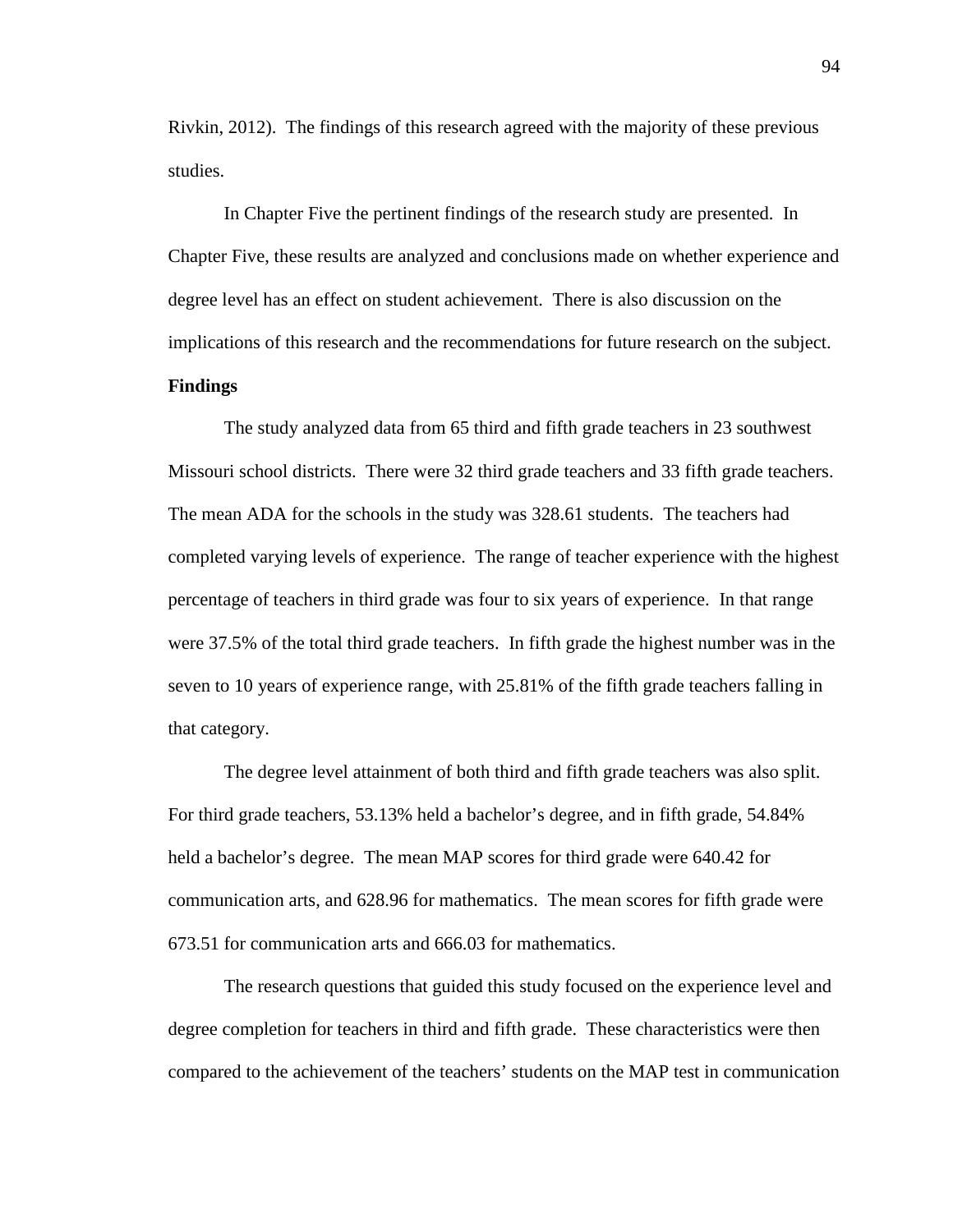Rivkin, 2012). The findings of this research agreed with the majority of these previous studies.

In Chapter Five the pertinent findings of the research study are presented. In Chapter Five, these results are analyzed and conclusions made on whether experience and degree level has an effect on student achievement. There is also discussion on the implications of this research and the recommendations for future research on the subject.

**Findings**

The study analyzed data from 65 third and fifth grade teachers in 23 southwest Missouri school districts. There were 32 third grade teachers and 33 fifth grade teachers. The mean ADA for the schools in the study was 328.61 students. The teachers had completed varying levels of experience. The range of teacher experience with the highest percentage of teachers in third grade was four to six years of experience. In that range were 37.5% of the total third grade teachers. In fifth grade the highest number was in the seven to 10 years of experience range, with 25.81% of the fifth grade teachers falling in that category.

The degree level attainment of both third and fifth grade teachers was also split. For third grade teachers, 53.13% held a bachelor's degree, and in fifth grade, 54.84% held a bachelor's degree. The mean MAP scores for third grade were 640.42 for communication arts, and 628.96 for mathematics. The mean scores for fifth grade were 673.51 for communication arts and 666.03 for mathematics.

The research questions that guided this study focused on the experience level and degree completion for teachers in third and fifth grade. These characteristics were then compared to the achievement of the teachers' students on the MAP test in communication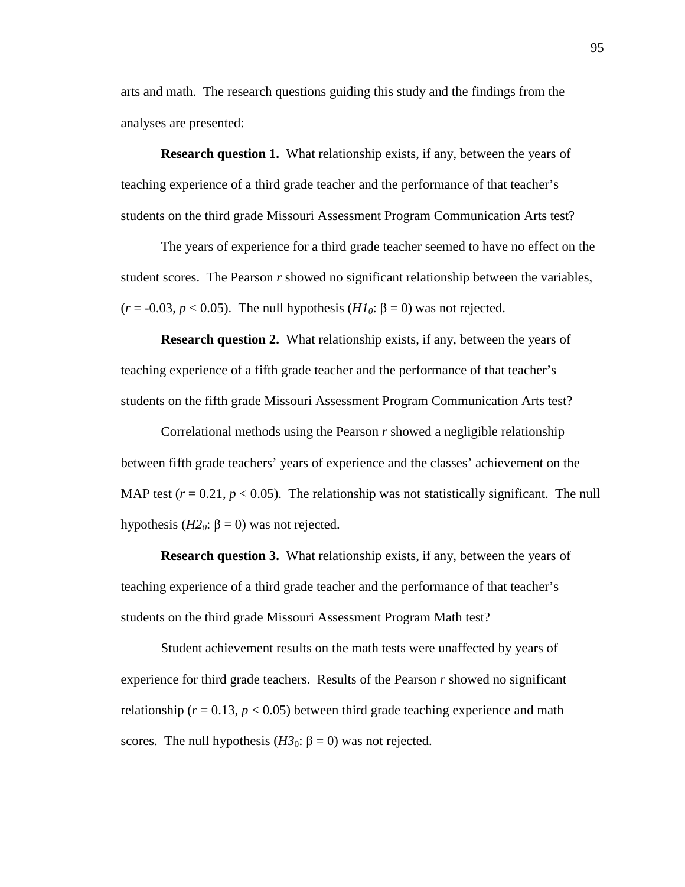arts and math. The research questions guiding this study and the findings from the analyses are presented:

**Research question 1.** What relationship exists, if any, between the years of teaching experience of a third grade teacher and the performance of that teacher's students on the third grade Missouri Assessment Program Communication Arts test?

The years of experience for a third grade teacher seemed to have no effect on the student scores. The Pearson *r* showed no significant relationship between the variables, ($r = -0.03$, $p < 0.05$). The null hypothesis ($H1_0$: $\beta = 0$) was not rejected.

**Research question 2.** What relationship exists, if any, between the years of teaching experience of a fifth grade teacher and the performance of that teacher's students on the fifth grade Missouri Assessment Program Communication Arts test?

Correlational methods using the Pearson *r* showed a negligible relationship between fifth grade teachers' years of experience and the classes' achievement on the MAP test ($r = 0.21$, $p < 0.05$). The relationship was not statistically significant. The null hypothesis ($H2_0$: $\beta = 0$) was not rejected.

**Research question 3.** What relationship exists, if any, between the years of teaching experience of a third grade teacher and the performance of that teacher's students on the third grade Missouri Assessment Program Math test?

Student achievement results on the math tests were unaffected by years of experience for third grade teachers. Results of the Pearson *r* showed no significant relationship ($r = 0.13$, $p < 0.05$) between third grade teaching experience and math scores. The null hypothesis ($H3_0$: $\beta = 0$) was not rejected.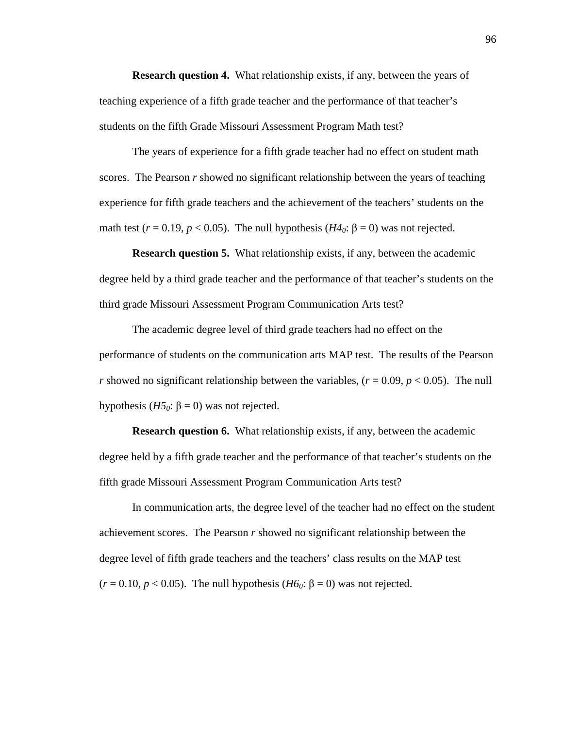**Research question 4.** What relationship exists, if any, between the years of teaching experience of a fifth grade teacher and the performance of that teacher's students on the fifth Grade Missouri Assessment Program Math test?

The years of experience for a fifth grade teacher had no effect on student math scores. The Pearson *r* showed no significant relationship between the years of teaching experience for fifth grade teachers and the achievement of the teachers' students on the math test ($r = 0.19$, $p < 0.05$). The null hypothesis ($H4_0$: $\beta = 0$) was not rejected.

**Research question 5.** What relationship exists, if any, between the academic degree held by a third grade teacher and the performance of that teacher's students on the third grade Missouri Assessment Program Communication Arts test?

The academic degree level of third grade teachers had no effect on the performance of students on the communication arts MAP test. The results of the Pearson *r* showed no significant relationship between the variables, ($r = 0.09$, $p < 0.05$). The null hypothesis ($H5_0$: $\beta = 0$) was not rejected.

**Research question 6.** What relationship exists, if any, between the academic degree held by a fifth grade teacher and the performance of that teacher's students on the fifth grade Missouri Assessment Program Communication Arts test?

In communication arts, the degree level of the teacher had no effect on the student achievement scores. The Pearson *r* showed no significant relationship between the degree level of fifth grade teachers and the teachers' class results on the MAP test ($r = 0.10$, $p < 0.05$). The null hypothesis ($H6_0$: $\beta = 0$) was not rejected.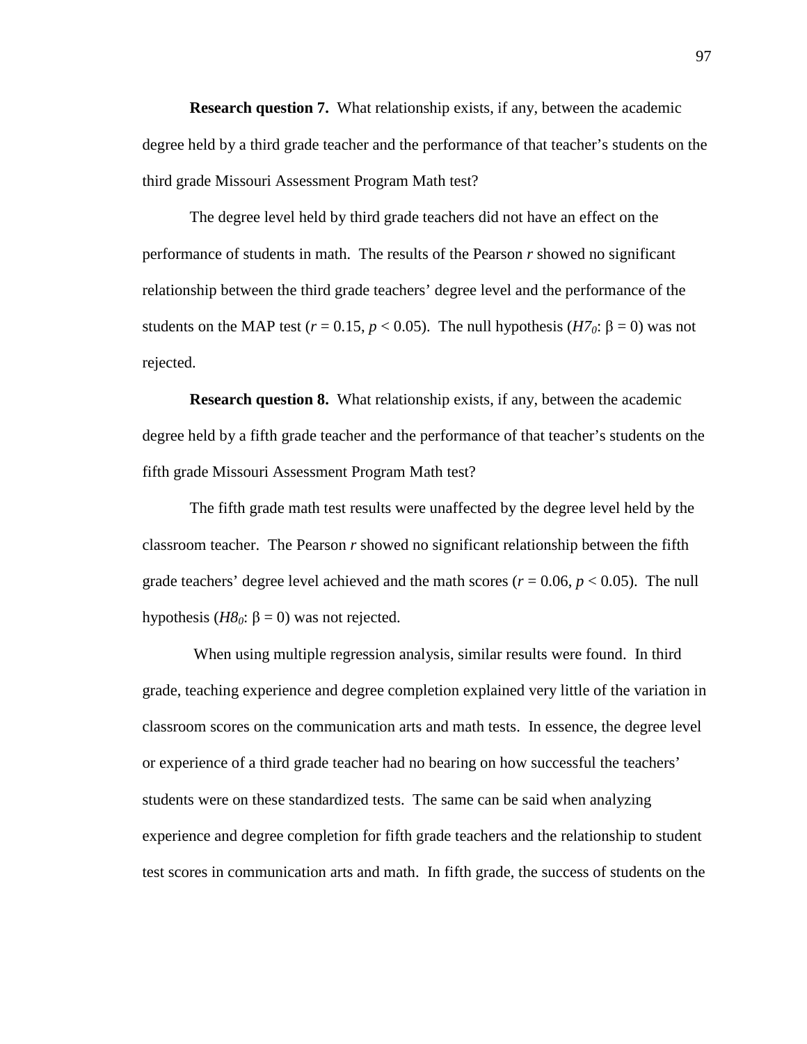**Research question 7.** What relationship exists, if any, between the academic degree held by a third grade teacher and the performance of that teacher's students on the third grade Missouri Assessment Program Math test?

The degree level held by third grade teachers did not have an effect on the performance of students in math. The results of the Pearson *r* showed no significant relationship between the third grade teachers' degree level and the performance of the students on the MAP test ($r = 0.15$, $p < 0.05$). The null hypothesis ($H7_0$: $\beta = 0$) was not rejected.

**Research question 8.** What relationship exists, if any, between the academic degree held by a fifth grade teacher and the performance of that teacher's students on the fifth grade Missouri Assessment Program Math test?

The fifth grade math test results were unaffected by the degree level held by the classroom teacher. The Pearson *r* showed no significant relationship between the fifth grade teachers' degree level achieved and the math scores ($r = 0.06$, $p < 0.05$). The null hypothesis ($H8_0$: $\beta = 0$) was not rejected.

When using multiple regression analysis, similar results were found. In third grade, teaching experience and degree completion explained very little of the variation in classroom scores on the communication arts and math tests. In essence, the degree level or experience of a third grade teacher had no bearing on how successful the teachers' students were on these standardized tests. The same can be said when analyzing experience and degree completion for fifth grade teachers and the relationship to student test scores in communication arts and math. In fifth grade, the success of students on the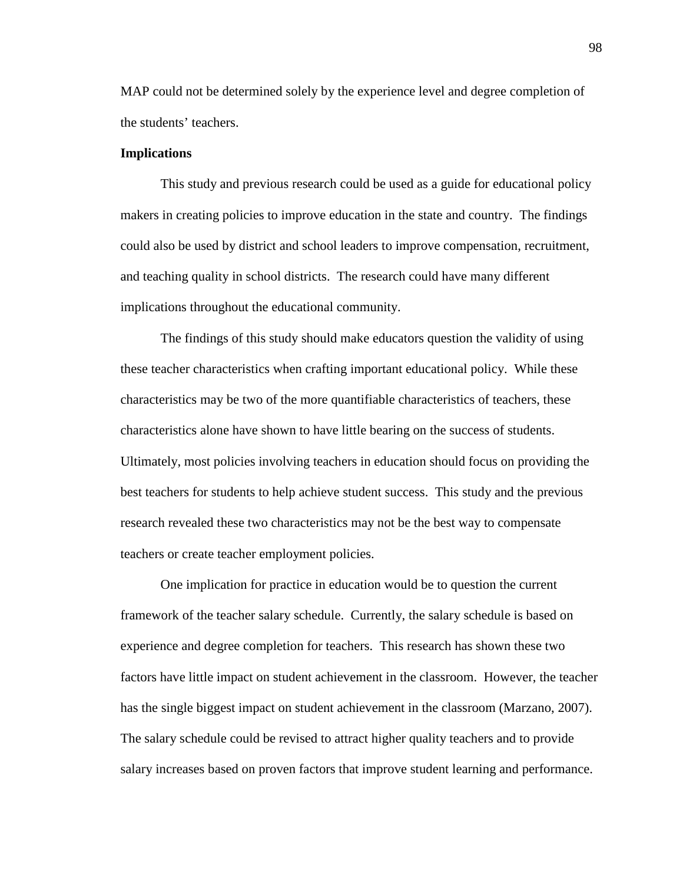MAP could not be determined solely by the experience level and degree completion of the students' teachers.

**Implications**

This study and previous research could be used as a guide for educational policy makers in creating policies to improve education in the state and country. The findings could also be used by district and school leaders to improve compensation, recruitment, and teaching quality in school districts. The research could have many different implications throughout the educational community.

The findings of this study should make educators question the validity of using these teacher characteristics when crafting important educational policy. While these characteristics may be two of the more quantifiable characteristics of teachers, these characteristics alone have shown to have little bearing on the success of students. Ultimately, most policies involving teachers in education should focus on providing the best teachers for students to help achieve student success. This study and the previous research revealed these two characteristics may not be the best way to compensate teachers or create teacher employment policies.

One implication for practice in education would be to question the current framework of the teacher salary schedule. Currently, the salary schedule is based on experience and degree completion for teachers. This research has shown these two factors have little impact on student achievement in the classroom. However, the teacher has the single biggest impact on student achievement in the classroom (Marzano, 2007). The salary schedule could be revised to attract higher quality teachers and to provide salary increases based on proven factors that improve student learning and performance.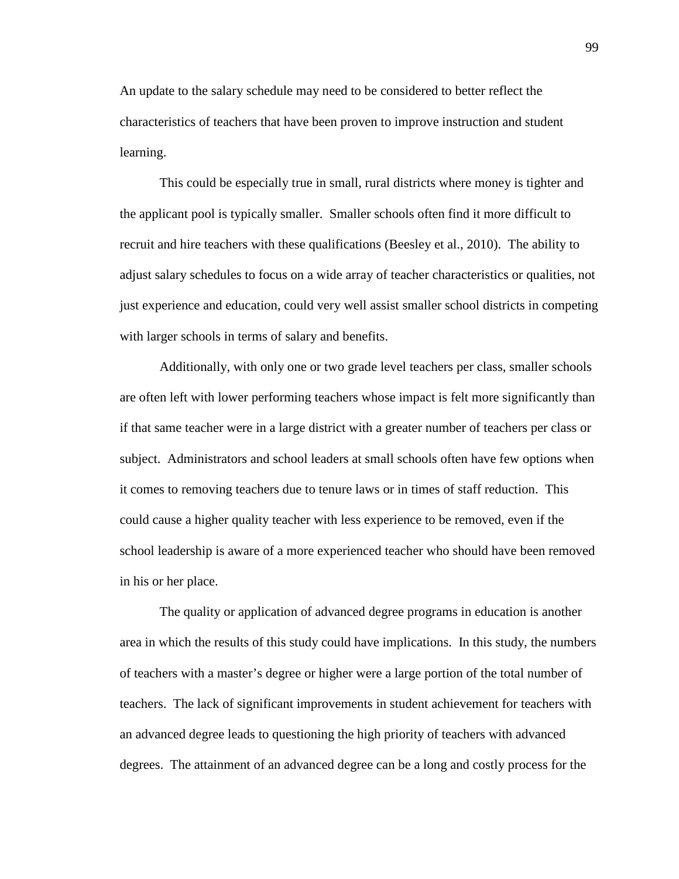An update to the salary schedule may need to be considered to better reflect the characteristics of teachers that have been proven to improve instruction and student learning.

This could be especially true in small, rural districts where money is tighter and the applicant pool is typically smaller. Smaller schools often find it more difficult to recruit and hire teachers with these qualifications (Beesley et al., 2010). The ability to adjust salary schedules to focus on a wide array of teacher characteristics or qualities, not just experience and education, could very well assist smaller school districts in competing with larger schools in terms of salary and benefits.

Additionally, with only one or two grade level teachers per class, smaller schools are often left with lower performing teachers whose impact is felt more significantly than if that same teacher were in a large district with a greater number of teachers per class or subject. Administrators and school leaders at small schools often have few options when it comes to removing teachers due to tenure laws or in times of staff reduction. This could cause a higher quality teacher with less experience to be removed, even if the school leadership is aware of a more experienced teacher who should have been removed in his or her place.

The quality or application of advanced degree programs in education is another area in which the results of this study could have implications. In this study, the numbers of teachers with a master's degree or higher were a large portion of the total number of teachers. The lack of significant improvements in student achievement for teachers with an advanced degree leads to questioning the high priority of teachers with advanced degrees. The attainment of an advanced degree can be a long and costly process for the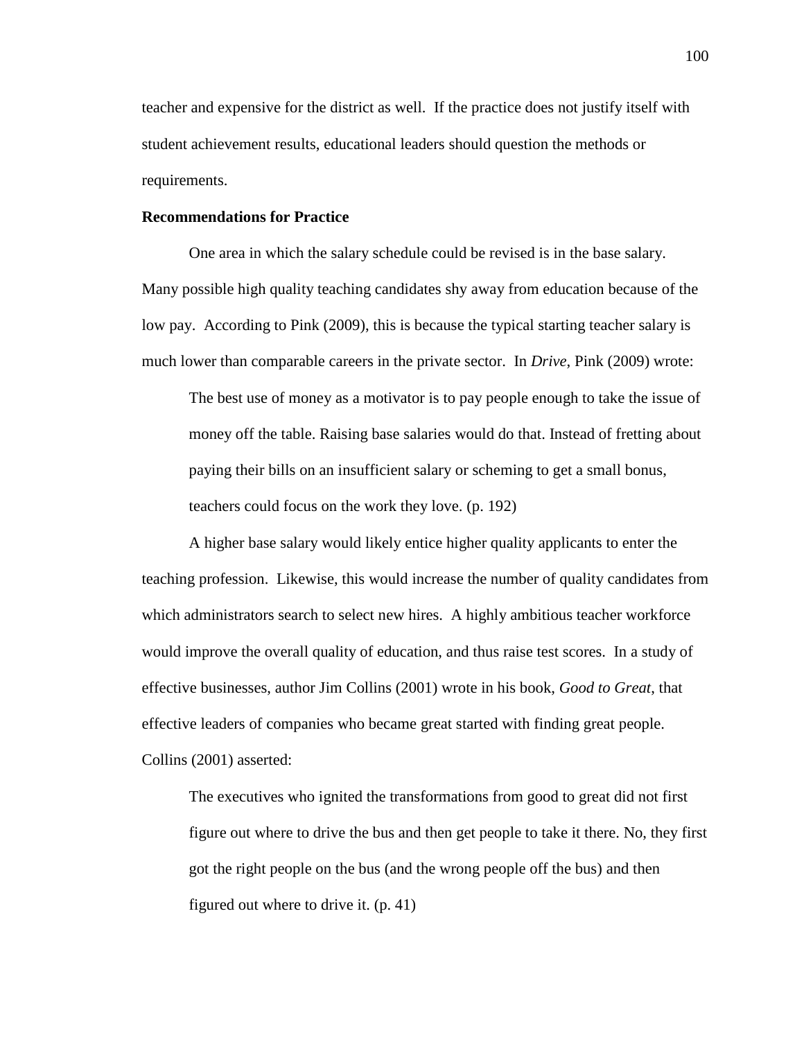teacher and expensive for the district as well. If the practice does not justify itself with student achievement results, educational leaders should question the methods or requirements.

**Recommendations for Practice**

One area in which the salary schedule could be revised is in the base salary. Many possible high quality teaching candidates shy away from education because of the low pay. According to Pink (2009), this is because the typical starting teacher salary is much lower than comparable careers in the private sector. In *Drive*, Pink (2009) wrote:

> The best use of money as a motivator is to pay people enough to take the issue of money off the table. Raising base salaries would do that. Instead of fretting about paying their bills on an insufficient salary or scheming to get a small bonus, teachers could focus on the work they love. (p. 192)

A higher base salary would likely entice higher quality applicants to enter the teaching profession. Likewise, this would increase the number of quality candidates from which administrators search to select new hires. A highly ambitious teacher workforce would improve the overall quality of education, and thus raise test scores. In a study of effective businesses, author Jim Collins (2001) wrote in his book, *Good to Great*, that effective leaders of companies who became great started with finding great people. Collins (2001) asserted:

> The executives who ignited the transformations from good to great did not first figure out where to drive the bus and then get people to take it there. No, they first got the right people on the bus (and the wrong people off the bus) and then figured out where to drive it. (p. 41)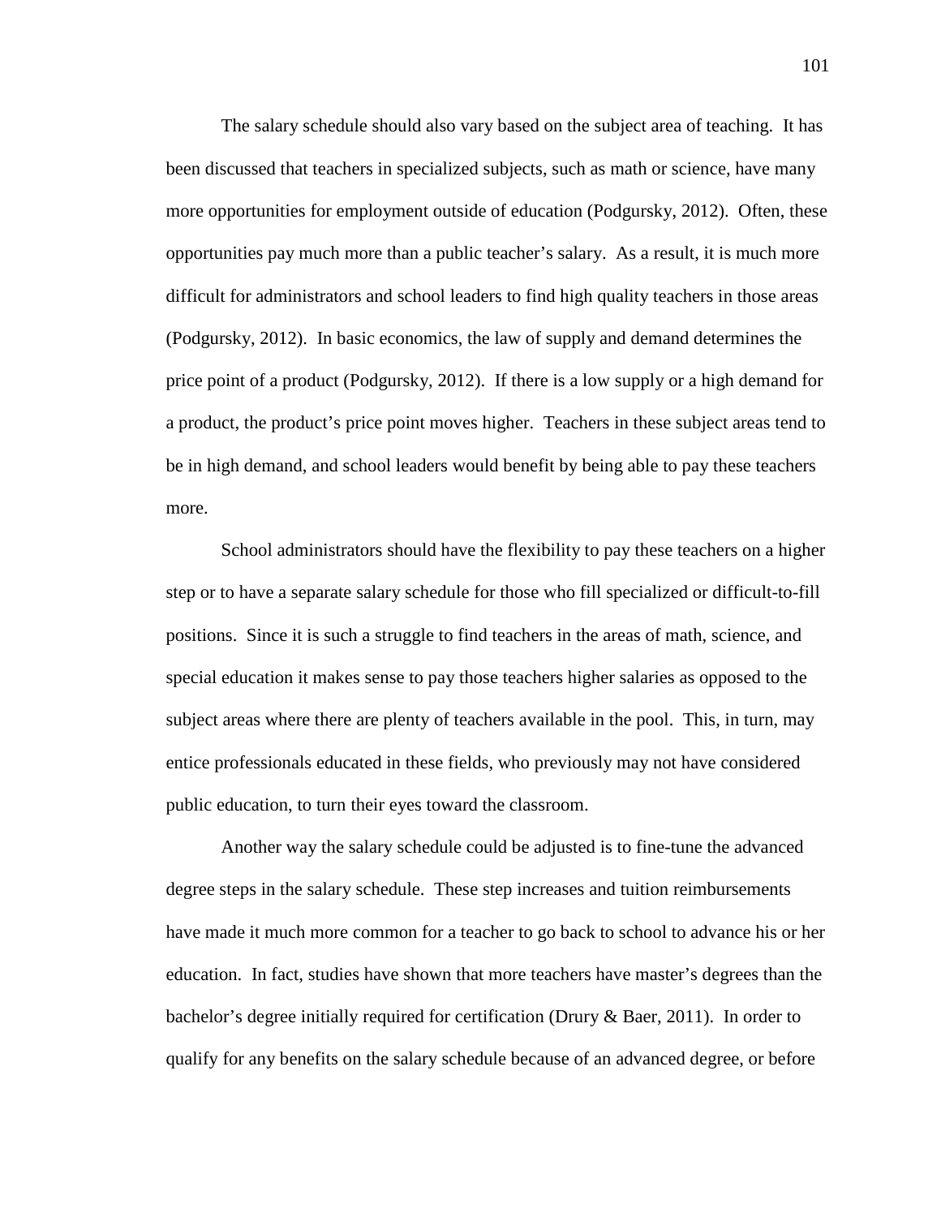The salary schedule should also vary based on the subject area of teaching. It has been discussed that teachers in specialized subjects, such as math or science, have many more opportunities for employment outside of education (Podgursky, 2012). Often, these opportunities pay much more than a public teacher's salary. As a result, it is much more difficult for administrators and school leaders to find high quality teachers in those areas (Podgursky, 2012). In basic economics, the law of supply and demand determines the price point of a product (Podgursky, 2012). If there is a low supply or a high demand for a product, the product's price point moves higher. Teachers in these subject areas tend to be in high demand, and school leaders would benefit by being able to pay these teachers more.

School administrators should have the flexibility to pay these teachers on a higher step or to have a separate salary schedule for those who fill specialized or difficult-to-fill positions. Since it is such a struggle to find teachers in the areas of math, science, and special education it makes sense to pay those teachers higher salaries as opposed to the subject areas where there are plenty of teachers available in the pool. This, in turn, may entice professionals educated in these fields, who previously may not have considered public education, to turn their eyes toward the classroom.

Another way the salary schedule could be adjusted is to fine-tune the advanced degree steps in the salary schedule. These step increases and tuition reimbursements have made it much more common for a teacher to go back to school to advance his or her education. In fact, studies have shown that more teachers have master's degrees than the bachelor's degree initially required for certification (Drury & Baer, 2011). In order to qualify for any benefits on the salary schedule because of an advanced degree, or before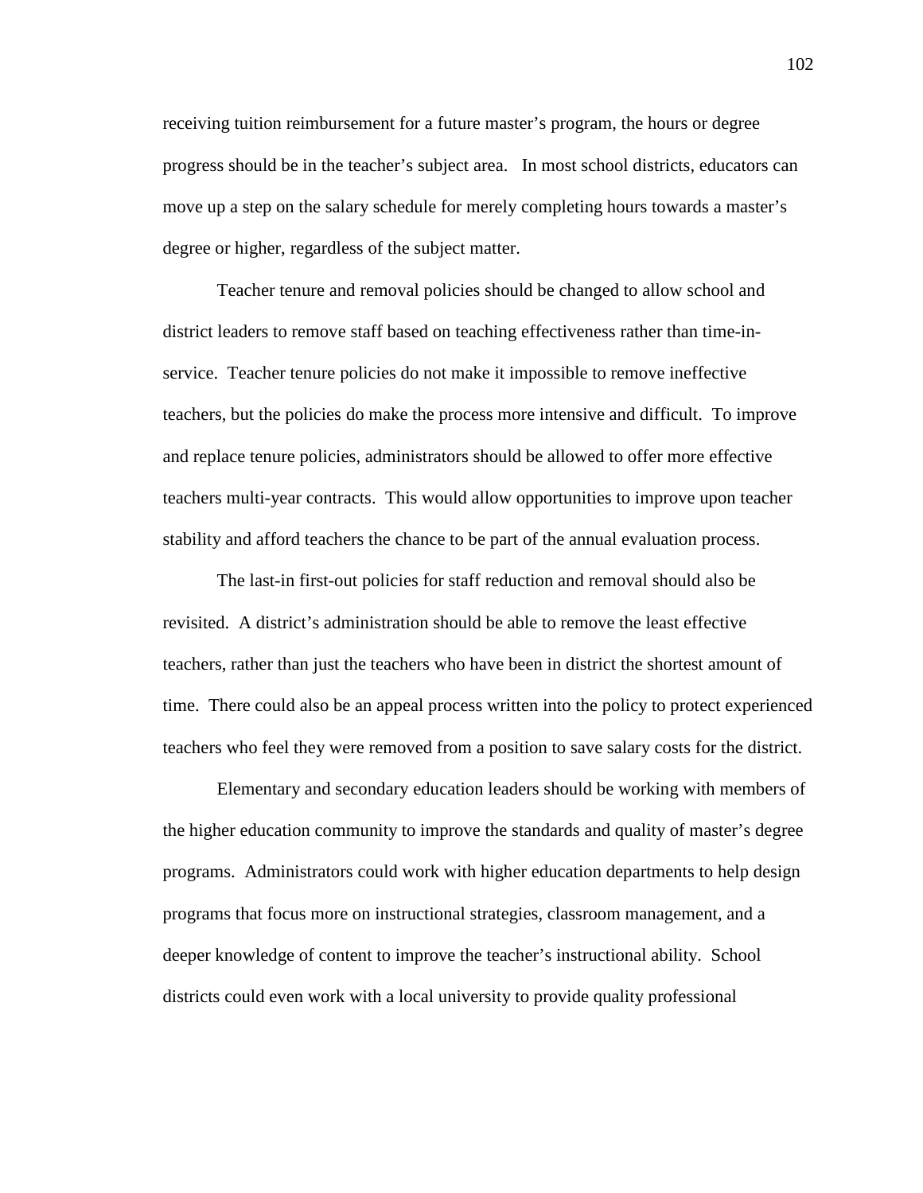receiving tuition reimbursement for a future master's program, the hours or degree progress should be in the teacher's subject area. In most school districts, educators can move up a step on the salary schedule for merely completing hours towards a master's degree or higher, regardless of the subject matter.

Teacher tenure and removal policies should be changed to allow school and district leaders to remove staff based on teaching effectiveness rather than time-in-service. Teacher tenure policies do not make it impossible to remove ineffective teachers, but the policies do make the process more intensive and difficult. To improve and replace tenure policies, administrators should be allowed to offer more effective teachers multi-year contracts. This would allow opportunities to improve upon teacher stability and afford teachers the chance to be part of the annual evaluation process.

The last-in first-out policies for staff reduction and removal should also be revisited. A district's administration should be able to remove the least effective teachers, rather than just the teachers who have been in district the shortest amount of time. There could also be an appeal process written into the policy to protect experienced teachers who feel they were removed from a position to save salary costs for the district.

Elementary and secondary education leaders should be working with members of the higher education community to improve the standards and quality of master's degree programs. Administrators could work with higher education departments to help design programs that focus more on instructional strategies, classroom management, and a deeper knowledge of content to improve the teacher's instructional ability. School districts could even work with a local university to provide quality professional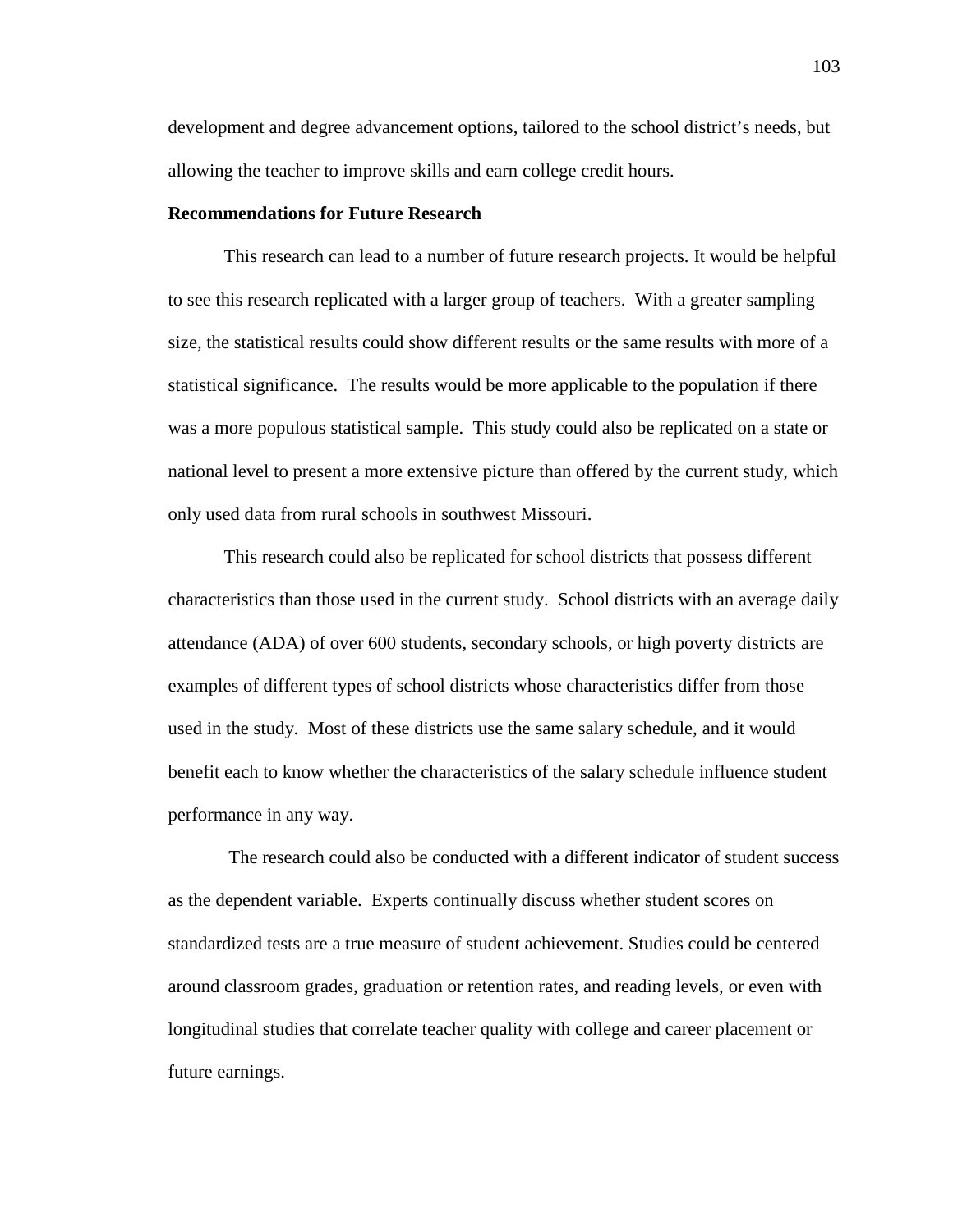development and degree advancement options, tailored to the school district's needs, but allowing the teacher to improve skills and earn college credit hours.

**Recommendations for Future Research**

This research can lead to a number of future research projects. It would be helpful to see this research replicated with a larger group of teachers. With a greater sampling size, the statistical results could show different results or the same results with more of a statistical significance. The results would be more applicable to the population if there was a more populous statistical sample. This study could also be replicated on a state or national level to present a more extensive picture than offered by the current study, which only used data from rural schools in southwest Missouri.

This research could also be replicated for school districts that possess different characteristics than those used in the current study. School districts with an average daily attendance (ADA) of over 600 students, secondary schools, or high poverty districts are examples of different types of school districts whose characteristics differ from those used in the study. Most of these districts use the same salary schedule, and it would benefit each to know whether the characteristics of the salary schedule influence student performance in any way.

The research could also be conducted with a different indicator of student success as the dependent variable. Experts continually discuss whether student scores on standardized tests are a true measure of student achievement. Studies could be centered around classroom grades, graduation or retention rates, and reading levels, or even with longitudinal studies that correlate teacher quality with college and career placement or future earnings.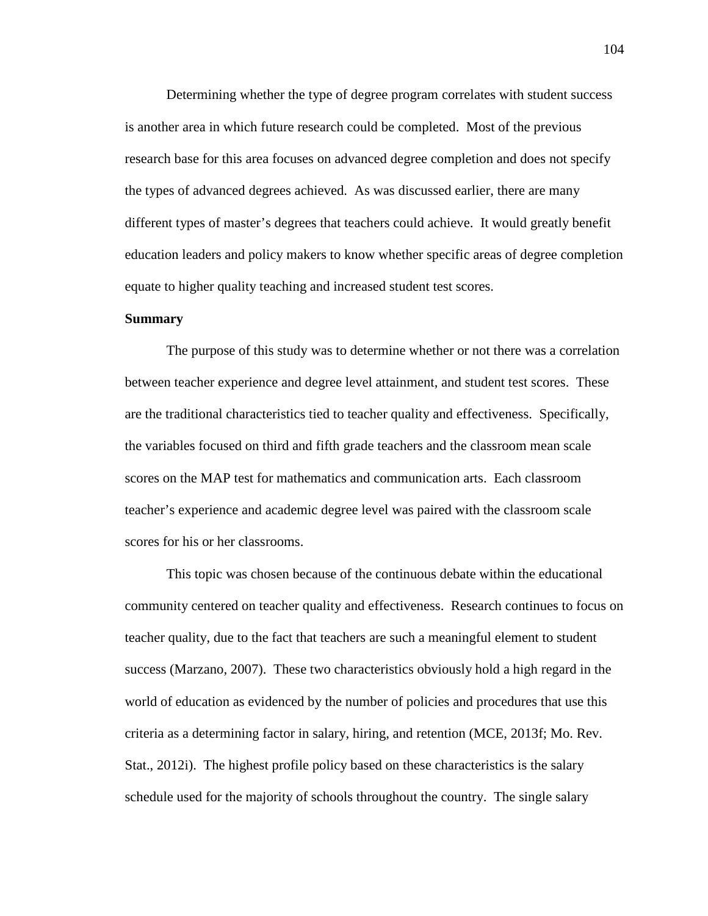Determining whether the type of degree program correlates with student success is another area in which future research could be completed. Most of the previous research base for this area focuses on advanced degree completion and does not specify the types of advanced degrees achieved. As was discussed earlier, there are many different types of master's degrees that teachers could achieve. It would greatly benefit education leaders and policy makers to know whether specific areas of degree completion equate to higher quality teaching and increased student test scores.

**Summary**

The purpose of this study was to determine whether or not there was a correlation between teacher experience and degree level attainment, and student test scores. These are the traditional characteristics tied to teacher quality and effectiveness. Specifically, the variables focused on third and fifth grade teachers and the classroom mean scale scores on the MAP test for mathematics and communication arts. Each classroom teacher's experience and academic degree level was paired with the classroom scale scores for his or her classrooms.

This topic was chosen because of the continuous debate within the educational community centered on teacher quality and effectiveness. Research continues to focus on teacher quality, due to the fact that teachers are such a meaningful element to student success (Marzano, 2007). These two characteristics obviously hold a high regard in the world of education as evidenced by the number of policies and procedures that use this criteria as a determining factor in salary, hiring, and retention (MCE, 2013f; Mo. Rev. Stat., 2012i). The highest profile policy based on these characteristics is the salary schedule used for the majority of schools throughout the country. The single salary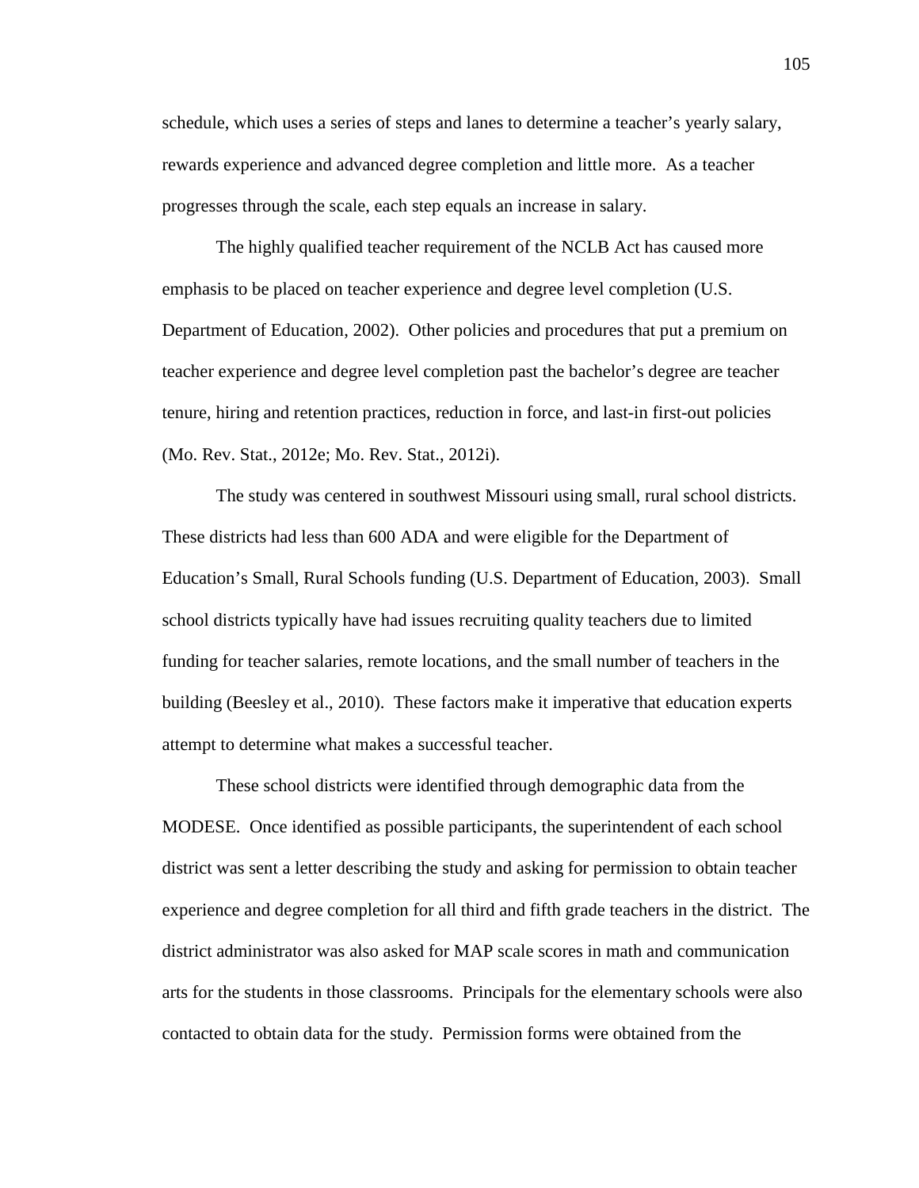schedule, which uses a series of steps and lanes to determine a teacher's yearly salary, rewards experience and advanced degree completion and little more. As a teacher progresses through the scale, each step equals an increase in salary.

The highly qualified teacher requirement of the NCLB Act has caused more emphasis to be placed on teacher experience and degree level completion (U.S. Department of Education, 2002). Other policies and procedures that put a premium on teacher experience and degree level completion past the bachelor's degree are teacher tenure, hiring and retention practices, reduction in force, and last-in first-out policies (Mo. Rev. Stat., 2012e; Mo. Rev. Stat., 2012i).

The study was centered in southwest Missouri using small, rural school districts. These districts had less than 600 ADA and were eligible for the Department of Education's Small, Rural Schools funding (U.S. Department of Education, 2003). Small school districts typically have had issues recruiting quality teachers due to limited funding for teacher salaries, remote locations, and the small number of teachers in the building (Beesley et al., 2010). These factors make it imperative that education experts attempt to determine what makes a successful teacher.

These school districts were identified through demographic data from the MODESE. Once identified as possible participants, the superintendent of each school district was sent a letter describing the study and asking for permission to obtain teacher experience and degree completion for all third and fifth grade teachers in the district. The district administrator was also asked for MAP scale scores in math and communication arts for the students in those classrooms. Principals for the elementary schools were also contacted to obtain data for the study. Permission forms were obtained from the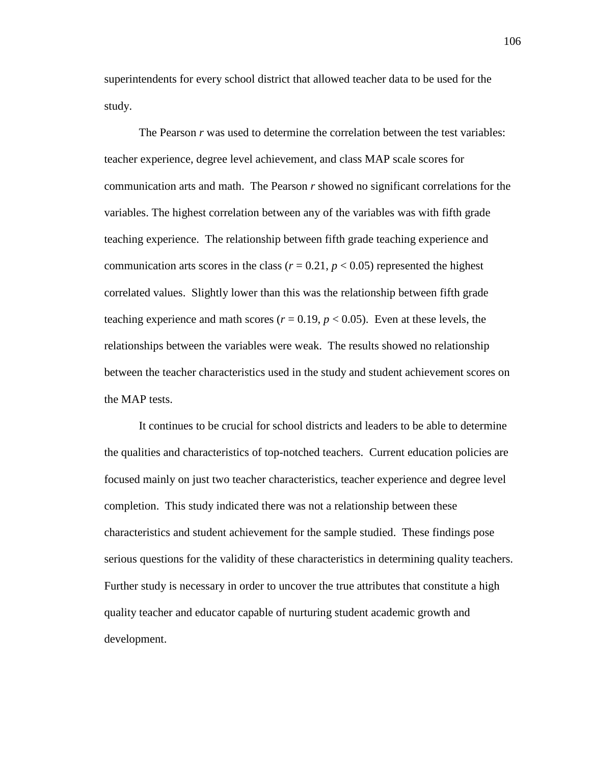superintendents for every school district that allowed teacher data to be used for the study.

The Pearson *r* was used to determine the correlation between the test variables: teacher experience, degree level achievement, and class MAP scale scores for communication arts and math. The Pearson *r* showed no significant correlations for the variables. The highest correlation between any of the variables was with fifth grade teaching experience. The relationship between fifth grade teaching experience and communication arts scores in the class ($r = 0.21$, $p < 0.05$) represented the highest correlated values. Slightly lower than this was the relationship between fifth grade teaching experience and math scores ($r = 0.19$, $p < 0.05$). Even at these levels, the relationships between the variables were weak. The results showed no relationship between the teacher characteristics used in the study and student achievement scores on the MAP tests.

It continues to be crucial for school districts and leaders to be able to determine the qualities and characteristics of top-notched teachers. Current education policies are focused mainly on just two teacher characteristics, teacher experience and degree level completion. This study indicated there was not a relationship between these characteristics and student achievement for the sample studied. These findings pose serious questions for the validity of these characteristics in determining quality teachers. Further study is necessary in order to uncover the true attributes that constitute a high quality teacher and educator capable of nurturing student academic growth and development.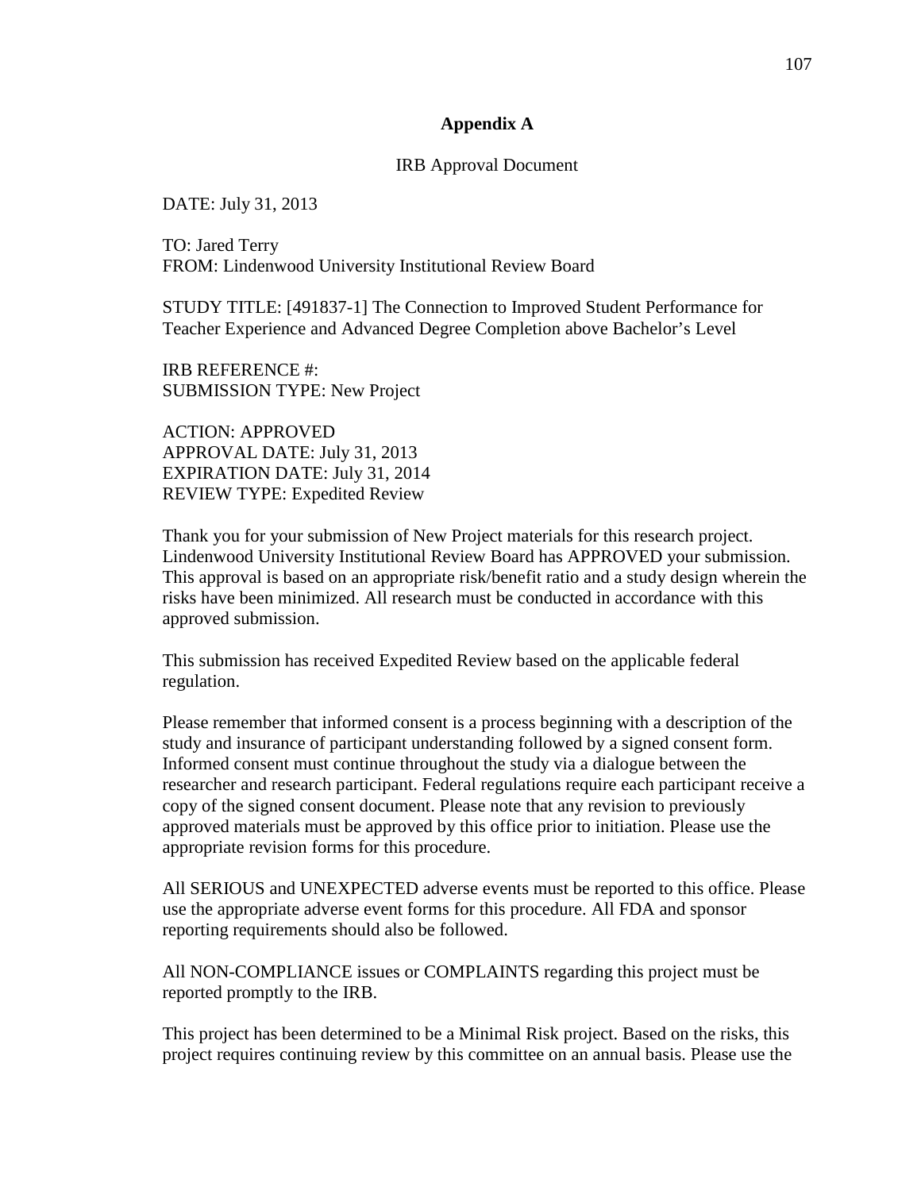## Appendix A

IRB Approval Document

DATE: July 31, 2013

TO: Jared Terry
FROM: Lindenwood University Institutional Review Board

STUDY TITLE: [491837-1] The Connection to Improved Student Performance for Teacher Experience and Advanced Degree Completion above Bachelor's Level

IRB REFERENCE #:
SUBMISSION TYPE: New Project

ACTION: APPROVED
APPROVAL DATE: July 31, 2013
EXPIRATION DATE: July 31, 2014
REVIEW TYPE: Expedited Review

Thank you for your submission of New Project materials for this research project. Lindenwood University Institutional Review Board has APPROVED your submission. This approval is based on an appropriate risk/benefit ratio and a study design wherein the risks have been minimized. All research must be conducted in accordance with this approved submission.

This submission has received Expedited Review based on the applicable federal regulation.

Please remember that informed consent is a process beginning with a description of the study and insurance of participant understanding followed by a signed consent form. Informed consent must continue throughout the study via a dialogue between the researcher and research participant. Federal regulations require each participant receive a copy of the signed consent document. Please note that any revision to previously approved materials must be approved by this office prior to initiation. Please use the appropriate revision forms for this procedure.

All SERIOUS and UNEXPECTED adverse events must be reported to this office. Please use the appropriate adverse event forms for this procedure. All FDA and sponsor reporting requirements should also be followed.

All NON-COMPLIANCE issues or COMPLAINTS regarding this project must be reported promptly to the IRB.

This project has been determined to be a Minimal Risk project. Based on the risks, this project requires continuing review by this committee on an annual basis. Please use the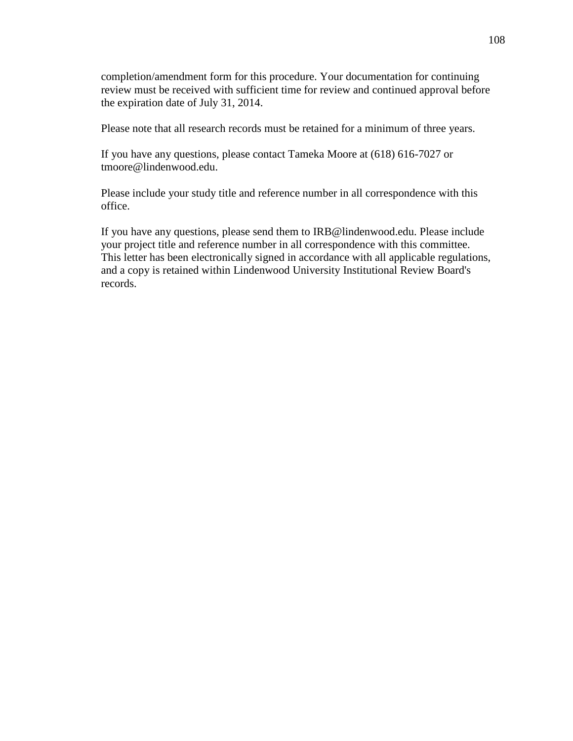completion/amendment form for this procedure. Your documentation for continuing review must be received with sufficient time for review and continued approval before the expiration date of July 31, 2014.

Please note that all research records must be retained for a minimum of three years.

If you have any questions, please contact Tameka Moore at (618) 616-7027 or tmoore@lindenwood.edu.

Please include your study title and reference number in all correspondence with this office.

If you have any questions, please send them to IRB@lindenwood.edu. Please include your project title and reference number in all correspondence with this committee. This letter has been electronically signed in accordance with all applicable regulations, and a copy is retained within Lindenwood University Institutional Review Board's records.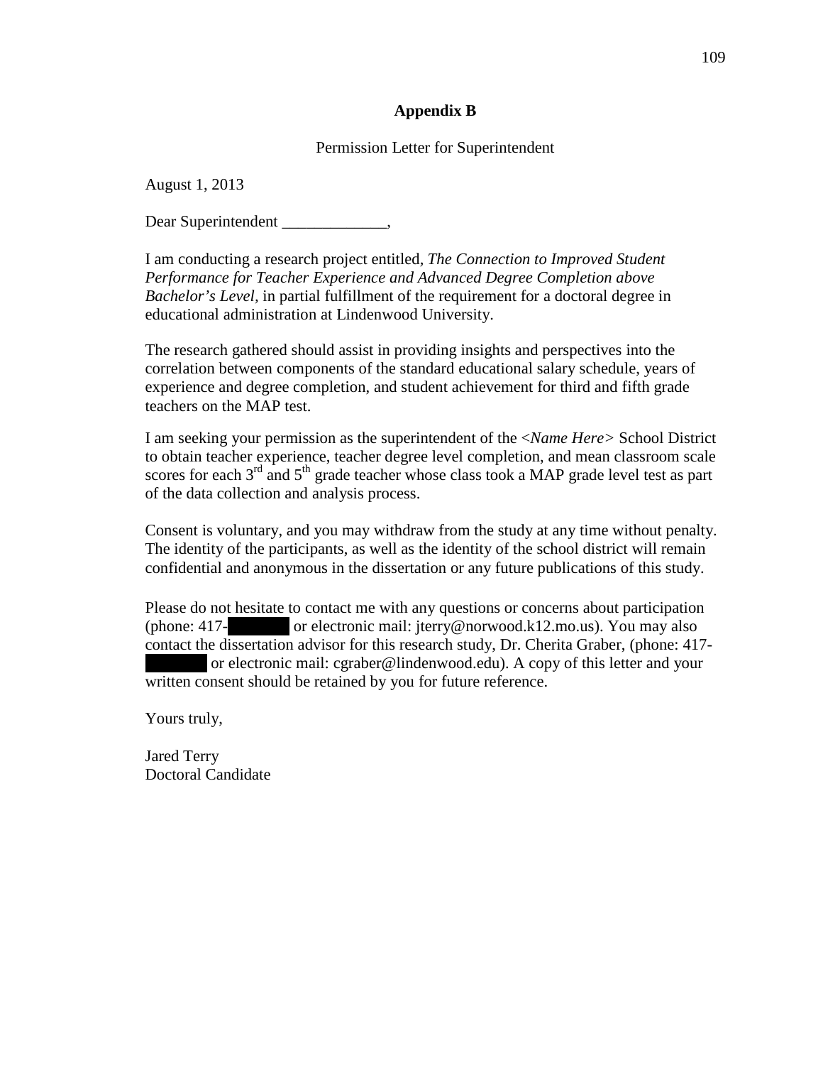## Appendix B

Permission Letter for Superintendent

August 1, 2013

Dear Superintendent _____________,

I am conducting a research project entitled, *The Connection to Improved Student Performance for Teacher Experience and Advanced Degree Completion above Bachelor's Level*, in partial fulfillment of the requirement for a doctoral degree in educational administration at Lindenwood University.

The research gathered should assist in providing insights and perspectives into the correlation between components of the standard educational salary schedule, years of experience and degree completion, and student achievement for third and fifth grade teachers on the MAP test.

I am seeking your permission as the superintendent of the <*Name Here>* School District to obtain teacher experience, teacher degree level completion, and mean classroom scale scores for each 3rd and 5th grade teacher whose class took a MAP grade level test as part of the data collection and analysis process.

Consent is voluntary, and you may withdraw from the study at any time without penalty. The identity of the participants, as well as the identity of the school district will remain confidential and anonymous in the dissertation or any future publications of this study.

Please do not hesitate to contact me with any questions or concerns about participation (phone: 417- or electronic mail: jterry@norwood.k12.mo.us). You may also contact the dissertation advisor for this research study, Dr. Cherita Graber, (phone: 417- or electronic mail: cgraber@lindenwood.edu). A copy of this letter and your written consent should be retained by you for future reference.

Yours truly,

Jared Terry
Doctoral Candidate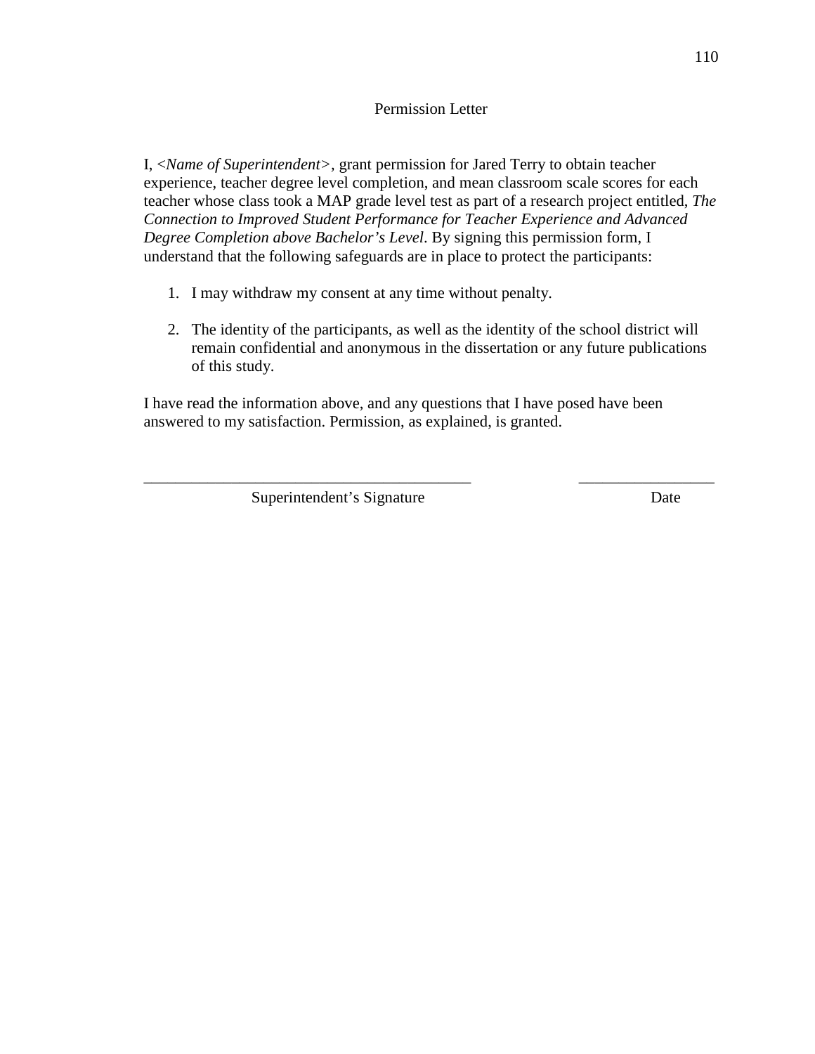# Permission Letter

I, <*Name of Superintendent*>, grant permission for Jared Terry to obtain teacher experience, teacher degree level completion, and mean classroom scale scores for each teacher whose class took a MAP grade level test as part of a research project entitled, *The Connection to Improved Student Performance for Teacher Experience and Advanced Degree Completion above Bachelor's Level*. By signing this permission form, I understand that the following safeguards are in place to protect the participants:

1. I may withdraw my consent at any time without penalty.

2. The identity of the participants, as well as the identity of the school district will remain confidential and anonymous in the dissertation or any future publications of this study.

I have read the information above, and any questions that I have posed have been answered to my satisfaction. Permission, as explained, is granted.

\_\_\_\_\_\_\_\_\_\_\_\_\_\_\_\_\_\_\_\_\_\_\_\_\_\_\_\_\_\_\_\_\_\_\_\_\_\_\_\_ &nbsp;&nbsp;&nbsp;&nbsp;&nbsp;&nbsp;&nbsp;&nbsp; \_\_\_\_\_\_\_\_\_\_\_\_\_\_\_\_\_

Superintendent's Signature &nbsp;&nbsp;&nbsp;&nbsp;&nbsp;&nbsp;&nbsp;&nbsp;&nbsp;&nbsp;&nbsp;&nbsp;&nbsp;&nbsp;&nbsp;&nbsp;&nbsp;&nbsp;&nbsp;&nbsp; Date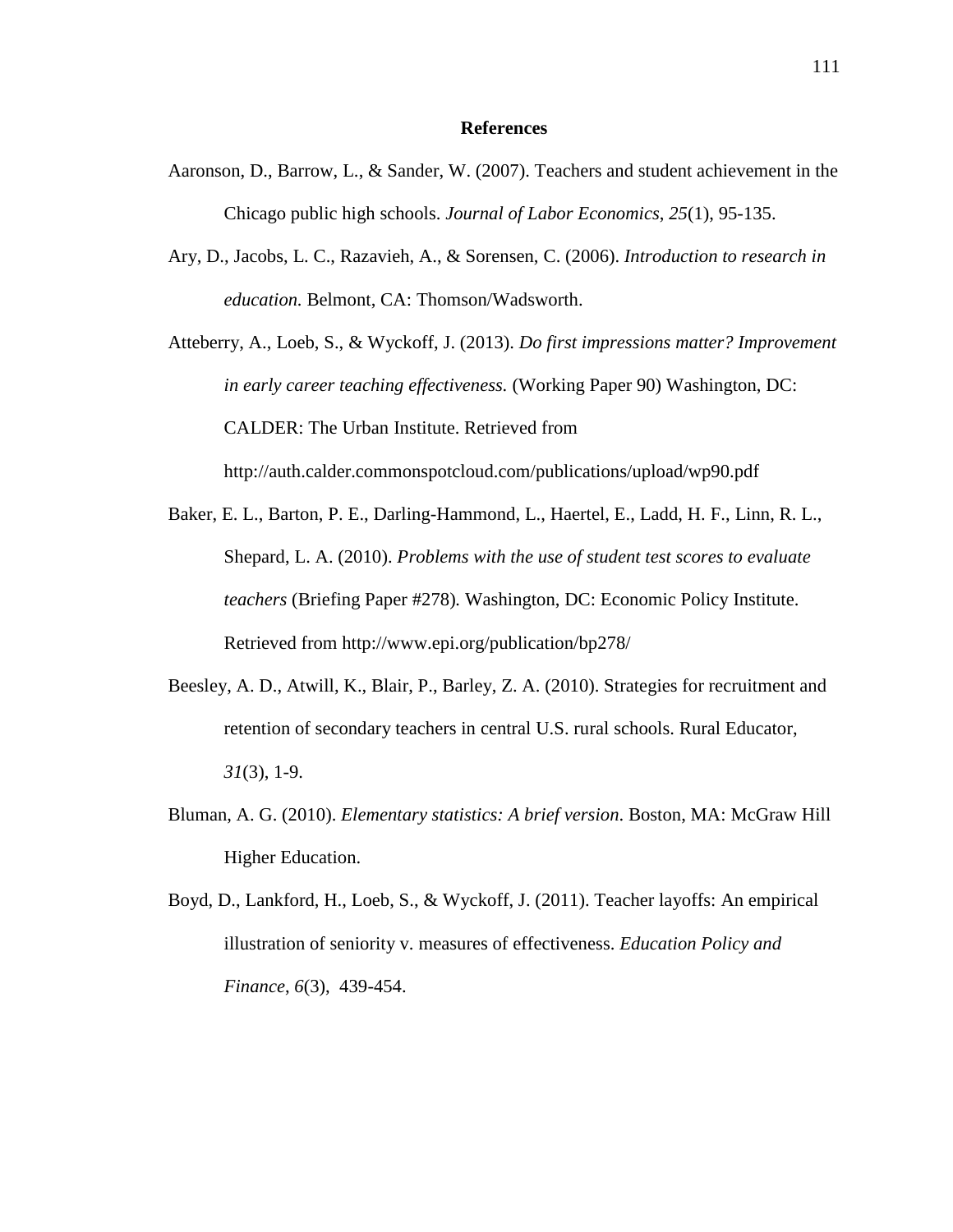# References

Aaronson, D., Barrow, L., & Sander, W. (2007). Teachers and student achievement in the Chicago public high schools. *Journal of Labor Economics*, *25*(1), 95-135.

Ary, D., Jacobs, L. C., Razavieh, A., & Sorensen, C. (2006). *Introduction to research in education.* Belmont, CA: Thomson/Wadsworth.

Atteberry, A., Loeb, S., & Wyckoff, J. (2013). *Do first impressions matter? Improvement in early career teaching effectiveness.* (Working Paper 90) Washington, DC: CALDER: The Urban Institute. Retrieved from http://auth.calder.commonspotcloud.com/publications/upload/wp90.pdf

Baker, E. L., Barton, P. E., Darling-Hammond, L., Haertel, E., Ladd, H. F., Linn, R. L., Shepard, L. A. (2010). *Problems with the use of student test scores to evaluate teachers* (Briefing Paper #278)*.* Washington, DC: Economic Policy Institute. Retrieved from http://www.epi.org/publication/bp278/

Beesley, A. D., Atwill, K., Blair, P., Barley, Z. A. (2010). Strategies for recruitment and retention of secondary teachers in central U.S. rural schools. Rural Educator, *31*(3), 1-9.

Bluman, A. G. (2010). *Elementary statistics: A brief version*. Boston, MA: McGraw Hill Higher Education.

Boyd, D., Lankford, H., Loeb, S., & Wyckoff, J. (2011). Teacher layoffs: An empirical illustration of seniority v. measures of effectiveness. *Education Policy and Finance*, *6*(3), 439-454.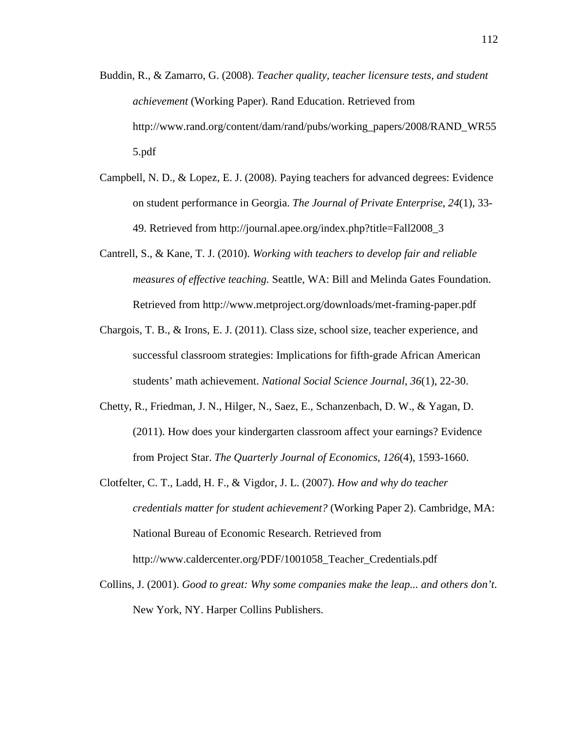Buddin, R., & Zamarro, G. (2008). *Teacher quality, teacher licensure tests, and student achievement* (Working Paper). Rand Education. Retrieved from http://www.rand.org/content/dam/rand/pubs/working_papers/2008/RAND_WR555.pdf

Campbell, N. D., & Lopez, E. J. (2008). Paying teachers for advanced degrees: Evidence on student performance in Georgia. *The Journal of Private Enterprise*, *24*(1), 33-49. Retrieved from http://journal.apee.org/index.php?title=Fall2008_3

Cantrell, S., & Kane, T. J. (2010). *Working with teachers to develop fair and reliable measures of effective teaching.* Seattle, WA: Bill and Melinda Gates Foundation. Retrieved from http://www.metproject.org/downloads/met-framing-paper.pdf

Chargois, T. B., & Irons, E. J. (2011). Class size, school size, teacher experience, and successful classroom strategies: Implications for fifth-grade African American students' math achievement. *National Social Science Journal*, *36*(1), 22-30.

Chetty, R., Friedman, J. N., Hilger, N., Saez, E., Schanzenbach, D. W., & Yagan, D. (2011). How does your kindergarten classroom affect your earnings? Evidence from Project Star. *The Quarterly Journal of Economics*, *126*(4), 1593-1660.

Clotfelter, C. T., Ladd, H. F., & Vigdor, J. L. (2007). *How and why do teacher credentials matter for student achievement?* (Working Paper 2). Cambridge, MA: National Bureau of Economic Research. Retrieved from http://www.caldercenter.org/PDF/1001058_Teacher_Credentials.pdf

Collins, J. (2001). *Good to great: Why some companies make the leap... and others don't*. New York, NY. Harper Collins Publishers.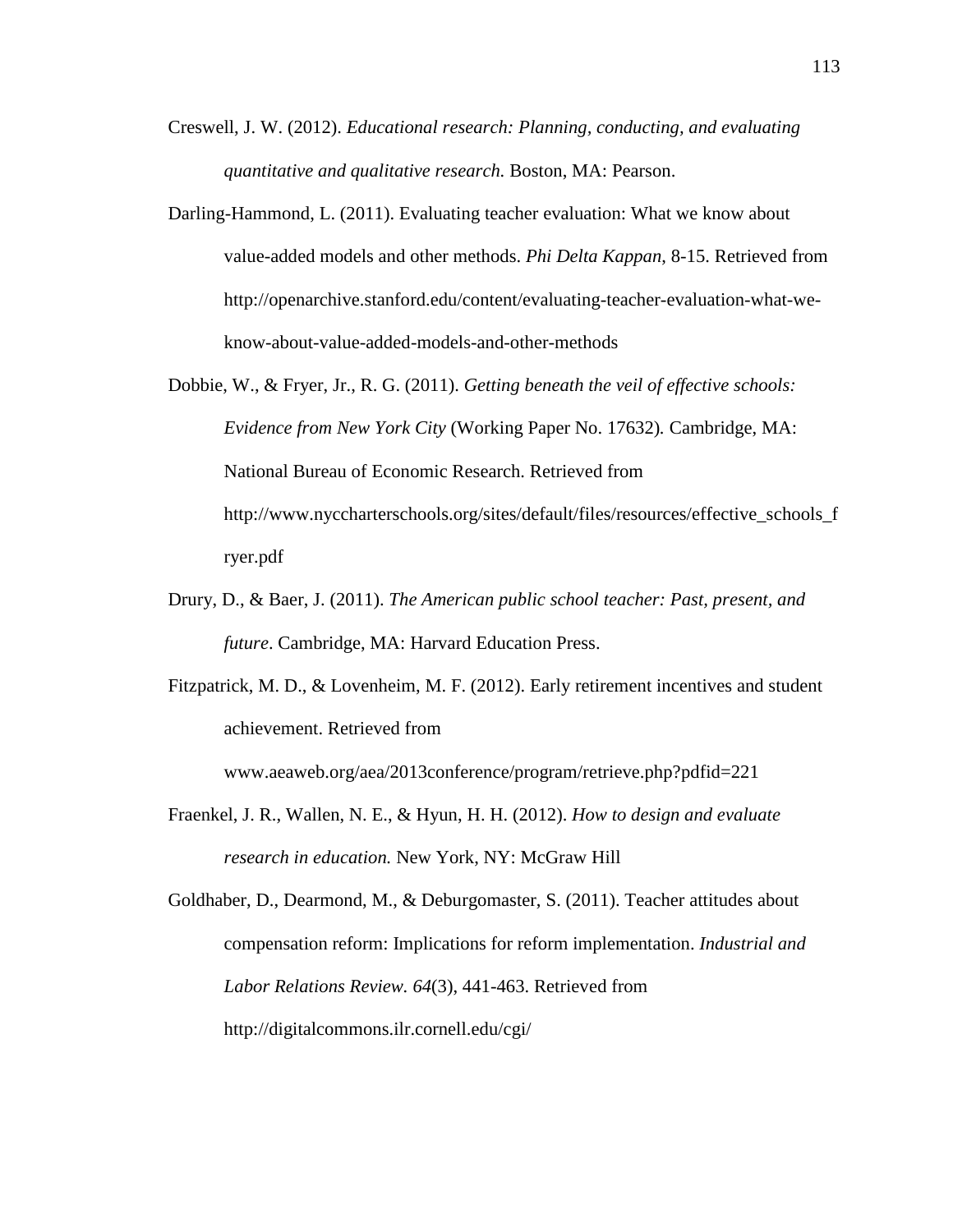Creswell, J. W. (2012). *Educational research: Planning, conducting, and evaluating quantitative and qualitative research.* Boston, MA: Pearson.

Darling-Hammond, L. (2011). Evaluating teacher evaluation: What we know about value-added models and other methods. *Phi Delta Kappan*, 8-15. Retrieved from http://openarchive.stanford.edu/content/evaluating-teacher-evaluation-what-we-know-about-value-added-models-and-other-methods

Dobbie, W., & Fryer, Jr., R. G. (2011). *Getting beneath the veil of effective schools: Evidence from New York City* (Working Paper No. 17632). Cambridge, MA: National Bureau of Economic Research. Retrieved from http://www.nyccharterschools.org/sites/default/files/resources/effective_schools_fryer.pdf

Drury, D., & Baer, J. (2011). *The American public school teacher: Past, present, and future*. Cambridge, MA: Harvard Education Press.

Fitzpatrick, M. D., & Lovenheim, M. F. (2012). Early retirement incentives and student achievement. Retrieved from www.aeaweb.org/aea/2013conference/program/retrieve.php?pdfid=221

Fraenkel, J. R., Wallen, N. E., & Hyun, H. H. (2012). *How to design and evaluate research in education.* New York, NY: McGraw Hill

Goldhaber, D., Dearmond, M., & Deburgomaster, S. (2011). Teacher attitudes about compensation reform: Implications for reform implementation. *Industrial and Labor Relations Review. 64*(3), 441-463. Retrieved from http://digitalcommons.ilr.cornell.edu/cgi/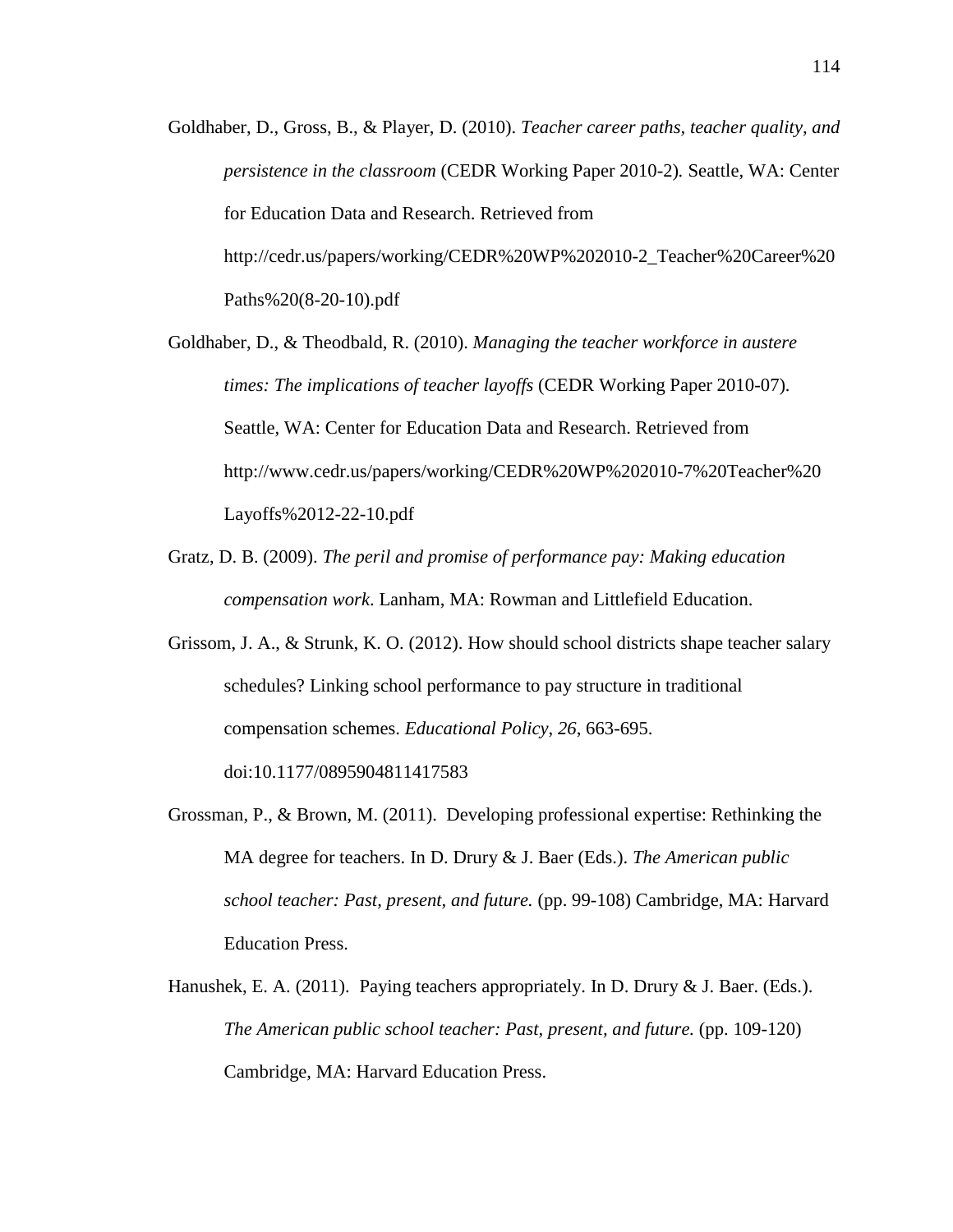Goldhaber, D., Gross, B., & Player, D. (2010). *Teacher career paths, teacher quality, and persistence in the classroom* (CEDR Working Paper 2010-2)*.* Seattle, WA: Center for Education Data and Research. Retrieved from http://cedr.us/papers/working/CEDR%20WP%202010-2_Teacher%20Career%20Paths%20(8-20-10).pdf

Goldhaber, D., & Theodbald, R. (2010). *Managing the teacher workforce in austere times: The implications of teacher layoffs* (CEDR Working Paper 2010-07)*.* Seattle, WA: Center for Education Data and Research. Retrieved from http://www.cedr.us/papers/working/CEDR%20WP%202010-7%20Teacher%20Layoffs%2012-22-10.pdf

Gratz, D. B. (2009). *The peril and promise of performance pay: Making education compensation work*. Lanham, MA: Rowman and Littlefield Education.

Grissom, J. A., & Strunk, K. O. (2012). How should school districts shape teacher salary schedules? Linking school performance to pay structure in traditional compensation schemes. *Educational Policy*, *26*, 663-695. doi:10.1177/0895904811417583

Grossman, P., & Brown, M. (2011). Developing professional expertise: Rethinking the MA degree for teachers. In D. Drury & J. Baer (Eds.). *The American public school teacher: Past, present, and future.* (pp. 99-108) Cambridge, MA: Harvard Education Press.

Hanushek, E. A. (2011). Paying teachers appropriately. In D. Drury & J. Baer. (Eds.). *The American public school teacher: Past, present, and future.* (pp. 109-120) Cambridge, MA: Harvard Education Press.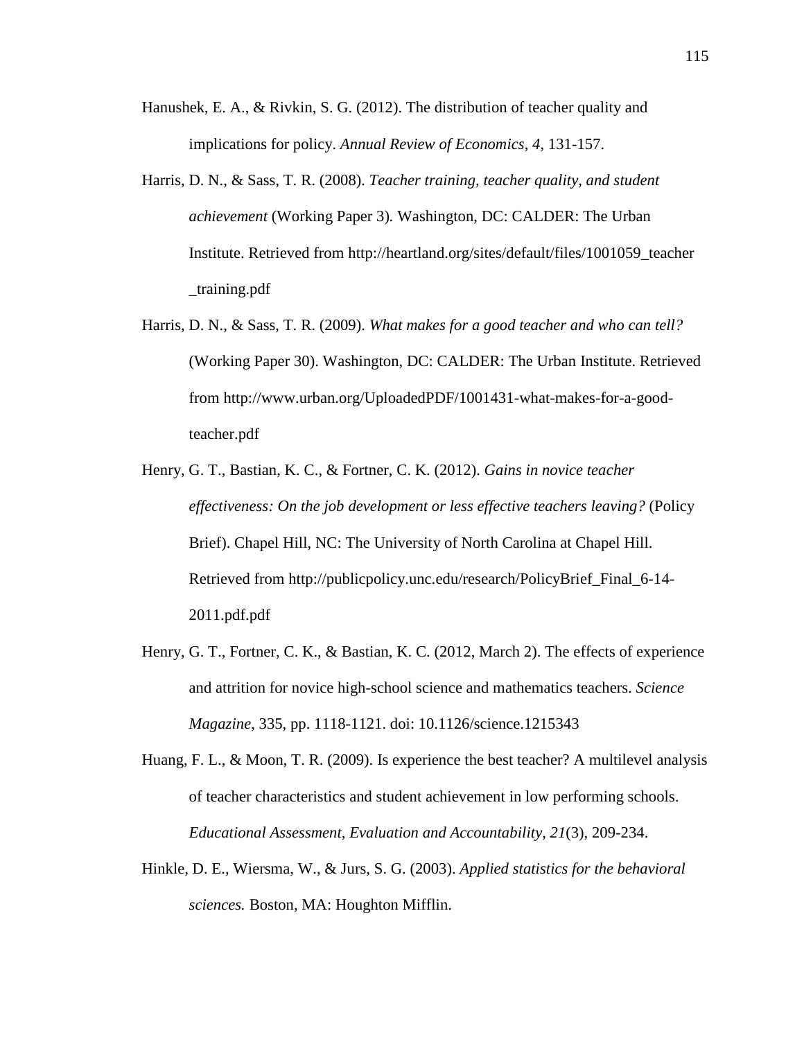Hanushek, E. A., & Rivkin, S. G. (2012). The distribution of teacher quality and implications for policy. *Annual Review of Economics*, *4*, 131-157.

Harris, D. N., & Sass, T. R. (2008). *Teacher training, teacher quality, and student achievement* (Working Paper 3)*.* Washington, DC: CALDER: The Urban Institute. Retrieved from http://heartland.org/sites/default/files/1001059_teacher_training.pdf

Harris, D. N., & Sass, T. R. (2009). *What makes for a good teacher and who can tell?* (Working Paper 30). Washington, DC: CALDER: The Urban Institute. Retrieved from http://www.urban.org/UploadedPDF/1001431-what-makes-for-a-good-teacher.pdf

Henry, G. T., Bastian, K. C., & Fortner, C. K. (2012). *Gains in novice teacher effectiveness: On the job development or less effective teachers leaving?* (Policy Brief). Chapel Hill, NC: The University of North Carolina at Chapel Hill. Retrieved from http://publicpolicy.unc.edu/research/PolicyBrief_Final_6-14-2011.pdf.pdf

Henry, G. T., Fortner, C. K., & Bastian, K. C. (2012, March 2). The effects of experience and attrition for novice high-school science and mathematics teachers. *Science Magazine*, 335, pp. 1118-1121. doi: 10.1126/science.1215343

Huang, F. L., & Moon, T. R. (2009). Is experience the best teacher? A multilevel analysis of teacher characteristics and student achievement in low performing schools. *Educational Assessment, Evaluation and Accountability*, *21*(3), 209-234.

Hinkle, D. E., Wiersma, W., & Jurs, S. G. (2003). *Applied statistics for the behavioral sciences.* Boston, MA: Houghton Mifflin.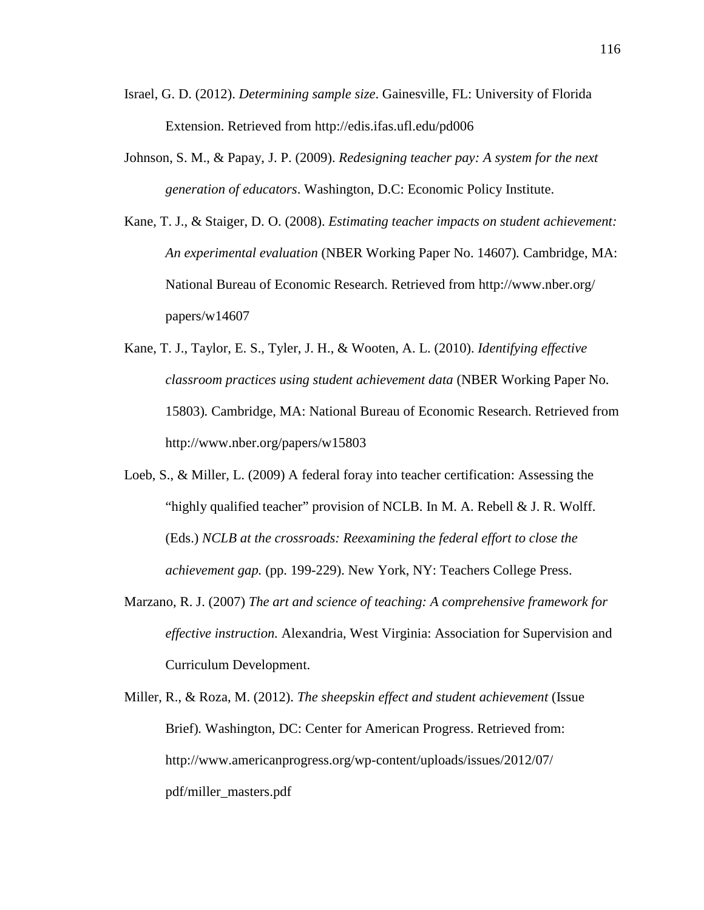Israel, G. D. (2012). *Determining sample size*. Gainesville, FL: University of Florida Extension. Retrieved from http://edis.ifas.ufl.edu/pd006

Johnson, S. M., & Papay, J. P. (2009). *Redesigning teacher pay: A system for the next generation of educators*. Washington, D.C: Economic Policy Institute.

Kane, T. J., & Staiger, D. O. (2008). *Estimating teacher impacts on student achievement: An experimental evaluation* (NBER Working Paper No. 14607). Cambridge, MA: National Bureau of Economic Research. Retrieved from http://www.nber.org/papers/w14607

Kane, T. J., Taylor, E. S., Tyler, J. H., & Wooten, A. L. (2010). *Identifying effective classroom practices using student achievement data* (NBER Working Paper No. 15803). Cambridge, MA: National Bureau of Economic Research. Retrieved from http://www.nber.org/papers/w15803

Loeb, S., & Miller, L. (2009) A federal foray into teacher certification: Assessing the "highly qualified teacher" provision of NCLB. In M. A. Rebell & J. R. Wolff. (Eds.) *NCLB at the crossroads: Reexamining the federal effort to close the achievement gap.* (pp. 199-229). New York, NY: Teachers College Press.

Marzano, R. J. (2007) *The art and science of teaching: A comprehensive framework for effective instruction.* Alexandria, West Virginia: Association for Supervision and Curriculum Development.

Miller, R., & Roza, M. (2012). *The sheepskin effect and student achievement* (Issue Brief). Washington, DC: Center for American Progress. Retrieved from: http://www.americanprogress.org/wp-content/uploads/issues/2012/07/pdf/miller_masters.pdf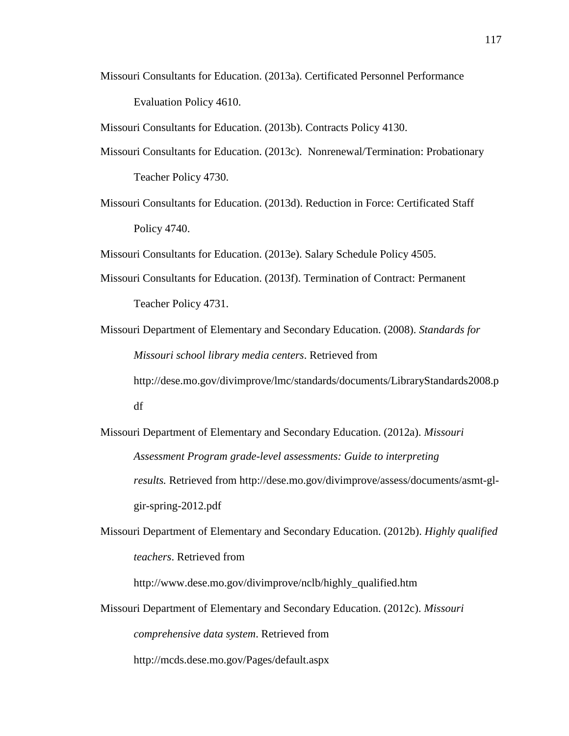Missouri Consultants for Education. (2013a). Certificated Personnel Performance Evaluation Policy 4610.

Missouri Consultants for Education. (2013b). Contracts Policy 4130.

Missouri Consultants for Education. (2013c). Nonrenewal/Termination: Probationary Teacher Policy 4730.

Missouri Consultants for Education. (2013d). Reduction in Force: Certificated Staff Policy 4740.

Missouri Consultants for Education. (2013e). Salary Schedule Policy 4505.

Missouri Consultants for Education. (2013f). Termination of Contract: Permanent Teacher Policy 4731.

Missouri Department of Elementary and Secondary Education. (2008). *Standards for Missouri school library media centers*. Retrieved from http://dese.mo.gov/divimprove/lmc/standards/documents/LibraryStandards2008.pdf

Missouri Department of Elementary and Secondary Education. (2012a). *Missouri Assessment Program grade-level assessments: Guide to interpreting results.* Retrieved from http://dese.mo.gov/divimprove/assess/documents/asmt-gl-gir-spring-2012.pdf

Missouri Department of Elementary and Secondary Education. (2012b). *Highly qualified teachers*. Retrieved from http://www.dese.mo.gov/divimprove/nclb/highly_qualified.htm

Missouri Department of Elementary and Secondary Education. (2012c). *Missouri comprehensive data system*. Retrieved from http://mcds.dese.mo.gov/Pages/default.aspx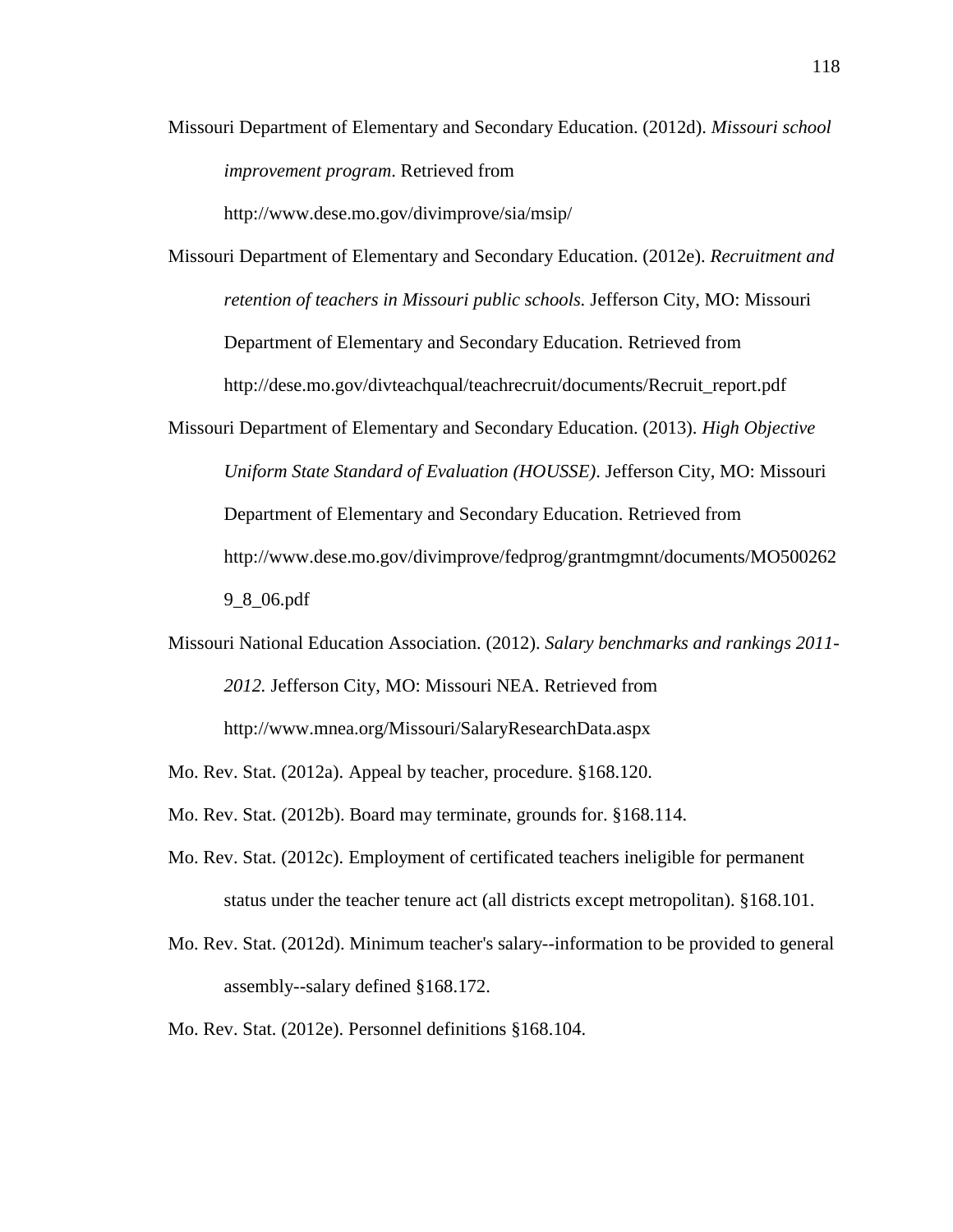Missouri Department of Elementary and Secondary Education. (2012d). *Missouri school improvement program*. Retrieved from http://www.dese.mo.gov/divimprove/sia/msip/

Missouri Department of Elementary and Secondary Education. (2012e). *Recruitment and retention of teachers in Missouri public schools.* Jefferson City, MO: Missouri Department of Elementary and Secondary Education. Retrieved from http://dese.mo.gov/divteachqual/teachrecruit/documents/Recruit_report.pdf

Missouri Department of Elementary and Secondary Education. (2013). *High Objective Uniform State Standard of Evaluation (HOUSSE)*. Jefferson City, MO: Missouri Department of Elementary and Secondary Education. Retrieved from http://www.dese.mo.gov/divimprove/fedprog/grantmgmnt/documents/MO5002629_8_06.pdf

Missouri National Education Association. (2012). *Salary benchmarks and rankings 2011-2012.* Jefferson City, MO: Missouri NEA. Retrieved from http://www.mnea.org/Missouri/SalaryResearchData.aspx

Mo. Rev. Stat. (2012a). Appeal by teacher, procedure. §168.120.

Mo. Rev. Stat. (2012b). Board may terminate, grounds for. §168.114.

Mo. Rev. Stat. (2012c). Employment of certificated teachers ineligible for permanent status under the teacher tenure act (all districts except metropolitan). §168.101.

Mo. Rev. Stat. (2012d). Minimum teacher's salary--information to be provided to general assembly--salary defined §168.172.

Mo. Rev. Stat. (2012e). Personnel definitions §168.104.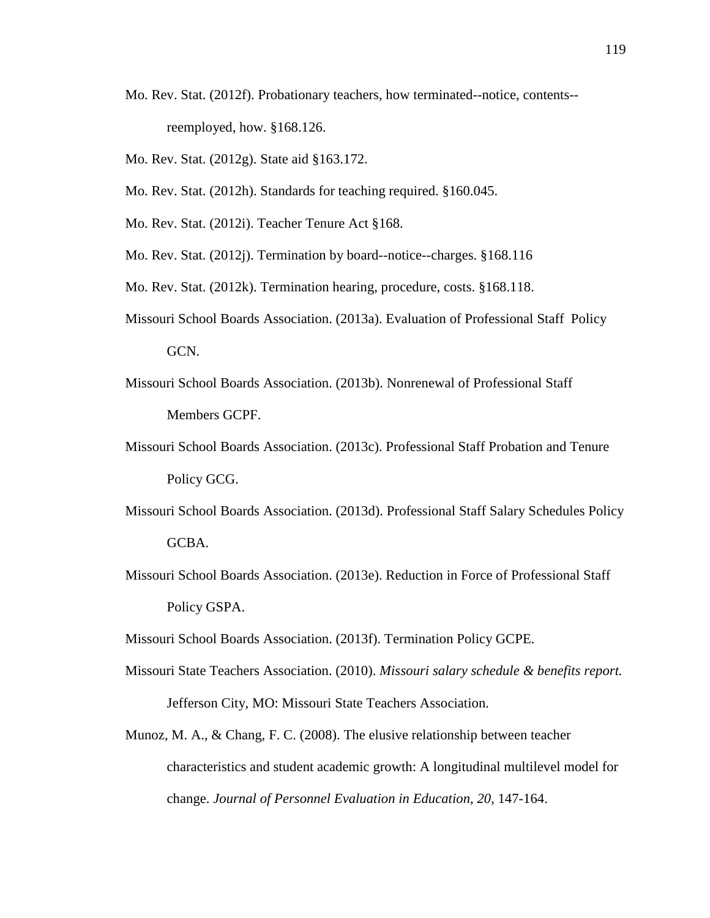Mo. Rev. Stat. (2012f). Probationary teachers, how terminated--notice, contents--reemployed, how. §168.126.

Mo. Rev. Stat. (2012g). State aid §163.172.

Mo. Rev. Stat. (2012h). Standards for teaching required. §160.045.

Mo. Rev. Stat. (2012i). Teacher Tenure Act §168.

Mo. Rev. Stat. (2012j). Termination by board--notice--charges. §168.116

Mo. Rev. Stat. (2012k). Termination hearing, procedure, costs. §168.118.

Missouri School Boards Association. (2013a). Evaluation of Professional Staff Policy GCN.

Missouri School Boards Association. (2013b). Nonrenewal of Professional Staff Members GCPF.

Missouri School Boards Association. (2013c). Professional Staff Probation and Tenure Policy GCG.

Missouri School Boards Association. (2013d). Professional Staff Salary Schedules Policy GCBA.

Missouri School Boards Association. (2013e). Reduction in Force of Professional Staff Policy GSPA.

Missouri School Boards Association. (2013f). Termination Policy GCPE.

Missouri State Teachers Association. (2010). *Missouri salary schedule & benefits report.* Jefferson City, MO: Missouri State Teachers Association.

Munoz, M. A., & Chang, F. C. (2008). The elusive relationship between teacher characteristics and student academic growth: A longitudinal multilevel model for change. *Journal of Personnel Evaluation in Education, 20*, 147-164.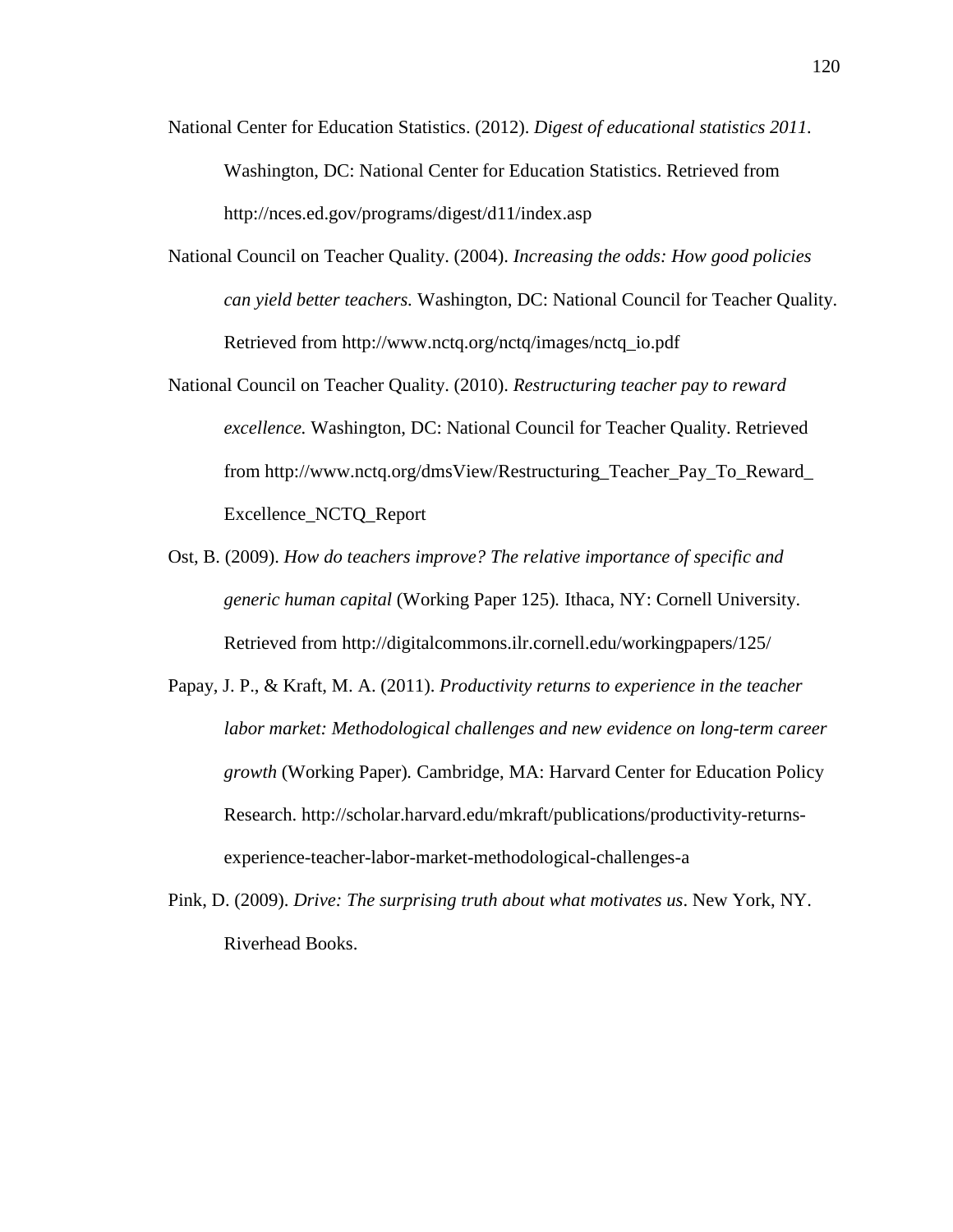National Center for Education Statistics. (2012). *Digest of educational statistics 2011*. Washington, DC: National Center for Education Statistics. Retrieved from http://nces.ed.gov/programs/digest/d11/index.asp

National Council on Teacher Quality. (2004). *Increasing the odds: How good policies can yield better teachers.* Washington, DC: National Council for Teacher Quality. Retrieved from http://www.nctq.org/nctq/images/nctq_io.pdf

National Council on Teacher Quality. (2010). *Restructuring teacher pay to reward excellence.* Washington, DC: National Council for Teacher Quality. Retrieved from http://www.nctq.org/dmsView/Restructuring_Teacher_Pay_To_Reward_Excellence_NCTQ_Report

Ost, B. (2009). *How do teachers improve? The relative importance of specific and generic human capital* (Working Paper 125). Ithaca, NY: Cornell University. Retrieved from http://digitalcommons.ilr.cornell.edu/workingpapers/125/

Papay, J. P., & Kraft, M. A. (2011). *Productivity returns to experience in the teacher labor market: Methodological challenges and new evidence on long-term career growth* (Working Paper). Cambridge, MA: Harvard Center for Education Policy Research. http://scholar.harvard.edu/mkraft/publications/productivity-returns-experience-teacher-labor-market-methodological-challenges-a

Pink, D. (2009). *Drive: The surprising truth about what motivates us*. New York, NY. Riverhead Books.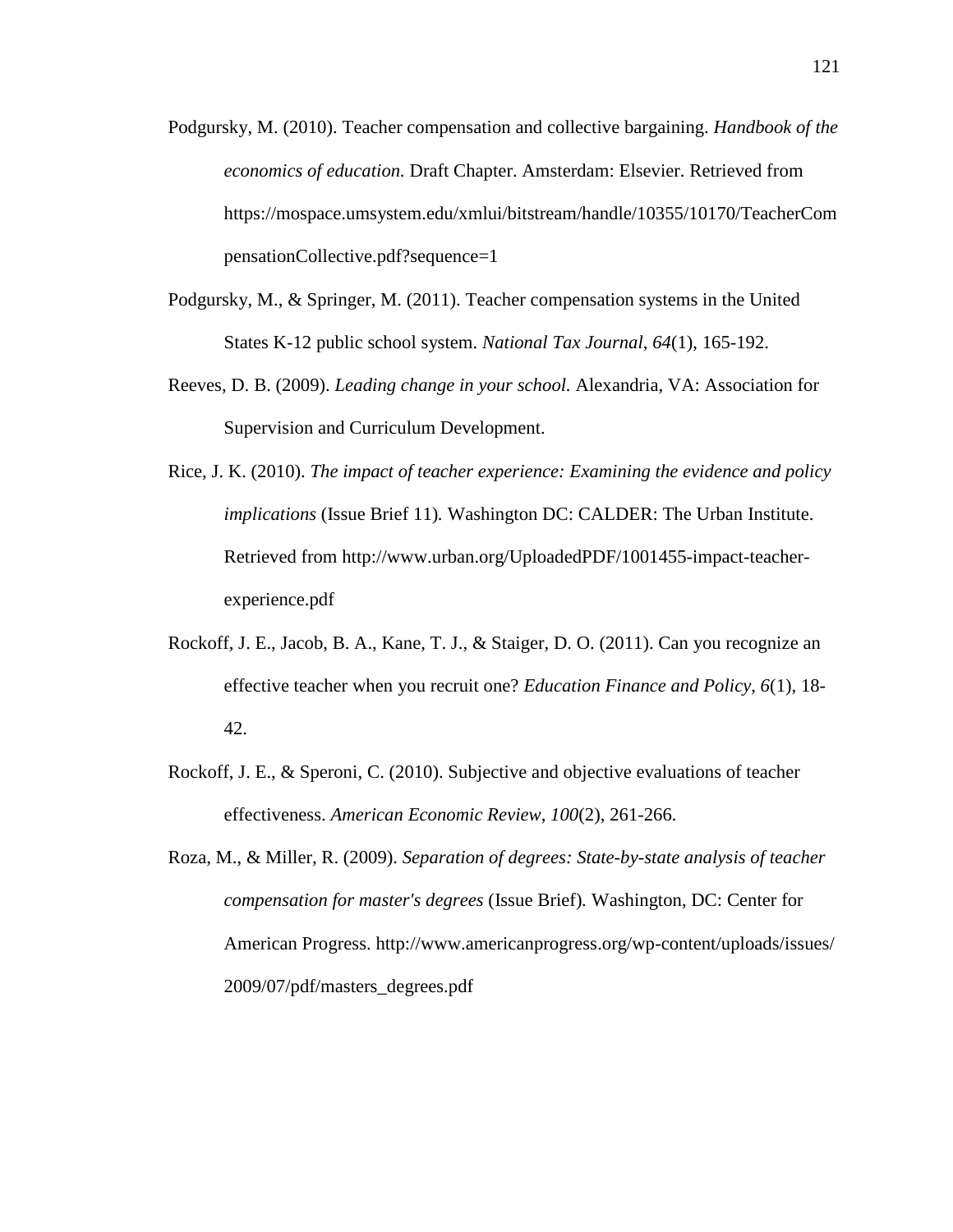Podgursky, M. (2010). Teacher compensation and collective bargaining. *Handbook of the economics of education.* Draft Chapter. Amsterdam: Elsevier. Retrieved from https://mospace.umsystem.edu/xmlui/bitstream/handle/10355/10170/TeacherCompensationCollective.pdf?sequence=1

Podgursky, M., & Springer, M. (2011). Teacher compensation systems in the United States K-12 public school system. *National Tax Journal*, *64*(1), 165-192.

Reeves, D. B. (2009). *Leading change in your school.* Alexandria, VA: Association for Supervision and Curriculum Development.

Rice, J. K. (2010). *The impact of teacher experience: Examining the evidence and policy implications* (Issue Brief 11). Washington DC: CALDER: The Urban Institute. Retrieved from http://www.urban.org/UploadedPDF/1001455-impact-teacher-experience.pdf

Rockoff, J. E., Jacob, B. A., Kane, T. J., & Staiger, D. O. (2011). Can you recognize an effective teacher when you recruit one? *Education Finance and Policy*, *6*(1), 18-42.

Rockoff, J. E., & Speroni, C. (2010). Subjective and objective evaluations of teacher effectiveness. *American Economic Review*, *100*(2), 261-266.

Roza, M., & Miller, R. (2009). *Separation of degrees: State-by-state analysis of teacher compensation for master's degrees* (Issue Brief). Washington, DC: Center for American Progress. http://www.americanprogress.org/wp-content/uploads/issues/2009/07/pdf/masters_degrees.pdf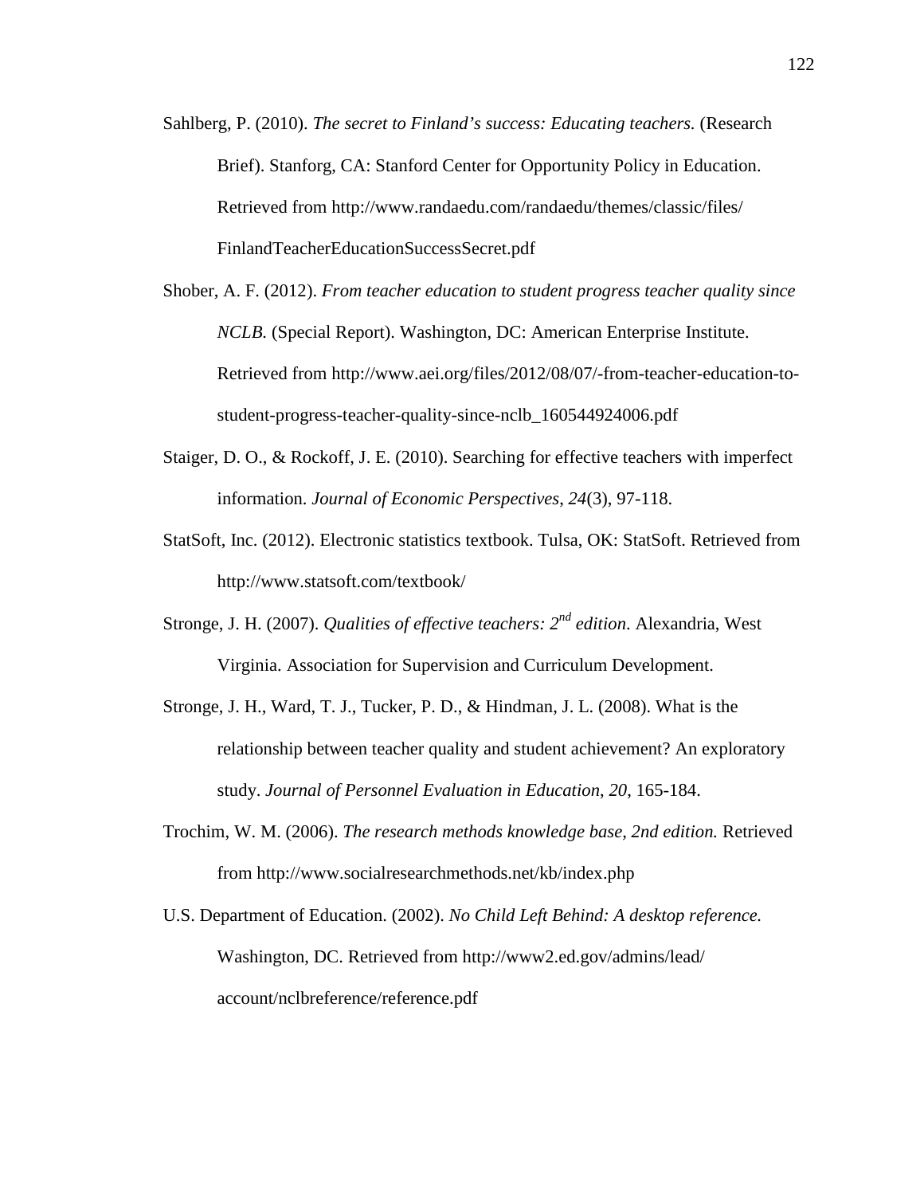Sahlberg, P. (2010). *The secret to Finland's success: Educating teachers.* (Research Brief). Stanforg, CA: Stanford Center for Opportunity Policy in Education. Retrieved from http://www.randaedu.com/randaedu/themes/classic/files/FinlandTeacherEducationSuccessSecret.pdf

Shober, A. F. (2012). *From teacher education to student progress teacher quality since NCLB.* (Special Report). Washington, DC: American Enterprise Institute. Retrieved from http://www.aei.org/files/2012/08/07/-from-teacher-education-to-student-progress-teacher-quality-since-nclb_160544924006.pdf

Staiger, D. O., & Rockoff, J. E. (2010). Searching for effective teachers with imperfect information. *Journal of Economic Perspectives*, *24*(3), 97-118.

StatSoft, Inc. (2012). Electronic statistics textbook. Tulsa, OK: StatSoft. Retrieved from http://www.statsoft.com/textbook/

Stronge, J. H. (2007). *Qualities of effective teachers: 2nd edition*. Alexandria, West Virginia. Association for Supervision and Curriculum Development.

Stronge, J. H., Ward, T. J., Tucker, P. D., & Hindman, J. L. (2008). What is the relationship between teacher quality and student achievement? An exploratory study. *Journal of Personnel Evaluation in Education*, *20*, 165-184.

Trochim, W. M. (2006). *The research methods knowledge base, 2nd edition.* Retrieved from http://www.socialresearchmethods.net/kb/index.php

U.S. Department of Education. (2002). *No Child Left Behind: A desktop reference.* Washington, DC. Retrieved from http://www2.ed.gov/admins/lead/account/nclbreference/reference.pdf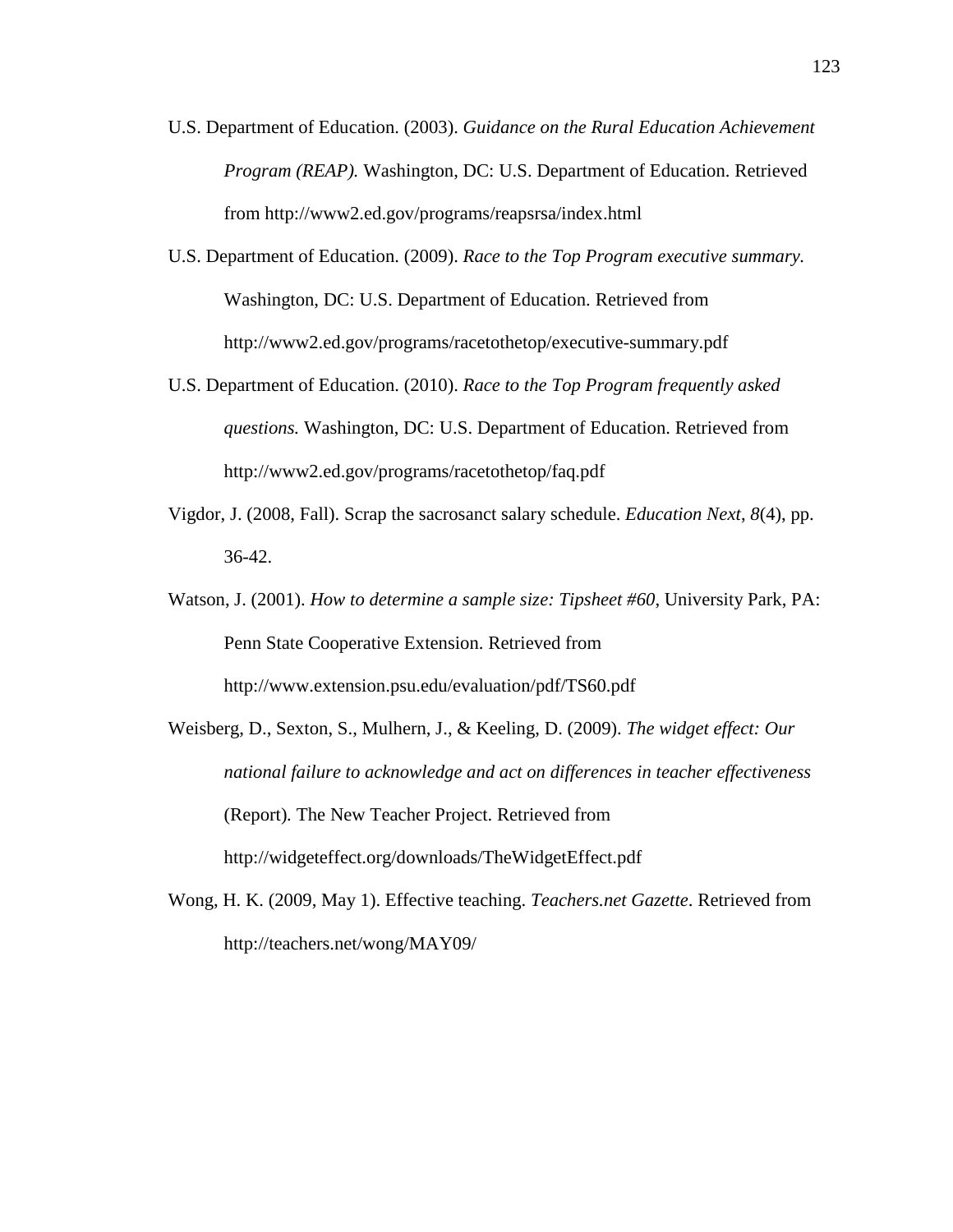U.S. Department of Education. (2003). *Guidance on the Rural Education Achievement Program (REAP).* Washington, DC: U.S. Department of Education. Retrieved from http://www2.ed.gov/programs/reapsrsa/index.html

U.S. Department of Education. (2009). *Race to the Top Program executive summary.* Washington, DC: U.S. Department of Education. Retrieved from http://www2.ed.gov/programs/racetothetop/executive-summary.pdf

U.S. Department of Education. (2010). *Race to the Top Program frequently asked questions.* Washington, DC: U.S. Department of Education. Retrieved from http://www2.ed.gov/programs/racetothetop/faq.pdf

Vigdor, J. (2008, Fall). Scrap the sacrosanct salary schedule. *Education Next*, *8*(4), pp. 36-42.

Watson, J. (2001). *How to determine a sample size: Tipsheet #60*, University Park, PA: Penn State Cooperative Extension. Retrieved from http://www.extension.psu.edu/evaluation/pdf/TS60.pdf

Weisberg, D., Sexton, S., Mulhern, J., & Keeling, D. (2009). *The widget effect: Our national failure to acknowledge and act on differences in teacher effectiveness* (Report). The New Teacher Project. Retrieved from http://widgeteffect.org/downloads/TheWidgetEffect.pdf

Wong, H. K. (2009, May 1). Effective teaching. *Teachers.net Gazette*. Retrieved from http://teachers.net/wong/MAY09/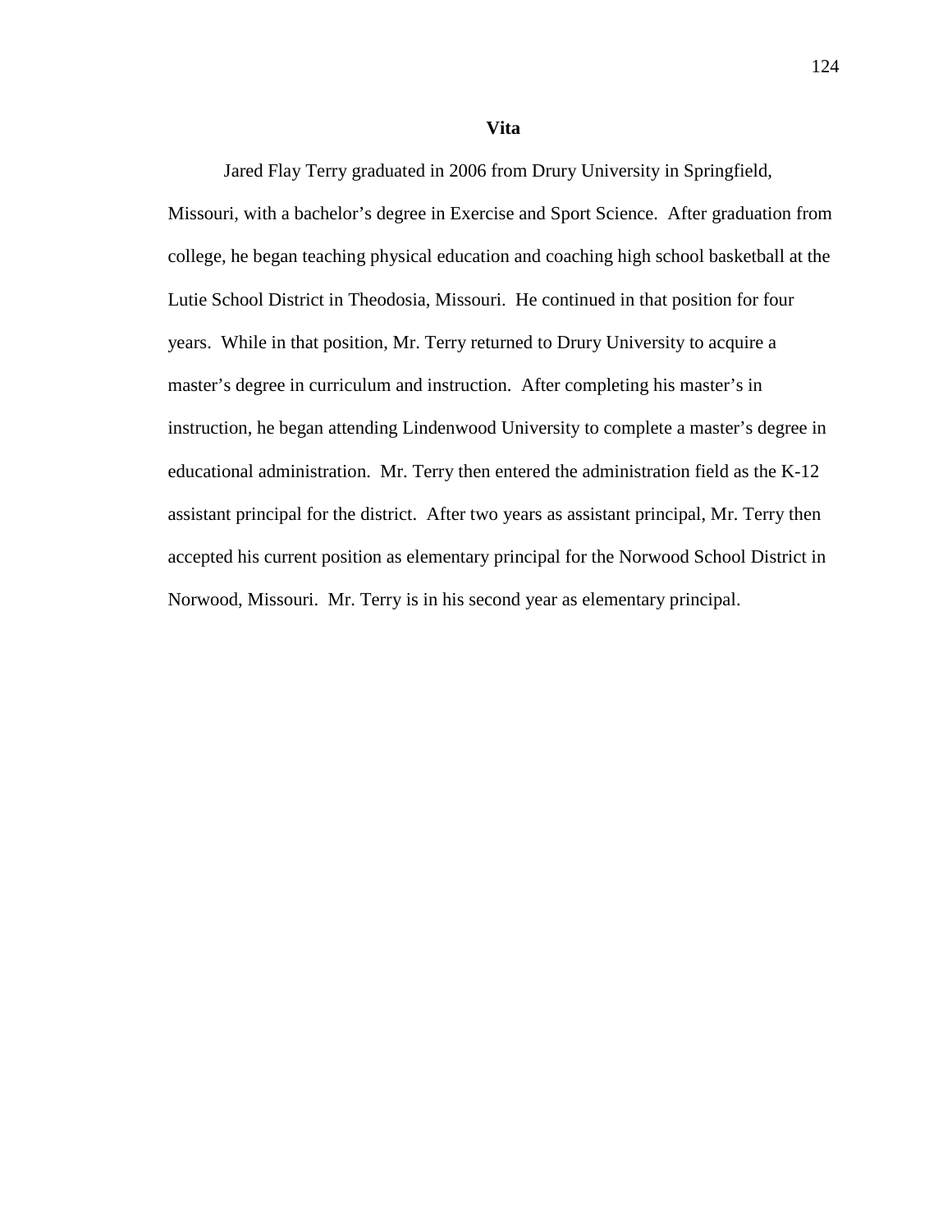# Vita

Jared Flay Terry graduated in 2006 from Drury University in Springfield, Missouri, with a bachelor's degree in Exercise and Sport Science. After graduation from college, he began teaching physical education and coaching high school basketball at the Lutie School District in Theodosia, Missouri. He continued in that position for four years. While in that position, Mr. Terry returned to Drury University to acquire a master's degree in curriculum and instruction. After completing his master's in instruction, he began attending Lindenwood University to complete a master's degree in educational administration. Mr. Terry then entered the administration field as the K-12 assistant principal for the district. After two years as assistant principal, Mr. Terry then accepted his current position as elementary principal for the Norwood School District in Norwood, Missouri. Mr. Terry is in his second year as elementary principal.